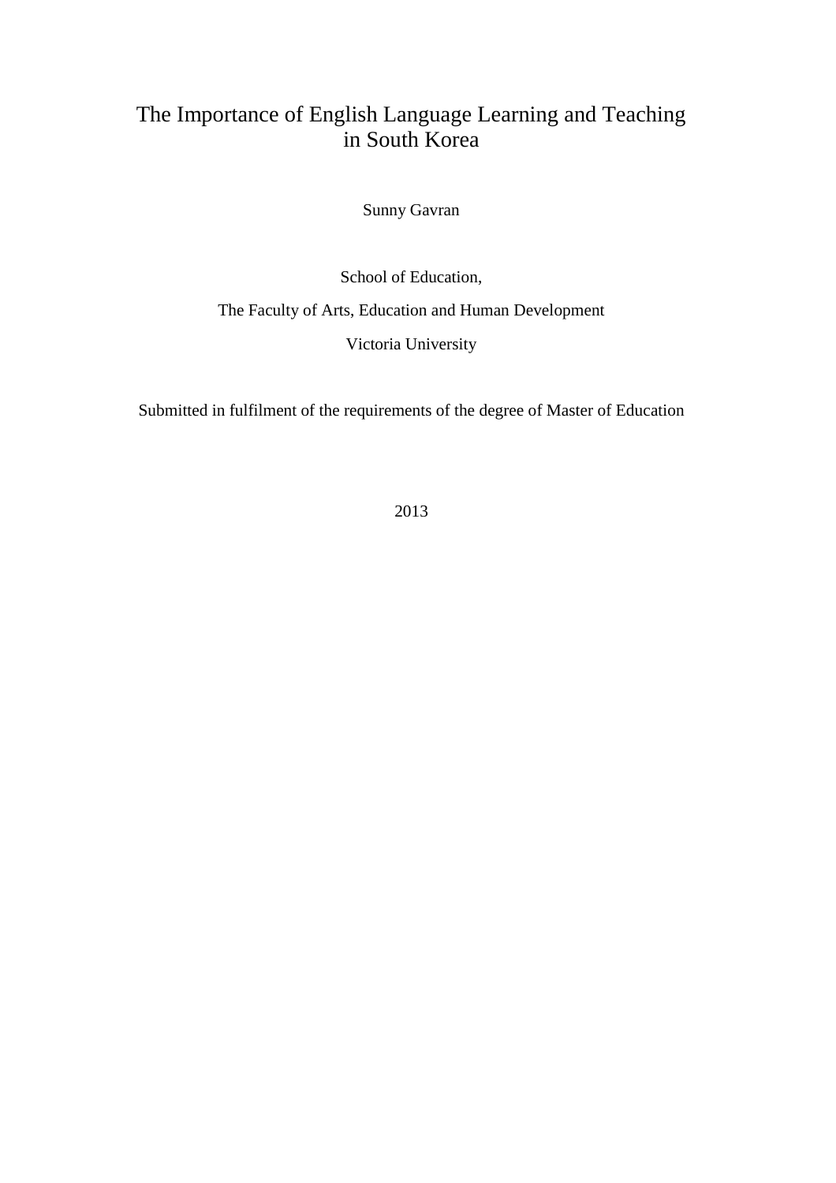# The Importance of English Language Learning and Teaching in South Korea

Sunny Gavran

School of Education,

The Faculty of Arts, Education and Human Development

Victoria University

Submitted in fulfilment of the requirements of the degree of Master of Education

2013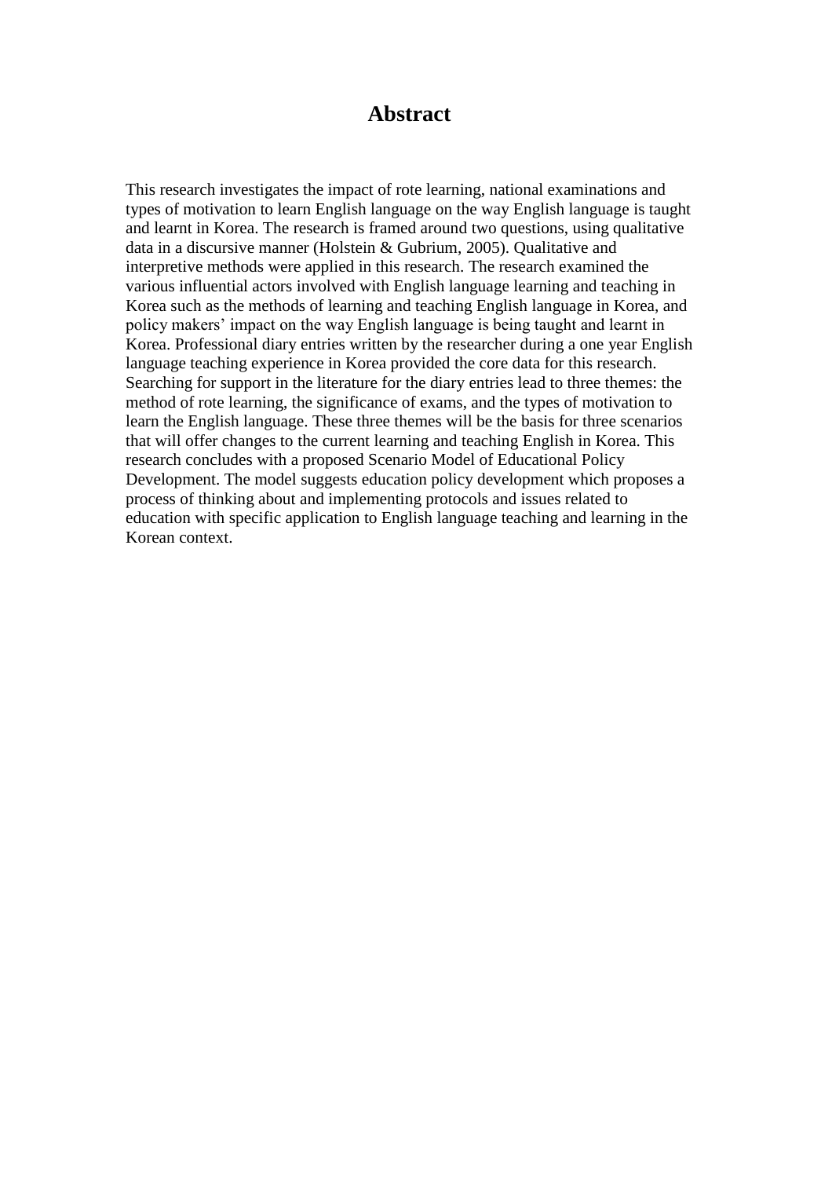# Abstract

This research investigates the impact of rote learning, national examinations and types of motivation to learn English language on the way English language is taught and learnt in Korea. The research is framed around two questions, using qualitative data in a discursive manner (Holstein & Gubrium, 2005). Qualitative and interpretive methods were applied in this research. The research examined the various influential actors involved with English language learning and teaching in Korea such as the methods of learning and teaching English language in Korea, and policy makers' impact on the way English language is being taught and learnt in Korea. Professional diary entries written by the researcher during a one year English language teaching experience in Korea provided the core data for this research. Searching for support in the literature for the diary entries lead to three themes: the method of rote learning, the significance of exams, and the types of motivation to learn the English language. These three themes will be the basis for three scenarios that will offer changes to the current learning and teaching English in Korea. This research concludes with a proposed Scenario Model of Educational Policy Development. The model suggests education policy development which proposes a process of thinking about and implementing protocols and issues related to education with specific application to English language teaching and learning in the Korean context.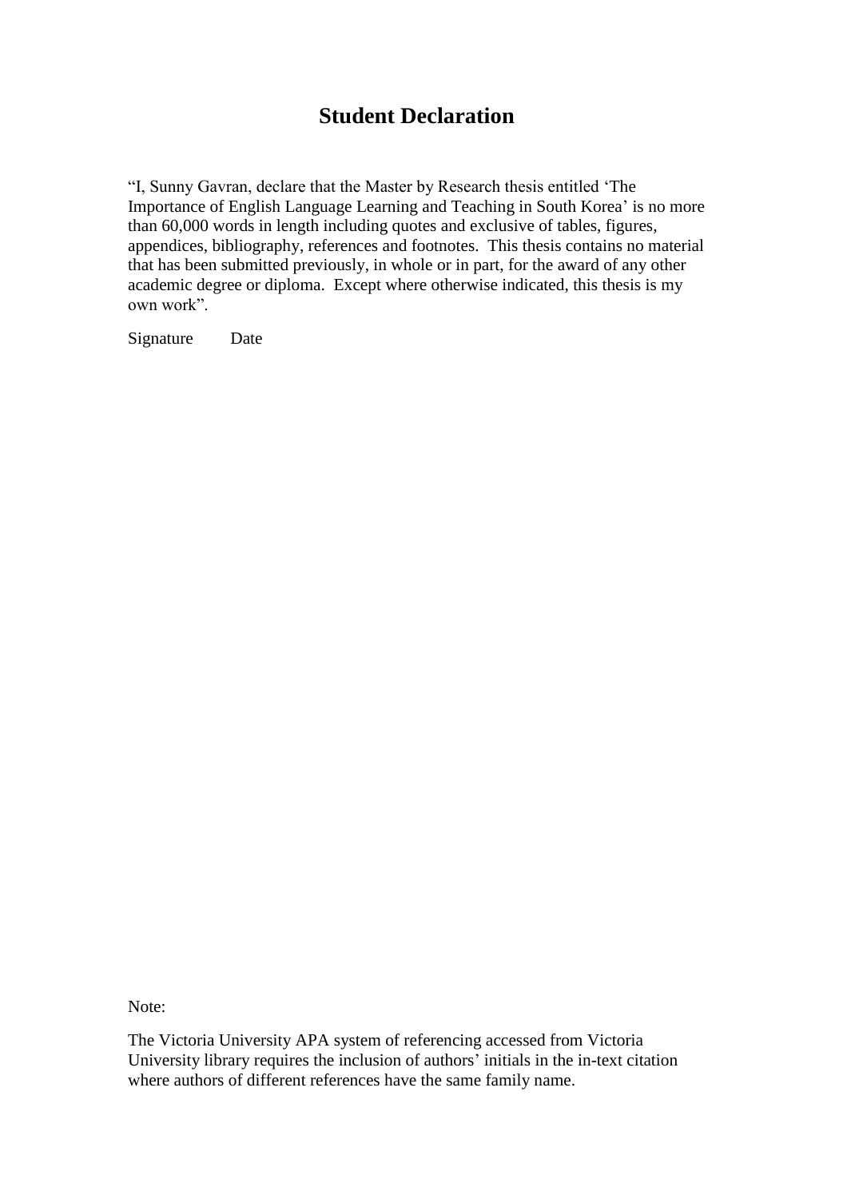# Student Declaration

"I, Sunny Gavran, declare that the Master by Research thesis entitled 'The Importance of English Language Learning and Teaching in South Korea' is no more than 60,000 words in length including quotes and exclusive of tables, figures, appendices, bibliography, references and footnotes. This thesis contains no material that has been submitted previously, in whole or in part, for the award of any other academic degree or diploma. Except where otherwise indicated, this thesis is my own work".

Signature Date

Note:

The Victoria University APA system of referencing accessed from Victoria University library requires the inclusion of authors' initials in the in-text citation where authors of different references have the same family name.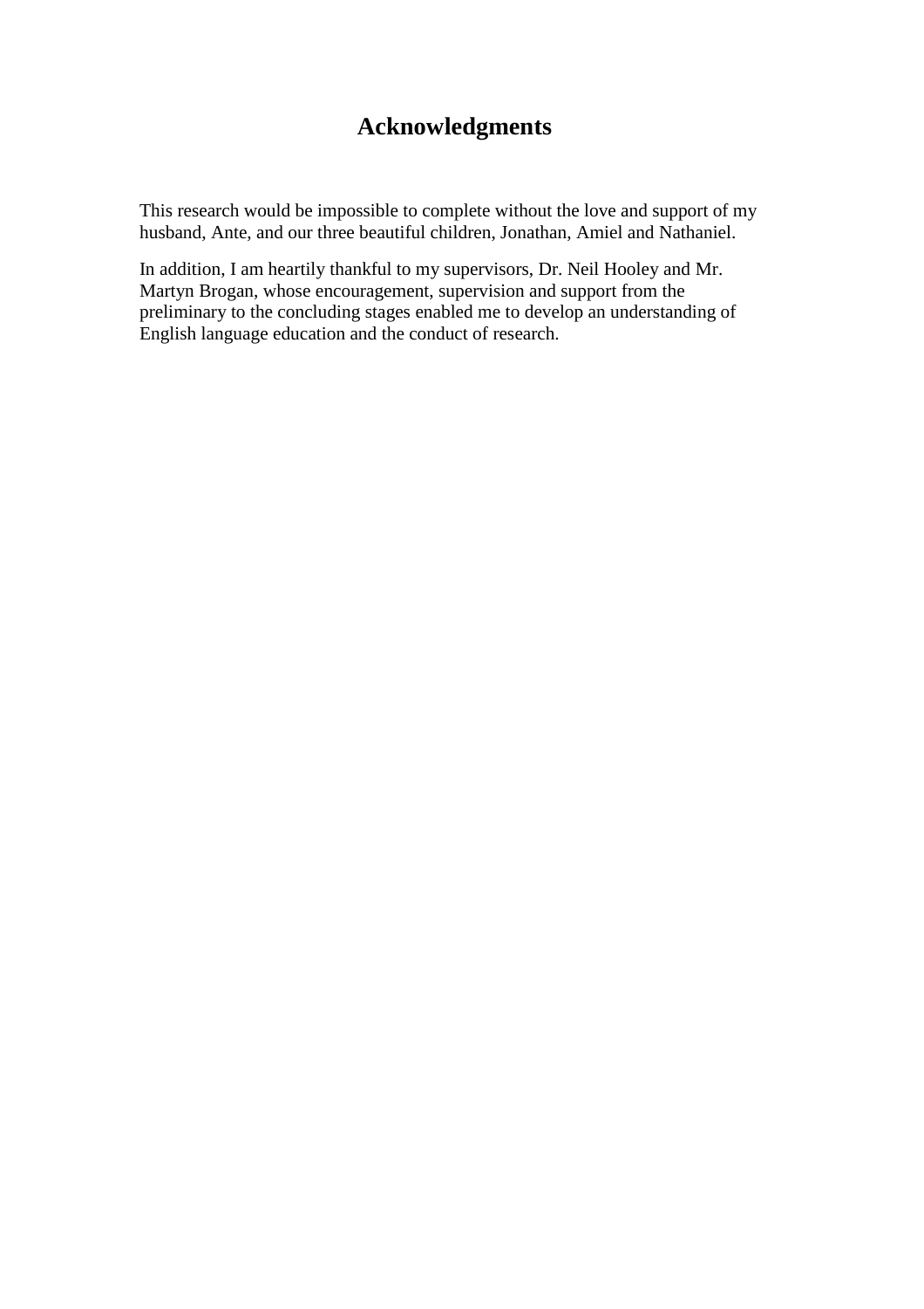# Acknowledgments

This research would be impossible to complete without the love and support of my husband, Ante, and our three beautiful children, Jonathan, Amiel and Nathaniel.

In addition, I am heartily thankful to my supervisors, Dr. Neil Hooley and Mr. Martyn Brogan, whose encouragement, supervision and support from the preliminary to the concluding stages enabled me to develop an understanding of English language education and the conduct of research.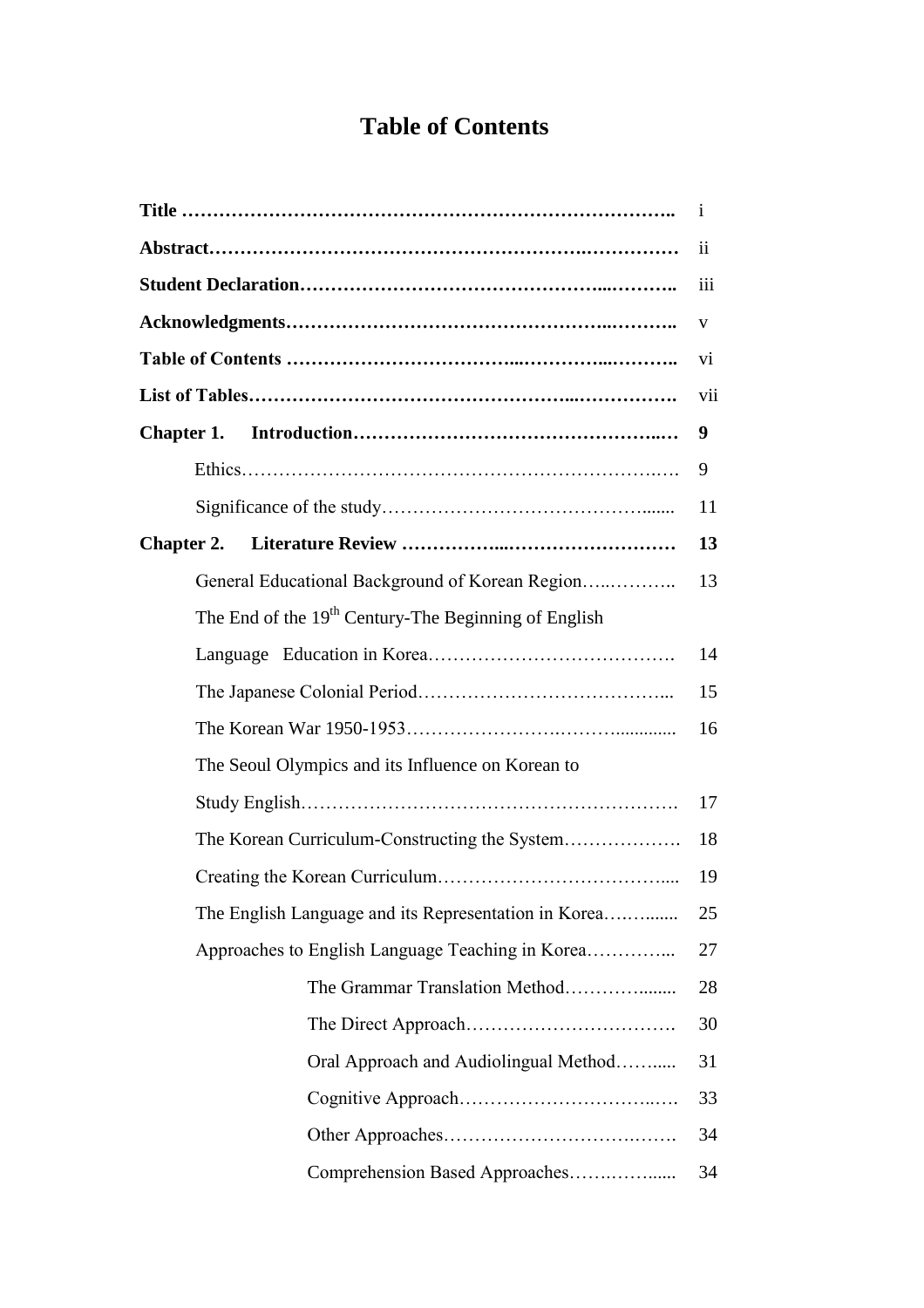# Table of Contents

| | |
|---|---|
| **Title** | i |
| **Abstract** | ii |
| **Student Declaration** | iii |
| **Acknowledgments** | v |
| **Table of Contents** | vi |
| **List of Tables** | vii |
| **Chapter 1. Introduction** | **9** |
| Ethics | 9 |
| Significance of the study | 11 |
| **Chapter 2. Literature Review** | **13** |
| General Educational Background of Korean Region | 13 |
| The End of the 19th Century-The Beginning of English Language Education in Korea | 14 |
| The Japanese Colonial Period | 15 |
| The Korean War 1950-1953 | 16 |
| The Seoul Olympics and its Influence on Korean to Study English | 17 |
| The Korean Curriculum-Constructing the System | 18 |
| Creating the Korean Curriculum | 19 |
| The English Language and its Representation in Korea | 25 |
| Approaches to English Language Teaching in Korea | 27 |
| The Grammar Translation Method | 28 |
| The Direct Approach | 30 |
| Oral Approach and Audiolingual Method | 31 |
| Cognitive Approach | 33 |
| Other Approaches | 34 |
| Comprehension Based Approaches | 34 |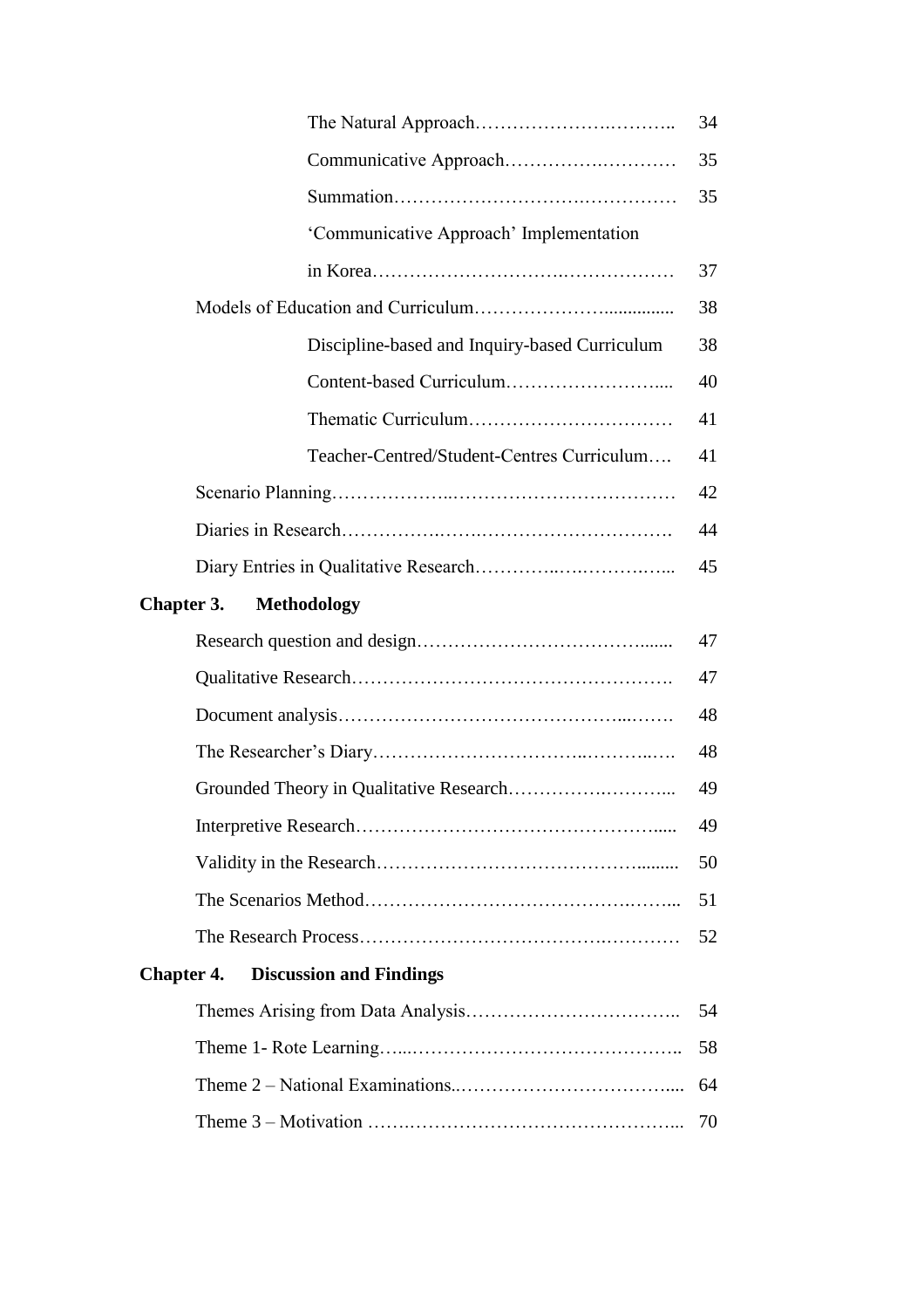The Natural Approach……………………….……….. 34

Communicative Approach………………….………… 35

Summation………………………….…………… 35

'Communicative Approach' Implementation in Korea……………………….……………… 37

Models of Education and Curriculum………………….............. 38

Discipline-based and Inquiry-based Curriculum 38

Content-based Curriculum…………………….... 40

Thematic Curriculum…………………………… 41

Teacher-Centred/Student-Centres Curriculum…. 41

Scenario Planning………………..……………………………… 42

Diaries in Research…………….…….…………………………. 44

Diary Entries in Qualitative Research…………..….……….…... 45

**Chapter 3. Methodology**

Research question and design……………………………….…... 47

Qualitative Research……………………………………………. 47

Document analysis……………………………………...……. 48

The Researcher's Diary…………………………..………..…. 48

Grounded Theory in Qualitative Research………….………... 49

Interpretive Research………………………………………….... 49

Validity in the Research……………………………………......... 50

The Scenarios Method…………………………………….……... 51

The Research Process…………………………………….……… 52

**Chapter 4. Discussion and Findings**

Themes Arising from Data Analysis…………………………….. 54

Theme 1- Rote Learning…..…………………………………….. 58

Theme 2 – National Examinations..…………………………….... 64

Theme 3 – Motivation …….……………………………………... 70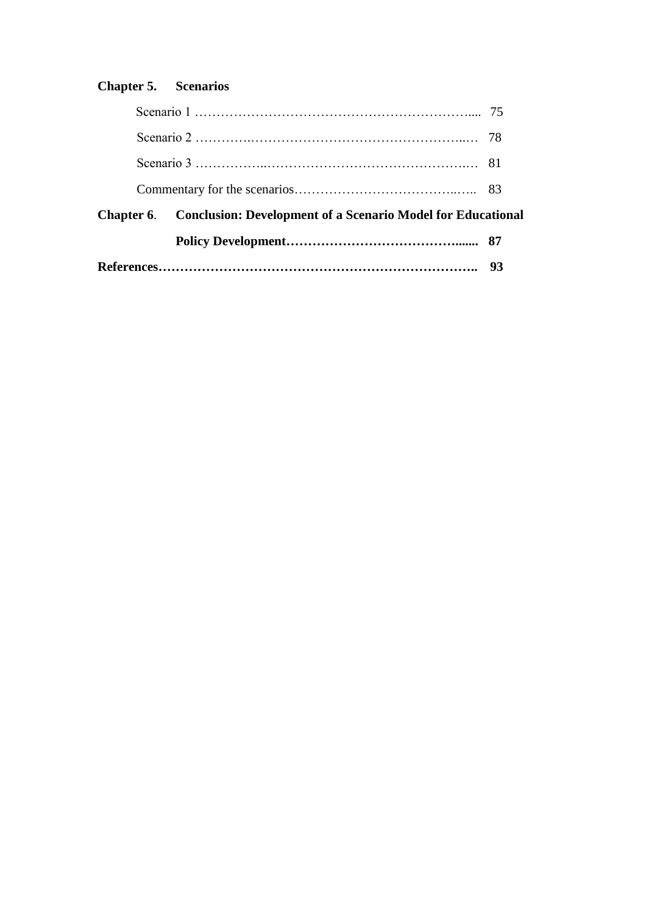**Chapter 5. Scenarios**

Scenario 1 ……………………………………………………….... 75

Scenario 2 ………….…………………………………………..… 78

Scenario 3 ……………..……………………………………….… 81

Commentary for the scenarios………………………………..….. 83

**Chapter 6. Conclusion: Development of a Scenario Model for Educational Policy Development…………………………………....... 87**

**References…………………………………………………………….. 93**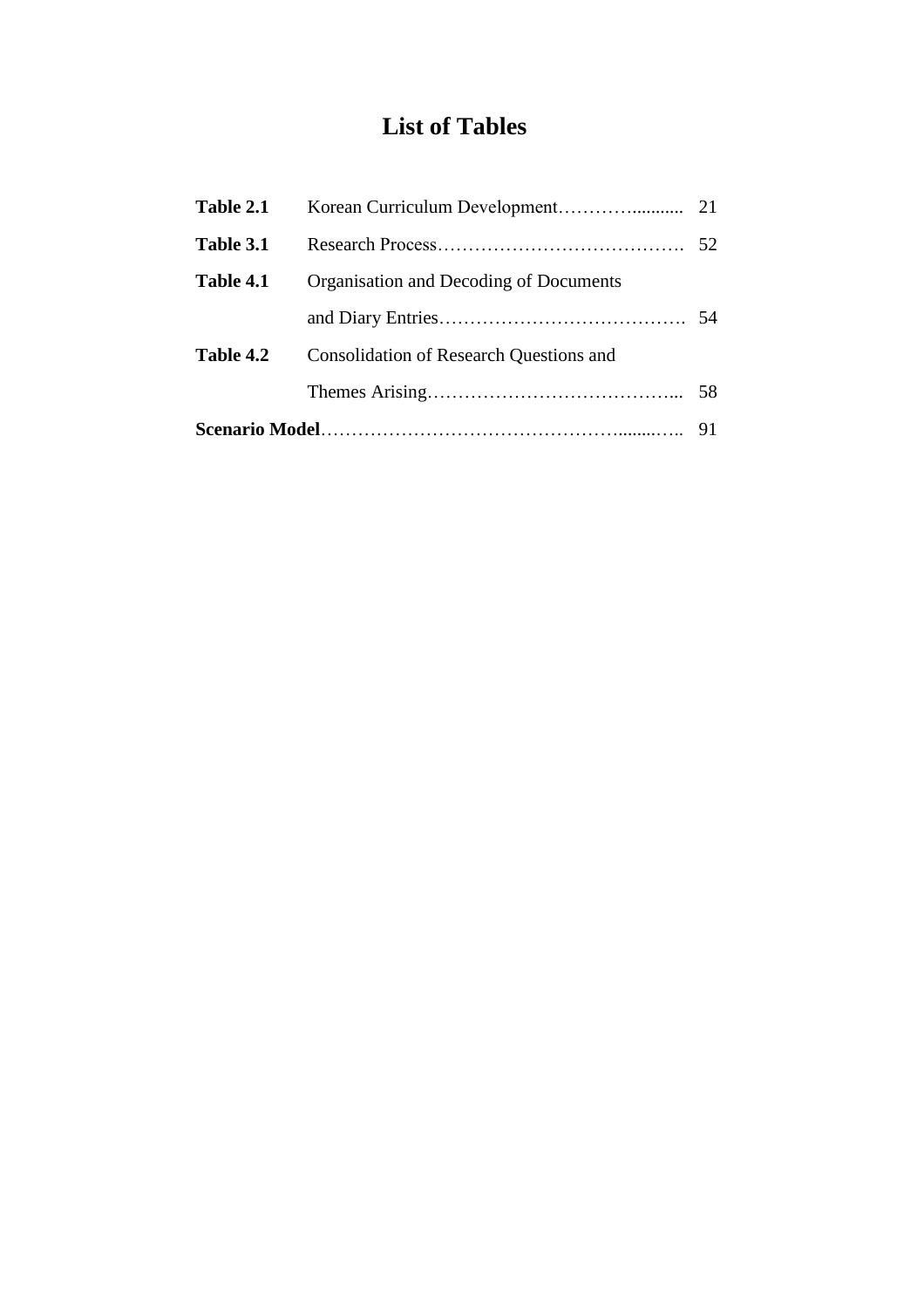# List of Tables

| | | |
|---|---|---|
| **Table 2.1** | Korean Curriculum Development………........... | 21 |
| **Table 3.1** | Research Process…………………………………. | 52 |
| **Table 4.1** | Organisation and Decoding of Documents and Diary Entries…………………………………. | 54 |
| **Table 4.2** | Consolidation of Research Questions and Themes Arising…………………………………... | 58 |
| **Scenario Model**……………………………………….......….. | | 91 |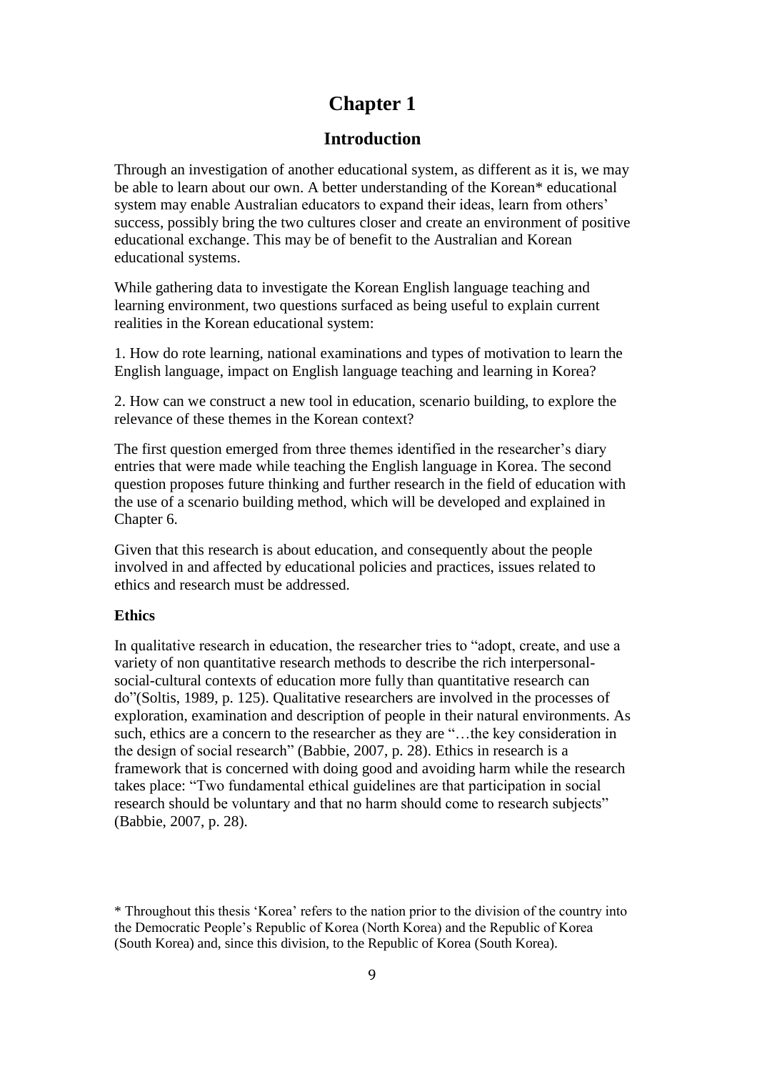# Chapter 1

## Introduction

Through an investigation of another educational system, as different as it is, we may be able to learn about our own. A better understanding of the Korean* educational system may enable Australian educators to expand their ideas, learn from others' success, possibly bring the two cultures closer and create an environment of positive educational exchange. This may be of benefit to the Australian and Korean educational systems.

While gathering data to investigate the Korean English language teaching and learning environment, two questions surfaced as being useful to explain current realities in the Korean educational system:

1. How do rote learning, national examinations and types of motivation to learn the English language, impact on English language teaching and learning in Korea?

2. How can we construct a new tool in education, scenario building, to explore the relevance of these themes in the Korean context?

The first question emerged from three themes identified in the researcher's diary entries that were made while teaching the English language in Korea. The second question proposes future thinking and further research in the field of education with the use of a scenario building method, which will be developed and explained in Chapter 6.

Given that this research is about education, and consequently about the people involved in and affected by educational policies and practices, issues related to ethics and research must be addressed.

**Ethics**

In qualitative research in education, the researcher tries to "adopt, create, and use a variety of non quantitative research methods to describe the rich interpersonal-social-cultural contexts of education more fully than quantitative research can do"(Soltis, 1989, p. 125). Qualitative researchers are involved in the processes of exploration, examination and description of people in their natural environments. As such, ethics are a concern to the researcher as they are "…the key consideration in the design of social research" (Babbie, 2007, p. 28). Ethics in research is a framework that is concerned with doing good and avoiding harm while the research takes place: "Two fundamental ethical guidelines are that participation in social research should be voluntary and that no harm should come to research subjects" (Babbie, 2007, p. 28).

* Throughout this thesis 'Korea' refers to the nation prior to the division of the country into the Democratic People's Republic of Korea (North Korea) and the Republic of Korea (South Korea) and, since this division, to the Republic of Korea (South Korea).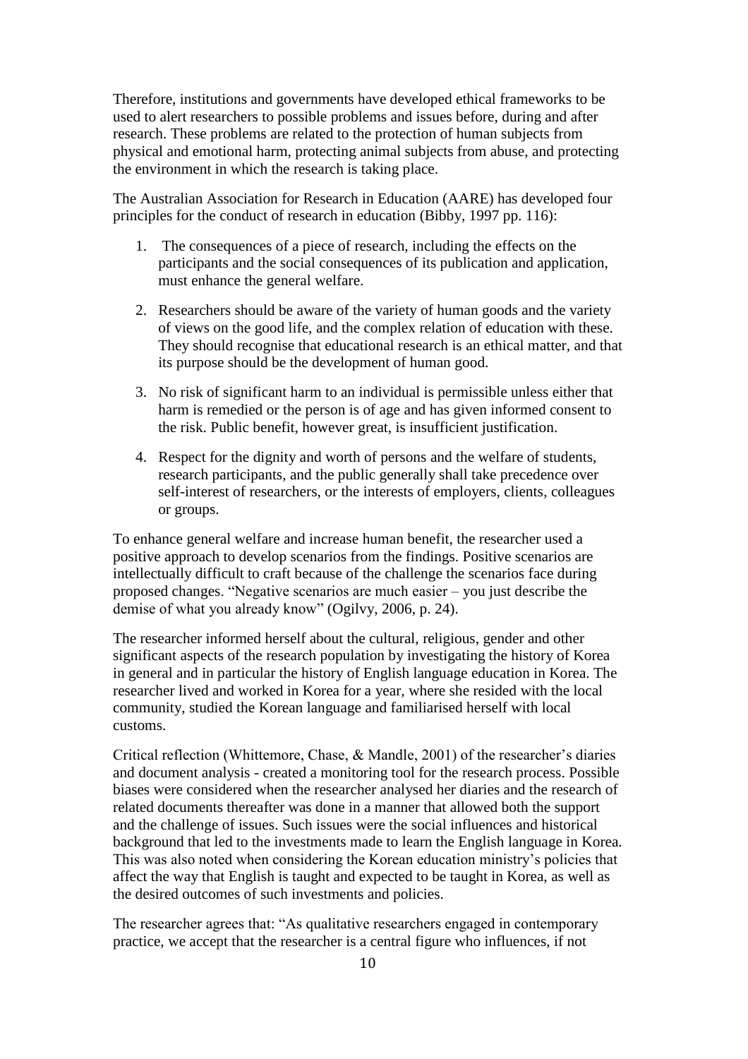Therefore, institutions and governments have developed ethical frameworks to be used to alert researchers to possible problems and issues before, during and after research. These problems are related to the protection of human subjects from physical and emotional harm, protecting animal subjects from abuse, and protecting the environment in which the research is taking place.

The Australian Association for Research in Education (AARE) has developed four principles for the conduct of research in education (Bibby, 1997 pp. 116):

1. The consequences of a piece of research, including the effects on the participants and the social consequences of its publication and application, must enhance the general welfare.
2. Researchers should be aware of the variety of human goods and the variety of views on the good life, and the complex relation of education with these. They should recognise that educational research is an ethical matter, and that its purpose should be the development of human good.
3. No risk of significant harm to an individual is permissible unless either that harm is remedied or the person is of age and has given informed consent to the risk. Public benefit, however great, is insufficient justification.
4. Respect for the dignity and worth of persons and the welfare of students, research participants, and the public generally shall take precedence over self-interest of researchers, or the interests of employers, clients, colleagues or groups.

To enhance general welfare and increase human benefit, the researcher used a positive approach to develop scenarios from the findings. Positive scenarios are intellectually difficult to craft because of the challenge the scenarios face during proposed changes. "Negative scenarios are much easier – you just describe the demise of what you already know" (Ogilvy, 2006, p. 24).

The researcher informed herself about the cultural, religious, gender and other significant aspects of the research population by investigating the history of Korea in general and in particular the history of English language education in Korea. The researcher lived and worked in Korea for a year, where she resided with the local community, studied the Korean language and familiarised herself with local customs.

Critical reflection (Whittemore, Chase, & Mandle, 2001) of the researcher's diaries and document analysis - created a monitoring tool for the research process. Possible biases were considered when the researcher analysed her diaries and the research of related documents thereafter was done in a manner that allowed both the support and the challenge of issues. Such issues were the social influences and historical background that led to the investments made to learn the English language in Korea. This was also noted when considering the Korean education ministry's policies that affect the way that English is taught and expected to be taught in Korea, as well as the desired outcomes of such investments and policies.

The researcher agrees that: "As qualitative researchers engaged in contemporary practice, we accept that the researcher is a central figure who influences, if not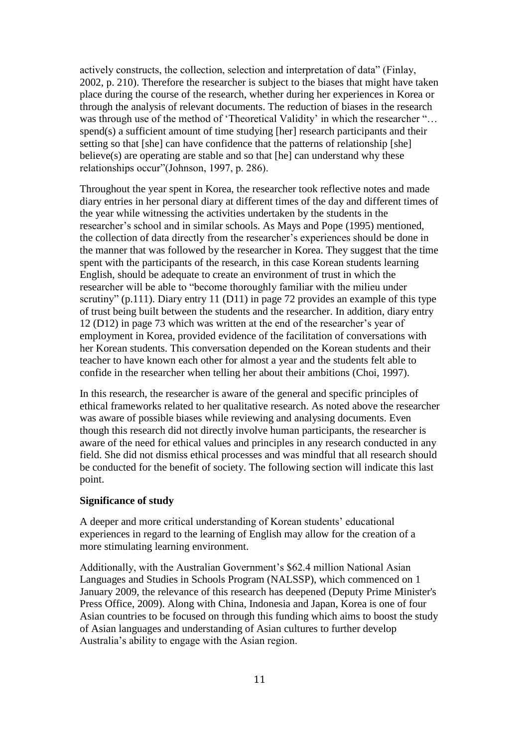actively constructs, the collection, selection and interpretation of data" (Finlay, 2002, p. 210). Therefore the researcher is subject to the biases that might have taken place during the course of the research, whether during her experiences in Korea or through the analysis of relevant documents. The reduction of biases in the research was through use of the method of 'Theoretical Validity' in which the researcher "… spend(s) a sufficient amount of time studying [her] research participants and their setting so that [she] can have confidence that the patterns of relationship [she] believe(s) are operating are stable and so that [he] can understand why these relationships occur"(Johnson, 1997, p. 286).

Throughout the year spent in Korea, the researcher took reflective notes and made diary entries in her personal diary at different times of the day and different times of the year while witnessing the activities undertaken by the students in the researcher's school and in similar schools. As Mays and Pope (1995) mentioned, the collection of data directly from the researcher's experiences should be done in the manner that was followed by the researcher in Korea. They suggest that the time spent with the participants of the research, in this case Korean students learning English, should be adequate to create an environment of trust in which the researcher will be able to "become thoroughly familiar with the milieu under scrutiny" (p.111). Diary entry 11 (D11) in page 72 provides an example of this type of trust being built between the students and the researcher. In addition, diary entry 12 (D12) in page 73 which was written at the end of the researcher's year of employment in Korea, provided evidence of the facilitation of conversations with her Korean students. This conversation depended on the Korean students and their teacher to have known each other for almost a year and the students felt able to confide in the researcher when telling her about their ambitions (Choi, 1997).

In this research, the researcher is aware of the general and specific principles of ethical frameworks related to her qualitative research. As noted above the researcher was aware of possible biases while reviewing and analysing documents. Even though this research did not directly involve human participants, the researcher is aware of the need for ethical values and principles in any research conducted in any field. She did not dismiss ethical processes and was mindful that all research should be conducted for the benefit of society. The following section will indicate this last point.

**Significance of study**

A deeper and more critical understanding of Korean students' educational experiences in regard to the learning of English may allow for the creation of a more stimulating learning environment.

Additionally, with the Australian Government's $62.4 million National Asian Languages and Studies in Schools Program (NALSSP), which commenced on 1 January 2009, the relevance of this research has deepened (Deputy Prime Minister's Press Office, 2009). Along with China, Indonesia and Japan, Korea is one of four Asian countries to be focused on through this funding which aims to boost the study of Asian languages and understanding of Asian cultures to further develop Australia's ability to engage with the Asian region.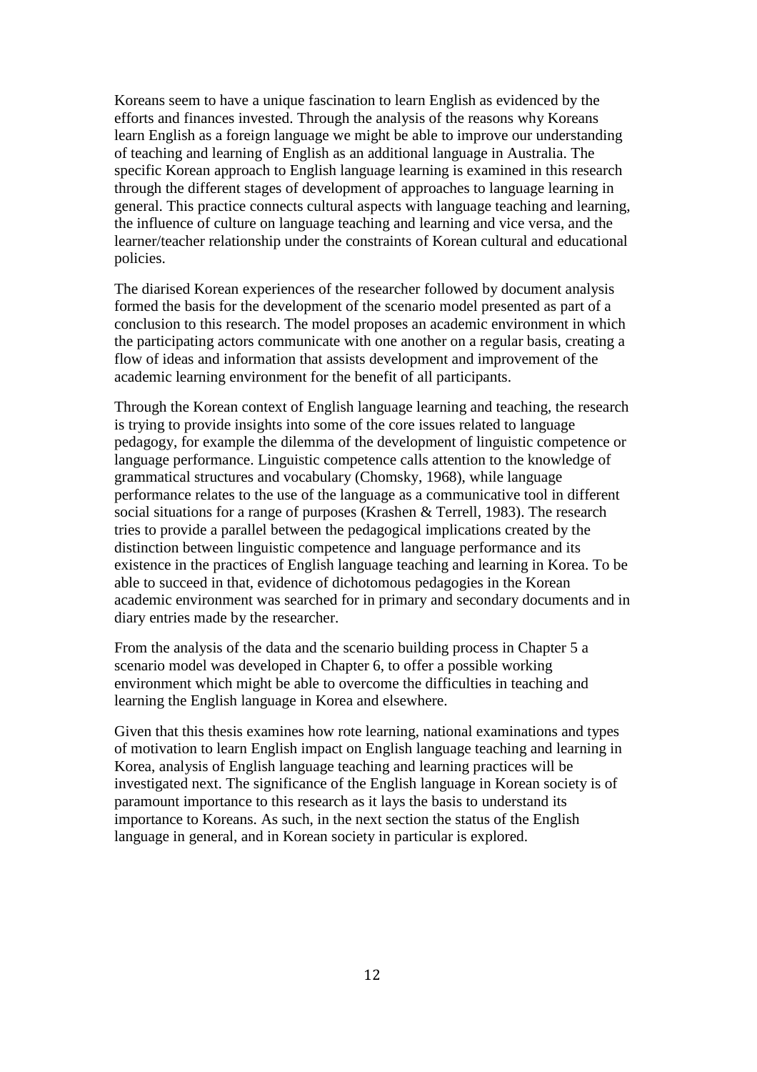Koreans seem to have a unique fascination to learn English as evidenced by the efforts and finances invested. Through the analysis of the reasons why Koreans learn English as a foreign language we might be able to improve our understanding of teaching and learning of English as an additional language in Australia. The specific Korean approach to English language learning is examined in this research through the different stages of development of approaches to language learning in general. This practice connects cultural aspects with language teaching and learning, the influence of culture on language teaching and learning and vice versa, and the learner/teacher relationship under the constraints of Korean cultural and educational policies.

The diarised Korean experiences of the researcher followed by document analysis formed the basis for the development of the scenario model presented as part of a conclusion to this research. The model proposes an academic environment in which the participating actors communicate with one another on a regular basis, creating a flow of ideas and information that assists development and improvement of the academic learning environment for the benefit of all participants.

Through the Korean context of English language learning and teaching, the research is trying to provide insights into some of the core issues related to language pedagogy, for example the dilemma of the development of linguistic competence or language performance. Linguistic competence calls attention to the knowledge of grammatical structures and vocabulary (Chomsky, 1968), while language performance relates to the use of the language as a communicative tool in different social situations for a range of purposes (Krashen & Terrell, 1983). The research tries to provide a parallel between the pedagogical implications created by the distinction between linguistic competence and language performance and its existence in the practices of English language teaching and learning in Korea. To be able to succeed in that, evidence of dichotomous pedagogies in the Korean academic environment was searched for in primary and secondary documents and in diary entries made by the researcher.

From the analysis of the data and the scenario building process in Chapter 5 a scenario model was developed in Chapter 6, to offer a possible working environment which might be able to overcome the difficulties in teaching and learning the English language in Korea and elsewhere.

Given that this thesis examines how rote learning, national examinations and types of motivation to learn English impact on English language teaching and learning in Korea, analysis of English language teaching and learning practices will be investigated next. The significance of the English language in Korean society is of paramount importance to this research as it lays the basis to understand its importance to Koreans. As such, in the next section the status of the English language in general, and in Korean society in particular is explored.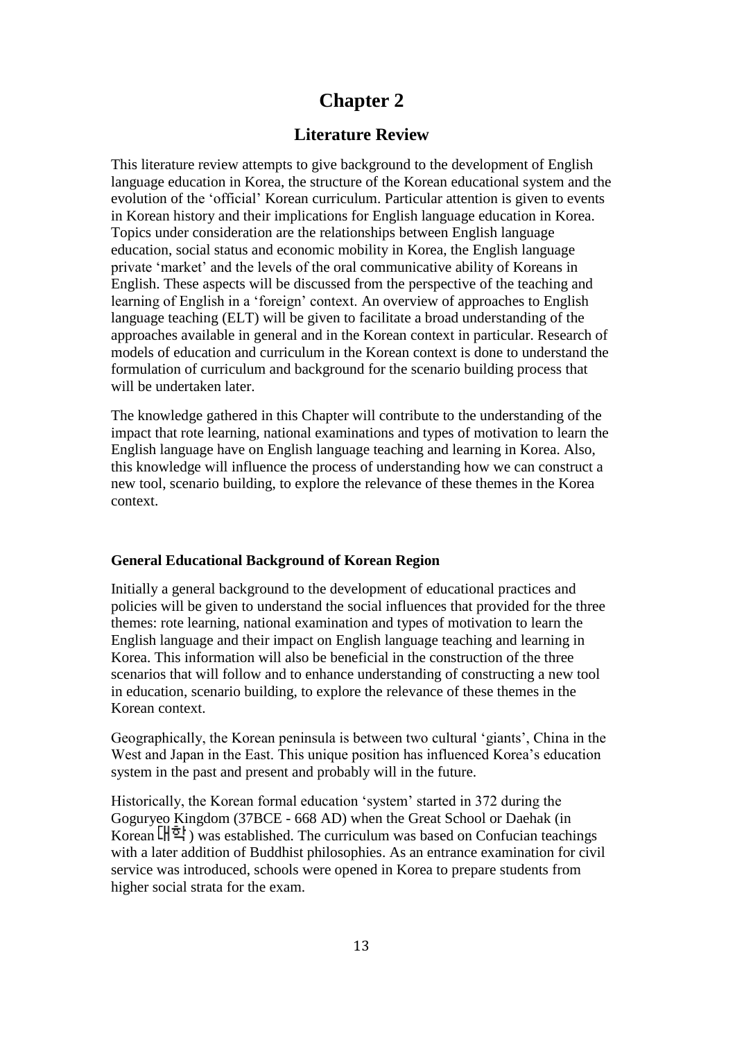# Chapter 2

## Literature Review

This literature review attempts to give background to the development of English language education in Korea, the structure of the Korean educational system and the evolution of the 'official' Korean curriculum. Particular attention is given to events in Korean history and their implications for English language education in Korea. Topics under consideration are the relationships between English language education, social status and economic mobility in Korea, the English language private 'market' and the levels of the oral communicative ability of Koreans in English. These aspects will be discussed from the perspective of the teaching and learning of English in a 'foreign' context. An overview of approaches to English language teaching (ELT) will be given to facilitate a broad understanding of the approaches available in general and in the Korean context in particular. Research of models of education and curriculum in the Korean context is done to understand the formulation of curriculum and background for the scenario building process that will be undertaken later.

The knowledge gathered in this Chapter will contribute to the understanding of the impact that rote learning, national examinations and types of motivation to learn the English language have on English language teaching and learning in Korea. Also, this knowledge will influence the process of understanding how we can construct a new tool, scenario building, to explore the relevance of these themes in the Korea context.

**General Educational Background of Korean Region**

Initially a general background to the development of educational practices and policies will be given to understand the social influences that provided for the three themes: rote learning, national examination and types of motivation to learn the English language and their impact on English language teaching and learning in Korea. This information will also be beneficial in the construction of the three scenarios that will follow and to enhance understanding of constructing a new tool in education, scenario building, to explore the relevance of these themes in the Korean context.

Geographically, the Korean peninsula is between two cultural 'giants', China in the West and Japan in the East. This unique position has influenced Korea's education system in the past and present and probably will in the future.

Historically, the Korean formal education 'system' started in 372 during the Goguryeo Kingdom (37BCE - 668 AD) when the Great School or Daehak (in Korean 대학) was established. The curriculum was based on Confucian teachings with a later addition of Buddhist philosophies. As an entrance examination for civil service was introduced, schools were opened in Korea to prepare students from higher social strata for the exam.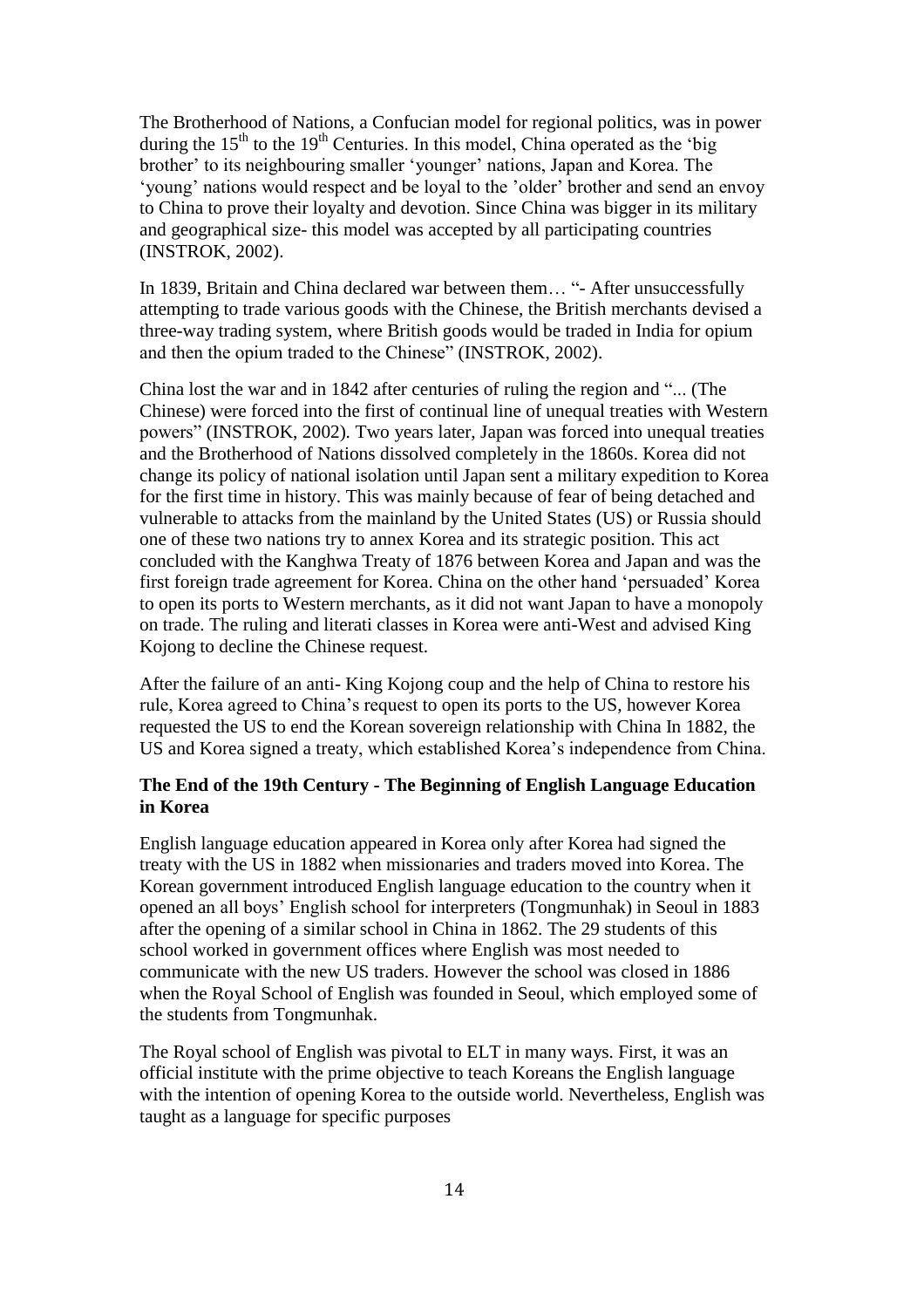The Brotherhood of Nations, a Confucian model for regional politics, was in power during the 15th to the 19th Centuries. In this model, China operated as the 'big brother' to its neighbouring smaller 'younger' nations, Japan and Korea. The 'young' nations would respect and be loyal to the 'older' brother and send an envoy to China to prove their loyalty and devotion. Since China was bigger in its military and geographical size- this model was accepted by all participating countries (INSTROK, 2002).

In 1839, Britain and China declared war between them… "- After unsuccessfully attempting to trade various goods with the Chinese, the British merchants devised a three-way trading system, where British goods would be traded in India for opium and then the opium traded to the Chinese" (INSTROK, 2002).

China lost the war and in 1842 after centuries of ruling the region and "... (The Chinese) were forced into the first of continual line of unequal treaties with Western powers" (INSTROK, 2002). Two years later, Japan was forced into unequal treaties and the Brotherhood of Nations dissolved completely in the 1860s. Korea did not change its policy of national isolation until Japan sent a military expedition to Korea for the first time in history. This was mainly because of fear of being detached and vulnerable to attacks from the mainland by the United States (US) or Russia should one of these two nations try to annex Korea and its strategic position. This act concluded with the Kanghwa Treaty of 1876 between Korea and Japan and was the first foreign trade agreement for Korea. China on the other hand 'persuaded' Korea to open its ports to Western merchants, as it did not want Japan to have a monopoly on trade. The ruling and literati classes in Korea were anti-West and advised King Kojong to decline the Chinese request.

After the failure of an anti- King Kojong coup and the help of China to restore his rule, Korea agreed to China's request to open its ports to the US, however Korea requested the US to end the Korean sovereign relationship with China In 1882, the US and Korea signed a treaty, which established Korea's independence from China.

### The End of the 19th Century - The Beginning of English Language Education in Korea

English language education appeared in Korea only after Korea had signed the treaty with the US in 1882 when missionaries and traders moved into Korea. The Korean government introduced English language education to the country when it opened an all boys' English school for interpreters (Tongmunhak) in Seoul in 1883 after the opening of a similar school in China in 1862. The 29 students of this school worked in government offices where English was most needed to communicate with the new US traders. However the school was closed in 1886 when the Royal School of English was founded in Seoul, which employed some of the students from Tongmunhak.

The Royal school of English was pivotal to ELT in many ways. First, it was an official institute with the prime objective to teach Koreans the English language with the intention of opening Korea to the outside world. Nevertheless, English was taught as a language for specific purposes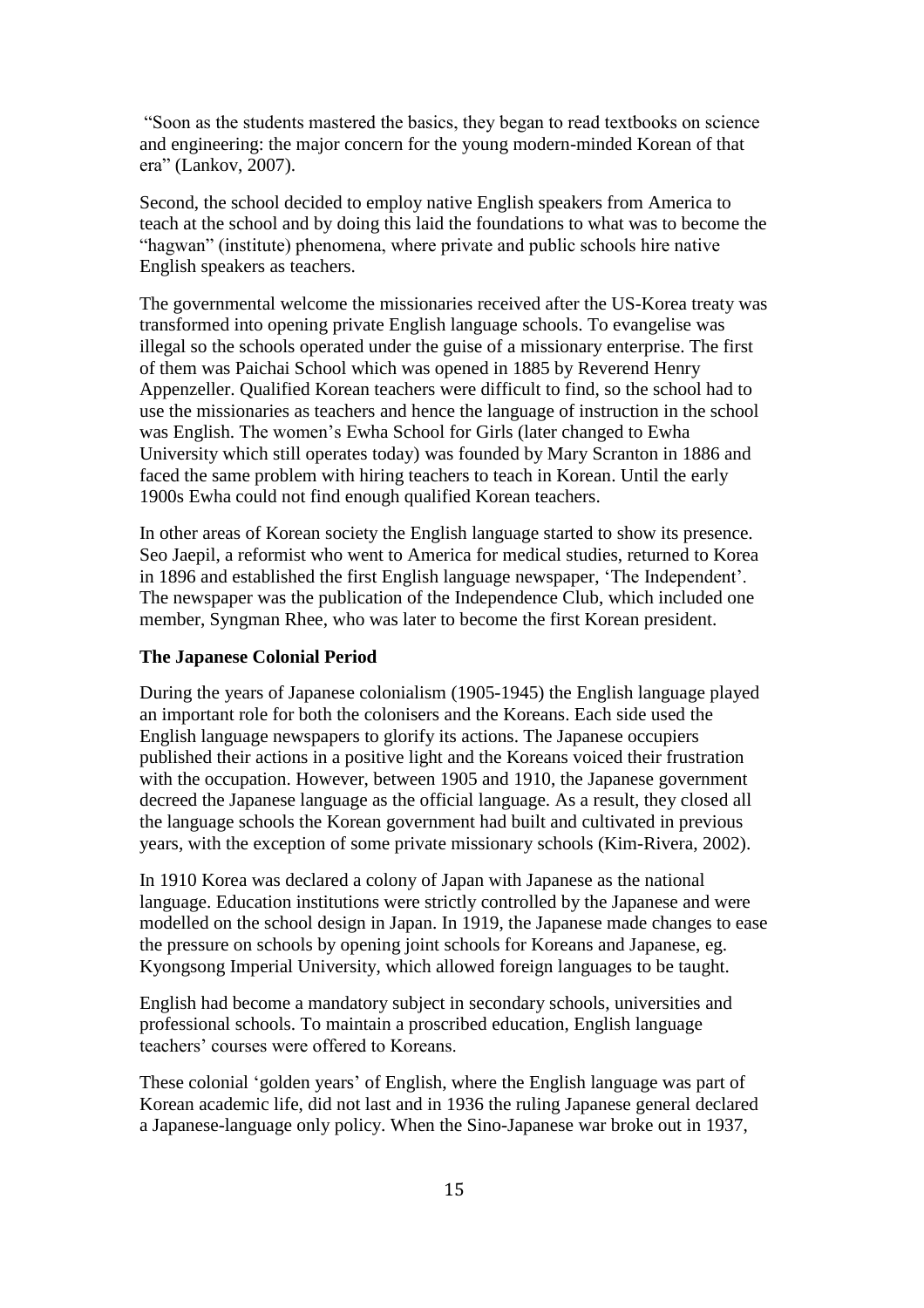"Soon as the students mastered the basics, they began to read textbooks on science and engineering: the major concern for the young modern-minded Korean of that era" (Lankov, 2007).

Second, the school decided to employ native English speakers from America to teach at the school and by doing this laid the foundations to what was to become the "hagwan" (institute) phenomena, where private and public schools hire native English speakers as teachers.

The governmental welcome the missionaries received after the US-Korea treaty was transformed into opening private English language schools. To evangelise was illegal so the schools operated under the guise of a missionary enterprise. The first of them was Paichai School which was opened in 1885 by Reverend Henry Appenzeller. Qualified Korean teachers were difficult to find, so the school had to use the missionaries as teachers and hence the language of instruction in the school was English. The women's Ewha School for Girls (later changed to Ewha University which still operates today) was founded by Mary Scranton in 1886 and faced the same problem with hiring teachers to teach in Korean. Until the early 1900s Ewha could not find enough qualified Korean teachers.

In other areas of Korean society the English language started to show its presence. Seo Jaepil, a reformist who went to America for medical studies, returned to Korea in 1896 and established the first English language newspaper, 'The Independent'. The newspaper was the publication of the Independence Club, which included one member, Syngman Rhee, who was later to become the first Korean president.

**The Japanese Colonial Period**

During the years of Japanese colonialism (1905-1945) the English language played an important role for both the colonisers and the Koreans. Each side used the English language newspapers to glorify its actions. The Japanese occupiers published their actions in a positive light and the Koreans voiced their frustration with the occupation. However, between 1905 and 1910, the Japanese government decreed the Japanese language as the official language. As a result, they closed all the language schools the Korean government had built and cultivated in previous years, with the exception of some private missionary schools (Kim-Rivera, 2002).

In 1910 Korea was declared a colony of Japan with Japanese as the national language. Education institutions were strictly controlled by the Japanese and were modelled on the school design in Japan. In 1919, the Japanese made changes to ease the pressure on schools by opening joint schools for Koreans and Japanese, eg. Kyongsong Imperial University, which allowed foreign languages to be taught.

English had become a mandatory subject in secondary schools, universities and professional schools. To maintain a proscribed education, English language teachers' courses were offered to Koreans.

These colonial 'golden years' of English, where the English language was part of Korean academic life, did not last and in 1936 the ruling Japanese general declared a Japanese-language only policy. When the Sino-Japanese war broke out in 1937,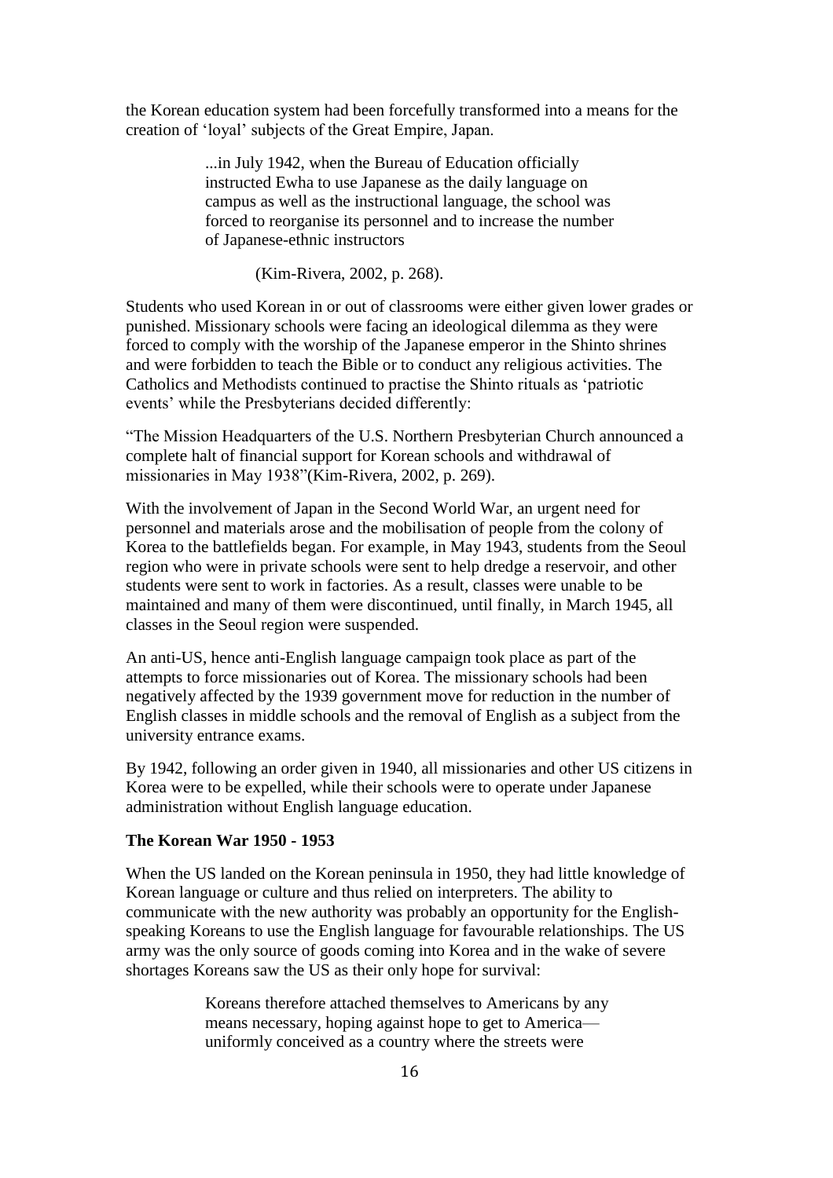the Korean education system had been forcefully transformed into a means for the creation of 'loyal' subjects of the Great Empire, Japan.

> ...in July 1942, when the Bureau of Education officially instructed Ewha to use Japanese as the daily language on campus as well as the instructional language, the school was forced to reorganise its personnel and to increase the number of Japanese-ethnic instructors
>
> (Kim-Rivera, 2002, p. 268).

Students who used Korean in or out of classrooms were either given lower grades or punished. Missionary schools were facing an ideological dilemma as they were forced to comply with the worship of the Japanese emperor in the Shinto shrines and were forbidden to teach the Bible or to conduct any religious activities. The Catholics and Methodists continued to practise the Shinto rituals as 'patriotic events' while the Presbyterians decided differently:

"The Mission Headquarters of the U.S. Northern Presbyterian Church announced a complete halt of financial support for Korean schools and withdrawal of missionaries in May 1938"(Kim-Rivera, 2002, p. 269).

With the involvement of Japan in the Second World War, an urgent need for personnel and materials arose and the mobilisation of people from the colony of Korea to the battlefields began. For example, in May 1943, students from the Seoul region who were in private schools were sent to help dredge a reservoir, and other students were sent to work in factories. As a result, classes were unable to be maintained and many of them were discontinued, until finally, in March 1945, all classes in the Seoul region were suspended.

An anti-US, hence anti-English language campaign took place as part of the attempts to force missionaries out of Korea. The missionary schools had been negatively affected by the 1939 government move for reduction in the number of English classes in middle schools and the removal of English as a subject from the university entrance exams.

By 1942, following an order given in 1940, all missionaries and other US citizens in Korea were to be expelled, while their schools were to operate under Japanese administration without English language education.

**The Korean War 1950 - 1953**

When the US landed on the Korean peninsula in 1950, they had little knowledge of Korean language or culture and thus relied on interpreters. The ability to communicate with the new authority was probably an opportunity for the English-speaking Koreans to use the English language for favourable relationships. The US army was the only source of goods coming into Korea and in the wake of severe shortages Koreans saw the US as their only hope for survival:

> Koreans therefore attached themselves to Americans by any means necessary, hoping against hope to get to America—uniformly conceived as a country where the streets were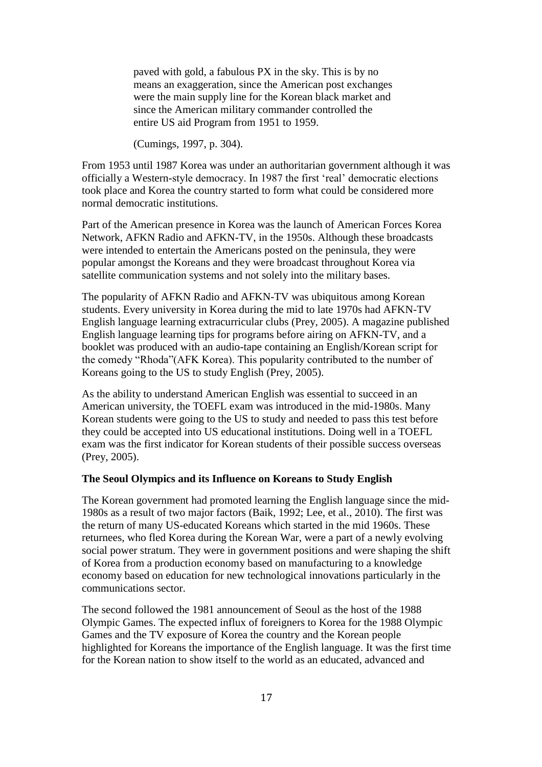> paved with gold, a fabulous PX in the sky. This is by no means an exaggeration, since the American post exchanges were the main supply line for the Korean black market and since the American military commander controlled the entire US aid Program from 1951 to 1959.
>
> (Cumings, 1997, p. 304).

From 1953 until 1987 Korea was under an authoritarian government although it was officially a Western-style democracy. In 1987 the first 'real' democratic elections took place and Korea the country started to form what could be considered more normal democratic institutions.

Part of the American presence in Korea was the launch of American Forces Korea Network, AFKN Radio and AFKN-TV, in the 1950s. Although these broadcasts were intended to entertain the Americans posted on the peninsula, they were popular amongst the Koreans and they were broadcast throughout Korea via satellite communication systems and not solely into the military bases.

The popularity of AFKN Radio and AFKN-TV was ubiquitous among Korean students. Every university in Korea during the mid to late 1970s had AFKN-TV English language learning extracurricular clubs (Prey, 2005). A magazine published English language learning tips for programs before airing on AFKN-TV, and a booklet was produced with an audio-tape containing an English/Korean script for the comedy "Rhoda"(AFK Korea). This popularity contributed to the number of Koreans going to the US to study English (Prey, 2005).

As the ability to understand American English was essential to succeed in an American university, the TOEFL exam was introduced in the mid-1980s. Many Korean students were going to the US to study and needed to pass this test before they could be accepted into US educational institutions. Doing well in a TOEFL exam was the first indicator for Korean students of their possible success overseas (Prey, 2005).

**The Seoul Olympics and its Influence on Koreans to Study English**

The Korean government had promoted learning the English language since the mid-1980s as a result of two major factors (Baik, 1992; Lee, et al., 2010). The first was the return of many US-educated Koreans which started in the mid 1960s. These returnees, who fled Korea during the Korean War, were a part of a newly evolving social power stratum. They were in government positions and were shaping the shift of Korea from a production economy based on manufacturing to a knowledge economy based on education for new technological innovations particularly in the communications sector.

The second followed the 1981 announcement of Seoul as the host of the 1988 Olympic Games. The expected influx of foreigners to Korea for the 1988 Olympic Games and the TV exposure of Korea the country and the Korean people highlighted for Koreans the importance of the English language. It was the first time for the Korean nation to show itself to the world as an educated, advanced and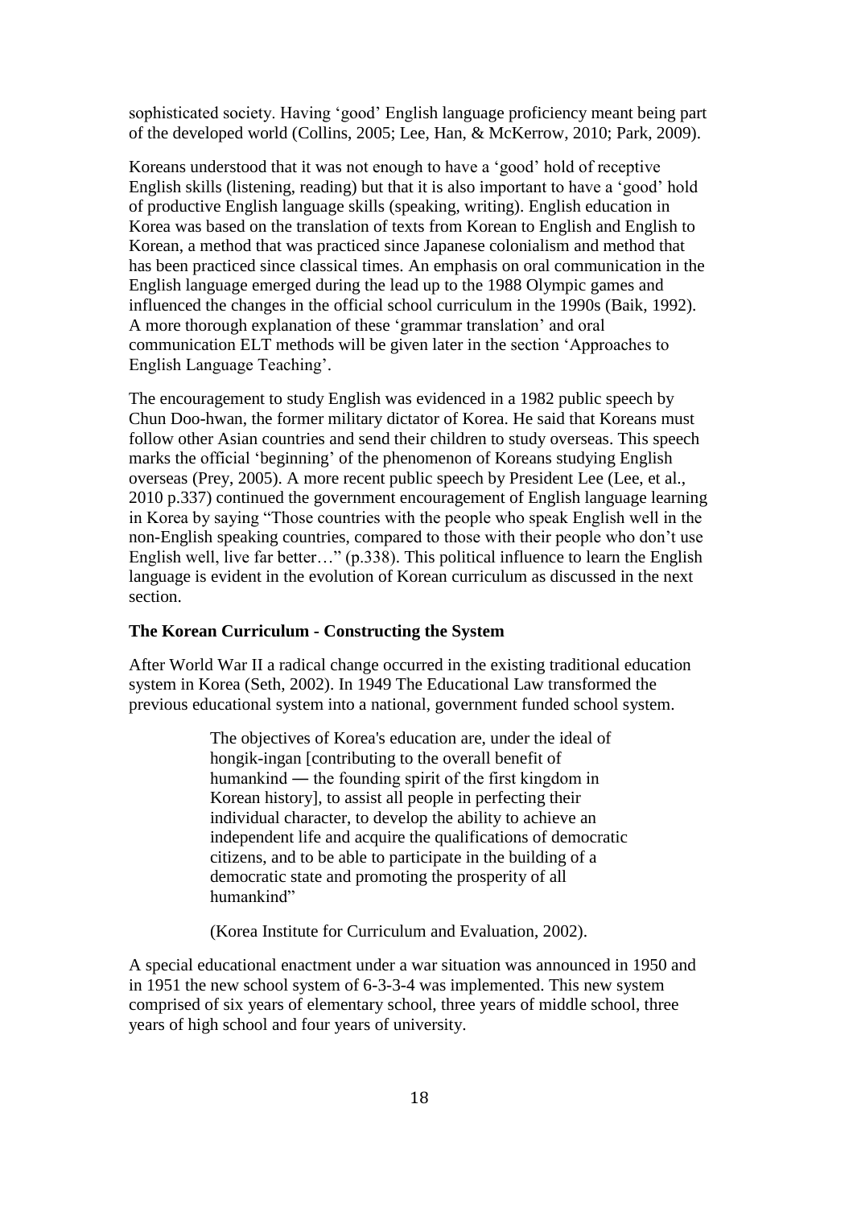sophisticated society. Having 'good' English language proficiency meant being part of the developed world (Collins, 2005; Lee, Han, & McKerrow, 2010; Park, 2009).

Koreans understood that it was not enough to have a 'good' hold of receptive English skills (listening, reading) but that it is also important to have a 'good' hold of productive English language skills (speaking, writing). English education in Korea was based on the translation of texts from Korean to English and English to Korean, a method that was practiced since Japanese colonialism and method that has been practiced since classical times. An emphasis on oral communication in the English language emerged during the lead up to the 1988 Olympic games and influenced the changes in the official school curriculum in the 1990s (Baik, 1992). A more thorough explanation of these 'grammar translation' and oral communication ELT methods will be given later in the section 'Approaches to English Language Teaching'.

The encouragement to study English was evidenced in a 1982 public speech by Chun Doo-hwan, the former military dictator of Korea. He said that Koreans must follow other Asian countries and send their children to study overseas. This speech marks the official 'beginning' of the phenomenon of Koreans studying English overseas (Prey, 2005). A more recent public speech by President Lee (Lee, et al., 2010 p.337) continued the government encouragement of English language learning in Korea by saying "Those countries with the people who speak English well in the non-English speaking countries, compared to those with their people who don't use English well, live far better…" (p.338). This political influence to learn the English language is evident in the evolution of Korean curriculum as discussed in the next section.

**The Korean Curriculum - Constructing the System**

After World War II a radical change occurred in the existing traditional education system in Korea (Seth, 2002). In 1949 The Educational Law transformed the previous educational system into a national, government funded school system.

> The objectives of Korea's education are, under the ideal of hongik-ingan [contributing to the overall benefit of humankind ― the founding spirit of the first kingdom in Korean history], to assist all people in perfecting their individual character, to develop the ability to achieve an independent life and acquire the qualifications of democratic citizens, and to be able to participate in the building of a democratic state and promoting the prosperity of all humankind"
>
> (Korea Institute for Curriculum and Evaluation, 2002).

A special educational enactment under a war situation was announced in 1950 and in 1951 the new school system of 6-3-3-4 was implemented. This new system comprised of six years of elementary school, three years of middle school, three years of high school and four years of university.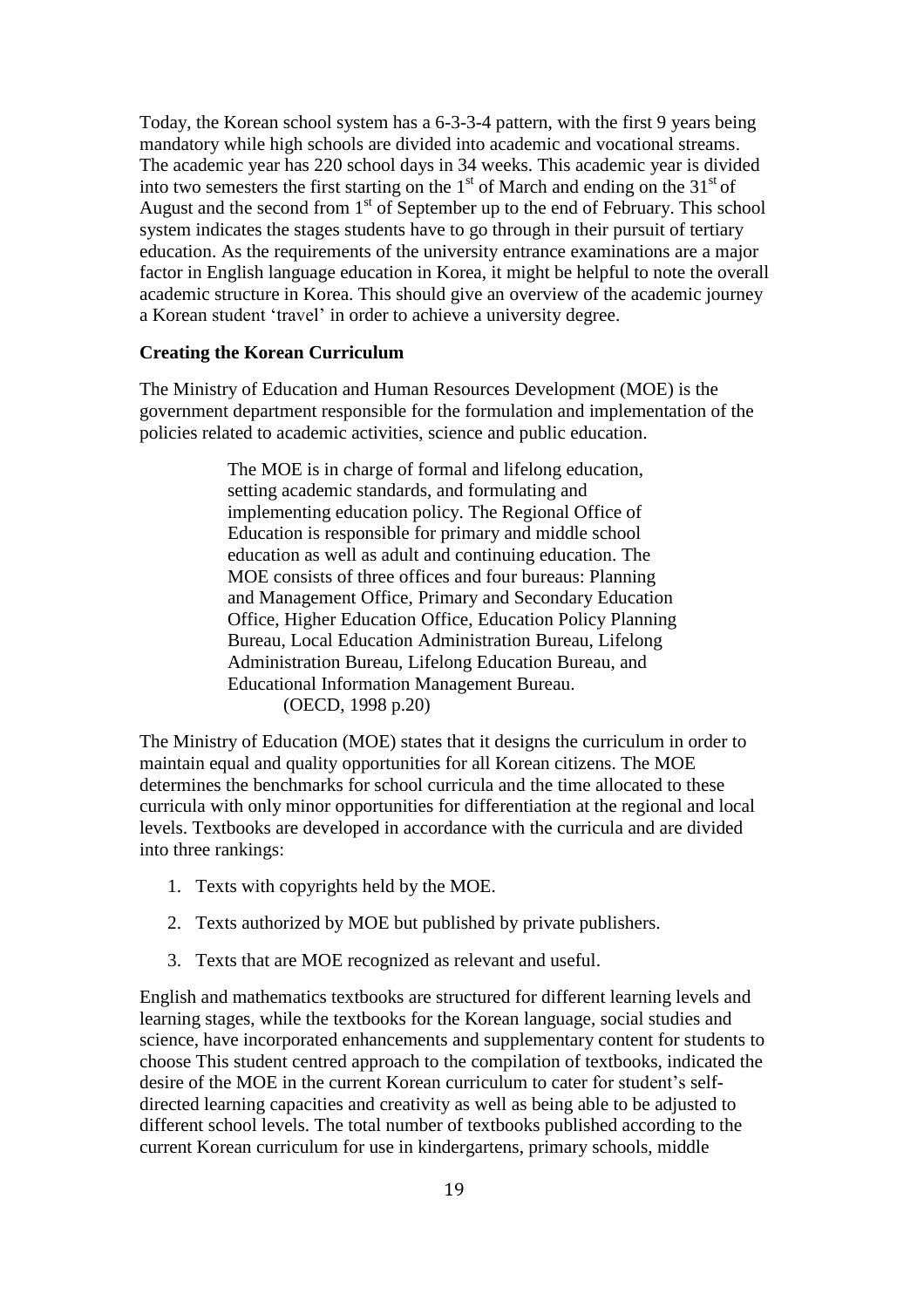Today, the Korean school system has a 6-3-3-4 pattern, with the first 9 years being mandatory while high schools are divided into academic and vocational streams. The academic year has 220 school days in 34 weeks. This academic year is divided into two semesters the first starting on the 1st of March and ending on the 31st of August and the second from 1st of September up to the end of February. This school system indicates the stages students have to go through in their pursuit of tertiary education. As the requirements of the university entrance examinations are a major factor in English language education in Korea, it might be helpful to note the overall academic structure in Korea. This should give an overview of the academic journey a Korean student 'travel' in order to achieve a university degree.

**Creating the Korean Curriculum**

The Ministry of Education and Human Resources Development (MOE) is the government department responsible for the formulation and implementation of the policies related to academic activities, science and public education.

> The MOE is in charge of formal and lifelong education, setting academic standards, and formulating and implementing education policy. The Regional Office of Education is responsible for primary and middle school education as well as adult and continuing education. The MOE consists of three offices and four bureaus: Planning and Management Office, Primary and Secondary Education Office, Higher Education Office, Education Policy Planning Bureau, Local Education Administration Bureau, Lifelong Administration Bureau, Lifelong Education Bureau, and Educational Information Management Bureau.
> (OECD, 1998 p.20)

The Ministry of Education (MOE) states that it designs the curriculum in order to maintain equal and quality opportunities for all Korean citizens. The MOE determines the benchmarks for school curricula and the time allocated to these curricula with only minor opportunities for differentiation at the regional and local levels. Textbooks are developed in accordance with the curricula and are divided into three rankings:

1. Texts with copyrights held by the MOE.
2. Texts authorized by MOE but published by private publishers.
3. Texts that are MOE recognized as relevant and useful.

English and mathematics textbooks are structured for different learning levels and learning stages, while the textbooks for the Korean language, social studies and science, have incorporated enhancements and supplementary content for students to choose This student centred approach to the compilation of textbooks, indicated the desire of the MOE in the current Korean curriculum to cater for student's self-directed learning capacities and creativity as well as being able to be adjusted to different school levels. The total number of textbooks published according to the current Korean curriculum for use in kindergartens, primary schools, middle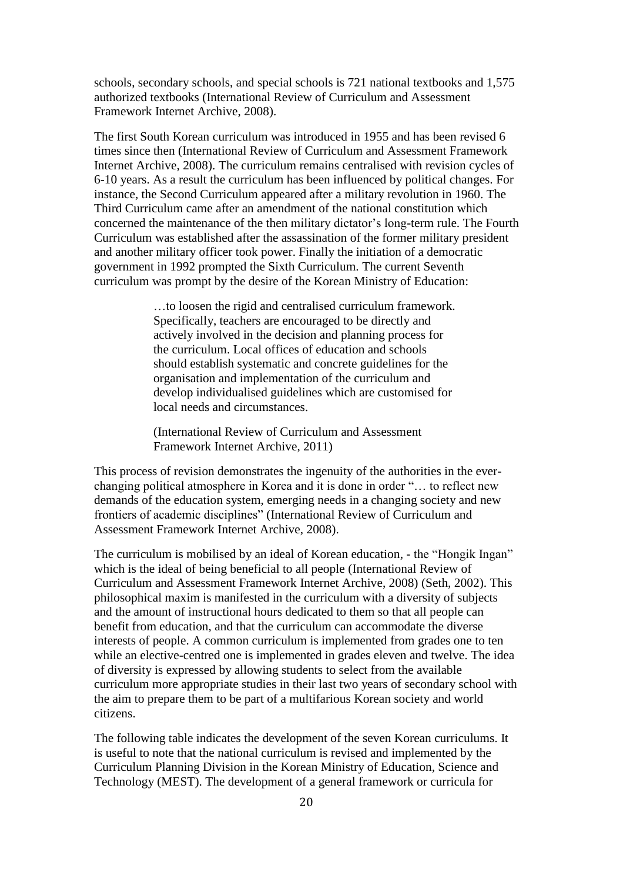schools, secondary schools, and special schools is 721 national textbooks and 1,575 authorized textbooks (International Review of Curriculum and Assessment Framework Internet Archive, 2008).

The first South Korean curriculum was introduced in 1955 and has been revised 6 times since then (International Review of Curriculum and Assessment Framework Internet Archive, 2008). The curriculum remains centralised with revision cycles of 6-10 years. As a result the curriculum has been influenced by political changes. For instance, the Second Curriculum appeared after a military revolution in 1960. The Third Curriculum came after an amendment of the national constitution which concerned the maintenance of the then military dictator's long-term rule. The Fourth Curriculum was established after the assassination of the former military president and another military officer took power. Finally the initiation of a democratic government in 1992 prompted the Sixth Curriculum. The current Seventh curriculum was prompt by the desire of the Korean Ministry of Education:

> …to loosen the rigid and centralised curriculum framework. Specifically, teachers are encouraged to be directly and actively involved in the decision and planning process for the curriculum. Local offices of education and schools should establish systematic and concrete guidelines for the organisation and implementation of the curriculum and develop individualised guidelines which are customised for local needs and circumstances.
>
> (International Review of Curriculum and Assessment Framework Internet Archive, 2011)

This process of revision demonstrates the ingenuity of the authorities in the ever-changing political atmosphere in Korea and it is done in order "… to reflect new demands of the education system, emerging needs in a changing society and new frontiers of academic disciplines" (International Review of Curriculum and Assessment Framework Internet Archive, 2008).

The curriculum is mobilised by an ideal of Korean education, - the "Hongik Ingan" which is the ideal of being beneficial to all people (International Review of Curriculum and Assessment Framework Internet Archive, 2008) (Seth, 2002). This philosophical maxim is manifested in the curriculum with a diversity of subjects and the amount of instructional hours dedicated to them so that all people can benefit from education, and that the curriculum can accommodate the diverse interests of people. A common curriculum is implemented from grades one to ten while an elective-centred one is implemented in grades eleven and twelve. The idea of diversity is expressed by allowing students to select from the available curriculum more appropriate studies in their last two years of secondary school with the aim to prepare them to be part of a multifarious Korean society and world citizens.

The following table indicates the development of the seven Korean curriculums. It is useful to note that the national curriculum is revised and implemented by the Curriculum Planning Division in the Korean Ministry of Education, Science and Technology (MEST). The development of a general framework or curricula for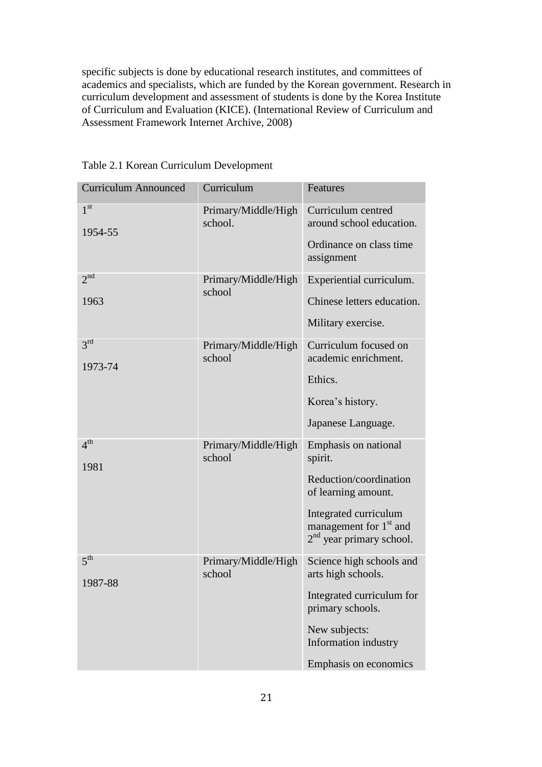specific subjects is done by educational research institutes, and committees of academics and specialists, which are funded by the Korean government. Research in curriculum development and assessment of students is done by the Korea Institute of Curriculum and Evaluation (KICE). (International Review of Curriculum and Assessment Framework Internet Archive, 2008)

Table 2.1 Korean Curriculum Development

| Curriculum Announced | Curriculum | Features |
|---|---|---|
| 1st<br>1954-55 | Primary/Middle/High school. | Curriculum centred around school education.<br>Ordinance on class time assignment |
| 2nd<br>1963 | Primary/Middle/High school | Experiential curriculum.<br>Chinese letters education.<br>Military exercise. |
| 3rd<br>1973-74 | Primary/Middle/High school | Curriculum focused on academic enrichment.<br>Ethics.<br>Korea's history.<br>Japanese Language. |
| 4th<br>1981 | Primary/Middle/High school | Emphasis on national spirit.<br>Reduction/coordination of learning amount.<br>Integrated curriculum management for 1st and 2nd year primary school. |
| 5th<br>1987-88 | Primary/Middle/High school | Science high schools and arts high schools.<br>Integrated curriculum for primary schools.<br>New subjects: Information industry<br>Emphasis on economics |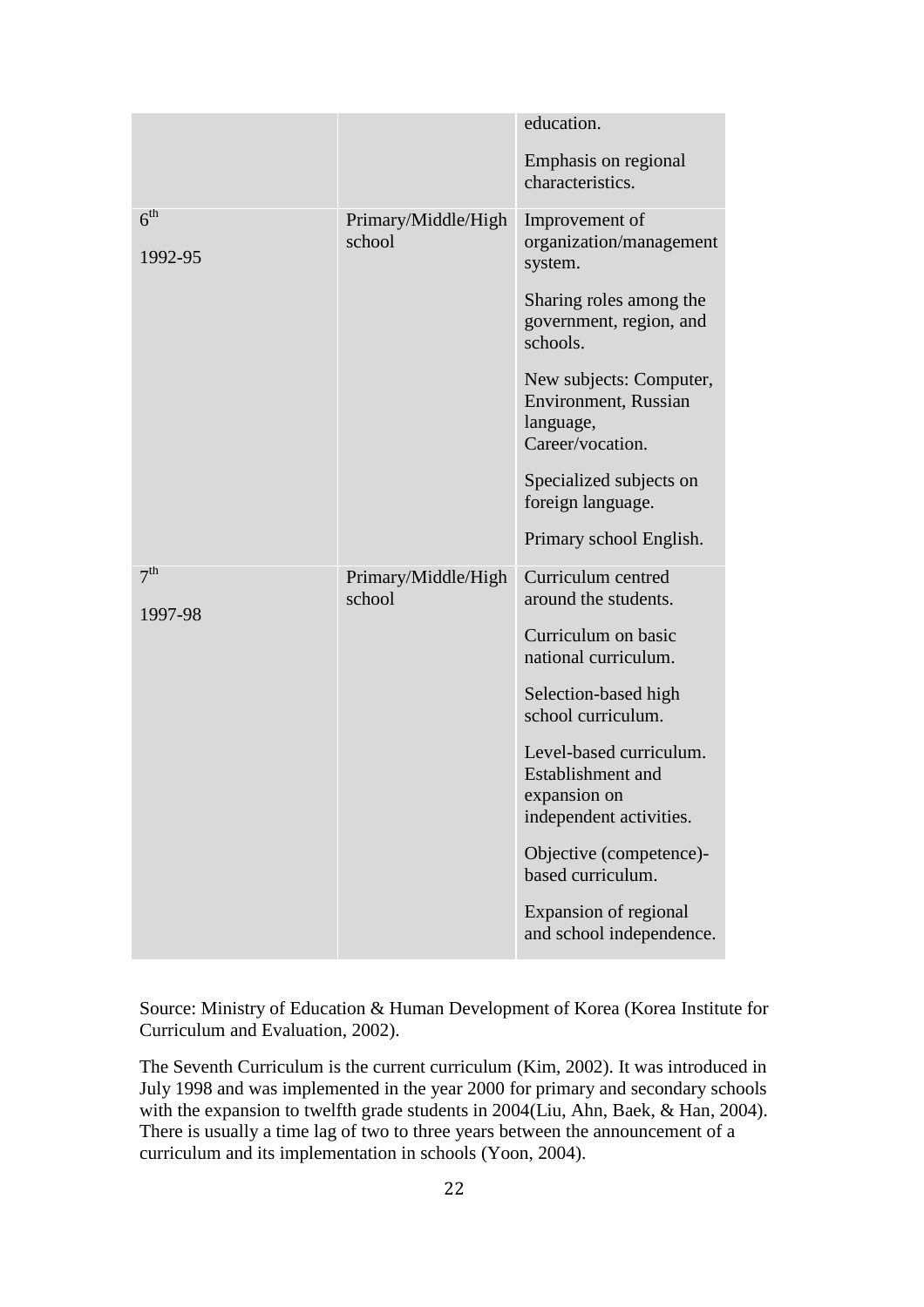| | | |
|---|---|---|
| | | education.<br><br>Emphasis on regional characteristics. |
| 6th<br><br>1992-95 | Primary/Middle/High school | Improvement of organization/management system.<br><br>Sharing roles among the government, region, and schools.<br><br>New subjects: Computer, Environment, Russian language, Career/vocation.<br><br>Specialized subjects on foreign language.<br><br>Primary school English. |
| 7th<br><br>1997-98 | Primary/Middle/High school | Curriculum centred around the students.<br><br>Curriculum on basic national curriculum.<br><br>Selection-based high school curriculum.<br><br>Level-based curriculum. Establishment and expansion on independent activities.<br><br>Objective (competence)-based curriculum.<br><br>Expansion of regional and school independence. |

Source: Ministry of Education & Human Development of Korea (Korea Institute for Curriculum and Evaluation, 2002).

The Seventh Curriculum is the current curriculum (Kim, 2002). It was introduced in July 1998 and was implemented in the year 2000 for primary and secondary schools with the expansion to twelfth grade students in 2004(Liu, Ahn, Baek, & Han, 2004). There is usually a time lag of two to three years between the announcement of a curriculum and its implementation in schools (Yoon, 2004).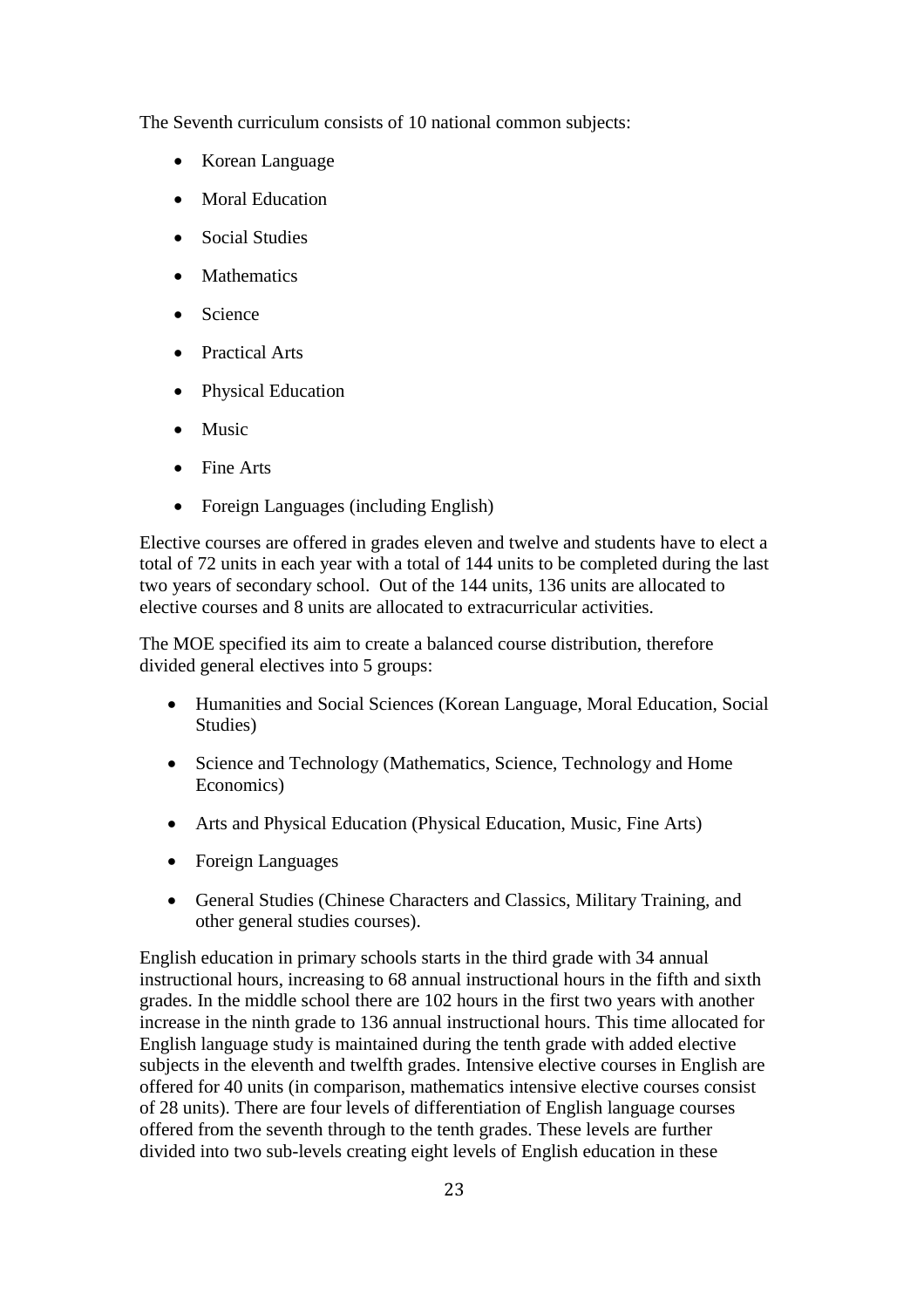The Seventh curriculum consists of 10 national common subjects:

- Korean Language
- Moral Education
- Social Studies
- Mathematics
- Science
- Practical Arts
- Physical Education
- Music
- Fine Arts
- Foreign Languages (including English)

Elective courses are offered in grades eleven and twelve and students have to elect a total of 72 units in each year with a total of 144 units to be completed during the last two years of secondary school. Out of the 144 units, 136 units are allocated to elective courses and 8 units are allocated to extracurricular activities.

The MOE specified its aim to create a balanced course distribution, therefore divided general electives into 5 groups:

- Humanities and Social Sciences (Korean Language, Moral Education, Social Studies)
- Science and Technology (Mathematics, Science, Technology and Home Economics)
- Arts and Physical Education (Physical Education, Music, Fine Arts)
- Foreign Languages
- General Studies (Chinese Characters and Classics, Military Training, and other general studies courses).

English education in primary schools starts in the third grade with 34 annual instructional hours, increasing to 68 annual instructional hours in the fifth and sixth grades. In the middle school there are 102 hours in the first two years with another increase in the ninth grade to 136 annual instructional hours. This time allocated for English language study is maintained during the tenth grade with added elective subjects in the eleventh and twelfth grades. Intensive elective courses in English are offered for 40 units (in comparison, mathematics intensive elective courses consist of 28 units). There are four levels of differentiation of English language courses offered from the seventh through to the tenth grades. These levels are further divided into two sub-levels creating eight levels of English education in these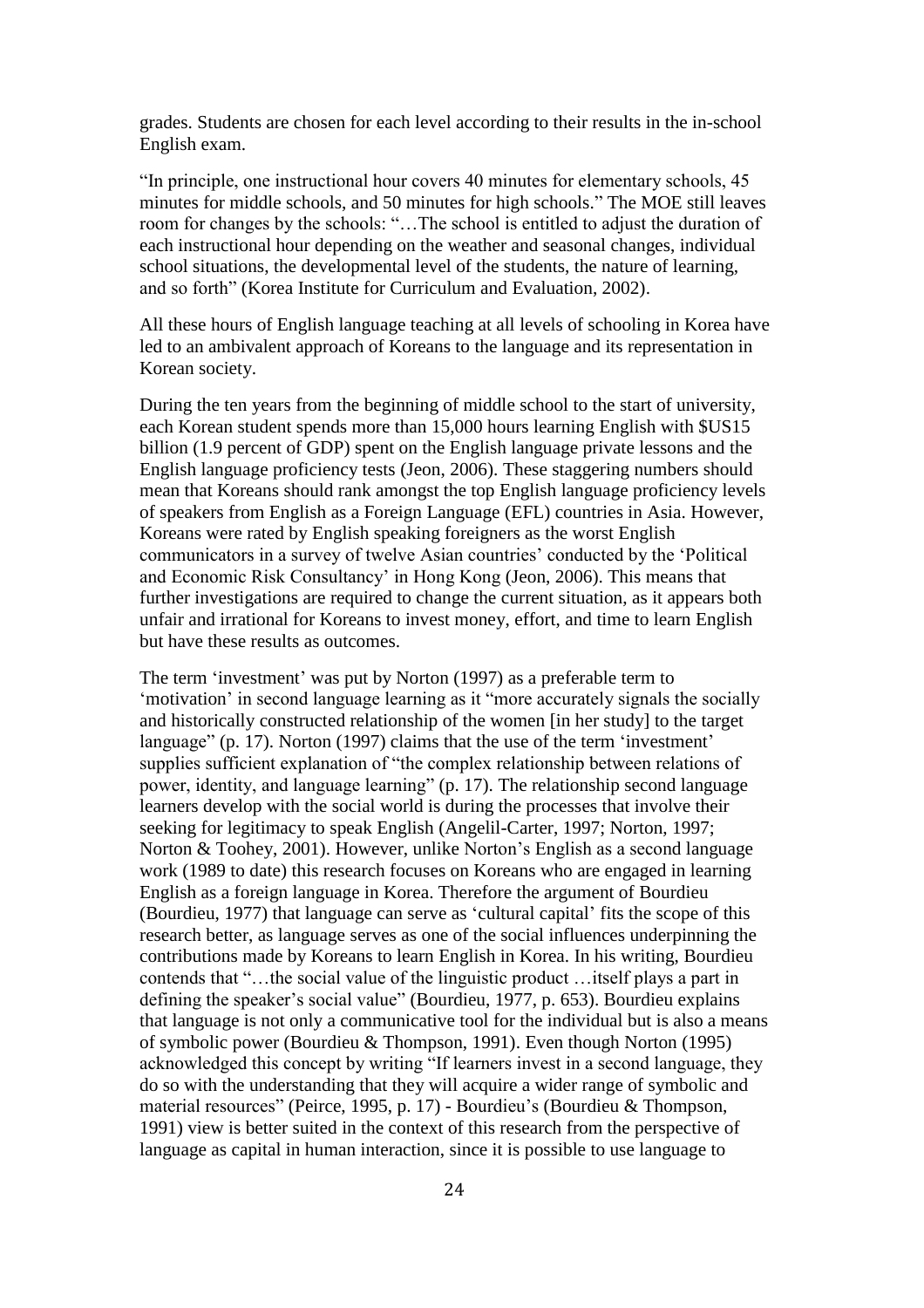grades. Students are chosen for each level according to their results in the in-school English exam.

"In principle, one instructional hour covers 40 minutes for elementary schools, 45 minutes for middle schools, and 50 minutes for high schools." The MOE still leaves room for changes by the schools: "…The school is entitled to adjust the duration of each instructional hour depending on the weather and seasonal changes, individual school situations, the developmental level of the students, the nature of learning, and so forth" (Korea Institute for Curriculum and Evaluation, 2002).

All these hours of English language teaching at all levels of schooling in Korea have led to an ambivalent approach of Koreans to the language and its representation in Korean society.

During the ten years from the beginning of middle school to the start of university, each Korean student spends more than 15,000 hours learning English with $US15 billion (1.9 percent of GDP) spent on the English language private lessons and the English language proficiency tests (Jeon, 2006). These staggering numbers should mean that Koreans should rank amongst the top English language proficiency levels of speakers from English as a Foreign Language (EFL) countries in Asia. However, Koreans were rated by English speaking foreigners as the worst English communicators in a survey of twelve Asian countries' conducted by the 'Political and Economic Risk Consultancy' in Hong Kong (Jeon, 2006). This means that further investigations are required to change the current situation, as it appears both unfair and irrational for Koreans to invest money, effort, and time to learn English but have these results as outcomes.

The term 'investment' was put by Norton (1997) as a preferable term to 'motivation' in second language learning as it "more accurately signals the socially and historically constructed relationship of the women [in her study] to the target language" (p. 17). Norton (1997) claims that the use of the term 'investment' supplies sufficient explanation of "the complex relationship between relations of power, identity, and language learning" (p. 17). The relationship second language learners develop with the social world is during the processes that involve their seeking for legitimacy to speak English (Angelil-Carter, 1997; Norton, 1997; Norton & Toohey, 2001). However, unlike Norton's English as a second language work (1989 to date) this research focuses on Koreans who are engaged in learning English as a foreign language in Korea. Therefore the argument of Bourdieu (Bourdieu, 1977) that language can serve as 'cultural capital' fits the scope of this research better, as language serves as one of the social influences underpinning the contributions made by Koreans to learn English in Korea. In his writing, Bourdieu contends that "…the social value of the linguistic product …itself plays a part in defining the speaker's social value" (Bourdieu, 1977, p. 653). Bourdieu explains that language is not only a communicative tool for the individual but is also a means of symbolic power (Bourdieu & Thompson, 1991). Even though Norton (1995) acknowledged this concept by writing "If learners invest in a second language, they do so with the understanding that they will acquire a wider range of symbolic and material resources" (Peirce, 1995, p. 17) - Bourdieu's (Bourdieu & Thompson, 1991) view is better suited in the context of this research from the perspective of language as capital in human interaction, since it is possible to use language to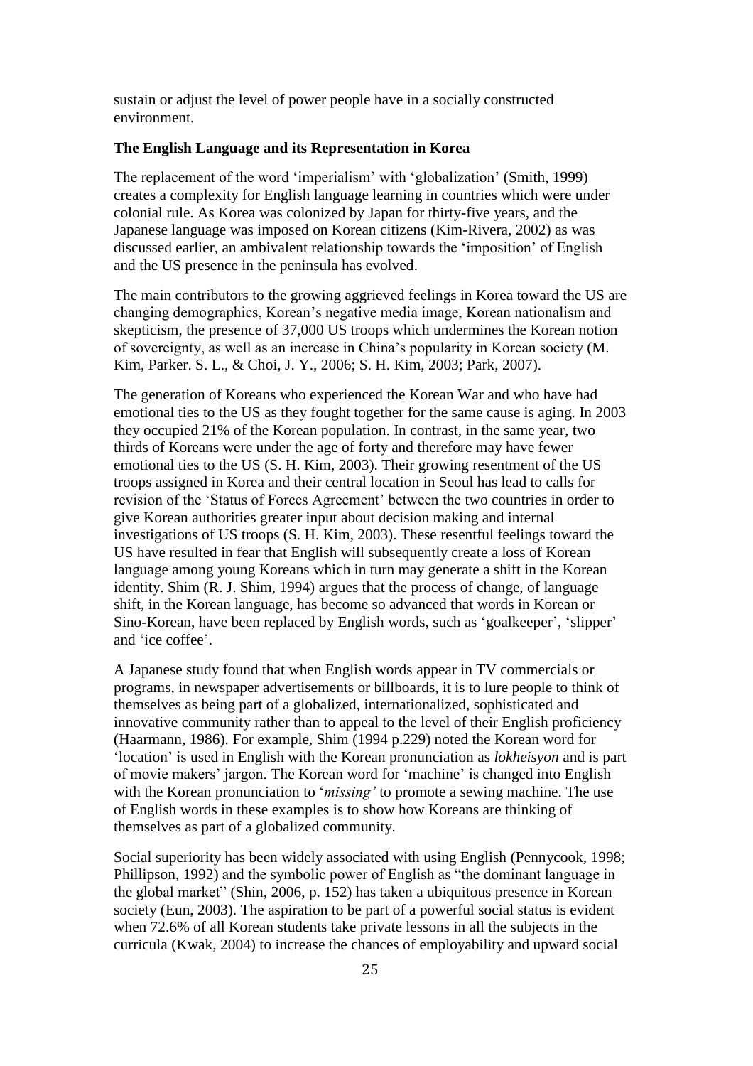sustain or adjust the level of power people have in a socially constructed environment.

**The English Language and its Representation in Korea**

The replacement of the word 'imperialism' with 'globalization' (Smith, 1999) creates a complexity for English language learning in countries which were under colonial rule. As Korea was colonized by Japan for thirty-five years, and the Japanese language was imposed on Korean citizens (Kim-Rivera, 2002) as was discussed earlier, an ambivalent relationship towards the 'imposition' of English and the US presence in the peninsula has evolved.

The main contributors to the growing aggrieved feelings in Korea toward the US are changing demographics, Korean's negative media image, Korean nationalism and skepticism, the presence of 37,000 US troops which undermines the Korean notion of sovereignty, as well as an increase in China's popularity in Korean society (M. Kim, Parker. S. L., & Choi, J. Y., 2006; S. H. Kim, 2003; Park, 2007).

The generation of Koreans who experienced the Korean War and who have had emotional ties to the US as they fought together for the same cause is aging. In 2003 they occupied 21% of the Korean population. In contrast, in the same year, two thirds of Koreans were under the age of forty and therefore may have fewer emotional ties to the US (S. H. Kim, 2003). Their growing resentment of the US troops assigned in Korea and their central location in Seoul has lead to calls for revision of the 'Status of Forces Agreement' between the two countries in order to give Korean authorities greater input about decision making and internal investigations of US troops (S. H. Kim, 2003). These resentful feelings toward the US have resulted in fear that English will subsequently create a loss of Korean language among young Koreans which in turn may generate a shift in the Korean identity. Shim (R. J. Shim, 1994) argues that the process of change, of language shift, in the Korean language, has become so advanced that words in Korean or Sino-Korean, have been replaced by English words, such as 'goalkeeper', 'slipper' and 'ice coffee'.

A Japanese study found that when English words appear in TV commercials or programs, in newspaper advertisements or billboards, it is to lure people to think of themselves as being part of a globalized, internationalized, sophisticated and innovative community rather than to appeal to the level of their English proficiency (Haarmann, 1986). For example, Shim (1994 p.229) noted the Korean word for 'location' is used in English with the Korean pronunciation as *lokheisyon* and is part of movie makers' jargon. The Korean word for 'machine' is changed into English with the Korean pronunciation to '*missing'* to promote a sewing machine. The use of English words in these examples is to show how Koreans are thinking of themselves as part of a globalized community.

Social superiority has been widely associated with using English (Pennycook, 1998; Phillipson, 1992) and the symbolic power of English as "the dominant language in the global market" (Shin, 2006, p. 152) has taken a ubiquitous presence in Korean society (Eun, 2003). The aspiration to be part of a powerful social status is evident when 72.6% of all Korean students take private lessons in all the subjects in the curricula (Kwak, 2004) to increase the chances of employability and upward social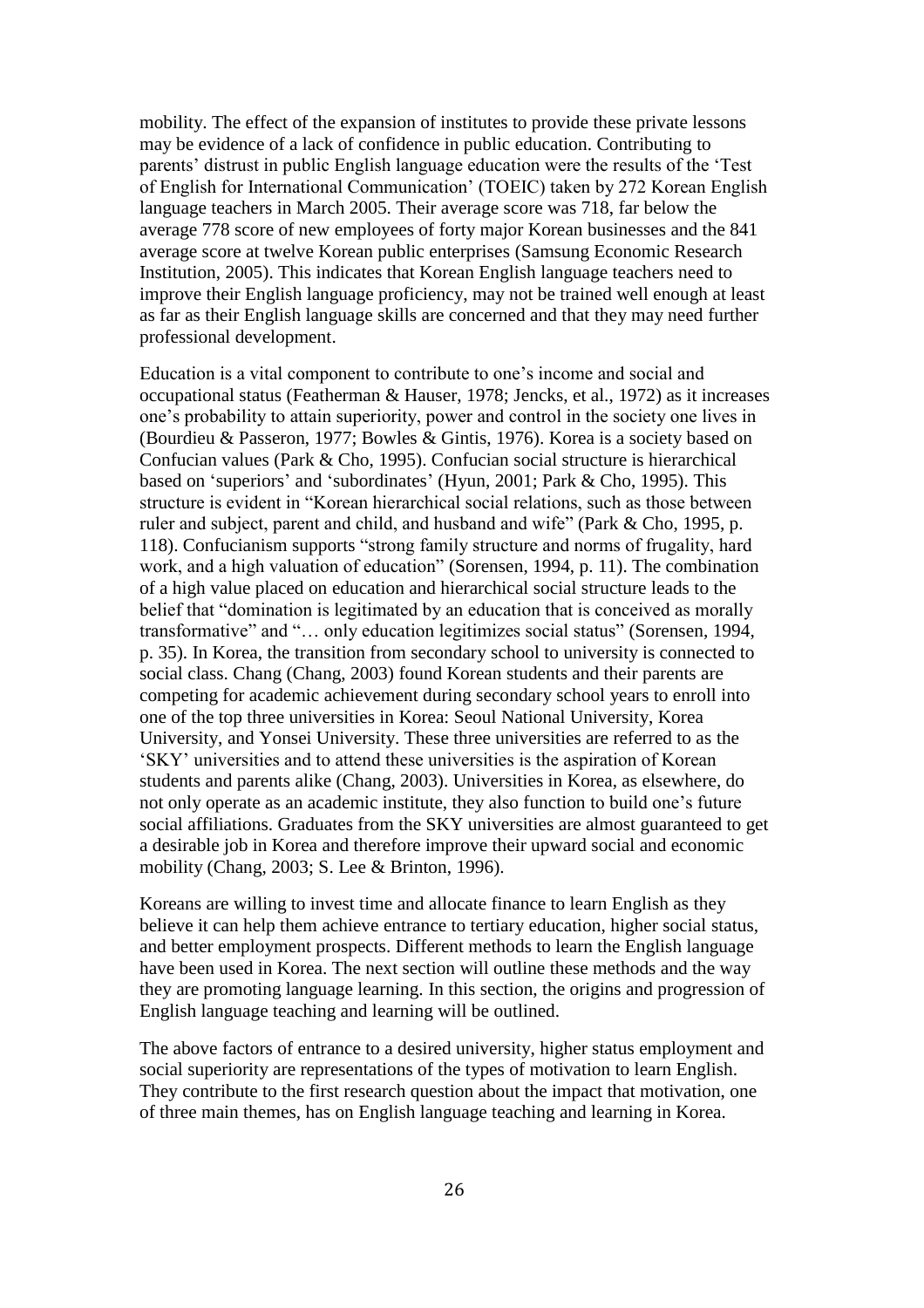mobility. The effect of the expansion of institutes to provide these private lessons may be evidence of a lack of confidence in public education. Contributing to parents' distrust in public English language education were the results of the 'Test of English for International Communication' (TOEIC) taken by 272 Korean English language teachers in March 2005. Their average score was 718, far below the average 778 score of new employees of forty major Korean businesses and the 841 average score at twelve Korean public enterprises (Samsung Economic Research Institution, 2005). This indicates that Korean English language teachers need to improve their English language proficiency, may not be trained well enough at least as far as their English language skills are concerned and that they may need further professional development.

Education is a vital component to contribute to one's income and social and occupational status (Featherman & Hauser, 1978; Jencks, et al., 1972) as it increases one's probability to attain superiority, power and control in the society one lives in (Bourdieu & Passeron, 1977; Bowles & Gintis, 1976). Korea is a society based on Confucian values (Park & Cho, 1995). Confucian social structure is hierarchical based on 'superiors' and 'subordinates' (Hyun, 2001; Park & Cho, 1995). This structure is evident in "Korean hierarchical social relations, such as those between ruler and subject, parent and child, and husband and wife" (Park & Cho, 1995, p. 118). Confucianism supports "strong family structure and norms of frugality, hard work, and a high valuation of education" (Sorensen, 1994, p. 11). The combination of a high value placed on education and hierarchical social structure leads to the belief that "domination is legitimated by an education that is conceived as morally transformative" and "… only education legitimizes social status" (Sorensen, 1994, p. 35). In Korea, the transition from secondary school to university is connected to social class. Chang (Chang, 2003) found Korean students and their parents are competing for academic achievement during secondary school years to enroll into one of the top three universities in Korea: Seoul National University, Korea University, and Yonsei University. These three universities are referred to as the 'SKY' universities and to attend these universities is the aspiration of Korean students and parents alike (Chang, 2003). Universities in Korea, as elsewhere, do not only operate as an academic institute, they also function to build one's future social affiliations. Graduates from the SKY universities are almost guaranteed to get a desirable job in Korea and therefore improve their upward social and economic mobility (Chang, 2003; S. Lee & Brinton, 1996).

Koreans are willing to invest time and allocate finance to learn English as they believe it can help them achieve entrance to tertiary education, higher social status, and better employment prospects. Different methods to learn the English language have been used in Korea. The next section will outline these methods and the way they are promoting language learning. In this section, the origins and progression of English language teaching and learning will be outlined.

The above factors of entrance to a desired university, higher status employment and social superiority are representations of the types of motivation to learn English. They contribute to the first research question about the impact that motivation, one of three main themes, has on English language teaching and learning in Korea.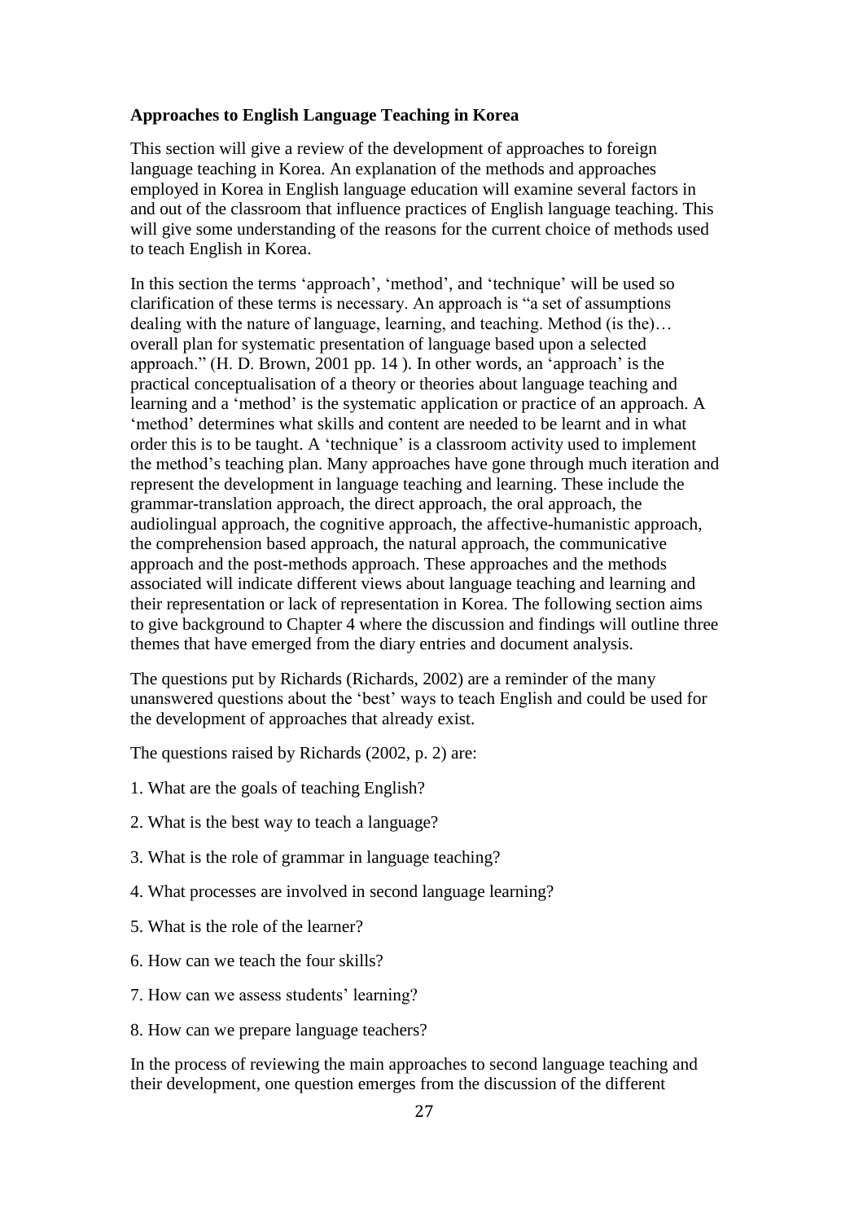**Approaches to English Language Teaching in Korea**

This section will give a review of the development of approaches to foreign language teaching in Korea. An explanation of the methods and approaches employed in Korea in English language education will examine several factors in and out of the classroom that influence practices of English language teaching. This will give some understanding of the reasons for the current choice of methods used to teach English in Korea.

In this section the terms 'approach', 'method', and 'technique' will be used so clarification of these terms is necessary. An approach is "a set of assumptions dealing with the nature of language, learning, and teaching. Method (is the)… overall plan for systematic presentation of language based upon a selected approach." (H. D. Brown, 2001 pp. 14 ). In other words, an 'approach' is the practical conceptualisation of a theory or theories about language teaching and learning and a 'method' is the systematic application or practice of an approach. A 'method' determines what skills and content are needed to be learnt and in what order this is to be taught. A 'technique' is a classroom activity used to implement the method's teaching plan. Many approaches have gone through much iteration and represent the development in language teaching and learning. These include the grammar-translation approach, the direct approach, the oral approach, the audiolingual approach, the cognitive approach, the affective-humanistic approach, the comprehension based approach, the natural approach, the communicative approach and the post-methods approach. These approaches and the methods associated will indicate different views about language teaching and learning and their representation or lack of representation in Korea. The following section aims to give background to Chapter 4 where the discussion and findings will outline three themes that have emerged from the diary entries and document analysis.

The questions put by Richards (Richards, 2002) are a reminder of the many unanswered questions about the 'best' ways to teach English and could be used for the development of approaches that already exist.

The questions raised by Richards (2002, p. 2) are:

1. What are the goals of teaching English?

2. What is the best way to teach a language?

3. What is the role of grammar in language teaching?

4. What processes are involved in second language learning?

5. What is the role of the learner?

6. How can we teach the four skills?

7. How can we assess students' learning?

8. How can we prepare language teachers?

In the process of reviewing the main approaches to second language teaching and their development, one question emerges from the discussion of the different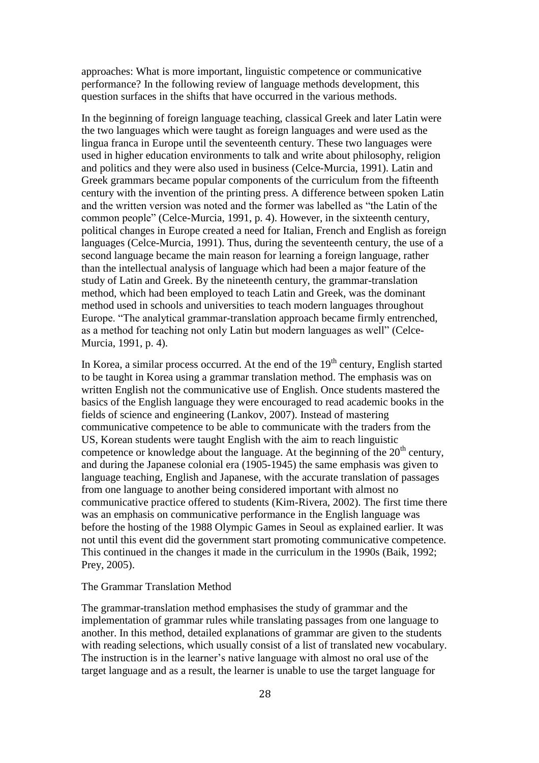approaches: What is more important, linguistic competence or communicative performance? In the following review of language methods development, this question surfaces in the shifts that have occurred in the various methods.

In the beginning of foreign language teaching, classical Greek and later Latin were the two languages which were taught as foreign languages and were used as the lingua franca in Europe until the seventeenth century. These two languages were used in higher education environments to talk and write about philosophy, religion and politics and they were also used in business (Celce-Murcia, 1991). Latin and Greek grammars became popular components of the curriculum from the fifteenth century with the invention of the printing press. A difference between spoken Latin and the written version was noted and the former was labelled as "the Latin of the common people" (Celce-Murcia, 1991, p. 4). However, in the sixteenth century, political changes in Europe created a need for Italian, French and English as foreign languages (Celce-Murcia, 1991). Thus, during the seventeenth century, the use of a second language became the main reason for learning a foreign language, rather than the intellectual analysis of language which had been a major feature of the study of Latin and Greek. By the nineteenth century, the grammar-translation method, which had been employed to teach Latin and Greek, was the dominant method used in schools and universities to teach modern languages throughout Europe. "The analytical grammar-translation approach became firmly entrenched, as a method for teaching not only Latin but modern languages as well" (Celce-Murcia, 1991, p. 4).

In Korea, a similar process occurred. At the end of the 19th century, English started to be taught in Korea using a grammar translation method. The emphasis was on written English not the communicative use of English. Once students mastered the basics of the English language they were encouraged to read academic books in the fields of science and engineering (Lankov, 2007). Instead of mastering communicative competence to be able to communicate with the traders from the US, Korean students were taught English with the aim to reach linguistic competence or knowledge about the language. At the beginning of the 20th century, and during the Japanese colonial era (1905-1945) the same emphasis was given to language teaching, English and Japanese, with the accurate translation of passages from one language to another being considered important with almost no communicative practice offered to students (Kim-Rivera, 2002). The first time there was an emphasis on communicative performance in the English language was before the hosting of the 1988 Olympic Games in Seoul as explained earlier. It was not until this event did the government start promoting communicative competence. This continued in the changes it made in the curriculum in the 1990s (Baik, 1992; Prey, 2005).

## The Grammar Translation Method

The grammar-translation method emphasises the study of grammar and the implementation of grammar rules while translating passages from one language to another. In this method, detailed explanations of grammar are given to the students with reading selections, which usually consist of a list of translated new vocabulary. The instruction is in the learner's native language with almost no oral use of the target language and as a result, the learner is unable to use the target language for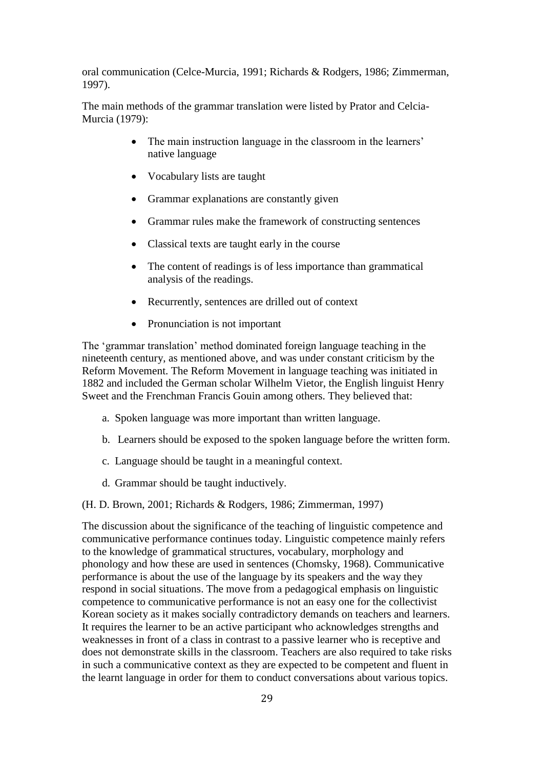oral communication (Celce-Murcia, 1991; Richards & Rodgers, 1986; Zimmerman, 1997).

The main methods of the grammar translation were listed by Prator and Celcia-Murcia (1979):

- The main instruction language in the classroom in the learners' native language
- Vocabulary lists are taught
- Grammar explanations are constantly given
- Grammar rules make the framework of constructing sentences
- Classical texts are taught early in the course
- The content of readings is of less importance than grammatical analysis of the readings.
- Recurrently, sentences are drilled out of context
- Pronunciation is not important

The 'grammar translation' method dominated foreign language teaching in the nineteenth century, as mentioned above, and was under constant criticism by the Reform Movement. The Reform Movement in language teaching was initiated in 1882 and included the German scholar Wilhelm Vietor, the English linguist Henry Sweet and the Frenchman Francis Gouin among others. They believed that:

a. Spoken language was more important than written language.
b. Learners should be exposed to the spoken language before the written form.
c. Language should be taught in a meaningful context.
d. Grammar should be taught inductively.

(H. D. Brown, 2001; Richards & Rodgers, 1986; Zimmerman, 1997)

The discussion about the significance of the teaching of linguistic competence and communicative performance continues today. Linguistic competence mainly refers to the knowledge of grammatical structures, vocabulary, morphology and phonology and how these are used in sentences (Chomsky, 1968). Communicative performance is about the use of the language by its speakers and the way they respond in social situations. The move from a pedagogical emphasis on linguistic competence to communicative performance is not an easy one for the collectivist Korean society as it makes socially contradictory demands on teachers and learners. It requires the learner to be an active participant who acknowledges strengths and weaknesses in front of a class in contrast to a passive learner who is receptive and does not demonstrate skills in the classroom. Teachers are also required to take risks in such a communicative context as they are expected to be competent and fluent in the learnt language in order for them to conduct conversations about various topics.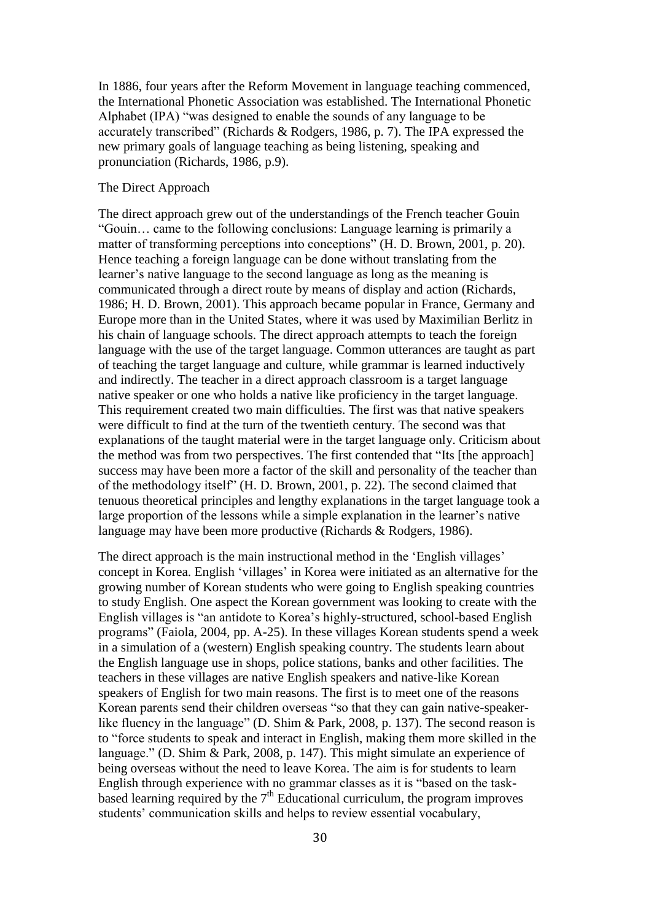In 1886, four years after the Reform Movement in language teaching commenced, the International Phonetic Association was established. The International Phonetic Alphabet (IPA) "was designed to enable the sounds of any language to be accurately transcribed" (Richards & Rodgers, 1986, p. 7). The IPA expressed the new primary goals of language teaching as being listening, speaking and pronunciation (Richards, 1986, p.9).

## The Direct Approach

The direct approach grew out of the understandings of the French teacher Gouin "Gouin… came to the following conclusions: Language learning is primarily a matter of transforming perceptions into conceptions" (H. D. Brown, 2001, p. 20). Hence teaching a foreign language can be done without translating from the learner's native language to the second language as long as the meaning is communicated through a direct route by means of display and action (Richards, 1986; H. D. Brown, 2001). This approach became popular in France, Germany and Europe more than in the United States, where it was used by Maximilian Berlitz in his chain of language schools. The direct approach attempts to teach the foreign language with the use of the target language. Common utterances are taught as part of teaching the target language and culture, while grammar is learned inductively and indirectly. The teacher in a direct approach classroom is a target language native speaker or one who holds a native like proficiency in the target language. This requirement created two main difficulties. The first was that native speakers were difficult to find at the turn of the twentieth century. The second was that explanations of the taught material were in the target language only. Criticism about the method was from two perspectives. The first contended that "Its [the approach] success may have been more a factor of the skill and personality of the teacher than of the methodology itself" (H. D. Brown, 2001, p. 22). The second claimed that tenuous theoretical principles and lengthy explanations in the target language took a large proportion of the lessons while a simple explanation in the learner's native language may have been more productive (Richards & Rodgers, 1986).

The direct approach is the main instructional method in the 'English villages' concept in Korea. English 'villages' in Korea were initiated as an alternative for the growing number of Korean students who were going to English speaking countries to study English. One aspect the Korean government was looking to create with the English villages is "an antidote to Korea's highly-structured, school-based English programs" (Faiola, 2004, pp. A-25). In these villages Korean students spend a week in a simulation of a (western) English speaking country. The students learn about the English language use in shops, police stations, banks and other facilities. The teachers in these villages are native English speakers and native-like Korean speakers of English for two main reasons. The first is to meet one of the reasons Korean parents send their children overseas "so that they can gain native-speaker-like fluency in the language" (D. Shim & Park, 2008, p. 137). The second reason is to "force students to speak and interact in English, making them more skilled in the language." (D. Shim & Park, 2008, p. 147). This might simulate an experience of being overseas without the need to leave Korea. The aim is for students to learn English through experience with no grammar classes as it is "based on the task-based learning required by the 7th Educational curriculum, the program improves students' communication skills and helps to review essential vocabulary,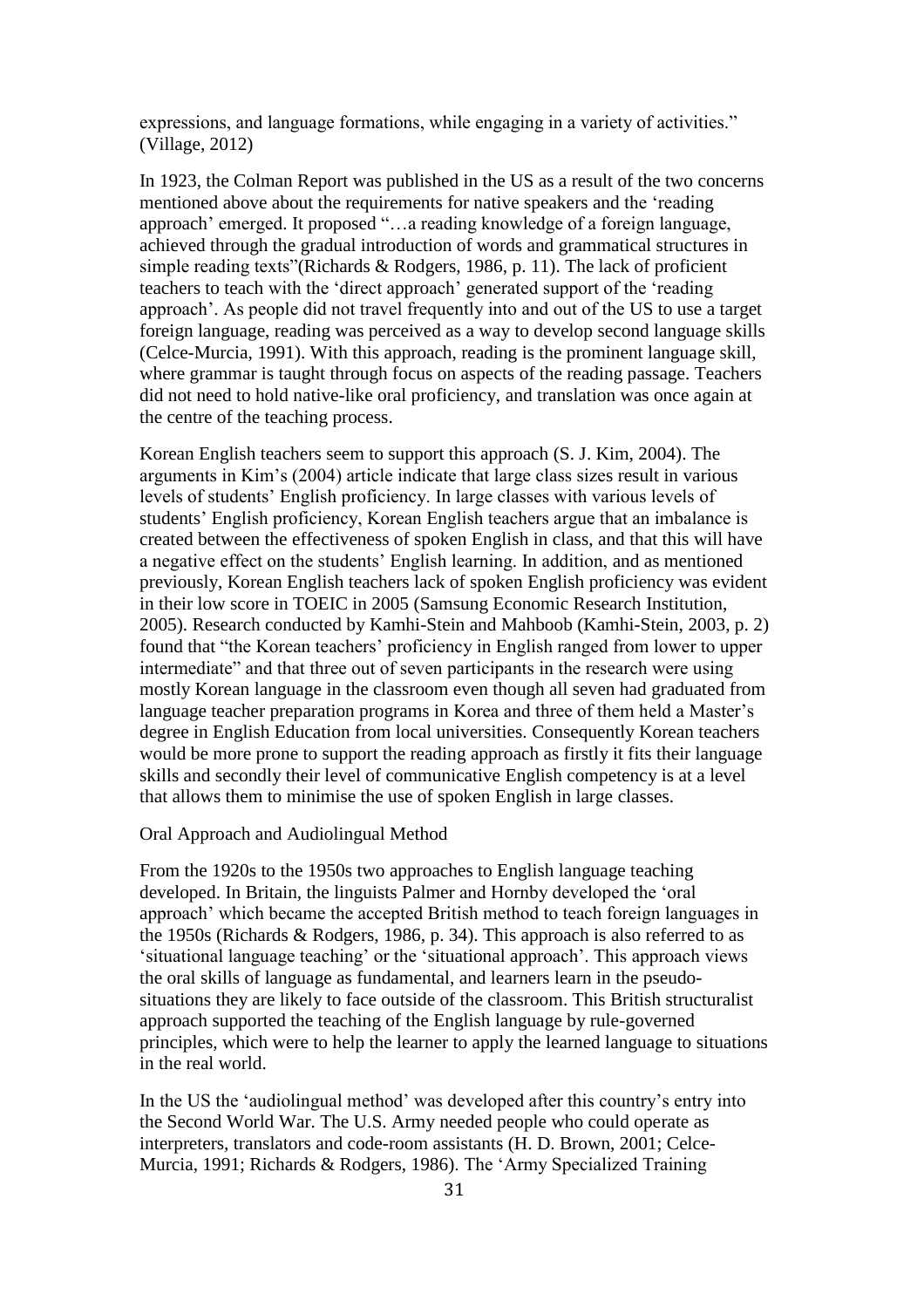expressions, and language formations, while engaging in a variety of activities." (Village, 2012)

In 1923, the Colman Report was published in the US as a result of the two concerns mentioned above about the requirements for native speakers and the 'reading approach' emerged. It proposed "…a reading knowledge of a foreign language, achieved through the gradual introduction of words and grammatical structures in simple reading texts"(Richards & Rodgers, 1986, p. 11). The lack of proficient teachers to teach with the 'direct approach' generated support of the 'reading approach'. As people did not travel frequently into and out of the US to use a target foreign language, reading was perceived as a way to develop second language skills (Celce-Murcia, 1991). With this approach, reading is the prominent language skill, where grammar is taught through focus on aspects of the reading passage. Teachers did not need to hold native-like oral proficiency, and translation was once again at the centre of the teaching process.

Korean English teachers seem to support this approach (S. J. Kim, 2004). The arguments in Kim's (2004) article indicate that large class sizes result in various levels of students' English proficiency. In large classes with various levels of students' English proficiency, Korean English teachers argue that an imbalance is created between the effectiveness of spoken English in class, and that this will have a negative effect on the students' English learning. In addition, and as mentioned previously, Korean English teachers lack of spoken English proficiency was evident in their low score in TOEIC in 2005 (Samsung Economic Research Institution, 2005). Research conducted by Kamhi-Stein and Mahboob (Kamhi-Stein, 2003, p. 2) found that "the Korean teachers' proficiency in English ranged from lower to upper intermediate" and that three out of seven participants in the research were using mostly Korean language in the classroom even though all seven had graduated from language teacher preparation programs in Korea and three of them held a Master's degree in English Education from local universities. Consequently Korean teachers would be more prone to support the reading approach as firstly it fits their language skills and secondly their level of communicative English competency is at a level that allows them to minimise the use of spoken English in large classes.

### Oral Approach and Audiolingual Method

From the 1920s to the 1950s two approaches to English language teaching developed. In Britain, the linguists Palmer and Hornby developed the 'oral approach' which became the accepted British method to teach foreign languages in the 1950s (Richards & Rodgers, 1986, p. 34). This approach is also referred to as 'situational language teaching' or the 'situational approach'. This approach views the oral skills of language as fundamental, and learners learn in the pseudo-situations they are likely to face outside of the classroom. This British structuralist approach supported the teaching of the English language by rule-governed principles, which were to help the learner to apply the learned language to situations in the real world.

In the US the 'audiolingual method' was developed after this country's entry into the Second World War. The U.S. Army needed people who could operate as interpreters, translators and code-room assistants (H. D. Brown, 2001; Celce-Murcia, 1991; Richards & Rodgers, 1986). The 'Army Specialized Training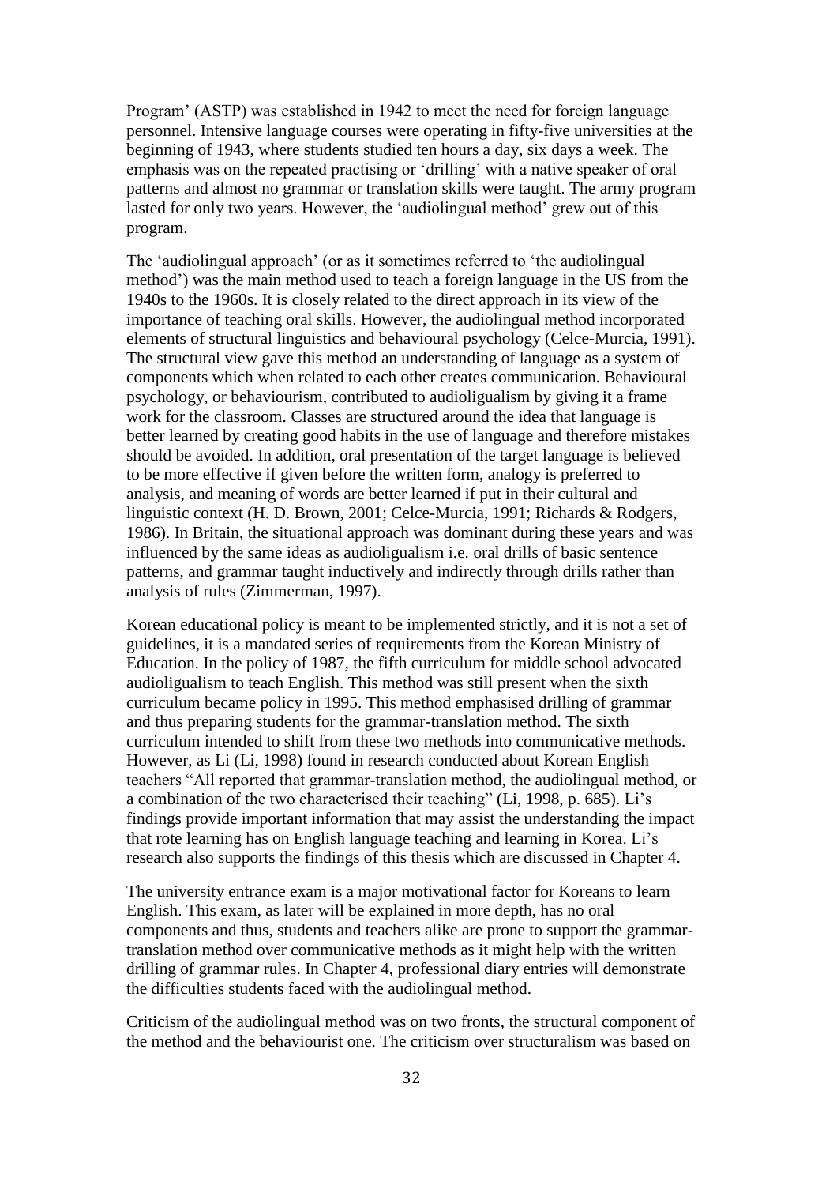Program' (ASTP) was established in 1942 to meet the need for foreign language personnel. Intensive language courses were operating in fifty-five universities at the beginning of 1943, where students studied ten hours a day, six days a week. The emphasis was on the repeated practising or 'drilling' with a native speaker of oral patterns and almost no grammar or translation skills were taught. The army program lasted for only two years. However, the 'audiolingual method' grew out of this program.

The 'audiolingual approach' (or as it sometimes referred to 'the audiolingual method') was the main method used to teach a foreign language in the US from the 1940s to the 1960s. It is closely related to the direct approach in its view of the importance of teaching oral skills. However, the audiolingual method incorporated elements of structural linguistics and behavioural psychology (Celce-Murcia, 1991). The structural view gave this method an understanding of language as a system of components which when related to each other creates communication. Behavioural psychology, or behaviourism, contributed to audioligualism by giving it a frame work for the classroom. Classes are structured around the idea that language is better learned by creating good habits in the use of language and therefore mistakes should be avoided. In addition, oral presentation of the target language is believed to be more effective if given before the written form, analogy is preferred to analysis, and meaning of words are better learned if put in their cultural and linguistic context (H. D. Brown, 2001; Celce-Murcia, 1991; Richards & Rodgers, 1986). In Britain, the situational approach was dominant during these years and was influenced by the same ideas as audioligualism i.e. oral drills of basic sentence patterns, and grammar taught inductively and indirectly through drills rather than analysis of rules (Zimmerman, 1997).

Korean educational policy is meant to be implemented strictly, and it is not a set of guidelines, it is a mandated series of requirements from the Korean Ministry of Education. In the policy of 1987, the fifth curriculum for middle school advocated audioligualism to teach English. This method was still present when the sixth curriculum became policy in 1995. This method emphasised drilling of grammar and thus preparing students for the grammar-translation method. The sixth curriculum intended to shift from these two methods into communicative methods. However, as Li (Li, 1998) found in research conducted about Korean English teachers "All reported that grammar-translation method, the audiolingual method, or a combination of the two characterised their teaching" (Li, 1998, p. 685). Li's findings provide important information that may assist the understanding the impact that rote learning has on English language teaching and learning in Korea. Li's research also supports the findings of this thesis which are discussed in Chapter 4.

The university entrance exam is a major motivational factor for Koreans to learn English. This exam, as later will be explained in more depth, has no oral components and thus, students and teachers alike are prone to support the grammar-translation method over communicative methods as it might help with the written drilling of grammar rules. In Chapter 4, professional diary entries will demonstrate the difficulties students faced with the audiolingual method.

Criticism of the audiolingual method was on two fronts, the structural component of the method and the behaviourist one. The criticism over structuralism was based on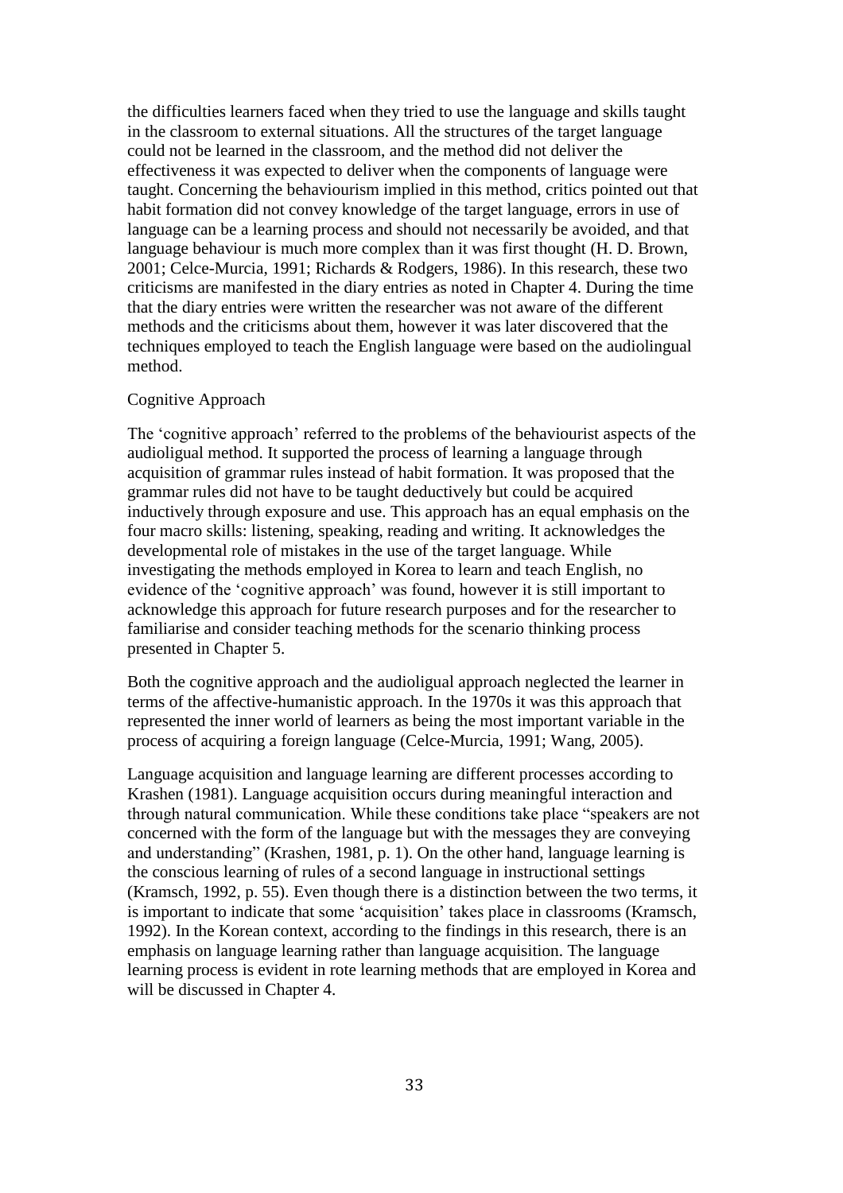the difficulties learners faced when they tried to use the language and skills taught in the classroom to external situations. All the structures of the target language could not be learned in the classroom, and the method did not deliver the effectiveness it was expected to deliver when the components of language were taught. Concerning the behaviourism implied in this method, critics pointed out that habit formation did not convey knowledge of the target language, errors in use of language can be a learning process and should not necessarily be avoided, and that language behaviour is much more complex than it was first thought (H. D. Brown, 2001; Celce-Murcia, 1991; Richards & Rodgers, 1986). In this research, these two criticisms are manifested in the diary entries as noted in Chapter 4. During the time that the diary entries were written the researcher was not aware of the different methods and the criticisms about them, however it was later discovered that the techniques employed to teach the English language were based on the audiolingual method.

### Cognitive Approach

The 'cognitive approach' referred to the problems of the behaviourist aspects of the audioligual method. It supported the process of learning a language through acquisition of grammar rules instead of habit formation. It was proposed that the grammar rules did not have to be taught deductively but could be acquired inductively through exposure and use. This approach has an equal emphasis on the four macro skills: listening, speaking, reading and writing. It acknowledges the developmental role of mistakes in the use of the target language. While investigating the methods employed in Korea to learn and teach English, no evidence of the 'cognitive approach' was found, however it is still important to acknowledge this approach for future research purposes and for the researcher to familiarise and consider teaching methods for the scenario thinking process presented in Chapter 5.

Both the cognitive approach and the audioligual approach neglected the learner in terms of the affective-humanistic approach. In the 1970s it was this approach that represented the inner world of learners as being the most important variable in the process of acquiring a foreign language (Celce-Murcia, 1991; Wang, 2005).

Language acquisition and language learning are different processes according to Krashen (1981). Language acquisition occurs during meaningful interaction and through natural communication. While these conditions take place "speakers are not concerned with the form of the language but with the messages they are conveying and understanding" (Krashen, 1981, p. 1). On the other hand, language learning is the conscious learning of rules of a second language in instructional settings (Kramsch, 1992, p. 55). Even though there is a distinction between the two terms, it is important to indicate that some 'acquisition' takes place in classrooms (Kramsch, 1992). In the Korean context, according to the findings in this research, there is an emphasis on language learning rather than language acquisition. The language learning process is evident in rote learning methods that are employed in Korea and will be discussed in Chapter 4.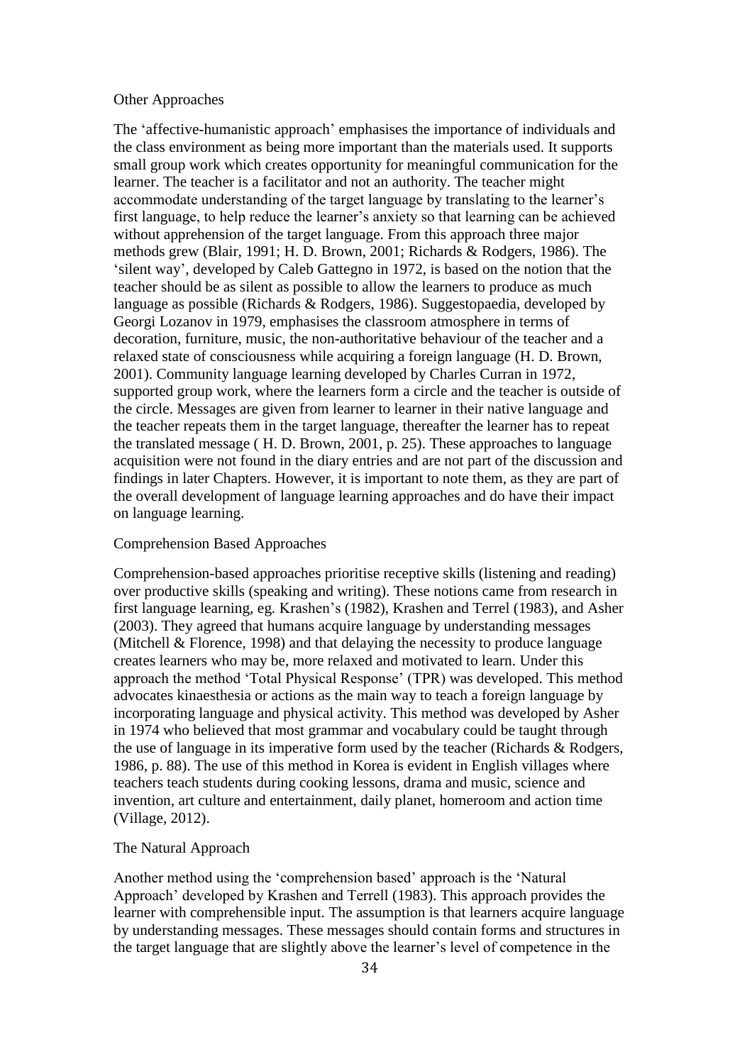## Other Approaches

The 'affective-humanistic approach' emphasises the importance of individuals and the class environment as being more important than the materials used. It supports small group work which creates opportunity for meaningful communication for the learner. The teacher is a facilitator and not an authority. The teacher might accommodate understanding of the target language by translating to the learner's first language, to help reduce the learner's anxiety so that learning can be achieved without apprehension of the target language. From this approach three major methods grew (Blair, 1991; H. D. Brown, 2001; Richards & Rodgers, 1986). The 'silent way', developed by Caleb Gattegno in 1972, is based on the notion that the teacher should be as silent as possible to allow the learners to produce as much language as possible (Richards & Rodgers, 1986). Suggestopaedia, developed by Georgi Lozanov in 1979, emphasises the classroom atmosphere in terms of decoration, furniture, music, the non-authoritative behaviour of the teacher and a relaxed state of consciousness while acquiring a foreign language (H. D. Brown, 2001). Community language learning developed by Charles Curran in 1972, supported group work, where the learners form a circle and the teacher is outside of the circle. Messages are given from learner to learner in their native language and the teacher repeats them in the target language, thereafter the learner has to repeat the translated message ( H. D. Brown, 2001, p. 25). These approaches to language acquisition were not found in the diary entries and are not part of the discussion and findings in later Chapters. However, it is important to note them, as they are part of the overall development of language learning approaches and do have their impact on language learning.

## Comprehension Based Approaches

Comprehension-based approaches prioritise receptive skills (listening and reading) over productive skills (speaking and writing). These notions came from research in first language learning, eg. Krashen's (1982), Krashen and Terrel (1983), and Asher (2003). They agreed that humans acquire language by understanding messages (Mitchell & Florence, 1998) and that delaying the necessity to produce language creates learners who may be, more relaxed and motivated to learn. Under this approach the method 'Total Physical Response' (TPR) was developed. This method advocates kinaesthesia or actions as the main way to teach a foreign language by incorporating language and physical activity. This method was developed by Asher in 1974 who believed that most grammar and vocabulary could be taught through the use of language in its imperative form used by the teacher (Richards & Rodgers, 1986, p. 88). The use of this method in Korea is evident in English villages where teachers teach students during cooking lessons, drama and music, science and invention, art culture and entertainment, daily planet, homeroom and action time (Village, 2012).

## The Natural Approach

Another method using the 'comprehension based' approach is the 'Natural Approach' developed by Krashen and Terrell (1983). This approach provides the learner with comprehensible input. The assumption is that learners acquire language by understanding messages. These messages should contain forms and structures in the target language that are slightly above the learner's level of competence in the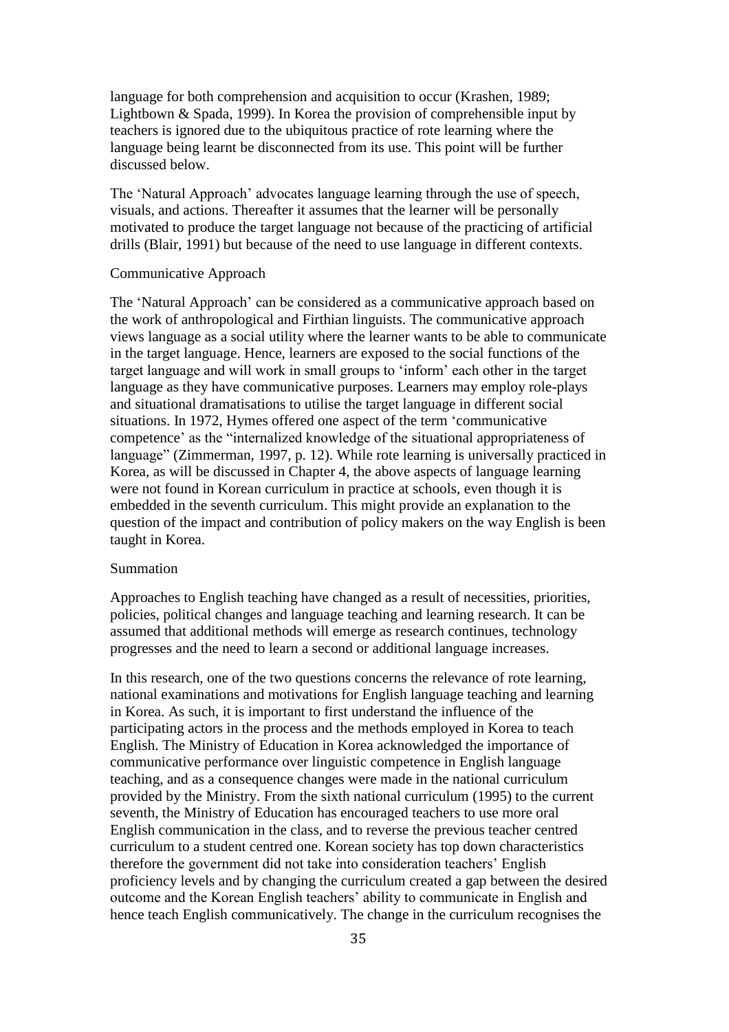language for both comprehension and acquisition to occur (Krashen, 1989; Lightbown & Spada, 1999). In Korea the provision of comprehensible input by teachers is ignored due to the ubiquitous practice of rote learning where the language being learnt be disconnected from its use. This point will be further discussed below.

The 'Natural Approach' advocates language learning through the use of speech, visuals, and actions. Thereafter it assumes that the learner will be personally motivated to produce the target language not because of the practicing of artificial drills (Blair, 1991) but because of the need to use language in different contexts.

### Communicative Approach

The 'Natural Approach' can be considered as a communicative approach based on the work of anthropological and Firthian linguists. The communicative approach views language as a social utility where the learner wants to be able to communicate in the target language. Hence, learners are exposed to the social functions of the target language and will work in small groups to 'inform' each other in the target language as they have communicative purposes. Learners may employ role-plays and situational dramatisations to utilise the target language in different social situations. In 1972, Hymes offered one aspect of the term 'communicative competence' as the "internalized knowledge of the situational appropriateness of language" (Zimmerman, 1997, p. 12). While rote learning is universally practiced in Korea, as will be discussed in Chapter 4, the above aspects of language learning were not found in Korean curriculum in practice at schools, even though it is embedded in the seventh curriculum. This might provide an explanation to the question of the impact and contribution of policy makers on the way English is been taught in Korea.

### Summation

Approaches to English teaching have changed as a result of necessities, priorities, policies, political changes and language teaching and learning research. It can be assumed that additional methods will emerge as research continues, technology progresses and the need to learn a second or additional language increases.

In this research, one of the two questions concerns the relevance of rote learning, national examinations and motivations for English language teaching and learning in Korea. As such, it is important to first understand the influence of the participating actors in the process and the methods employed in Korea to teach English. The Ministry of Education in Korea acknowledged the importance of communicative performance over linguistic competence in English language teaching, and as a consequence changes were made in the national curriculum provided by the Ministry. From the sixth national curriculum (1995) to the current seventh, the Ministry of Education has encouraged teachers to use more oral English communication in the class, and to reverse the previous teacher centred curriculum to a student centred one. Korean society has top down characteristics therefore the government did not take into consideration teachers' English proficiency levels and by changing the curriculum created a gap between the desired outcome and the Korean English teachers' ability to communicate in English and hence teach English communicatively. The change in the curriculum recognises the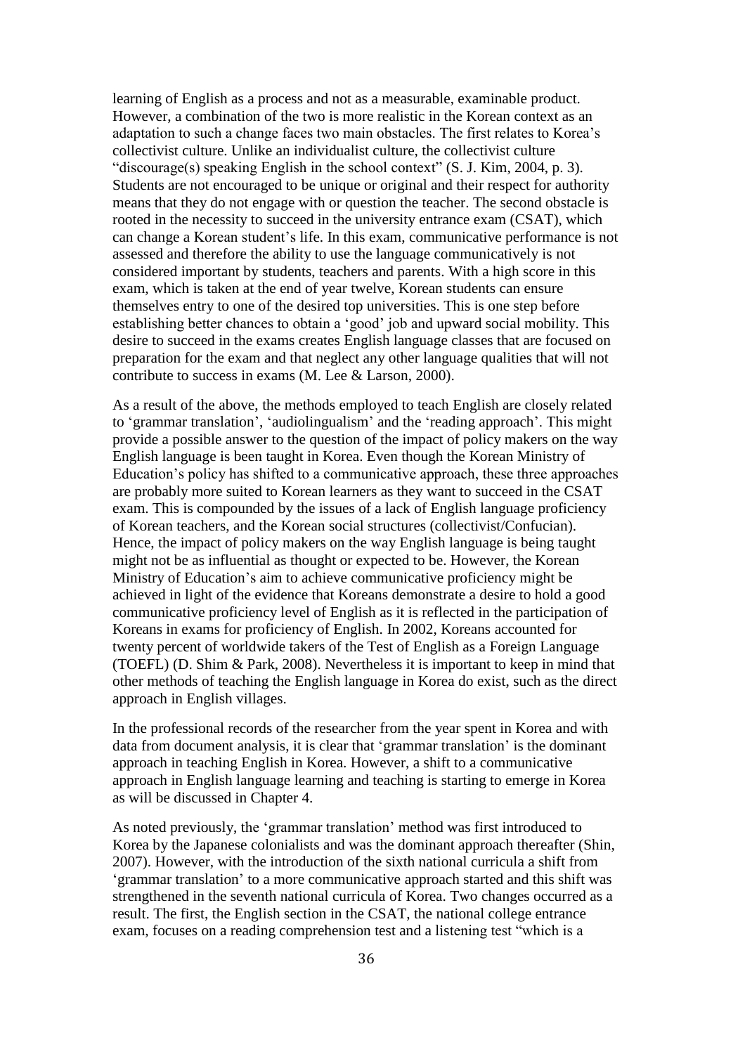learning of English as a process and not as a measurable, examinable product. However, a combination of the two is more realistic in the Korean context as an adaptation to such a change faces two main obstacles. The first relates to Korea's collectivist culture. Unlike an individualist culture, the collectivist culture "discourage(s) speaking English in the school context" (S. J. Kim, 2004, p. 3). Students are not encouraged to be unique or original and their respect for authority means that they do not engage with or question the teacher. The second obstacle is rooted in the necessity to succeed in the university entrance exam (CSAT), which can change a Korean student's life. In this exam, communicative performance is not assessed and therefore the ability to use the language communicatively is not considered important by students, teachers and parents. With a high score in this exam, which is taken at the end of year twelve, Korean students can ensure themselves entry to one of the desired top universities. This is one step before establishing better chances to obtain a 'good' job and upward social mobility. This desire to succeed in the exams creates English language classes that are focused on preparation for the exam and that neglect any other language qualities that will not contribute to success in exams (M. Lee & Larson, 2000).

As a result of the above, the methods employed to teach English are closely related to 'grammar translation', 'audiolingualism' and the 'reading approach'. This might provide a possible answer to the question of the impact of policy makers on the way English language is been taught in Korea. Even though the Korean Ministry of Education's policy has shifted to a communicative approach, these three approaches are probably more suited to Korean learners as they want to succeed in the CSAT exam. This is compounded by the issues of a lack of English language proficiency of Korean teachers, and the Korean social structures (collectivist/Confucian). Hence, the impact of policy makers on the way English language is being taught might not be as influential as thought or expected to be. However, the Korean Ministry of Education's aim to achieve communicative proficiency might be achieved in light of the evidence that Koreans demonstrate a desire to hold a good communicative proficiency level of English as it is reflected in the participation of Koreans in exams for proficiency of English. In 2002, Koreans accounted for twenty percent of worldwide takers of the Test of English as a Foreign Language (TOEFL) (D. Shim & Park, 2008). Nevertheless it is important to keep in mind that other methods of teaching the English language in Korea do exist, such as the direct approach in English villages.

In the professional records of the researcher from the year spent in Korea and with data from document analysis, it is clear that 'grammar translation' is the dominant approach in teaching English in Korea. However, a shift to a communicative approach in English language learning and teaching is starting to emerge in Korea as will be discussed in Chapter 4.

As noted previously, the 'grammar translation' method was first introduced to Korea by the Japanese colonialists and was the dominant approach thereafter (Shin, 2007). However, with the introduction of the sixth national curricula a shift from 'grammar translation' to a more communicative approach started and this shift was strengthened in the seventh national curricula of Korea. Two changes occurred as a result. The first, the English section in the CSAT, the national college entrance exam, focuses on a reading comprehension test and a listening test "which is a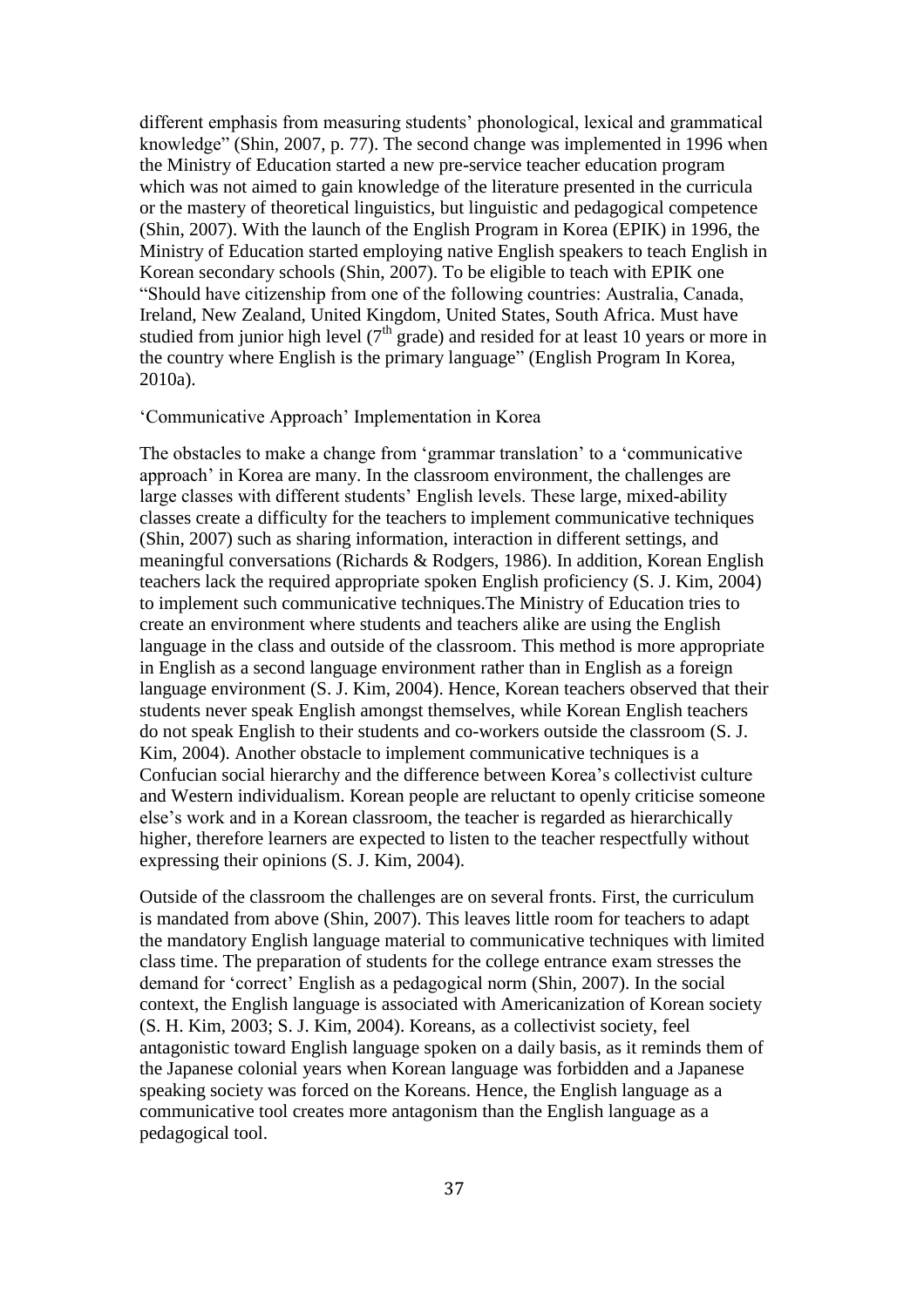different emphasis from measuring students' phonological, lexical and grammatical knowledge" (Shin, 2007, p. 77). The second change was implemented in 1996 when the Ministry of Education started a new pre-service teacher education program which was not aimed to gain knowledge of the literature presented in the curricula or the mastery of theoretical linguistics, but linguistic and pedagogical competence (Shin, 2007). With the launch of the English Program in Korea (EPIK) in 1996, the Ministry of Education started employing native English speakers to teach English in Korean secondary schools (Shin, 2007). To be eligible to teach with EPIK one "Should have citizenship from one of the following countries: Australia, Canada, Ireland, New Zealand, United Kingdom, United States, South Africa. Must have studied from junior high level (7th grade) and resided for at least 10 years or more in the country where English is the primary language" (English Program In Korea, 2010a).

## 'Communicative Approach' Implementation in Korea

The obstacles to make a change from 'grammar translation' to a 'communicative approach' in Korea are many. In the classroom environment, the challenges are large classes with different students' English levels. These large, mixed-ability classes create a difficulty for the teachers to implement communicative techniques (Shin, 2007) such as sharing information, interaction in different settings, and meaningful conversations (Richards & Rodgers, 1986). In addition, Korean English teachers lack the required appropriate spoken English proficiency (S. J. Kim, 2004) to implement such communicative techniques.The Ministry of Education tries to create an environment where students and teachers alike are using the English language in the class and outside of the classroom. This method is more appropriate in English as a second language environment rather than in English as a foreign language environment (S. J. Kim, 2004). Hence, Korean teachers observed that their students never speak English amongst themselves, while Korean English teachers do not speak English to their students and co-workers outside the classroom (S. J. Kim, 2004). Another obstacle to implement communicative techniques is a Confucian social hierarchy and the difference between Korea's collectivist culture and Western individualism. Korean people are reluctant to openly criticise someone else's work and in a Korean classroom, the teacher is regarded as hierarchically higher, therefore learners are expected to listen to the teacher respectfully without expressing their opinions (S. J. Kim, 2004).

Outside of the classroom the challenges are on several fronts. First, the curriculum is mandated from above (Shin, 2007). This leaves little room for teachers to adapt the mandatory English language material to communicative techniques with limited class time. The preparation of students for the college entrance exam stresses the demand for 'correct' English as a pedagogical norm (Shin, 2007). In the social context, the English language is associated with Americanization of Korean society (S. H. Kim, 2003; S. J. Kim, 2004). Koreans, as a collectivist society, feel antagonistic toward English language spoken on a daily basis, as it reminds them of the Japanese colonial years when Korean language was forbidden and a Japanese speaking society was forced on the Koreans. Hence, the English language as a communicative tool creates more antagonism than the English language as a pedagogical tool.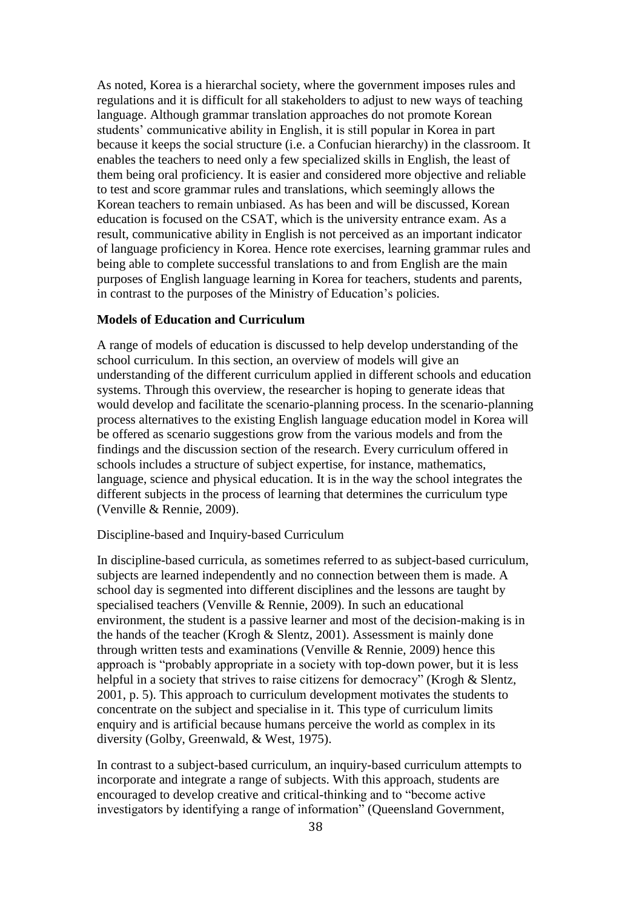As noted, Korea is a hierarchal society, where the government imposes rules and regulations and it is difficult for all stakeholders to adjust to new ways of teaching language. Although grammar translation approaches do not promote Korean students' communicative ability in English, it is still popular in Korea in part because it keeps the social structure (i.e. a Confucian hierarchy) in the classroom. It enables the teachers to need only a few specialized skills in English, the least of them being oral proficiency. It is easier and considered more objective and reliable to test and score grammar rules and translations, which seemingly allows the Korean teachers to remain unbiased. As has been and will be discussed, Korean education is focused on the CSAT, which is the university entrance exam. As a result, communicative ability in English is not perceived as an important indicator of language proficiency in Korea. Hence rote exercises, learning grammar rules and being able to complete successful translations to and from English are the main purposes of English language learning in Korea for teachers, students and parents, in contrast to the purposes of the Ministry of Education's policies.

**Models of Education and Curriculum**

A range of models of education is discussed to help develop understanding of the school curriculum. In this section, an overview of models will give an understanding of the different curriculum applied in different schools and education systems. Through this overview, the researcher is hoping to generate ideas that would develop and facilitate the scenario-planning process. In the scenario-planning process alternatives to the existing English language education model in Korea will be offered as scenario suggestions grow from the various models and from the findings and the discussion section of the research. Every curriculum offered in schools includes a structure of subject expertise, for instance, mathematics, language, science and physical education. It is in the way the school integrates the different subjects in the process of learning that determines the curriculum type (Venville & Rennie, 2009).

Discipline-based and Inquiry-based Curriculum

In discipline-based curricula, as sometimes referred to as subject-based curriculum, subjects are learned independently and no connection between them is made. A school day is segmented into different disciplines and the lessons are taught by specialised teachers (Venville & Rennie, 2009). In such an educational environment, the student is a passive learner and most of the decision-making is in the hands of the teacher (Krogh & Slentz, 2001). Assessment is mainly done through written tests and examinations (Venville & Rennie, 2009) hence this approach is "probably appropriate in a society with top-down power, but it is less helpful in a society that strives to raise citizens for democracy" (Krogh & Slentz, 2001, p. 5). This approach to curriculum development motivates the students to concentrate on the subject and specialise in it. This type of curriculum limits enquiry and is artificial because humans perceive the world as complex in its diversity (Golby, Greenwald, & West, 1975).

In contrast to a subject-based curriculum, an inquiry-based curriculum attempts to incorporate and integrate a range of subjects. With this approach, students are encouraged to develop creative and critical-thinking and to "become active investigators by identifying a range of information" (Queensland Government,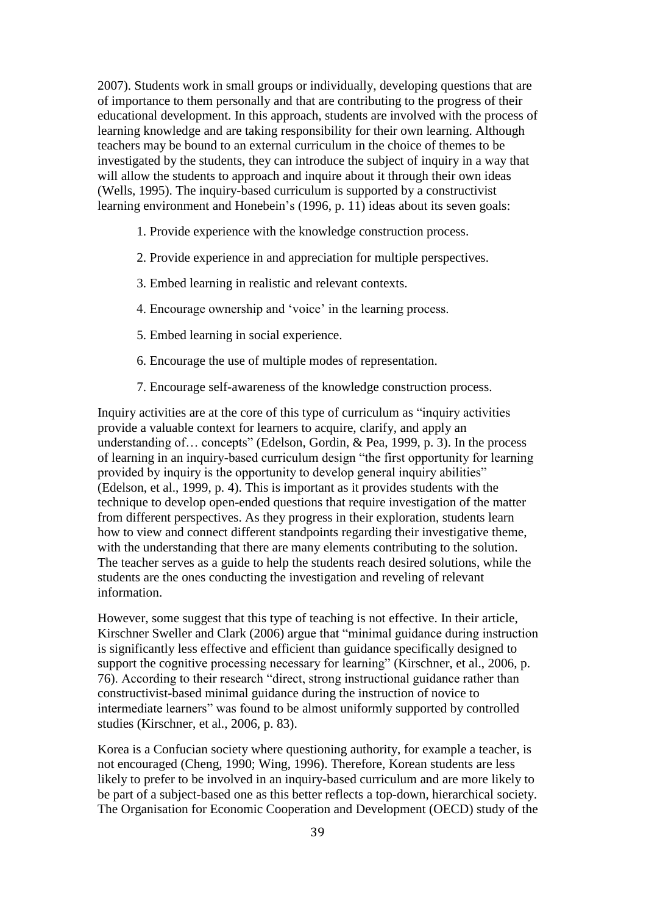2007). Students work in small groups or individually, developing questions that are of importance to them personally and that are contributing to the progress of their educational development. In this approach, students are involved with the process of learning knowledge and are taking responsibility for their own learning. Although teachers may be bound to an external curriculum in the choice of themes to be investigated by the students, they can introduce the subject of inquiry in a way that will allow the students to approach and inquire about it through their own ideas (Wells, 1995). The inquiry-based curriculum is supported by a constructivist learning environment and Honebein's (1996, p. 11) ideas about its seven goals:

1. Provide experience with the knowledge construction process.
2. Provide experience in and appreciation for multiple perspectives.
3. Embed learning in realistic and relevant contexts.
4. Encourage ownership and 'voice' in the learning process.
5. Embed learning in social experience.
6. Encourage the use of multiple modes of representation.
7. Encourage self-awareness of the knowledge construction process.

Inquiry activities are at the core of this type of curriculum as "inquiry activities provide a valuable context for learners to acquire, clarify, and apply an understanding of… concepts" (Edelson, Gordin, & Pea, 1999, p. 3). In the process of learning in an inquiry-based curriculum design "the first opportunity for learning provided by inquiry is the opportunity to develop general inquiry abilities" (Edelson, et al., 1999, p. 4). This is important as it provides students with the technique to develop open-ended questions that require investigation of the matter from different perspectives. As they progress in their exploration, students learn how to view and connect different standpoints regarding their investigative theme, with the understanding that there are many elements contributing to the solution. The teacher serves as a guide to help the students reach desired solutions, while the students are the ones conducting the investigation and reveling of relevant information.

However, some suggest that this type of teaching is not effective. In their article, Kirschner Sweller and Clark (2006) argue that "minimal guidance during instruction is significantly less effective and efficient than guidance specifically designed to support the cognitive processing necessary for learning" (Kirschner, et al., 2006, p. 76). According to their research "direct, strong instructional guidance rather than constructivist-based minimal guidance during the instruction of novice to intermediate learners" was found to be almost uniformly supported by controlled studies (Kirschner, et al., 2006, p. 83).

Korea is a Confucian society where questioning authority, for example a teacher, is not encouraged (Cheng, 1990; Wing, 1996). Therefore, Korean students are less likely to prefer to be involved in an inquiry-based curriculum and are more likely to be part of a subject-based one as this better reflects a top-down, hierarchical society. The Organisation for Economic Cooperation and Development (OECD) study of the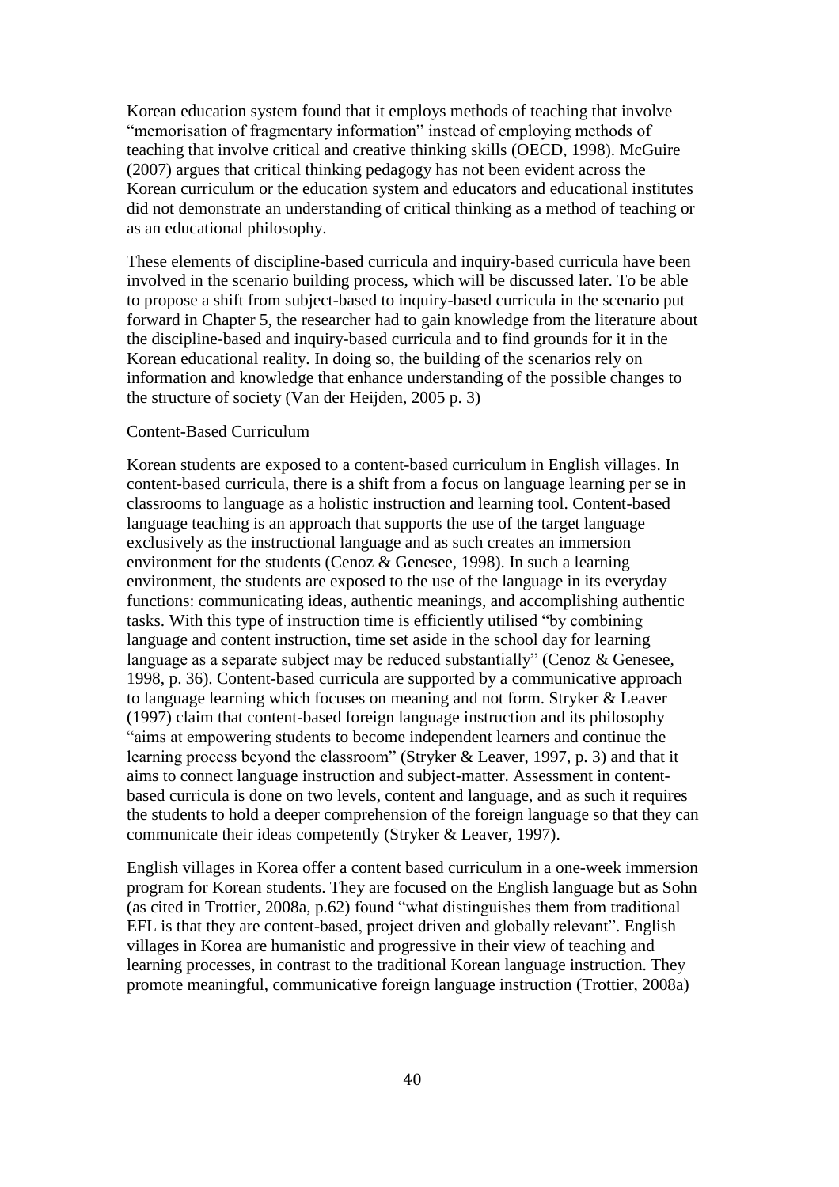Korean education system found that it employs methods of teaching that involve "memorisation of fragmentary information" instead of employing methods of teaching that involve critical and creative thinking skills (OECD, 1998). McGuire (2007) argues that critical thinking pedagogy has not been evident across the Korean curriculum or the education system and educators and educational institutes did not demonstrate an understanding of critical thinking as a method of teaching or as an educational philosophy.

These elements of discipline-based curricula and inquiry-based curricula have been involved in the scenario building process, which will be discussed later. To be able to propose a shift from subject-based to inquiry-based curricula in the scenario put forward in Chapter 5, the researcher had to gain knowledge from the literature about the discipline-based and inquiry-based curricula and to find grounds for it in the Korean educational reality. In doing so, the building of the scenarios rely on information and knowledge that enhance understanding of the possible changes to the structure of society (Van der Heijden, 2005 p. 3)

### Content-Based Curriculum

Korean students are exposed to a content-based curriculum in English villages. In content-based curricula, there is a shift from a focus on language learning per se in classrooms to language as a holistic instruction and learning tool. Content-based language teaching is an approach that supports the use of the target language exclusively as the instructional language and as such creates an immersion environment for the students (Cenoz & Genesee, 1998). In such a learning environment, the students are exposed to the use of the language in its everyday functions: communicating ideas, authentic meanings, and accomplishing authentic tasks. With this type of instruction time is efficiently utilised "by combining language and content instruction, time set aside in the school day for learning language as a separate subject may be reduced substantially" (Cenoz & Genesee, 1998, p. 36). Content-based curricula are supported by a communicative approach to language learning which focuses on meaning and not form. Stryker & Leaver (1997) claim that content-based foreign language instruction and its philosophy "aims at empowering students to become independent learners and continue the learning process beyond the classroom" (Stryker & Leaver, 1997, p. 3) and that it aims to connect language instruction and subject-matter. Assessment in content-based curricula is done on two levels, content and language, and as such it requires the students to hold a deeper comprehension of the foreign language so that they can communicate their ideas competently (Stryker & Leaver, 1997).

English villages in Korea offer a content based curriculum in a one-week immersion program for Korean students. They are focused on the English language but as Sohn (as cited in Trottier, 2008a, p.62) found "what distinguishes them from traditional EFL is that they are content-based, project driven and globally relevant". English villages in Korea are humanistic and progressive in their view of teaching and learning processes, in contrast to the traditional Korean language instruction. They promote meaningful, communicative foreign language instruction (Trottier, 2008a)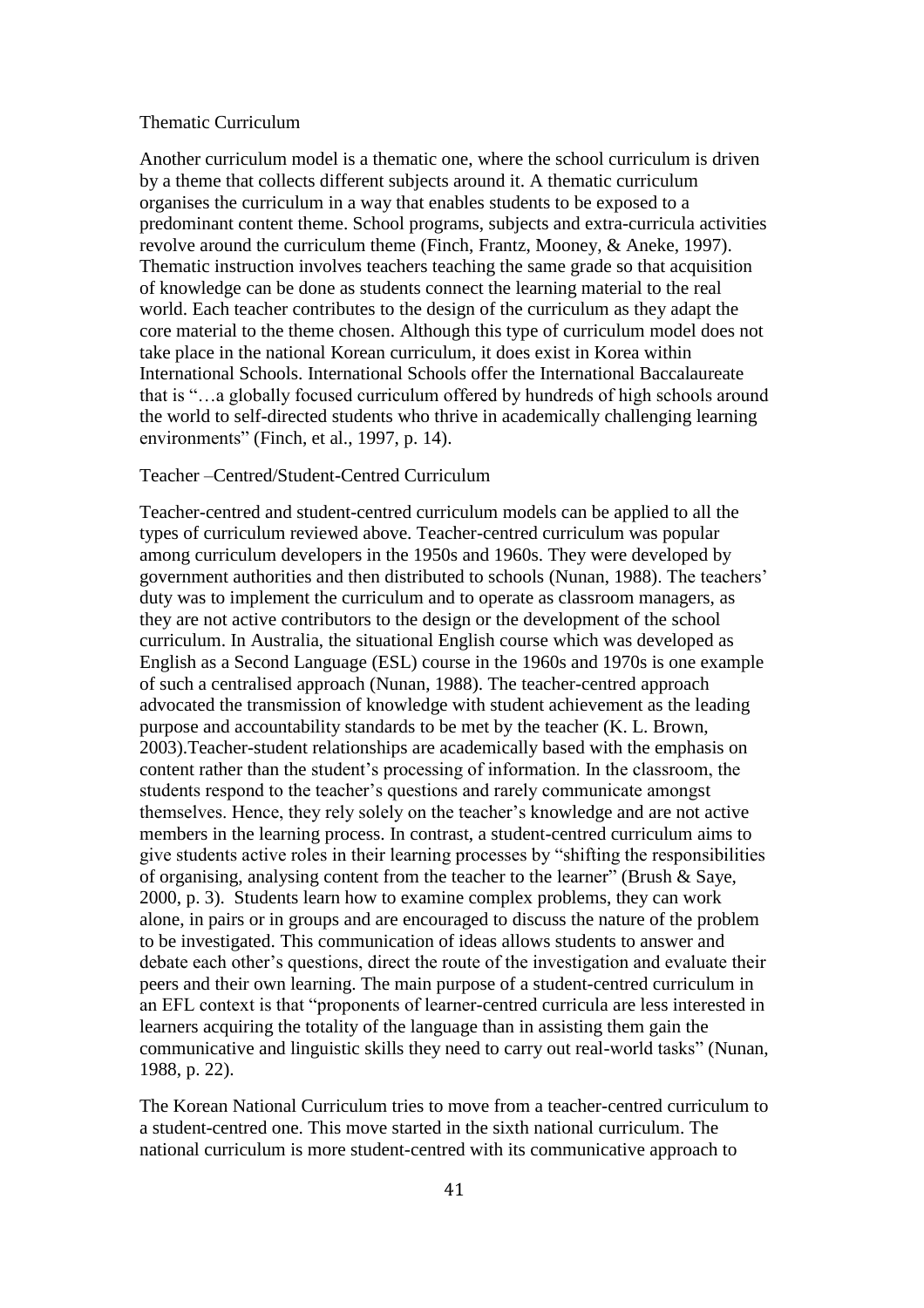### Thematic Curriculum

Another curriculum model is a thematic one, where the school curriculum is driven by a theme that collects different subjects around it. A thematic curriculum organises the curriculum in a way that enables students to be exposed to a predominant content theme. School programs, subjects and extra-curricula activities revolve around the curriculum theme (Finch, Frantz, Mooney, & Aneke, 1997). Thematic instruction involves teachers teaching the same grade so that acquisition of knowledge can be done as students connect the learning material to the real world. Each teacher contributes to the design of the curriculum as they adapt the core material to the theme chosen. Although this type of curriculum model does not take place in the national Korean curriculum, it does exist in Korea within International Schools. International Schools offer the International Baccalaureate that is "…a globally focused curriculum offered by hundreds of high schools around the world to self-directed students who thrive in academically challenging learning environments" (Finch, et al., 1997, p. 14).

### Teacher –Centred/Student-Centred Curriculum

Teacher-centred and student-centred curriculum models can be applied to all the types of curriculum reviewed above. Teacher-centred curriculum was popular among curriculum developers in the 1950s and 1960s. They were developed by government authorities and then distributed to schools (Nunan, 1988). The teachers' duty was to implement the curriculum and to operate as classroom managers, as they are not active contributors to the design or the development of the school curriculum. In Australia, the situational English course which was developed as English as a Second Language (ESL) course in the 1960s and 1970s is one example of such a centralised approach (Nunan, 1988). The teacher-centred approach advocated the transmission of knowledge with student achievement as the leading purpose and accountability standards to be met by the teacher (K. L. Brown, 2003).Teacher-student relationships are academically based with the emphasis on content rather than the student's processing of information. In the classroom, the students respond to the teacher's questions and rarely communicate amongst themselves. Hence, they rely solely on the teacher's knowledge and are not active members in the learning process. In contrast, a student-centred curriculum aims to give students active roles in their learning processes by "shifting the responsibilities of organising, analysing content from the teacher to the learner" (Brush & Saye, 2000, p. 3). Students learn how to examine complex problems, they can work alone, in pairs or in groups and are encouraged to discuss the nature of the problem to be investigated. This communication of ideas allows students to answer and debate each other's questions, direct the route of the investigation and evaluate their peers and their own learning. The main purpose of a student-centred curriculum in an EFL context is that "proponents of learner-centred curricula are less interested in learners acquiring the totality of the language than in assisting them gain the communicative and linguistic skills they need to carry out real-world tasks" (Nunan, 1988, p. 22).

The Korean National Curriculum tries to move from a teacher-centred curriculum to a student-centred one. This move started in the sixth national curriculum. The national curriculum is more student-centred with its communicative approach to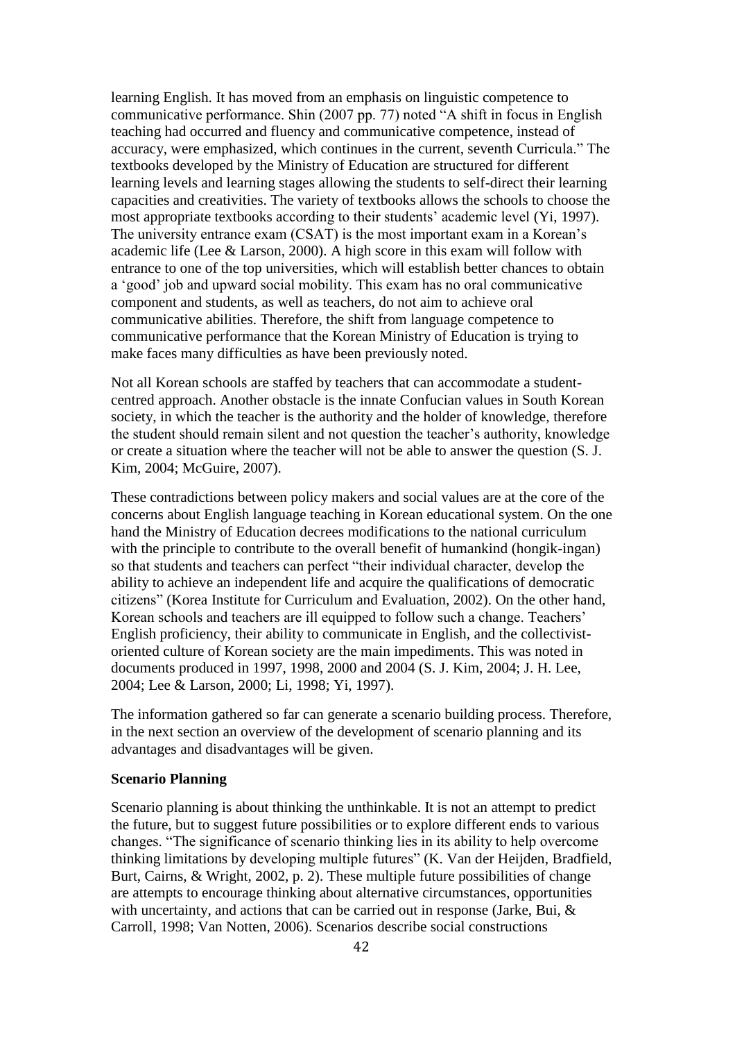learning English. It has moved from an emphasis on linguistic competence to communicative performance. Shin (2007 pp. 77) noted "A shift in focus in English teaching had occurred and fluency and communicative competence, instead of accuracy, were emphasized, which continues in the current, seventh Curricula." The textbooks developed by the Ministry of Education are structured for different learning levels and learning stages allowing the students to self-direct their learning capacities and creativities. The variety of textbooks allows the schools to choose the most appropriate textbooks according to their students' academic level (Yi, 1997). The university entrance exam (CSAT) is the most important exam in a Korean's academic life (Lee & Larson, 2000). A high score in this exam will follow with entrance to one of the top universities, which will establish better chances to obtain a 'good' job and upward social mobility. This exam has no oral communicative component and students, as well as teachers, do not aim to achieve oral communicative abilities. Therefore, the shift from language competence to communicative performance that the Korean Ministry of Education is trying to make faces many difficulties as have been previously noted.

Not all Korean schools are staffed by teachers that can accommodate a student-centred approach. Another obstacle is the innate Confucian values in South Korean society, in which the teacher is the authority and the holder of knowledge, therefore the student should remain silent and not question the teacher's authority, knowledge or create a situation where the teacher will not be able to answer the question (S. J. Kim, 2004; McGuire, 2007).

These contradictions between policy makers and social values are at the core of the concerns about English language teaching in Korean educational system. On the one hand the Ministry of Education decrees modifications to the national curriculum with the principle to contribute to the overall benefit of humankind (hongik-ingan) so that students and teachers can perfect "their individual character, develop the ability to achieve an independent life and acquire the qualifications of democratic citizens" (Korea Institute for Curriculum and Evaluation, 2002). On the other hand, Korean schools and teachers are ill equipped to follow such a change. Teachers' English proficiency, their ability to communicate in English, and the collectivist-oriented culture of Korean society are the main impediments. This was noted in documents produced in 1997, 1998, 2000 and 2004 (S. J. Kim, 2004; J. H. Lee, 2004; Lee & Larson, 2000; Li, 1998; Yi, 1997).

The information gathered so far can generate a scenario building process. Therefore, in the next section an overview of the development of scenario planning and its advantages and disadvantages will be given.

**Scenario Planning**

Scenario planning is about thinking the unthinkable. It is not an attempt to predict the future, but to suggest future possibilities or to explore different ends to various changes. "The significance of scenario thinking lies in its ability to help overcome thinking limitations by developing multiple futures" (K. Van der Heijden, Bradfield, Burt, Cairns, & Wright, 2002, p. 2). These multiple future possibilities of change are attempts to encourage thinking about alternative circumstances, opportunities with uncertainty, and actions that can be carried out in response (Jarke, Bui, & Carroll, 1998; Van Notten, 2006). Scenarios describe social constructions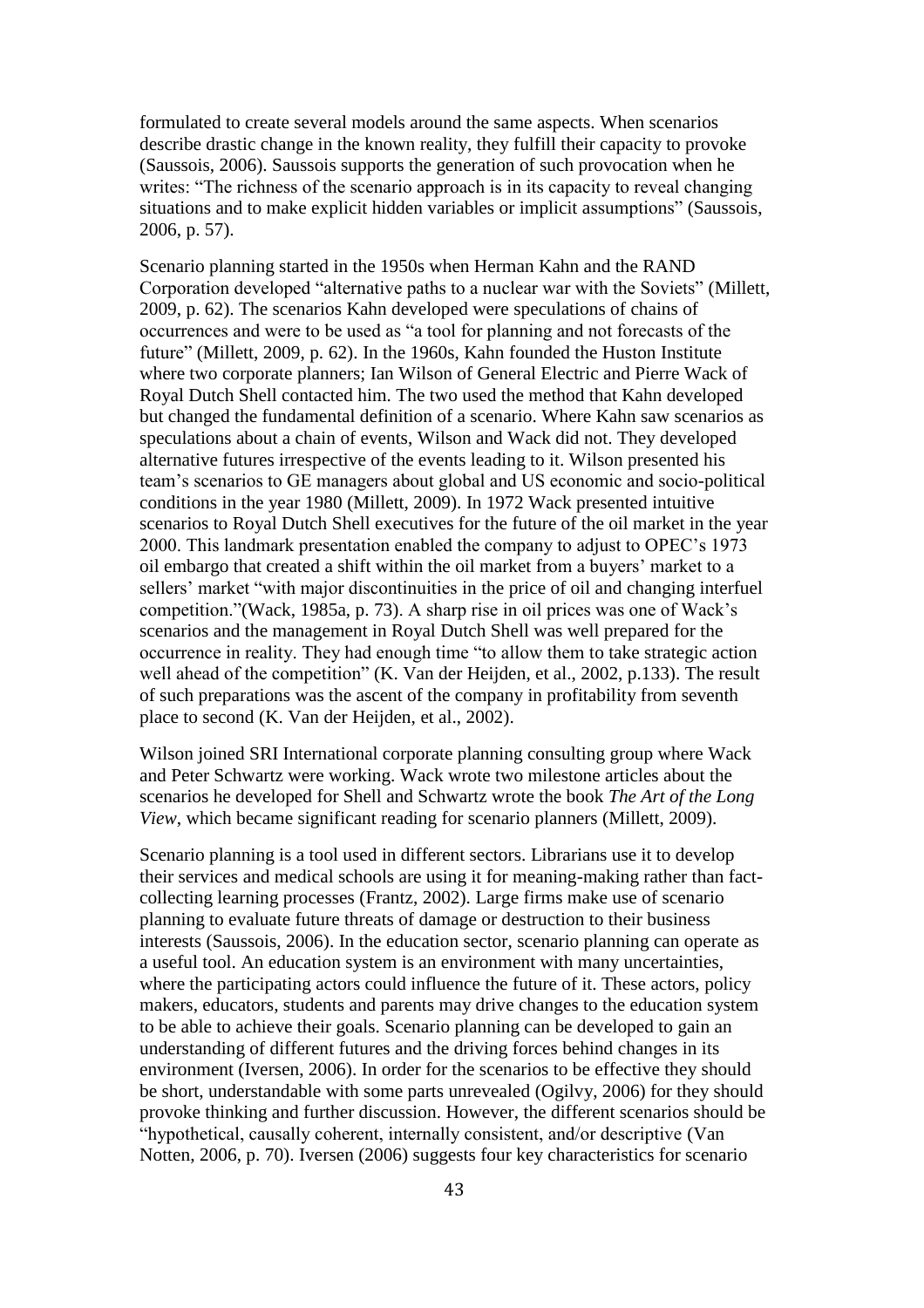formulated to create several models around the same aspects. When scenarios describe drastic change in the known reality, they fulfill their capacity to provoke (Saussois, 2006). Saussois supports the generation of such provocation when he writes: "The richness of the scenario approach is in its capacity to reveal changing situations and to make explicit hidden variables or implicit assumptions" (Saussois, 2006, p. 57).

Scenario planning started in the 1950s when Herman Kahn and the RAND Corporation developed "alternative paths to a nuclear war with the Soviets" (Millett, 2009, p. 62). The scenarios Kahn developed were speculations of chains of occurrences and were to be used as "a tool for planning and not forecasts of the future" (Millett, 2009, p. 62). In the 1960s, Kahn founded the Huston Institute where two corporate planners; Ian Wilson of General Electric and Pierre Wack of Royal Dutch Shell contacted him. The two used the method that Kahn developed but changed the fundamental definition of a scenario. Where Kahn saw scenarios as speculations about a chain of events, Wilson and Wack did not. They developed alternative futures irrespective of the events leading to it. Wilson presented his team's scenarios to GE managers about global and US economic and socio-political conditions in the year 1980 (Millett, 2009). In 1972 Wack presented intuitive scenarios to Royal Dutch Shell executives for the future of the oil market in the year 2000. This landmark presentation enabled the company to adjust to OPEC's 1973 oil embargo that created a shift within the oil market from a buyers' market to a sellers' market "with major discontinuities in the price of oil and changing interfuel competition."(Wack, 1985a, p. 73). A sharp rise in oil prices was one of Wack's scenarios and the management in Royal Dutch Shell was well prepared for the occurrence in reality. They had enough time "to allow them to take strategic action well ahead of the competition" (K. Van der Heijden, et al., 2002, p.133). The result of such preparations was the ascent of the company in profitability from seventh place to second (K. Van der Heijden, et al., 2002).

Wilson joined SRI International corporate planning consulting group where Wack and Peter Schwartz were working. Wack wrote two milestone articles about the scenarios he developed for Shell and Schwartz wrote the book *The Art of the Long View*, which became significant reading for scenario planners (Millett, 2009).

Scenario planning is a tool used in different sectors. Librarians use it to develop their services and medical schools are using it for meaning-making rather than fact-collecting learning processes (Frantz, 2002). Large firms make use of scenario planning to evaluate future threats of damage or destruction to their business interests (Saussois, 2006). In the education sector, scenario planning can operate as a useful tool. An education system is an environment with many uncertainties, where the participating actors could influence the future of it. These actors, policy makers, educators, students and parents may drive changes to the education system to be able to achieve their goals. Scenario planning can be developed to gain an understanding of different futures and the driving forces behind changes in its environment (Iversen, 2006). In order for the scenarios to be effective they should be short, understandable with some parts unrevealed (Ogilvy, 2006) for they should provoke thinking and further discussion. However, the different scenarios should be "hypothetical, causally coherent, internally consistent, and/or descriptive (Van Notten, 2006, p. 70). Iversen (2006) suggests four key characteristics for scenario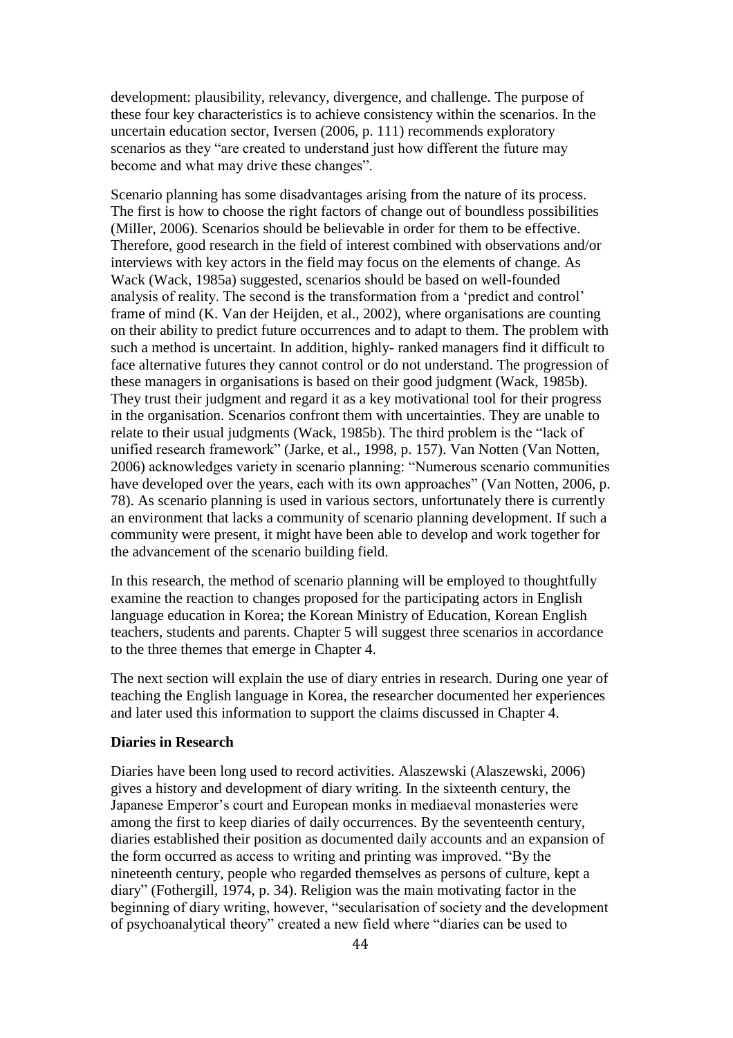development: plausibility, relevancy, divergence, and challenge. The purpose of these four key characteristics is to achieve consistency within the scenarios. In the uncertain education sector, Iversen (2006, p. 111) recommends exploratory scenarios as they "are created to understand just how different the future may become and what may drive these changes".

Scenario planning has some disadvantages arising from the nature of its process. The first is how to choose the right factors of change out of boundless possibilities (Miller, 2006). Scenarios should be believable in order for them to be effective. Therefore, good research in the field of interest combined with observations and/or interviews with key actors in the field may focus on the elements of change. As Wack (Wack, 1985a) suggested, scenarios should be based on well-founded analysis of reality. The second is the transformation from a 'predict and control' frame of mind (K. Van der Heijden, et al., 2002), where organisations are counting on their ability to predict future occurrences and to adapt to them. The problem with such a method is uncertaint. In addition, highly- ranked managers find it difficult to face alternative futures they cannot control or do not understand. The progression of these managers in organisations is based on their good judgment (Wack, 1985b). They trust their judgment and regard it as a key motivational tool for their progress in the organisation. Scenarios confront them with uncertainties. They are unable to relate to their usual judgments (Wack, 1985b). The third problem is the "lack of unified research framework" (Jarke, et al., 1998, p. 157). Van Notten (Van Notten, 2006) acknowledges variety in scenario planning: "Numerous scenario communities have developed over the years, each with its own approaches" (Van Notten, 2006, p. 78). As scenario planning is used in various sectors, unfortunately there is currently an environment that lacks a community of scenario planning development. If such a community were present, it might have been able to develop and work together for the advancement of the scenario building field.

In this research, the method of scenario planning will be employed to thoughtfully examine the reaction to changes proposed for the participating actors in English language education in Korea; the Korean Ministry of Education, Korean English teachers, students and parents. Chapter 5 will suggest three scenarios in accordance to the three themes that emerge in Chapter 4.

The next section will explain the use of diary entries in research. During one year of teaching the English language in Korea, the researcher documented her experiences and later used this information to support the claims discussed in Chapter 4.

**Diaries in Research**

Diaries have been long used to record activities. Alaszewski (Alaszewski, 2006) gives a history and development of diary writing. In the sixteenth century, the Japanese Emperor's court and European monks in mediaeval monasteries were among the first to keep diaries of daily occurrences. By the seventeenth century, diaries established their position as documented daily accounts and an expansion of the form occurred as access to writing and printing was improved. "By the nineteenth century, people who regarded themselves as persons of culture, kept a diary" (Fothergill, 1974, p. 34). Religion was the main motivating factor in the beginning of diary writing, however, "secularisation of society and the development of psychoanalytical theory" created a new field where "diaries can be used to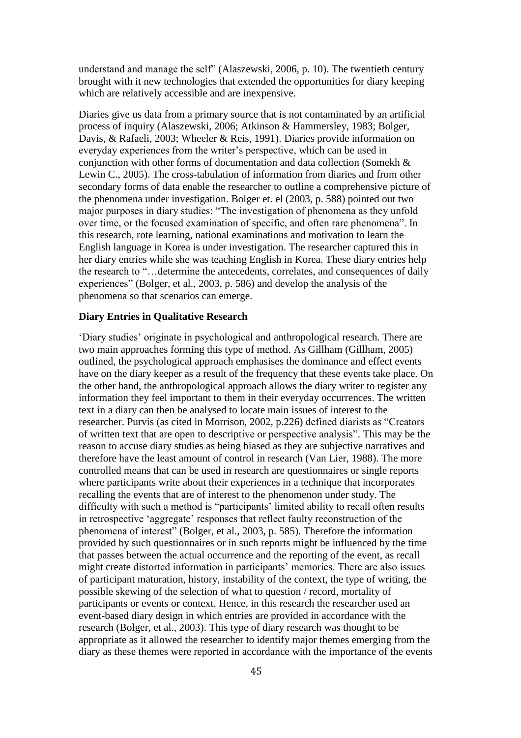understand and manage the self" (Alaszewski, 2006, p. 10). The twentieth century brought with it new technologies that extended the opportunities for diary keeping which are relatively accessible and are inexpensive.

Diaries give us data from a primary source that is not contaminated by an artificial process of inquiry (Alaszewski, 2006; Atkinson & Hammersley, 1983; Bolger, Davis, & Rafaeli, 2003; Wheeler & Reis, 1991). Diaries provide information on everyday experiences from the writer's perspective, which can be used in conjunction with other forms of documentation and data collection (Somekh & Lewin C., 2005). The cross-tabulation of information from diaries and from other secondary forms of data enable the researcher to outline a comprehensive picture of the phenomena under investigation. Bolger et. el (2003, p. 588) pointed out two major purposes in diary studies: "The investigation of phenomena as they unfold over time, or the focused examination of specific, and often rare phenomena". In this research, rote learning, national examinations and motivation to learn the English language in Korea is under investigation. The researcher captured this in her diary entries while she was teaching English in Korea. These diary entries help the research to "…determine the antecedents, correlates, and consequences of daily experiences" (Bolger, et al., 2003, p. 586) and develop the analysis of the phenomena so that scenarios can emerge.

**Diary Entries in Qualitative Research**

'Diary studies' originate in psychological and anthropological research. There are two main approaches forming this type of method. As Gillham (Gillham, 2005) outlined, the psychological approach emphasises the dominance and effect events have on the diary keeper as a result of the frequency that these events take place. On the other hand, the anthropological approach allows the diary writer to register any information they feel important to them in their everyday occurrences. The written text in a diary can then be analysed to locate main issues of interest to the researcher. Purvis (as cited in Morrison, 2002, p.226) defined diarists as "Creators of written text that are open to descriptive or perspective analysis". This may be the reason to accuse diary studies as being biased as they are subjective narratives and therefore have the least amount of control in research (Van Lier, 1988). The more controlled means that can be used in research are questionnaires or single reports where participants write about their experiences in a technique that incorporates recalling the events that are of interest to the phenomenon under study. The difficulty with such a method is "participants' limited ability to recall often results in retrospective 'aggregate' responses that reflect faulty reconstruction of the phenomena of interest" (Bolger, et al., 2003, p. 585). Therefore the information provided by such questionnaires or in such reports might be influenced by the time that passes between the actual occurrence and the reporting of the event, as recall might create distorted information in participants' memories. There are also issues of participant maturation, history, instability of the context, the type of writing, the possible skewing of the selection of what to question / record, mortality of participants or events or context. Hence, in this research the researcher used an event-based diary design in which entries are provided in accordance with the research (Bolger, et al., 2003). This type of diary research was thought to be appropriate as it allowed the researcher to identify major themes emerging from the diary as these themes were reported in accordance with the importance of the events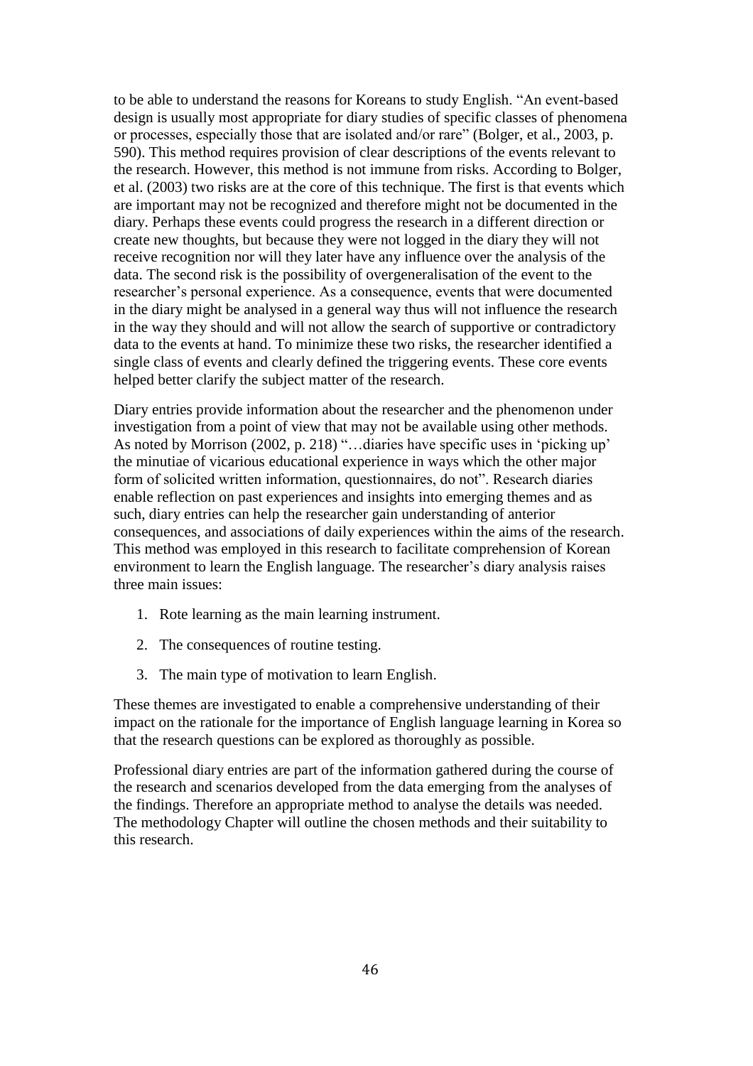to be able to understand the reasons for Koreans to study English. "An event-based design is usually most appropriate for diary studies of specific classes of phenomena or processes, especially those that are isolated and/or rare" (Bolger, et al., 2003, p. 590). This method requires provision of clear descriptions of the events relevant to the research. However, this method is not immune from risks. According to Bolger, et al. (2003) two risks are at the core of this technique. The first is that events which are important may not be recognized and therefore might not be documented in the diary. Perhaps these events could progress the research in a different direction or create new thoughts, but because they were not logged in the diary they will not receive recognition nor will they later have any influence over the analysis of the data. The second risk is the possibility of overgeneralisation of the event to the researcher's personal experience. As a consequence, events that were documented in the diary might be analysed in a general way thus will not influence the research in the way they should and will not allow the search of supportive or contradictory data to the events at hand. To minimize these two risks, the researcher identified a single class of events and clearly defined the triggering events. These core events helped better clarify the subject matter of the research.

Diary entries provide information about the researcher and the phenomenon under investigation from a point of view that may not be available using other methods. As noted by Morrison (2002, p. 218) "…diaries have specific uses in 'picking up' the minutiae of vicarious educational experience in ways which the other major form of solicited written information, questionnaires, do not". Research diaries enable reflection on past experiences and insights into emerging themes and as such, diary entries can help the researcher gain understanding of anterior consequences, and associations of daily experiences within the aims of the research. This method was employed in this research to facilitate comprehension of Korean environment to learn the English language. The researcher's diary analysis raises three main issues:

1. Rote learning as the main learning instrument.
2. The consequences of routine testing.
3. The main type of motivation to learn English.

These themes are investigated to enable a comprehensive understanding of their impact on the rationale for the importance of English language learning in Korea so that the research questions can be explored as thoroughly as possible.

Professional diary entries are part of the information gathered during the course of the research and scenarios developed from the data emerging from the analyses of the findings. Therefore an appropriate method to analyse the details was needed. The methodology Chapter will outline the chosen methods and their suitability to this research.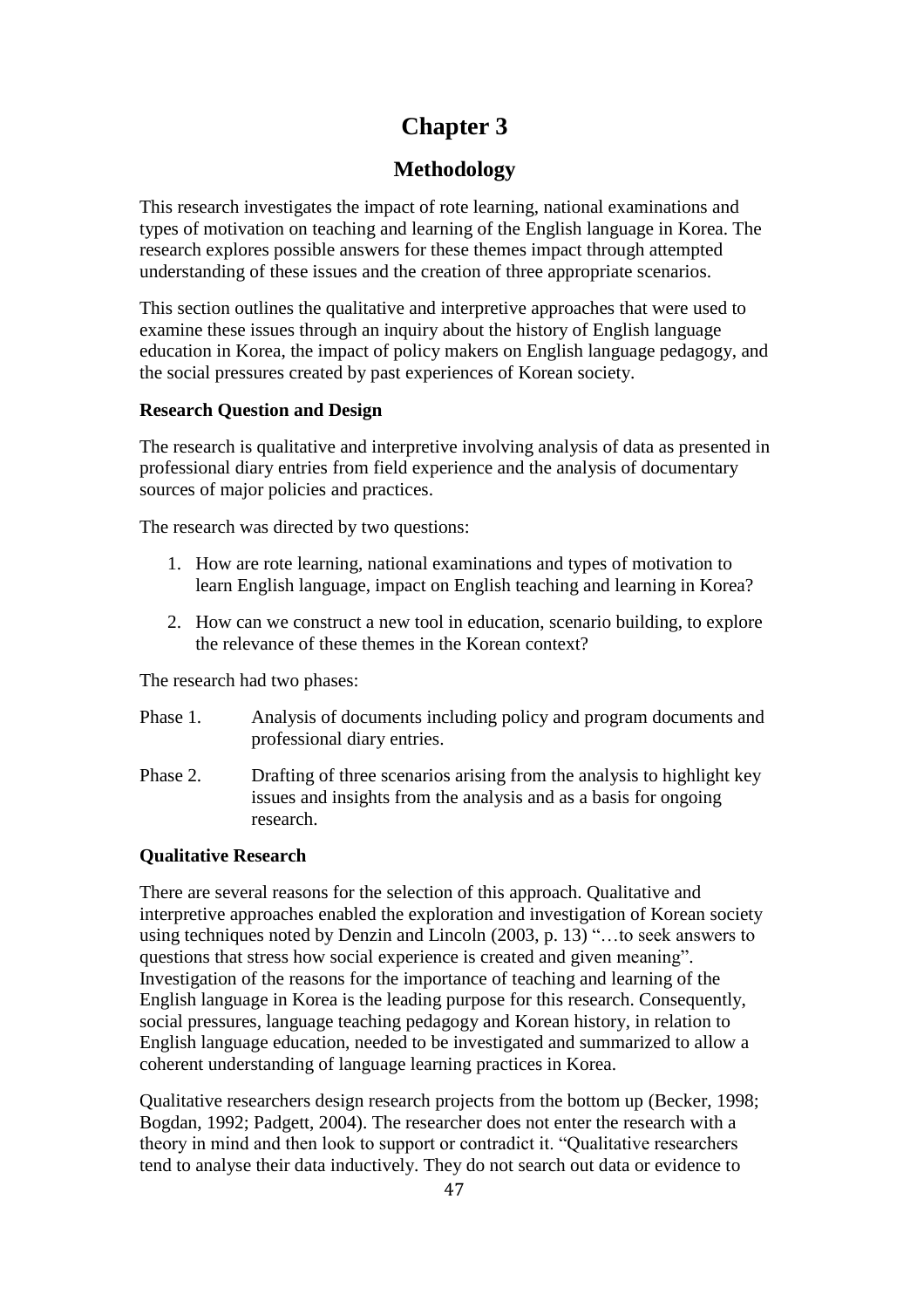# Chapter 3

## Methodology

This research investigates the impact of rote learning, national examinations and types of motivation on teaching and learning of the English language in Korea. The research explores possible answers for these themes impact through attempted understanding of these issues and the creation of three appropriate scenarios.

This section outlines the qualitative and interpretive approaches that were used to examine these issues through an inquiry about the history of English language education in Korea, the impact of policy makers on English language pedagogy, and the social pressures created by past experiences of Korean society.

### Research Question and Design

The research is qualitative and interpretive involving analysis of data as presented in professional diary entries from field experience and the analysis of documentary sources of major policies and practices.

The research was directed by two questions:

1. How are rote learning, national examinations and types of motivation to learn English language, impact on English teaching and learning in Korea?
2. How can we construct a new tool in education, scenario building, to explore the relevance of these themes in the Korean context?

The research had two phases:

Phase 1. Analysis of documents including policy and program documents and professional diary entries.

Phase 2. Drafting of three scenarios arising from the analysis to highlight key issues and insights from the analysis and as a basis for ongoing research.

### Qualitative Research

There are several reasons for the selection of this approach. Qualitative and interpretive approaches enabled the exploration and investigation of Korean society using techniques noted by Denzin and Lincoln (2003, p. 13) "…to seek answers to questions that stress how social experience is created and given meaning". Investigation of the reasons for the importance of teaching and learning of the English language in Korea is the leading purpose for this research. Consequently, social pressures, language teaching pedagogy and Korean history, in relation to English language education, needed to be investigated and summarized to allow a coherent understanding of language learning practices in Korea.

Qualitative researchers design research projects from the bottom up (Becker, 1998; Bogdan, 1992; Padgett, 2004). The researcher does not enter the research with a theory in mind and then look to support or contradict it. "Qualitative researchers tend to analyse their data inductively. They do not search out data or evidence to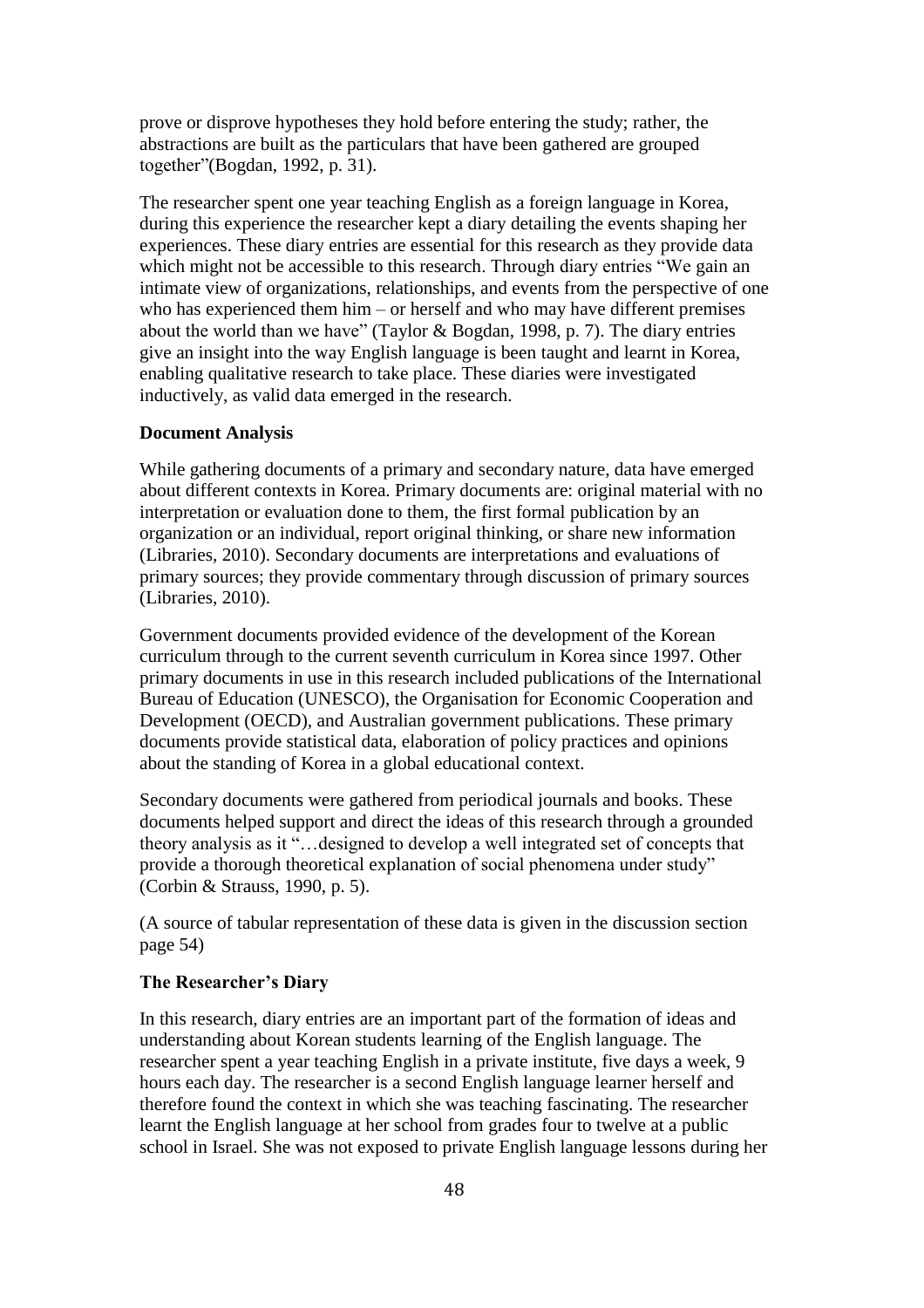prove or disprove hypotheses they hold before entering the study; rather, the abstractions are built as the particulars that have been gathered are grouped together"(Bogdan, 1992, p. 31).

The researcher spent one year teaching English as a foreign language in Korea, during this experience the researcher kept a diary detailing the events shaping her experiences. These diary entries are essential for this research as they provide data which might not be accessible to this research. Through diary entries "We gain an intimate view of organizations, relationships, and events from the perspective of one who has experienced them him – or herself and who may have different premises about the world than we have" (Taylor & Bogdan, 1998, p. 7). The diary entries give an insight into the way English language is been taught and learnt in Korea, enabling qualitative research to take place. These diaries were investigated inductively, as valid data emerged in the research.

**Document Analysis**

While gathering documents of a primary and secondary nature, data have emerged about different contexts in Korea. Primary documents are: original material with no interpretation or evaluation done to them, the first formal publication by an organization or an individual, report original thinking, or share new information (Libraries, 2010). Secondary documents are interpretations and evaluations of primary sources; they provide commentary through discussion of primary sources (Libraries, 2010).

Government documents provided evidence of the development of the Korean curriculum through to the current seventh curriculum in Korea since 1997. Other primary documents in use in this research included publications of the International Bureau of Education (UNESCO), the Organisation for Economic Cooperation and Development (OECD), and Australian government publications. These primary documents provide statistical data, elaboration of policy practices and opinions about the standing of Korea in a global educational context.

Secondary documents were gathered from periodical journals and books. These documents helped support and direct the ideas of this research through a grounded theory analysis as it "…designed to develop a well integrated set of concepts that provide a thorough theoretical explanation of social phenomena under study" (Corbin & Strauss, 1990, p. 5).

(A source of tabular representation of these data is given in the discussion section page 54)

**The Researcher's Diary**

In this research, diary entries are an important part of the formation of ideas and understanding about Korean students learning of the English language. The researcher spent a year teaching English in a private institute, five days a week, 9 hours each day. The researcher is a second English language learner herself and therefore found the context in which she was teaching fascinating. The researcher learnt the English language at her school from grades four to twelve at a public school in Israel. She was not exposed to private English language lessons during her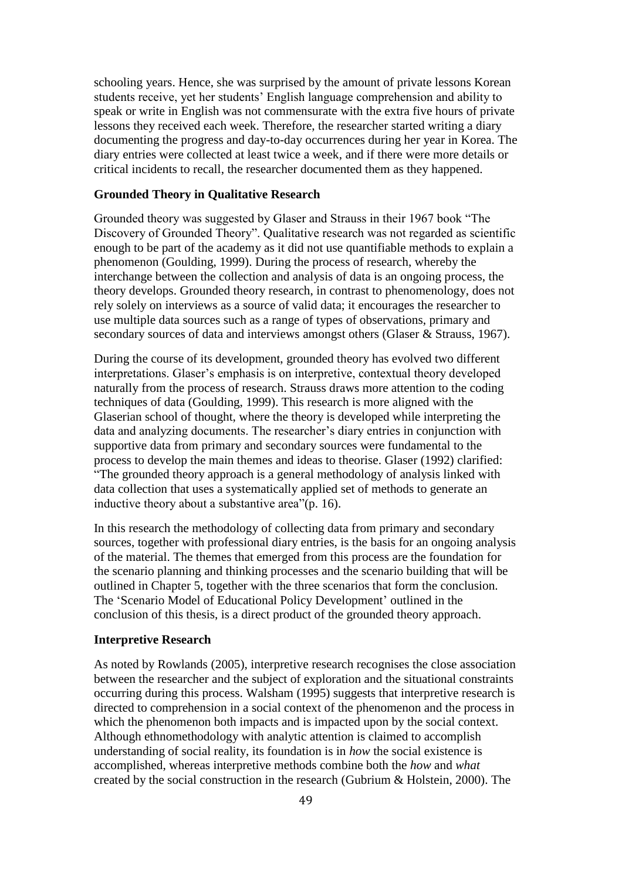schooling years. Hence, she was surprised by the amount of private lessons Korean students receive, yet her students' English language comprehension and ability to speak or write in English was not commensurate with the extra five hours of private lessons they received each week. Therefore, the researcher started writing a diary documenting the progress and day-to-day occurrences during her year in Korea. The diary entries were collected at least twice a week, and if there were more details or critical incidents to recall, the researcher documented them as they happened.

### Grounded Theory in Qualitative Research

Grounded theory was suggested by Glaser and Strauss in their 1967 book "The Discovery of Grounded Theory". Qualitative research was not regarded as scientific enough to be part of the academy as it did not use quantifiable methods to explain a phenomenon (Goulding, 1999). During the process of research, whereby the interchange between the collection and analysis of data is an ongoing process, the theory develops. Grounded theory research, in contrast to phenomenology, does not rely solely on interviews as a source of valid data; it encourages the researcher to use multiple data sources such as a range of types of observations, primary and secondary sources of data and interviews amongst others (Glaser & Strauss, 1967).

During the course of its development, grounded theory has evolved two different interpretations. Glaser's emphasis is on interpretive, contextual theory developed naturally from the process of research. Strauss draws more attention to the coding techniques of data (Goulding, 1999). This research is more aligned with the Glaserian school of thought, where the theory is developed while interpreting the data and analyzing documents. The researcher's diary entries in conjunction with supportive data from primary and secondary sources were fundamental to the process to develop the main themes and ideas to theorise. Glaser (1992) clarified: "The grounded theory approach is a general methodology of analysis linked with data collection that uses a systematically applied set of methods to generate an inductive theory about a substantive area"(p. 16).

In this research the methodology of collecting data from primary and secondary sources, together with professional diary entries, is the basis for an ongoing analysis of the material. The themes that emerged from this process are the foundation for the scenario planning and thinking processes and the scenario building that will be outlined in Chapter 5, together with the three scenarios that form the conclusion. The 'Scenario Model of Educational Policy Development' outlined in the conclusion of this thesis, is a direct product of the grounded theory approach.

### Interpretive Research

As noted by Rowlands (2005), interpretive research recognises the close association between the researcher and the subject of exploration and the situational constraints occurring during this process. Walsham (1995) suggests that interpretive research is directed to comprehension in a social context of the phenomenon and the process in which the phenomenon both impacts and is impacted upon by the social context. Although ethnomethodology with analytic attention is claimed to accomplish understanding of social reality, its foundation is in *how* the social existence is accomplished, whereas interpretive methods combine both the *how* and *what* created by the social construction in the research (Gubrium & Holstein, 2000). The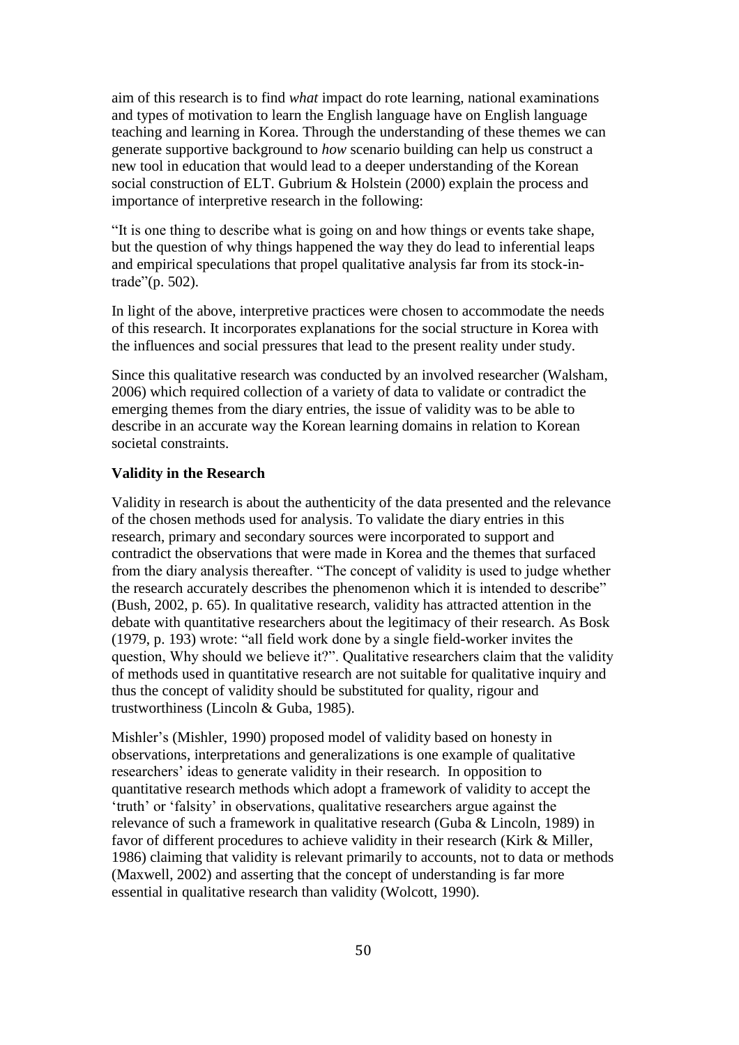aim of this research is to find *what* impact do rote learning, national examinations and types of motivation to learn the English language have on English language teaching and learning in Korea. Through the understanding of these themes we can generate supportive background to *how* scenario building can help us construct a new tool in education that would lead to a deeper understanding of the Korean social construction of ELT. Gubrium & Holstein (2000) explain the process and importance of interpretive research in the following:

"It is one thing to describe what is going on and how things or events take shape, but the question of why things happened the way they do lead to inferential leaps and empirical speculations that propel qualitative analysis far from its stock-in-trade"(p. 502).

In light of the above, interpretive practices were chosen to accommodate the needs of this research. It incorporates explanations for the social structure in Korea with the influences and social pressures that lead to the present reality under study.

Since this qualitative research was conducted by an involved researcher (Walsham, 2006) which required collection of a variety of data to validate or contradict the emerging themes from the diary entries, the issue of validity was to be able to describe in an accurate way the Korean learning domains in relation to Korean societal constraints.

**Validity in the Research**

Validity in research is about the authenticity of the data presented and the relevance of the chosen methods used for analysis. To validate the diary entries in this research, primary and secondary sources were incorporated to support and contradict the observations that were made in Korea and the themes that surfaced from the diary analysis thereafter. "The concept of validity is used to judge whether the research accurately describes the phenomenon which it is intended to describe" (Bush, 2002, p. 65). In qualitative research, validity has attracted attention in the debate with quantitative researchers about the legitimacy of their research. As Bosk (1979, p. 193) wrote: "all field work done by a single field-worker invites the question, Why should we believe it?". Qualitative researchers claim that the validity of methods used in quantitative research are not suitable for qualitative inquiry and thus the concept of validity should be substituted for quality, rigour and trustworthiness (Lincoln & Guba, 1985).

Mishler's (Mishler, 1990) proposed model of validity based on honesty in observations, interpretations and generalizations is one example of qualitative researchers' ideas to generate validity in their research. In opposition to quantitative research methods which adopt a framework of validity to accept the 'truth' or 'falsity' in observations, qualitative researchers argue against the relevance of such a framework in qualitative research (Guba & Lincoln, 1989) in favor of different procedures to achieve validity in their research (Kirk & Miller, 1986) claiming that validity is relevant primarily to accounts, not to data or methods (Maxwell, 2002) and asserting that the concept of understanding is far more essential in qualitative research than validity (Wolcott, 1990).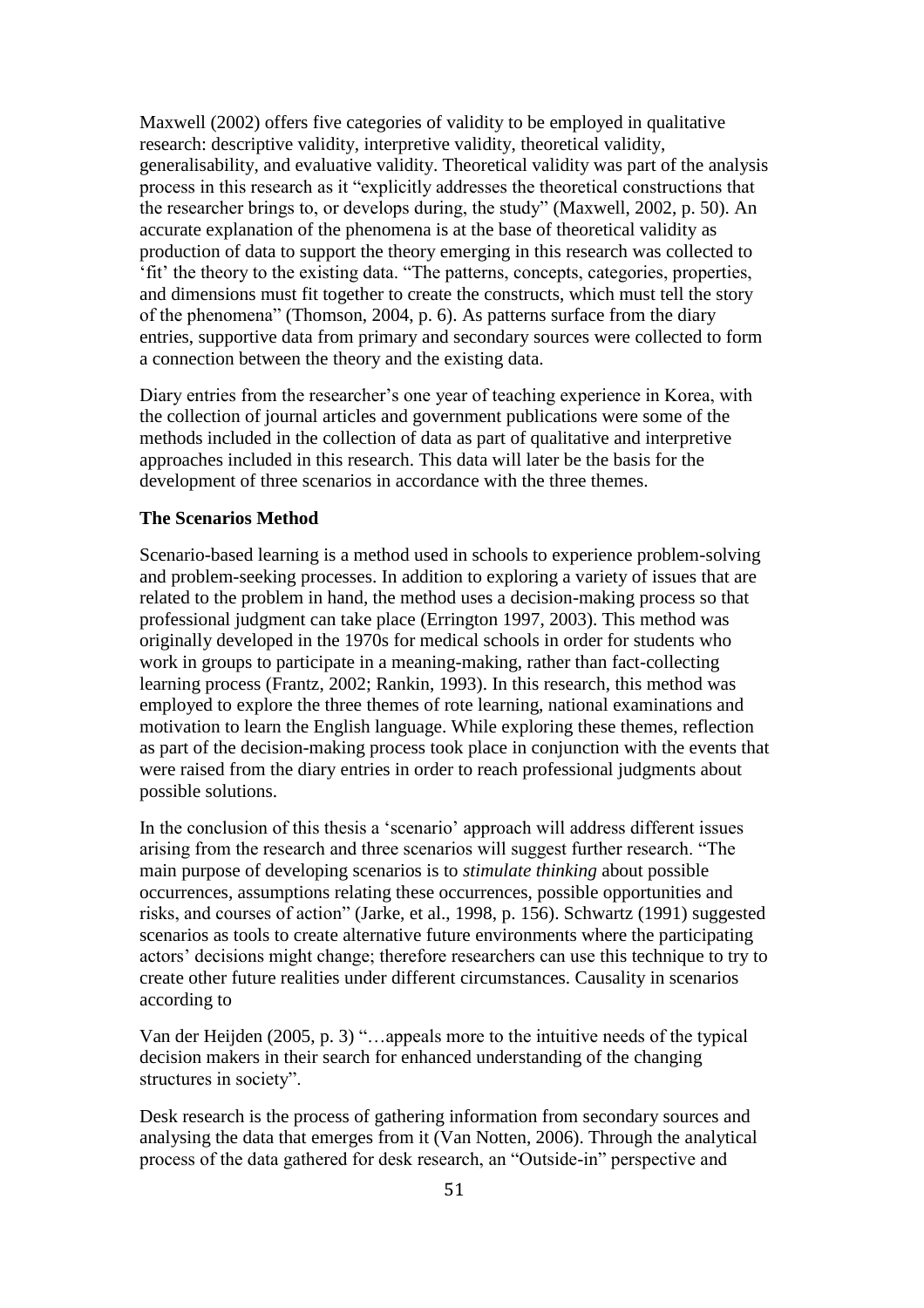Maxwell (2002) offers five categories of validity to be employed in qualitative research: descriptive validity, interpretive validity, theoretical validity, generalisability, and evaluative validity. Theoretical validity was part of the analysis process in this research as it "explicitly addresses the theoretical constructions that the researcher brings to, or develops during, the study" (Maxwell, 2002, p. 50). An accurate explanation of the phenomena is at the base of theoretical validity as production of data to support the theory emerging in this research was collected to 'fit' the theory to the existing data. "The patterns, concepts, categories, properties, and dimensions must fit together to create the constructs, which must tell the story of the phenomena" (Thomson, 2004, p. 6). As patterns surface from the diary entries, supportive data from primary and secondary sources were collected to form a connection between the theory and the existing data.

Diary entries from the researcher's one year of teaching experience in Korea, with the collection of journal articles and government publications were some of the methods included in the collection of data as part of qualitative and interpretive approaches included in this research. This data will later be the basis for the development of three scenarios in accordance with the three themes.

**The Scenarios Method**

Scenario-based learning is a method used in schools to experience problem-solving and problem-seeking processes. In addition to exploring a variety of issues that are related to the problem in hand, the method uses a decision-making process so that professional judgment can take place (Errington 1997, 2003). This method was originally developed in the 1970s for medical schools in order for students who work in groups to participate in a meaning-making, rather than fact-collecting learning process (Frantz, 2002; Rankin, 1993). In this research, this method was employed to explore the three themes of rote learning, national examinations and motivation to learn the English language. While exploring these themes, reflection as part of the decision-making process took place in conjunction with the events that were raised from the diary entries in order to reach professional judgments about possible solutions.

In the conclusion of this thesis a 'scenario' approach will address different issues arising from the research and three scenarios will suggest further research. "The main purpose of developing scenarios is to *stimulate thinking* about possible occurrences, assumptions relating these occurrences, possible opportunities and risks, and courses of action" (Jarke, et al., 1998, p. 156). Schwartz (1991) suggested scenarios as tools to create alternative future environments where the participating actors' decisions might change; therefore researchers can use this technique to try to create other future realities under different circumstances. Causality in scenarios according to

Van der Heijden (2005, p. 3) "…appeals more to the intuitive needs of the typical decision makers in their search for enhanced understanding of the changing structures in society".

Desk research is the process of gathering information from secondary sources and analysing the data that emerges from it (Van Notten, 2006). Through the analytical process of the data gathered for desk research, an "Outside-in" perspective and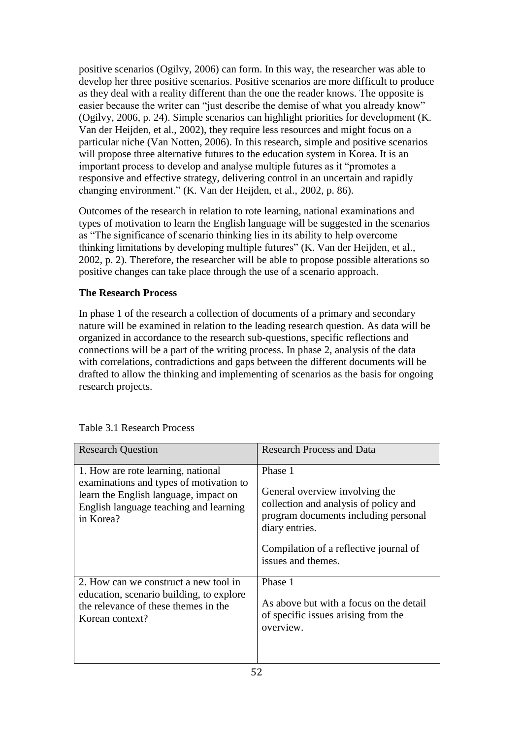positive scenarios (Ogilvy, 2006) can form. In this way, the researcher was able to develop her three positive scenarios. Positive scenarios are more difficult to produce as they deal with a reality different than the one the reader knows. The opposite is easier because the writer can "just describe the demise of what you already know" (Ogilvy, 2006, p. 24). Simple scenarios can highlight priorities for development (K. Van der Heijden, et al., 2002), they require less resources and might focus on a particular niche (Van Notten, 2006). In this research, simple and positive scenarios will propose three alternative futures to the education system in Korea. It is an important process to develop and analyse multiple futures as it "promotes a responsive and effective strategy, delivering control in an uncertain and rapidly changing environment." (K. Van der Heijden, et al., 2002, p. 86).

Outcomes of the research in relation to rote learning, national examinations and types of motivation to learn the English language will be suggested in the scenarios as "The significance of scenario thinking lies in its ability to help overcome thinking limitations by developing multiple futures" (K. Van der Heijden, et al., 2002, p. 2). Therefore, the researcher will be able to propose possible alterations so positive changes can take place through the use of a scenario approach.

**The Research Process**

In phase 1 of the research a collection of documents of a primary and secondary nature will be examined in relation to the leading research question. As data will be organized in accordance to the research sub-questions, specific reflections and connections will be a part of the writing process. In phase 2, analysis of the data with correlations, contradictions and gaps between the different documents will be drafted to allow the thinking and implementing of scenarios as the basis for ongoing research projects.

Table 3.1 Research Process

| Research Question | Research Process and Data |
|---|---|
| 1. How are rote learning, national examinations and types of motivation to learn the English language, impact on English language teaching and learning in Korea? | Phase 1<br><br>General overview involving the collection and analysis of policy and program documents including personal diary entries.<br><br>Compilation of a reflective journal of issues and themes. |
| 2. How can we construct a new tool in education, scenario building, to explore the relevance of these themes in the Korean context? | Phase 1<br><br>As above but with a focus on the detail of specific issues arising from the overview. |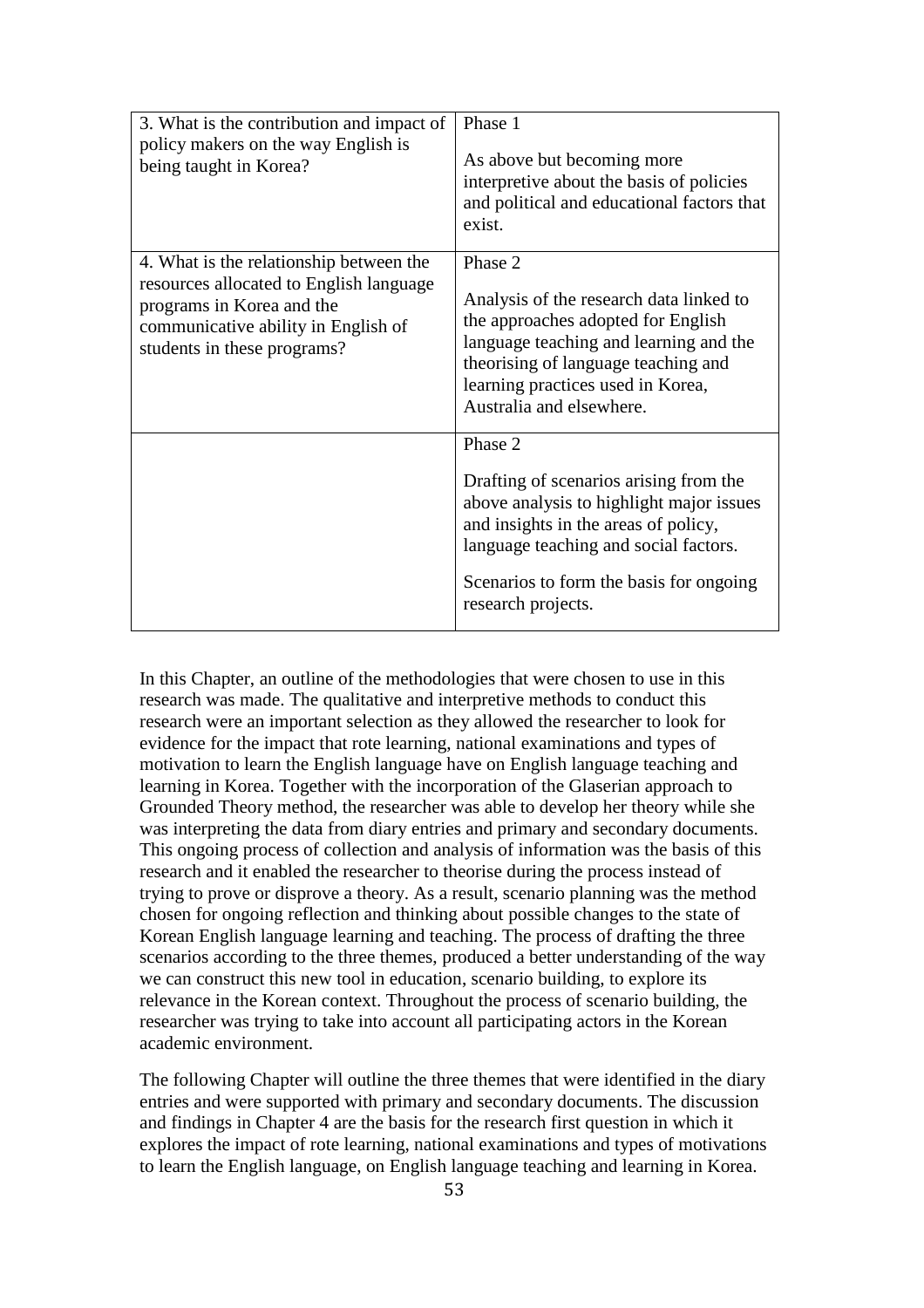| | |
|---|---|
| 3. What is the contribution and impact of policy makers on the way English is being taught in Korea? | Phase 1<br><br>As above but becoming more interpretive about the basis of policies and political and educational factors that exist. |
| 4. What is the relationship between the resources allocated to English language programs in Korea and the communicative ability in English of students in these programs? | Phase 2<br><br>Analysis of the research data linked to the approaches adopted for English language teaching and learning and the theorising of language teaching and learning practices used in Korea, Australia and elsewhere. |
| | Phase 2<br><br>Drafting of scenarios arising from the above analysis to highlight major issues and insights in the areas of policy, language teaching and social factors.<br><br>Scenarios to form the basis for ongoing research projects. |

In this Chapter, an outline of the methodologies that were chosen to use in this research was made. The qualitative and interpretive methods to conduct this research were an important selection as they allowed the researcher to look for evidence for the impact that rote learning, national examinations and types of motivation to learn the English language have on English language teaching and learning in Korea. Together with the incorporation of the Glaserian approach to Grounded Theory method, the researcher was able to develop her theory while she was interpreting the data from diary entries and primary and secondary documents. This ongoing process of collection and analysis of information was the basis of this research and it enabled the researcher to theorise during the process instead of trying to prove or disprove a theory. As a result, scenario planning was the method chosen for ongoing reflection and thinking about possible changes to the state of Korean English language learning and teaching. The process of drafting the three scenarios according to the three themes, produced a better understanding of the way we can construct this new tool in education, scenario building, to explore its relevance in the Korean context. Throughout the process of scenario building, the researcher was trying to take into account all participating actors in the Korean academic environment.

The following Chapter will outline the three themes that were identified in the diary entries and were supported with primary and secondary documents. The discussion and findings in Chapter 4 are the basis for the research first question in which it explores the impact of rote learning, national examinations and types of motivations to learn the English language, on English language teaching and learning in Korea.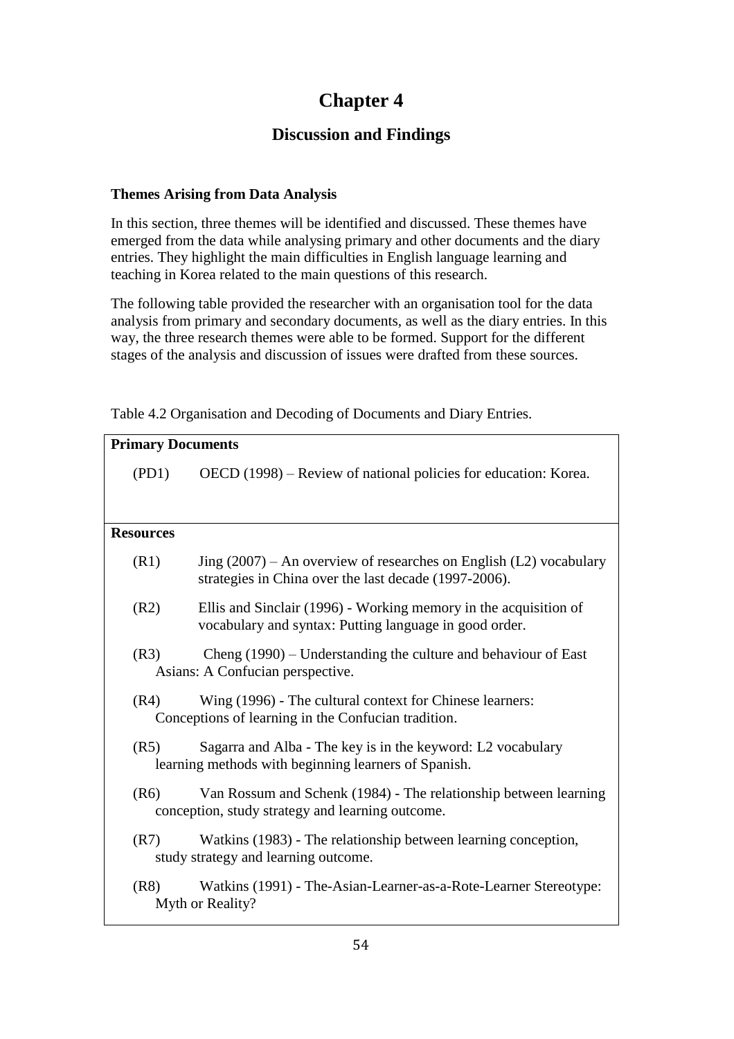# Chapter 4

## Discussion and Findings

**Themes Arising from Data Analysis**

In this section, three themes will be identified and discussed. These themes have emerged from the data while analysing primary and other documents and the diary entries. They highlight the main difficulties in English language learning and teaching in Korea related to the main questions of this research.

The following table provided the researcher with an organisation tool for the data analysis from primary and secondary documents, as well as the diary entries. In this way, the three research themes were able to be formed. Support for the different stages of the analysis and discussion of issues were drafted from these sources.

Table 4.2 Organisation and Decoding of Documents and Diary Entries.

| **Primary Documents** | |
|---|---|
| (PD1) | OECD (1998) – Review of national policies for education: Korea. |
| **Resources** | |
| (R1) | Jing (2007) – An overview of researches on English (L2) vocabulary strategies in China over the last decade (1997-2006). |
| (R2) | Ellis and Sinclair (1996) - Working memory in the acquisition of vocabulary and syntax: Putting language in good order. |
| (R3) | Cheng (1990) – Understanding the culture and behaviour of East Asians: A Confucian perspective. |
| (R4) | Wing (1996) - The cultural context for Chinese learners: Conceptions of learning in the Confucian tradition. |
| (R5) | Sagarra and Alba - The key is in the keyword: L2 vocabulary learning methods with beginning learners of Spanish. |
| (R6) | Van Rossum and Schenk (1984) - The relationship between learning conception, study strategy and learning outcome. |
| (R7) | Watkins (1983) - The relationship between learning conception, study strategy and learning outcome. |
| (R8) | Watkins (1991) - The-Asian-Learner-as-a-Rote-Learner Stereotype: Myth or Reality? |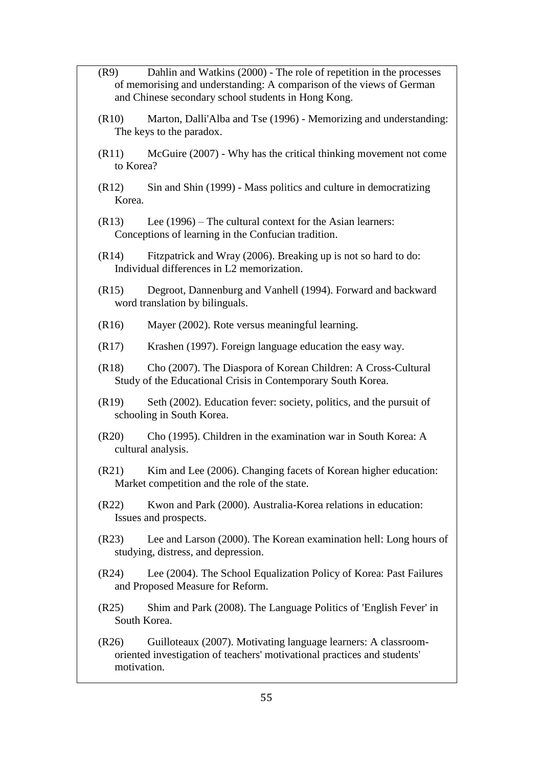(R9) Dahlin and Watkins (2000) - The role of repetition in the processes of memorising and understanding: A comparison of the views of German and Chinese secondary school students in Hong Kong.

(R10) Marton, Dalli'Alba and Tse (1996) - Memorizing and understanding: The keys to the paradox.

(R11) McGuire (2007) - Why has the critical thinking movement not come to Korea?

(R12) Sin and Shin (1999) - Mass politics and culture in democratizing Korea.

(R13) Lee (1996) – The cultural context for the Asian learners: Conceptions of learning in the Confucian tradition.

(R14) Fitzpatrick and Wray (2006). Breaking up is not so hard to do: Individual differences in L2 memorization.

(R15) Degroot, Dannenburg and Vanhell (1994). Forward and backward word translation by bilinguals.

(R16) Mayer (2002). Rote versus meaningful learning.

(R17) Krashen (1997). Foreign language education the easy way.

(R18) Cho (2007). The Diaspora of Korean Children: A Cross-Cultural Study of the Educational Crisis in Contemporary South Korea.

(R19) Seth (2002). Education fever: society, politics, and the pursuit of schooling in South Korea.

(R20) Cho (1995). Children in the examination war in South Korea: A cultural analysis.

(R21) Kim and Lee (2006). Changing facets of Korean higher education: Market competition and the role of the state.

(R22) Kwon and Park (2000). Australia-Korea relations in education: Issues and prospects.

(R23) Lee and Larson (2000). The Korean examination hell: Long hours of studying, distress, and depression.

(R24) Lee (2004). The School Equalization Policy of Korea: Past Failures and Proposed Measure for Reform.

(R25) Shim and Park (2008). The Language Politics of 'English Fever' in South Korea.

(R26) Guilloteaux (2007). Motivating language learners: A classroom-oriented investigation of teachers' motivational practices and students' motivation.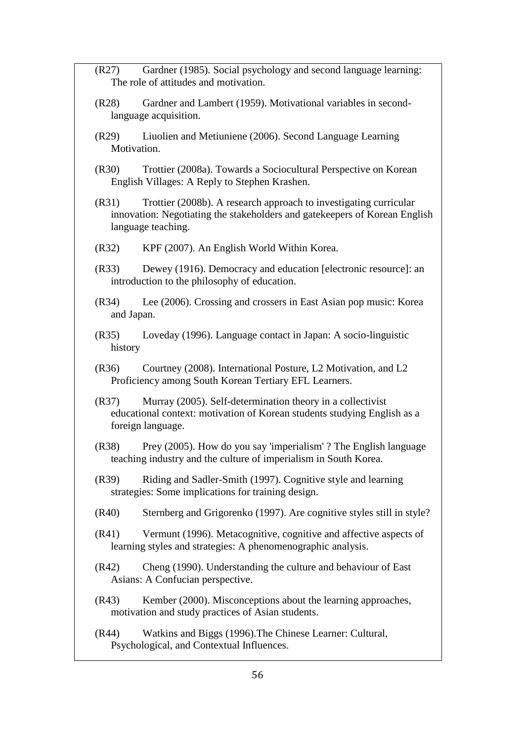(R27) Gardner (1985). Social psychology and second language learning: The role of attitudes and motivation.

(R28) Gardner and Lambert (1959). Motivational variables in second-language acquisition.

(R29) Liuolien and Metiuniene (2006). Second Language Learning Motivation.

(R30) Trottier (2008a). Towards a Sociocultural Perspective on Korean English Villages: A Reply to Stephen Krashen.

(R31) Trottier (2008b). A research approach to investigating curricular innovation: Negotiating the stakeholders and gatekeepers of Korean English language teaching.

(R32) KPF (2007). An English World Within Korea.

(R33) Dewey (1916). Democracy and education [electronic resource]: an introduction to the philosophy of education.

(R34) Lee (2006). Crossing and crossers in East Asian pop music: Korea and Japan.

(R35) Loveday (1996). Language contact in Japan: A socio-linguistic history

(R36) Courtney (2008). International Posture, L2 Motivation, and L2 Proficiency among South Korean Tertiary EFL Learners.

(R37) Murray (2005). Self-determination theory in a collectivist educational context: motivation of Korean students studying English as a foreign language.

(R38) Prey (2005). How do you say 'imperialism' ? The English language teaching industry and the culture of imperialism in South Korea.

(R39) Riding and Sadler-Smith (1997). Cognitive style and learning strategies: Some implications for training design.

(R40) Sternberg and Grigorenko (1997). Are cognitive styles still in style?

(R41) Vermunt (1996). Metacognitive, cognitive and affective aspects of learning styles and strategies: A phenomenographic analysis.

(R42) Cheng (1990). Understanding the culture and behaviour of East Asians: A Confucian perspective.

(R43) Kember (2000). Misconceptions about the learning approaches, motivation and study practices of Asian students.

(R44) Watkins and Biggs (1996).The Chinese Learner: Cultural, Psychological, and Contextual Influences.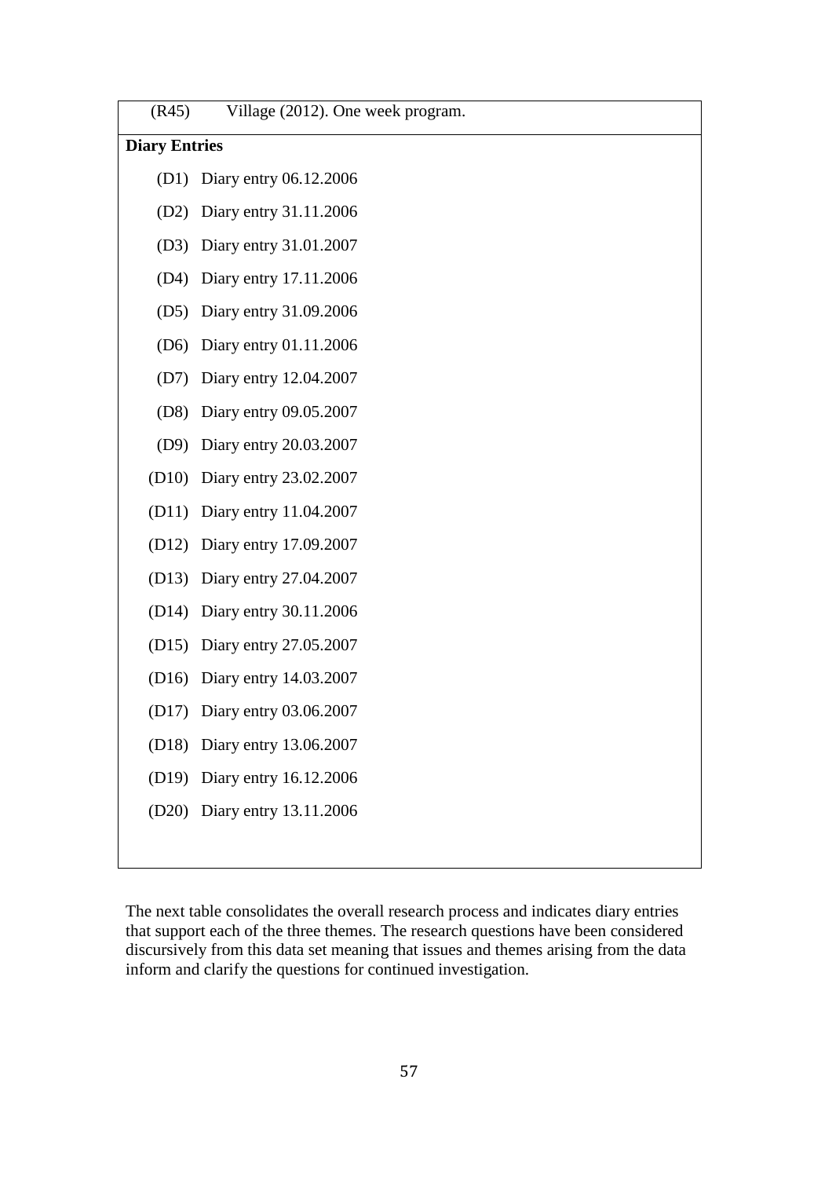| (R45) | Village (2012). One week program. |
|---|---|
| **Diary Entries** | |
| (D1) | Diary entry 06.12.2006 |
| (D2) | Diary entry 31.11.2006 |
| (D3) | Diary entry 31.01.2007 |
| (D4) | Diary entry 17.11.2006 |
| (D5) | Diary entry 31.09.2006 |
| (D6) | Diary entry 01.11.2006 |
| (D7) | Diary entry 12.04.2007 |
| (D8) | Diary entry 09.05.2007 |
| (D9) | Diary entry 20.03.2007 |
| (D10) | Diary entry 23.02.2007 |
| (D11) | Diary entry 11.04.2007 |
| (D12) | Diary entry 17.09.2007 |
| (D13) | Diary entry 27.04.2007 |
| (D14) | Diary entry 30.11.2006 |
| (D15) | Diary entry 27.05.2007 |
| (D16) | Diary entry 14.03.2007 |
| (D17) | Diary entry 03.06.2007 |
| (D18) | Diary entry 13.06.2007 |
| (D19) | Diary entry 16.12.2006 |
| (D20) | Diary entry 13.11.2006 |

The next table consolidates the overall research process and indicates diary entries that support each of the three themes. The research questions have been considered discursively from this data set meaning that issues and themes arising from the data inform and clarify the questions for continued investigation.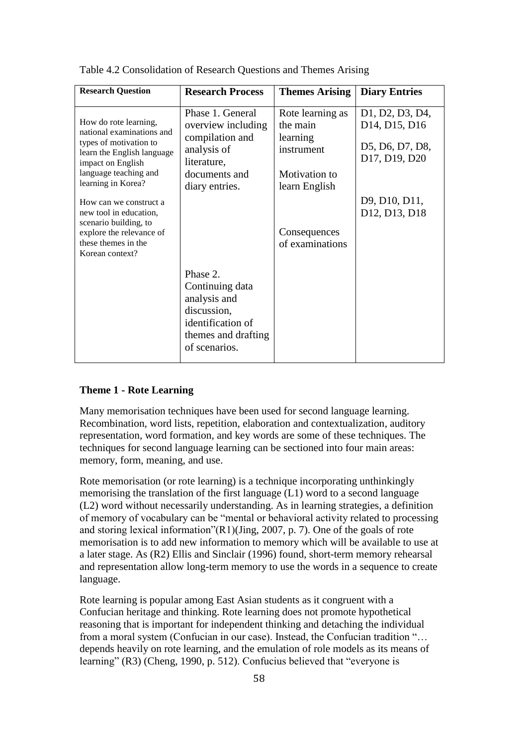Table 4.2 Consolidation of Research Questions and Themes Arising

| Research Question | Research Process | Themes Arising | Diary Entries |
|---|---|---|---|
| How do rote learning, national examinations and types of motivation to learn the English language impact on English language teaching and learning in Korea?<br><br>How can we construct a new tool in education, scenario building, to explore the relevance of these themes in the Korean context? | Phase 1. General overview including compilation and analysis of literature, documents and diary entries. | Rote learning as the main learning instrument<br><br>Motivation to learn English<br><br>Consequences of examinations | D1, D2, D3, D4, D14, D15, D16<br><br>D5, D6, D7, D8, D17, D19, D20<br><br>D9, D10, D11, D12, D13, D18 |
| | Phase 2. Continuing data analysis and discussion, identification of themes and drafting of scenarios. | | |

**Theme 1 - Rote Learning**

Many memorisation techniques have been used for second language learning. Recombination, word lists, repetition, elaboration and contextualization, auditory representation, word formation, and key words are some of these techniques. The techniques for second language learning can be sectioned into four main areas: memory, form, meaning, and use.

Rote memorisation (or rote learning) is a technique incorporating unthinkingly memorising the translation of the first language (L1) word to a second language (L2) word without necessarily understanding. As in learning strategies, a definition of memory of vocabulary can be "mental or behavioral activity related to processing and storing lexical information"(R1)(Jing, 2007, p. 7). One of the goals of rote memorisation is to add new information to memory which will be available to use at a later stage. As (R2) Ellis and Sinclair (1996) found, short-term memory rehearsal and representation allow long-term memory to use the words in a sequence to create language.

Rote learning is popular among East Asian students as it congruent with a Confucian heritage and thinking. Rote learning does not promote hypothetical reasoning that is important for independent thinking and detaching the individual from a moral system (Confucian in our case). Instead, the Confucian tradition "… depends heavily on rote learning, and the emulation of role models as its means of learning" (R3) (Cheng, 1990, p. 512). Confucius believed that "everyone is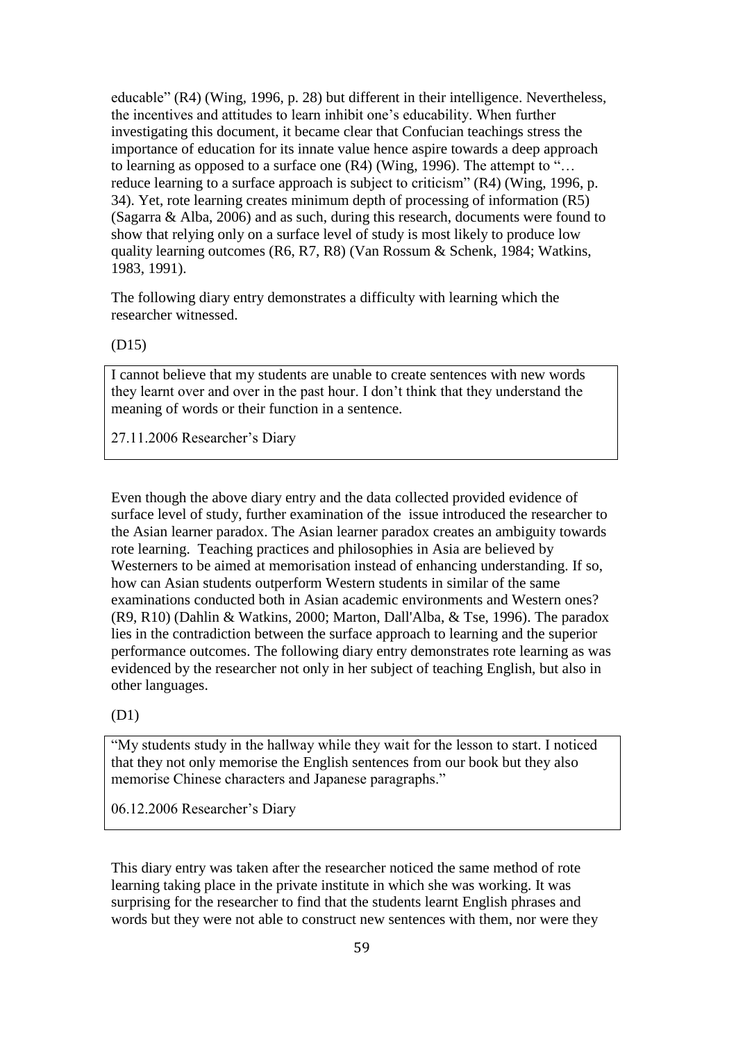educable" (R4) (Wing, 1996, p. 28) but different in their intelligence. Nevertheless, the incentives and attitudes to learn inhibit one's educability. When further investigating this document, it became clear that Confucian teachings stress the importance of education for its innate value hence aspire towards a deep approach to learning as opposed to a surface one (R4) (Wing, 1996). The attempt to "… reduce learning to a surface approach is subject to criticism" (R4) (Wing, 1996, p. 34). Yet, rote learning creates minimum depth of processing of information (R5) (Sagarra & Alba, 2006) and as such, during this research, documents were found to show that relying only on a surface level of study is most likely to produce low quality learning outcomes (R6, R7, R8) (Van Rossum & Schenk, 1984; Watkins, 1983, 1991).

The following diary entry demonstrates a difficulty with learning which the researcher witnessed.

(D15)

> I cannot believe that my students are unable to create sentences with new words they learnt over and over in the past hour. I don't think that they understand the meaning of words or their function in a sentence.
>
> 27.11.2006 Researcher's Diary

Even though the above diary entry and the data collected provided evidence of surface level of study, further examination of the issue introduced the researcher to the Asian learner paradox. The Asian learner paradox creates an ambiguity towards rote learning. Teaching practices and philosophies in Asia are believed by Westerners to be aimed at memorisation instead of enhancing understanding. If so, how can Asian students outperform Western students in similar of the same examinations conducted both in Asian academic environments and Western ones? (R9, R10) (Dahlin & Watkins, 2000; Marton, Dall'Alba, & Tse, 1996). The paradox lies in the contradiction between the surface approach to learning and the superior performance outcomes. The following diary entry demonstrates rote learning as was evidenced by the researcher not only in her subject of teaching English, but also in other languages.

(D1)

> "My students study in the hallway while they wait for the lesson to start. I noticed that they not only memorise the English sentences from our book but they also memorise Chinese characters and Japanese paragraphs."
>
> 06.12.2006 Researcher's Diary

This diary entry was taken after the researcher noticed the same method of rote learning taking place in the private institute in which she was working. It was surprising for the researcher to find that the students learnt English phrases and words but they were not able to construct new sentences with them, nor were they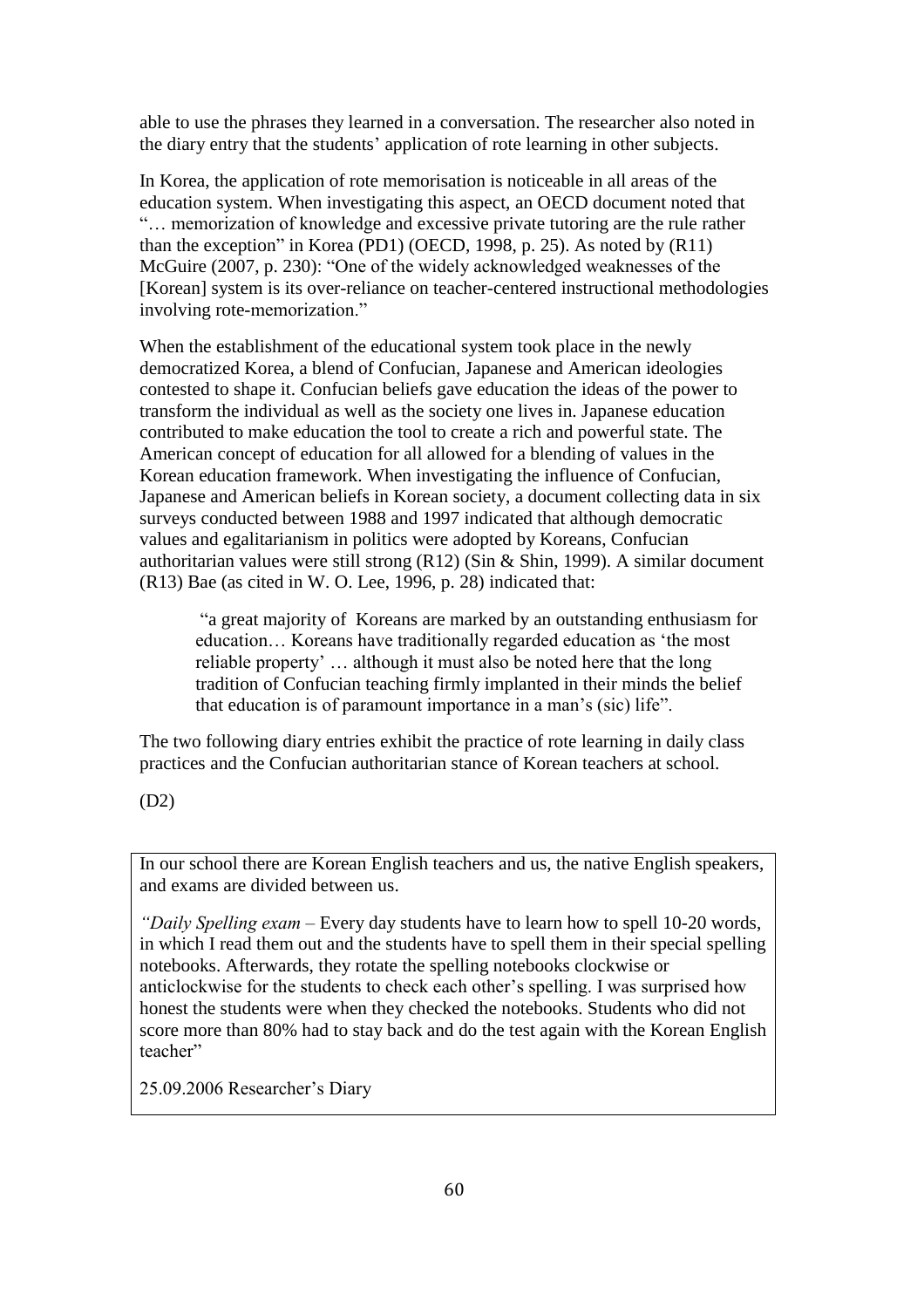able to use the phrases they learned in a conversation. The researcher also noted in the diary entry that the students' application of rote learning in other subjects.

In Korea, the application of rote memorisation is noticeable in all areas of the education system. When investigating this aspect, an OECD document noted that "… memorization of knowledge and excessive private tutoring are the rule rather than the exception" in Korea (PD1) (OECD, 1998, p. 25). As noted by (R11) McGuire (2007, p. 230): "One of the widely acknowledged weaknesses of the [Korean] system is its over-reliance on teacher-centered instructional methodologies involving rote-memorization."

When the establishment of the educational system took place in the newly democratized Korea, a blend of Confucian, Japanese and American ideologies contested to shape it. Confucian beliefs gave education the ideas of the power to transform the individual as well as the society one lives in. Japanese education contributed to make education the tool to create a rich and powerful state. The American concept of education for all allowed for a blending of values in the Korean education framework. When investigating the influence of Confucian, Japanese and American beliefs in Korean society, a document collecting data in six surveys conducted between 1988 and 1997 indicated that although democratic values and egalitarianism in politics were adopted by Koreans, Confucian authoritarian values were still strong (R12) (Sin & Shin, 1999). A similar document (R13) Bae (as cited in W. O. Lee, 1996, p. 28) indicated that:

> "a great majority of Koreans are marked by an outstanding enthusiasm for education… Koreans have traditionally regarded education as 'the most reliable property' … although it must also be noted here that the long tradition of Confucian teaching firmly implanted in their minds the belief that education is of paramount importance in a man's (sic) life".

The two following diary entries exhibit the practice of rote learning in daily class practices and the Confucian authoritarian stance of Korean teachers at school.

(D2)

> In our school there are Korean English teachers and us, the native English speakers, and exams are divided between us.
>
> *"Daily Spelling exam* – Every day students have to learn how to spell 10-20 words, in which I read them out and the students have to spell them in their special spelling notebooks. Afterwards, they rotate the spelling notebooks clockwise or anticlockwise for the students to check each other's spelling. I was surprised how honest the students were when they checked the notebooks. Students who did not score more than 80% had to stay back and do the test again with the Korean English teacher"
>
> 25.09.2006 Researcher's Diary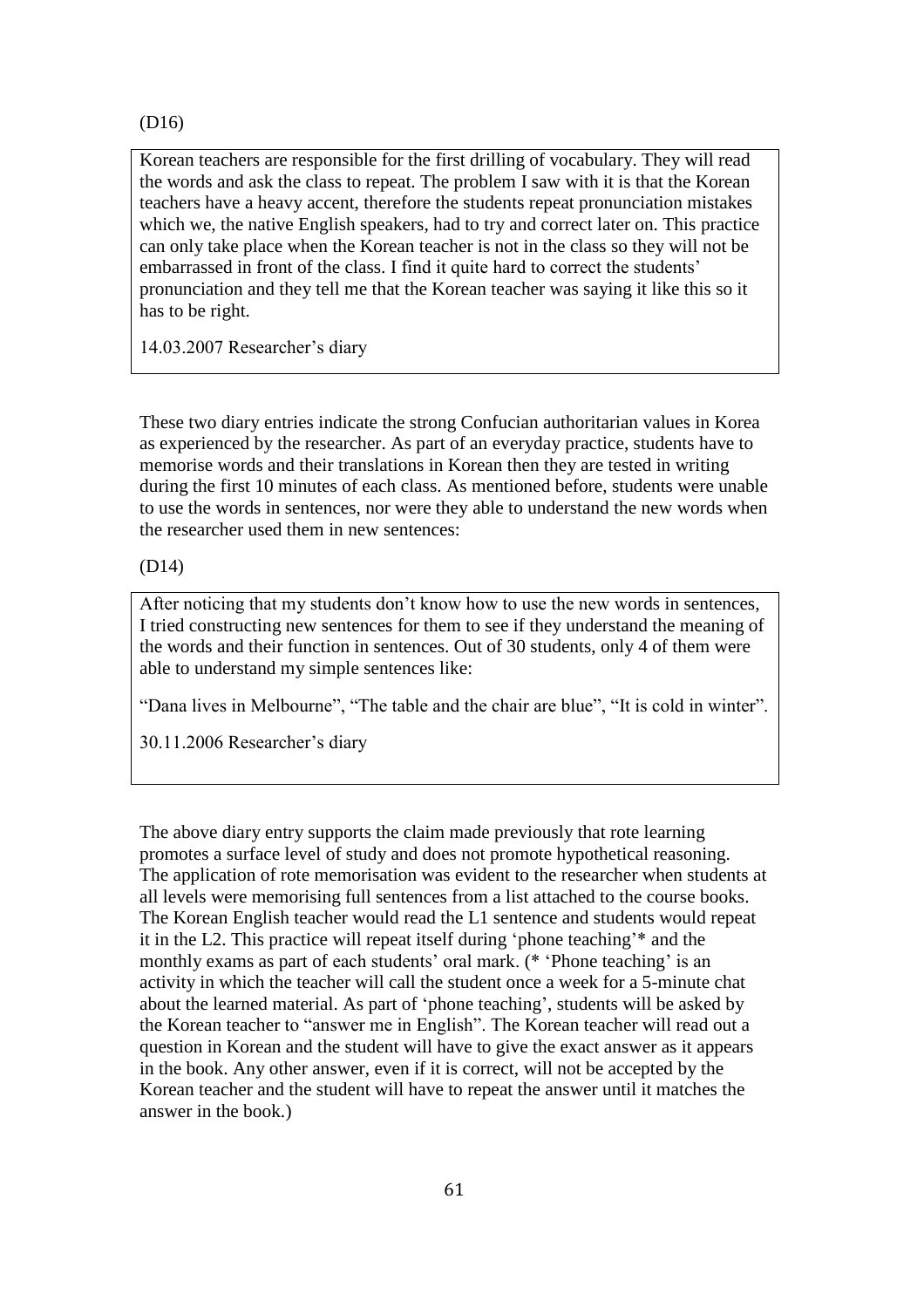(D16)

> Korean teachers are responsible for the first drilling of vocabulary. They will read the words and ask the class to repeat. The problem I saw with it is that the Korean teachers have a heavy accent, therefore the students repeat pronunciation mistakes which we, the native English speakers, had to try and correct later on. This practice can only take place when the Korean teacher is not in the class so they will not be embarrassed in front of the class. I find it quite hard to correct the students' pronunciation and they tell me that the Korean teacher was saying it like this so it has to be right.
>
> 14.03.2007 Researcher's diary

These two diary entries indicate the strong Confucian authoritarian values in Korea as experienced by the researcher. As part of an everyday practice, students have to memorise words and their translations in Korean then they are tested in writing during the first 10 minutes of each class. As mentioned before, students were unable to use the words in sentences, nor were they able to understand the new words when the researcher used them in new sentences:

(D14)

> After noticing that my students don't know how to use the new words in sentences, I tried constructing new sentences for them to see if they understand the meaning of the words and their function in sentences. Out of 30 students, only 4 of them were able to understand my simple sentences like:
>
> "Dana lives in Melbourne", "The table and the chair are blue", "It is cold in winter".
>
> 30.11.2006 Researcher's diary

The above diary entry supports the claim made previously that rote learning promotes a surface level of study and does not promote hypothetical reasoning. The application of rote memorisation was evident to the researcher when students at all levels were memorising full sentences from a list attached to the course books. The Korean English teacher would read the L1 sentence and students would repeat it in the L2. This practice will repeat itself during 'phone teaching'* and the monthly exams as part of each students' oral mark. (* 'Phone teaching' is an activity in which the teacher will call the student once a week for a 5-minute chat about the learned material. As part of 'phone teaching', students will be asked by the Korean teacher to "answer me in English". The Korean teacher will read out a question in Korean and the student will have to give the exact answer as it appears in the book. Any other answer, even if it is correct, will not be accepted by the Korean teacher and the student will have to repeat the answer until it matches the answer in the book.)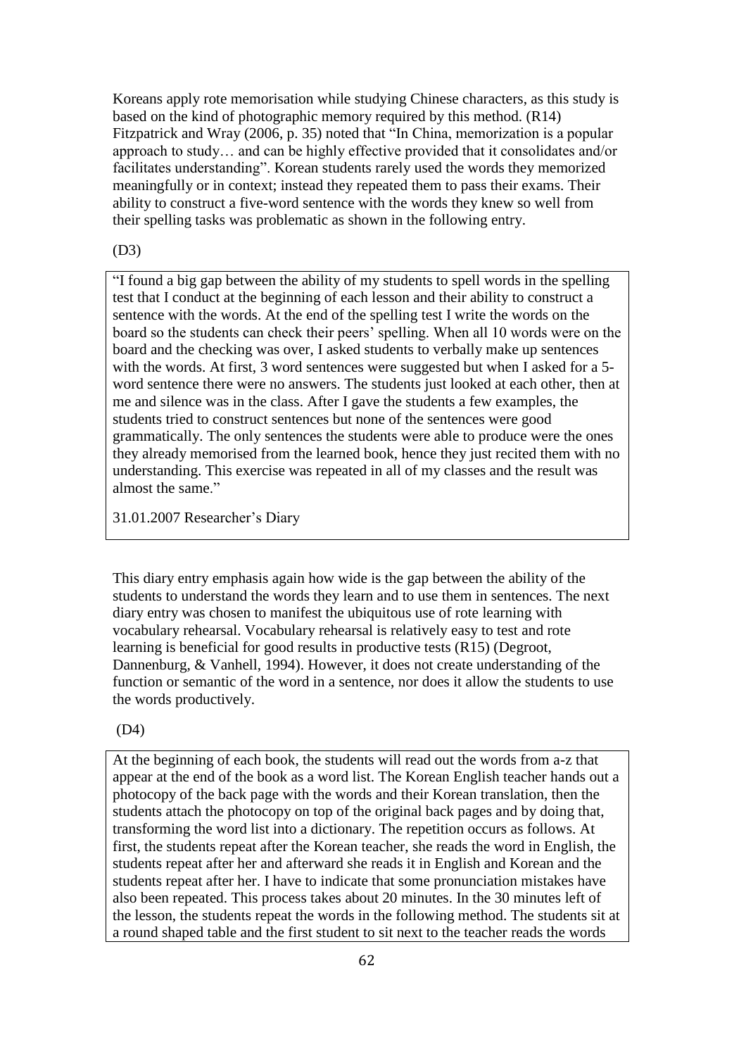Koreans apply rote memorisation while studying Chinese characters, as this study is based on the kind of photographic memory required by this method. (R14) Fitzpatrick and Wray (2006, p. 35) noted that "In China, memorization is a popular approach to study… and can be highly effective provided that it consolidates and/or facilitates understanding". Korean students rarely used the words they memorized meaningfully or in context; instead they repeated them to pass their exams. Their ability to construct a five-word sentence with the words they knew so well from their spelling tasks was problematic as shown in the following entry.

(D3)

> "I found a big gap between the ability of my students to spell words in the spelling test that I conduct at the beginning of each lesson and their ability to construct a sentence with the words. At the end of the spelling test I write the words on the board so the students can check their peers' spelling. When all 10 words were on the board and the checking was over, I asked students to verbally make up sentences with the words. At first, 3 word sentences were suggested but when I asked for a 5-word sentence there were no answers. The students just looked at each other, then at me and silence was in the class. After I gave the students a few examples, the students tried to construct sentences but none of the sentences were good grammatically. The only sentences the students were able to produce were the ones they already memorised from the learned book, hence they just recited them with no understanding. This exercise was repeated in all of my classes and the result was almost the same."
>
> 31.01.2007 Researcher's Diary

This diary entry emphasis again how wide is the gap between the ability of the students to understand the words they learn and to use them in sentences. The next diary entry was chosen to manifest the ubiquitous use of rote learning with vocabulary rehearsal. Vocabulary rehearsal is relatively easy to test and rote learning is beneficial for good results in productive tests (R15) (Degroot, Dannenburg, & Vanhell, 1994). However, it does not create understanding of the function or semantic of the word in a sentence, nor does it allow the students to use the words productively.

(D4)

> At the beginning of each book, the students will read out the words from a-z that appear at the end of the book as a word list. The Korean English teacher hands out a photocopy of the back page with the words and their Korean translation, then the students attach the photocopy on top of the original back pages and by doing that, transforming the word list into a dictionary. The repetition occurs as follows. At first, the students repeat after the Korean teacher, she reads the word in English, the students repeat after her and afterward she reads it in English and Korean and the students repeat after her. I have to indicate that some pronunciation mistakes have also been repeated. This process takes about 20 minutes. In the 30 minutes left of the lesson, the students repeat the words in the following method. The students sit at a round shaped table and the first student to sit next to the teacher reads the words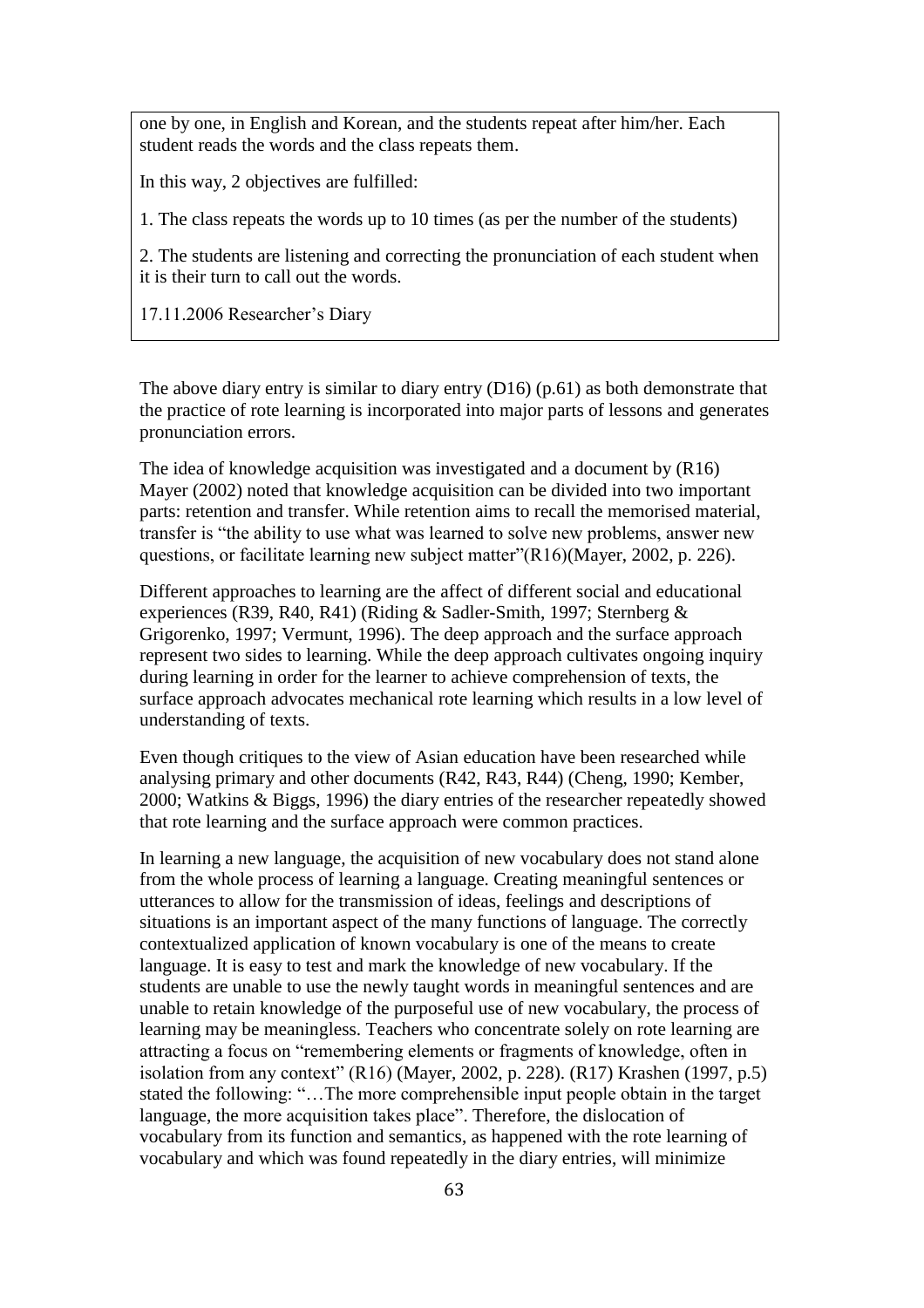one by one, in English and Korean, and the students repeat after him/her. Each student reads the words and the class repeats them.

In this way, 2 objectives are fulfilled:

1. The class repeats the words up to 10 times (as per the number of the students)

2. The students are listening and correcting the pronunciation of each student when it is their turn to call out the words.

17.11.2006 Researcher's Diary

The above diary entry is similar to diary entry (D16) (p.61) as both demonstrate that the practice of rote learning is incorporated into major parts of lessons and generates pronunciation errors.

The idea of knowledge acquisition was investigated and a document by (R16) Mayer (2002) noted that knowledge acquisition can be divided into two important parts: retention and transfer. While retention aims to recall the memorised material, transfer is "the ability to use what was learned to solve new problems, answer new questions, or facilitate learning new subject matter"(R16)(Mayer, 2002, p. 226).

Different approaches to learning are the affect of different social and educational experiences (R39, R40, R41) (Riding & Sadler-Smith, 1997; Sternberg & Grigorenko, 1997; Vermunt, 1996). The deep approach and the surface approach represent two sides to learning. While the deep approach cultivates ongoing inquiry during learning in order for the learner to achieve comprehension of texts, the surface approach advocates mechanical rote learning which results in a low level of understanding of texts.

Even though critiques to the view of Asian education have been researched while analysing primary and other documents (R42, R43, R44) (Cheng, 1990; Kember, 2000; Watkins & Biggs, 1996) the diary entries of the researcher repeatedly showed that rote learning and the surface approach were common practices.

In learning a new language, the acquisition of new vocabulary does not stand alone from the whole process of learning a language. Creating meaningful sentences or utterances to allow for the transmission of ideas, feelings and descriptions of situations is an important aspect of the many functions of language. The correctly contextualized application of known vocabulary is one of the means to create language. It is easy to test and mark the knowledge of new vocabulary. If the students are unable to use the newly taught words in meaningful sentences and are unable to retain knowledge of the purposeful use of new vocabulary, the process of learning may be meaningless. Teachers who concentrate solely on rote learning are attracting a focus on "remembering elements or fragments of knowledge, often in isolation from any context" (R16) (Mayer, 2002, p. 228). (R17) Krashen (1997, p.5) stated the following: "…The more comprehensible input people obtain in the target language, the more acquisition takes place". Therefore, the dislocation of vocabulary from its function and semantics, as happened with the rote learning of vocabulary and which was found repeatedly in the diary entries, will minimize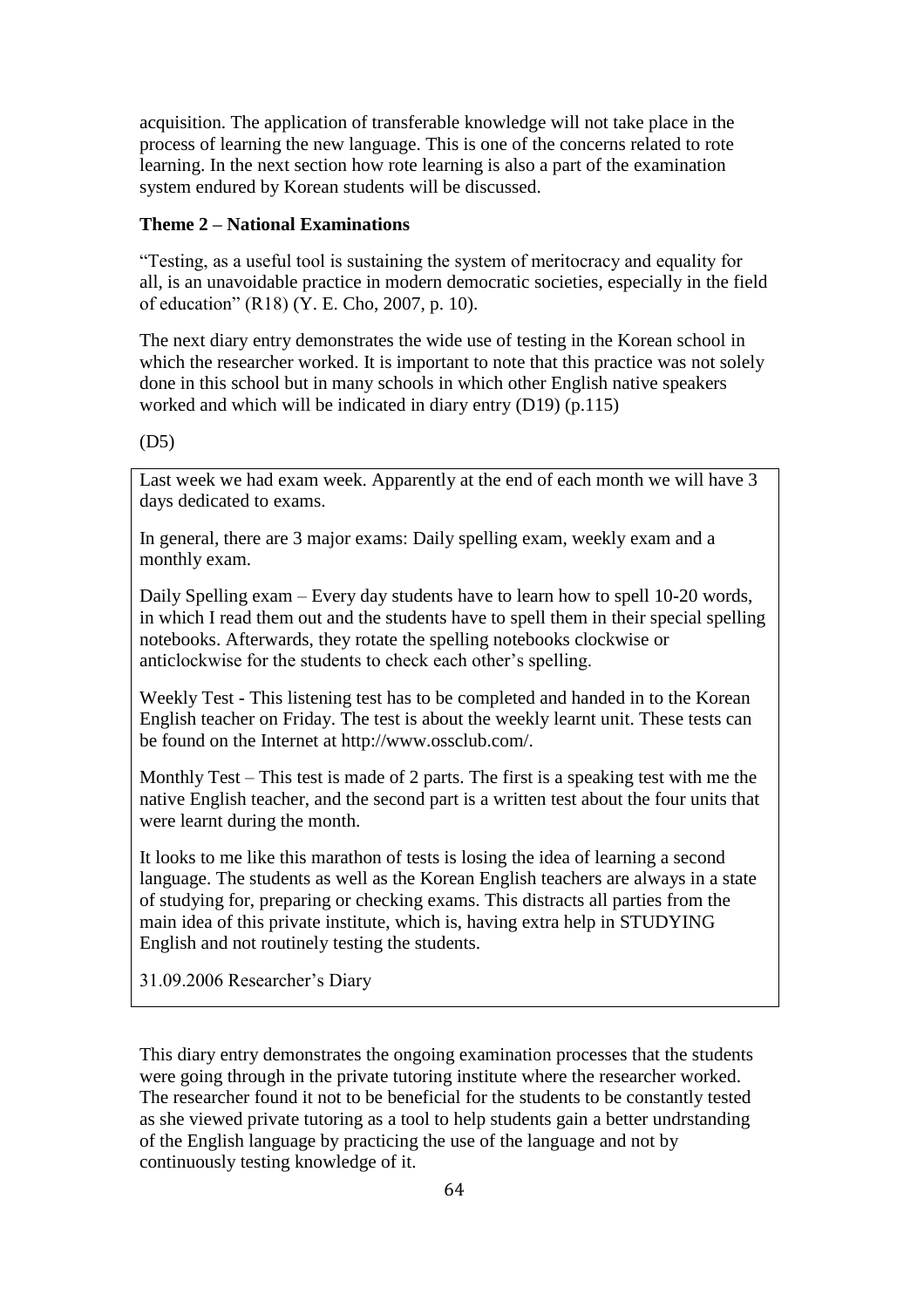acquisition. The application of transferable knowledge will not take place in the process of learning the new language. This is one of the concerns related to rote learning. In the next section how rote learning is also a part of the examination system endured by Korean students will be discussed.

**Theme 2 – National Examinations**

"Testing, as a useful tool is sustaining the system of meritocracy and equality for all, is an unavoidable practice in modern democratic societies, especially in the field of education" (R18) (Y. E. Cho, 2007, p. 10).

The next diary entry demonstrates the wide use of testing in the Korean school in which the researcher worked. It is important to note that this practice was not solely done in this school but in many schools in which other English native speakers worked and which will be indicated in diary entry (D19) (p.115)

(D5)

> Last week we had exam week. Apparently at the end of each month we will have 3 days dedicated to exams.
>
> In general, there are 3 major exams: Daily spelling exam, weekly exam and a monthly exam.
>
> Daily Spelling exam – Every day students have to learn how to spell 10-20 words, in which I read them out and the students have to spell them in their special spelling notebooks. Afterwards, they rotate the spelling notebooks clockwise or anticlockwise for the students to check each other's spelling.
>
> Weekly Test - This listening test has to be completed and handed in to the Korean English teacher on Friday. The test is about the weekly learnt unit. These tests can be found on the Internet at http://www.ossclub.com/.
>
> Monthly Test – This test is made of 2 parts. The first is a speaking test with me the native English teacher, and the second part is a written test about the four units that were learnt during the month.
>
> It looks to me like this marathon of tests is losing the idea of learning a second language. The students as well as the Korean English teachers are always in a state of studying for, preparing or checking exams. This distracts all parties from the main idea of this private institute, which is, having extra help in STUDYING English and not routinely testing the students.
>
> 31.09.2006 Researcher's Diary

This diary entry demonstrates the ongoing examination processes that the students were going through in the private tutoring institute where the researcher worked. The researcher found it not to be beneficial for the students to be constantly tested as she viewed private tutoring as a tool to help students gain a better undrstanding of the English language by practicing the use of the language and not by continuously testing knowledge of it.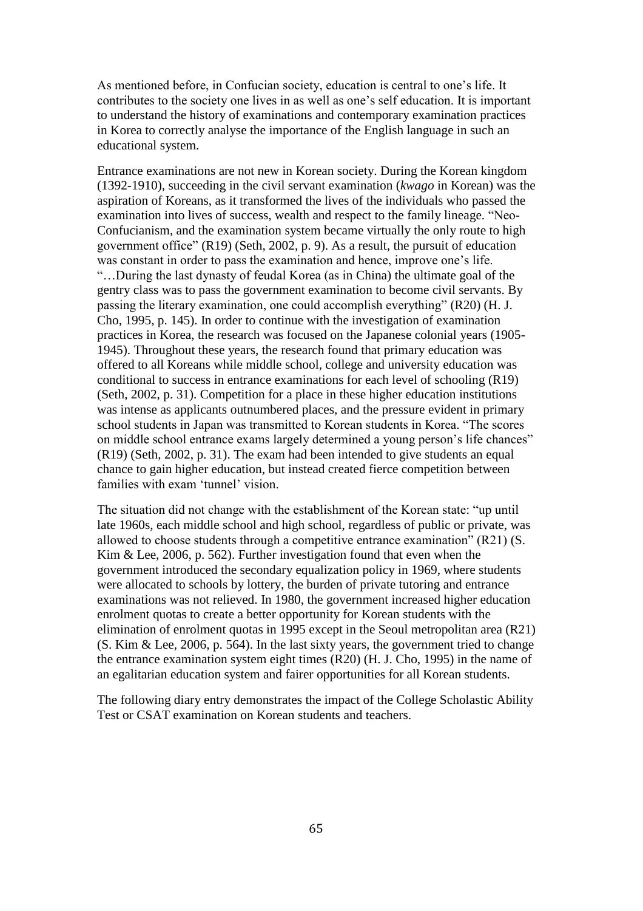As mentioned before, in Confucian society, education is central to one's life. It contributes to the society one lives in as well as one's self education. It is important to understand the history of examinations and contemporary examination practices in Korea to correctly analyse the importance of the English language in such an educational system.

Entrance examinations are not new in Korean society. During the Korean kingdom (1392-1910), succeeding in the civil servant examination (*kwago* in Korean) was the aspiration of Koreans, as it transformed the lives of the individuals who passed the examination into lives of success, wealth and respect to the family lineage. "Neo-Confucianism, and the examination system became virtually the only route to high government office" (R19) (Seth, 2002, p. 9). As a result, the pursuit of education was constant in order to pass the examination and hence, improve one's life. "…During the last dynasty of feudal Korea (as in China) the ultimate goal of the gentry class was to pass the government examination to become civil servants. By passing the literary examination, one could accomplish everything" (R20) (H. J. Cho, 1995, p. 145). In order to continue with the investigation of examination practices in Korea, the research was focused on the Japanese colonial years (1905-1945). Throughout these years, the research found that primary education was offered to all Koreans while middle school, college and university education was conditional to success in entrance examinations for each level of schooling (R19) (Seth, 2002, p. 31). Competition for a place in these higher education institutions was intense as applicants outnumbered places, and the pressure evident in primary school students in Japan was transmitted to Korean students in Korea. "The scores on middle school entrance exams largely determined a young person's life chances" (R19) (Seth, 2002, p. 31). The exam had been intended to give students an equal chance to gain higher education, but instead created fierce competition between families with exam 'tunnel' vision.

The situation did not change with the establishment of the Korean state: "up until late 1960s, each middle school and high school, regardless of public or private, was allowed to choose students through a competitive entrance examination" (R21) (S. Kim & Lee, 2006, p. 562). Further investigation found that even when the government introduced the secondary equalization policy in 1969, where students were allocated to schools by lottery, the burden of private tutoring and entrance examinations was not relieved. In 1980, the government increased higher education enrolment quotas to create a better opportunity for Korean students with the elimination of enrolment quotas in 1995 except in the Seoul metropolitan area (R21) (S. Kim & Lee, 2006, p. 564). In the last sixty years, the government tried to change the entrance examination system eight times (R20) (H. J. Cho, 1995) in the name of an egalitarian education system and fairer opportunities for all Korean students.

The following diary entry demonstrates the impact of the College Scholastic Ability Test or CSAT examination on Korean students and teachers.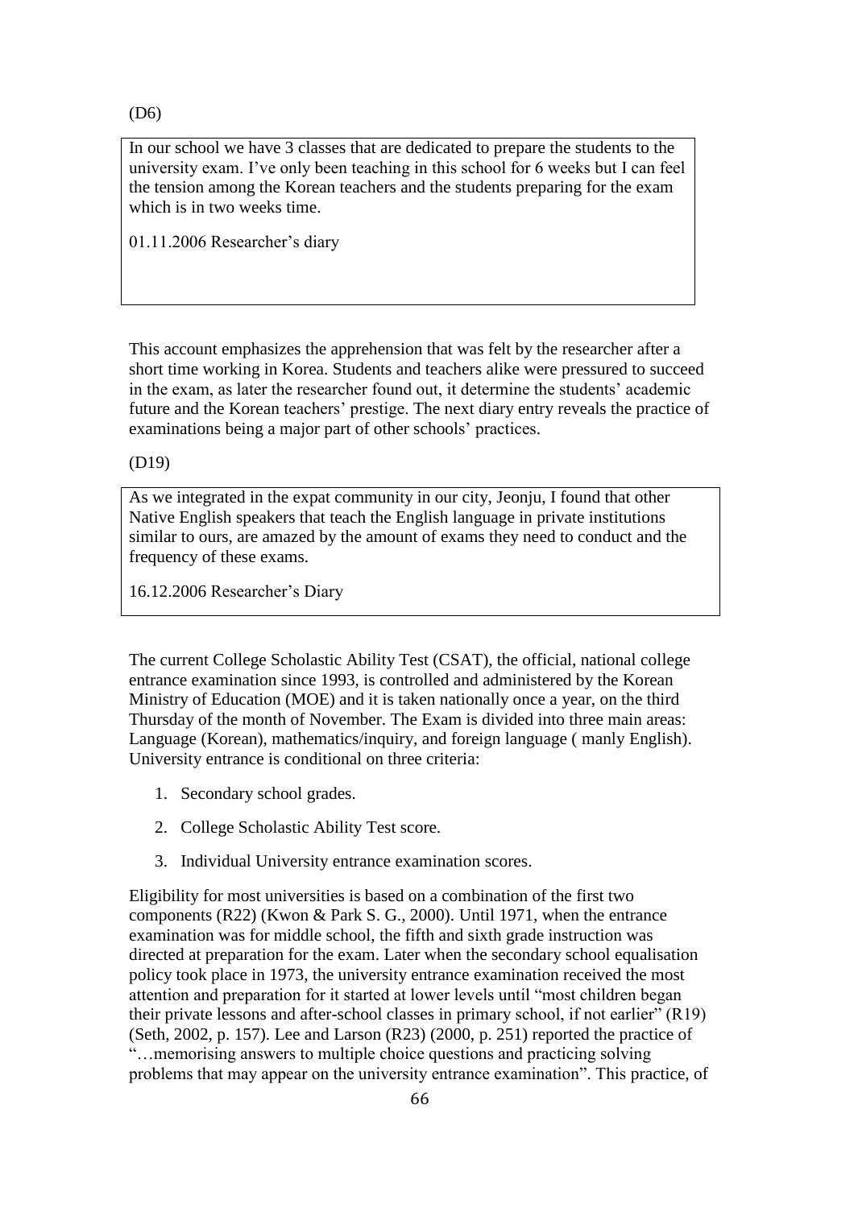(D6)

> In our school we have 3 classes that are dedicated to prepare the students to the university exam. I've only been teaching in this school for 6 weeks but I can feel the tension among the Korean teachers and the students preparing for the exam which is in two weeks time.
>
> 01.11.2006 Researcher's diary

This account emphasizes the apprehension that was felt by the researcher after a short time working in Korea. Students and teachers alike were pressured to succeed in the exam, as later the researcher found out, it determine the students' academic future and the Korean teachers' prestige. The next diary entry reveals the practice of examinations being a major part of other schools' practices.

(D19)

> As we integrated in the expat community in our city, Jeonju, I found that other Native English speakers that teach the English language in private institutions similar to ours, are amazed by the amount of exams they need to conduct and the frequency of these exams.
>
> 16.12.2006 Researcher's Diary

The current College Scholastic Ability Test (CSAT), the official, national college entrance examination since 1993, is controlled and administered by the Korean Ministry of Education (MOE) and it is taken nationally once a year, on the third Thursday of the month of November. The Exam is divided into three main areas: Language (Korean), mathematics/inquiry, and foreign language ( manly English). University entrance is conditional on three criteria:

1. Secondary school grades.
2. College Scholastic Ability Test score.
3. Individual University entrance examination scores.

Eligibility for most universities is based on a combination of the first two components (R22) (Kwon & Park S. G., 2000). Until 1971, when the entrance examination was for middle school, the fifth and sixth grade instruction was directed at preparation for the exam. Later when the secondary school equalisation policy took place in 1973, the university entrance examination received the most attention and preparation for it started at lower levels until "most children began their private lessons and after-school classes in primary school, if not earlier" (R19) (Seth, 2002, p. 157). Lee and Larson (R23) (2000, p. 251) reported the practice of "…memorising answers to multiple choice questions and practicing solving problems that may appear on the university entrance examination". This practice, of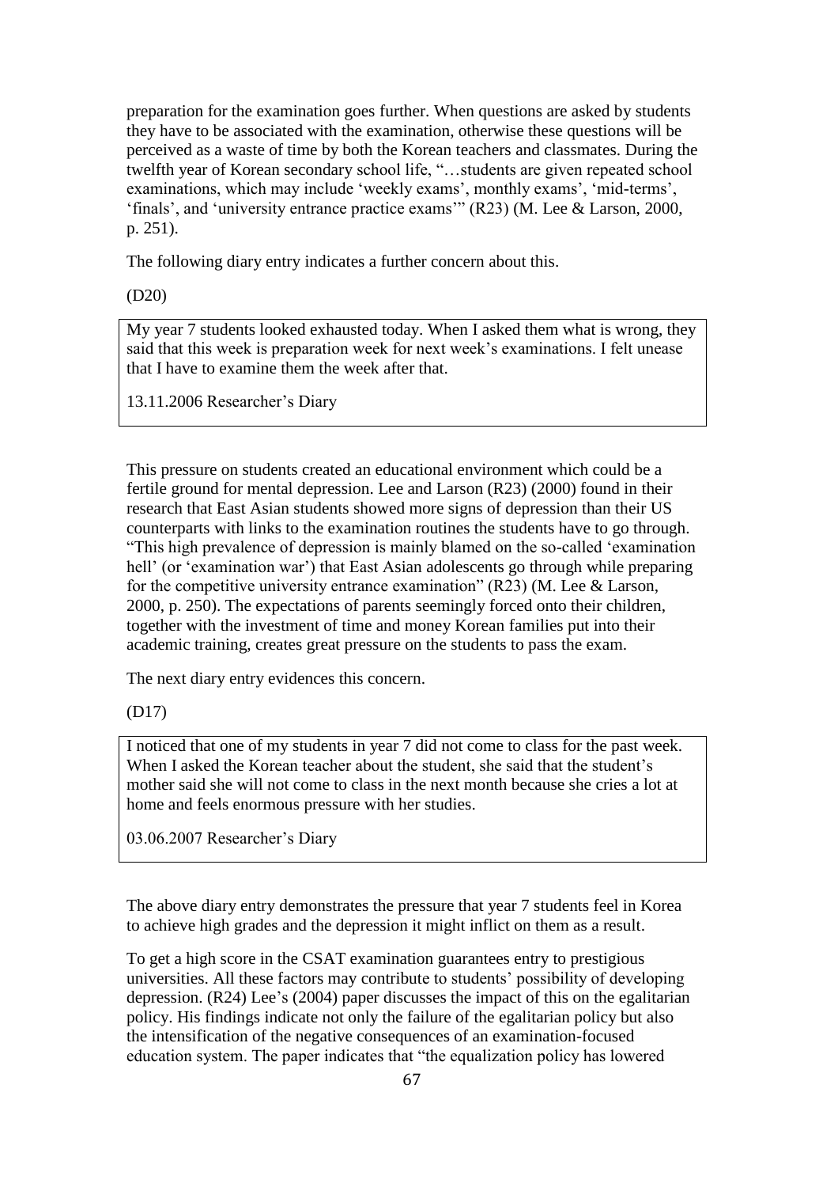preparation for the examination goes further. When questions are asked by students they have to be associated with the examination, otherwise these questions will be perceived as a waste of time by both the Korean teachers and classmates. During the twelfth year of Korean secondary school life, "…students are given repeated school examinations, which may include 'weekly exams', monthly exams', 'mid-terms', 'finals', and 'university entrance practice exams'" (R23) (M. Lee & Larson, 2000, p. 251).

The following diary entry indicates a further concern about this.

(D20)

> My year 7 students looked exhausted today. When I asked them what is wrong, they said that this week is preparation week for next week's examinations. I felt unease that I have to examine them the week after that.
>
> 13.11.2006 Researcher's Diary

This pressure on students created an educational environment which could be a fertile ground for mental depression. Lee and Larson (R23) (2000) found in their research that East Asian students showed more signs of depression than their US counterparts with links to the examination routines the students have to go through. "This high prevalence of depression is mainly blamed on the so-called 'examination hell' (or 'examination war') that East Asian adolescents go through while preparing for the competitive university entrance examination" (R23) (M. Lee & Larson, 2000, p. 250). The expectations of parents seemingly forced onto their children, together with the investment of time and money Korean families put into their academic training, creates great pressure on the students to pass the exam.

The next diary entry evidences this concern.

(D17)

> I noticed that one of my students in year 7 did not come to class for the past week. When I asked the Korean teacher about the student, she said that the student's mother said she will not come to class in the next month because she cries a lot at home and feels enormous pressure with her studies.
>
> 03.06.2007 Researcher's Diary

The above diary entry demonstrates the pressure that year 7 students feel in Korea to achieve high grades and the depression it might inflict on them as a result.

To get a high score in the CSAT examination guarantees entry to prestigious universities. All these factors may contribute to students' possibility of developing depression. (R24) Lee's (2004) paper discusses the impact of this on the egalitarian policy. His findings indicate not only the failure of the egalitarian policy but also the intensification of the negative consequences of an examination-focused education system. The paper indicates that "the equalization policy has lowered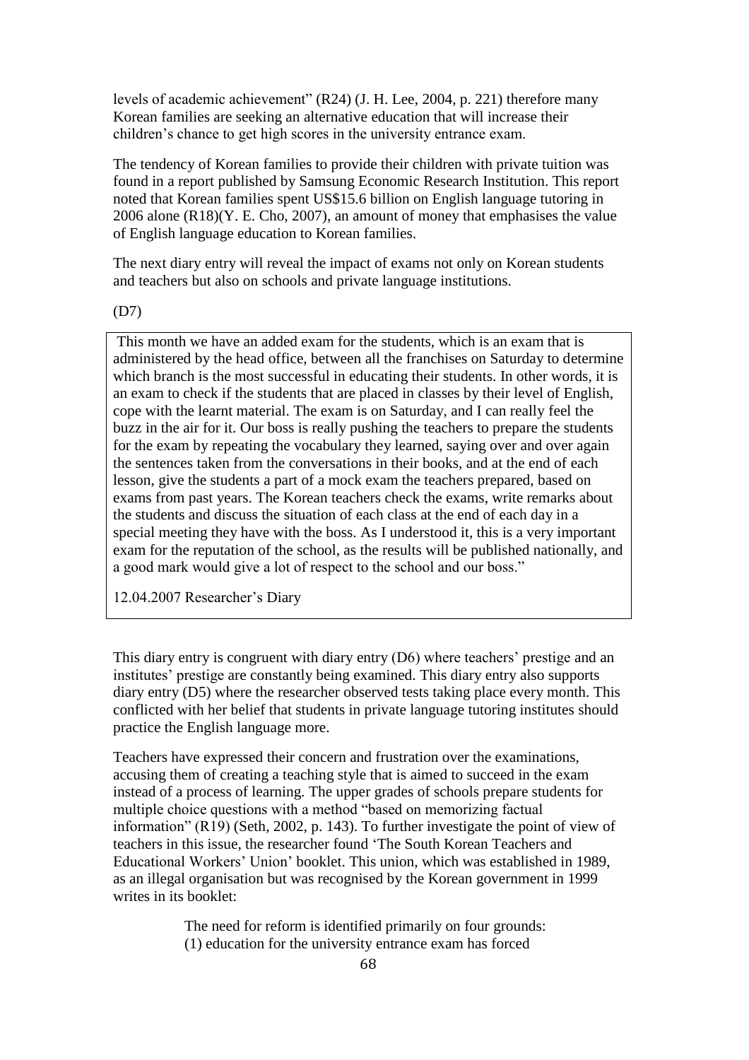levels of academic achievement" (R24) (J. H. Lee, 2004, p. 221) therefore many Korean families are seeking an alternative education that will increase their children's chance to get high scores in the university entrance exam.

The tendency of Korean families to provide their children with private tuition was found in a report published by Samsung Economic Research Institution. This report noted that Korean families spent US$15.6 billion on English language tutoring in 2006 alone (R18)(Y. E. Cho, 2007), an amount of money that emphasises the value of English language education to Korean families.

The next diary entry will reveal the impact of exams not only on Korean students and teachers but also on schools and private language institutions.

(D7)

> This month we have an added exam for the students, which is an exam that is administered by the head office, between all the franchises on Saturday to determine which branch is the most successful in educating their students. In other words, it is an exam to check if the students that are placed in classes by their level of English, cope with the learnt material. The exam is on Saturday, and I can really feel the buzz in the air for it. Our boss is really pushing the teachers to prepare the students for the exam by repeating the vocabulary they learned, saying over and over again the sentences taken from the conversations in their books, and at the end of each lesson, give the students a part of a mock exam the teachers prepared, based on exams from past years. The Korean teachers check the exams, write remarks about the students and discuss the situation of each class at the end of each day in a special meeting they have with the boss. As I understood it, this is a very important exam for the reputation of the school, as the results will be published nationally, and a good mark would give a lot of respect to the school and our boss."
>
> 12.04.2007 Researcher's Diary

This diary entry is congruent with diary entry (D6) where teachers' prestige and an institutes' prestige are constantly being examined. This diary entry also supports diary entry (D5) where the researcher observed tests taking place every month. This conflicted with her belief that students in private language tutoring institutes should practice the English language more.

Teachers have expressed their concern and frustration over the examinations, accusing them of creating a teaching style that is aimed to succeed in the exam instead of a process of learning. The upper grades of schools prepare students for multiple choice questions with a method "based on memorizing factual information" (R19) (Seth, 2002, p. 143). To further investigate the point of view of teachers in this issue, the researcher found 'The South Korean Teachers and Educational Workers' Union' booklet. This union, which was established in 1989, as an illegal organisation but was recognised by the Korean government in 1999 writes in its booklet:

> The need for reform is identified primarily on four grounds:
> (1) education for the university entrance exam has forced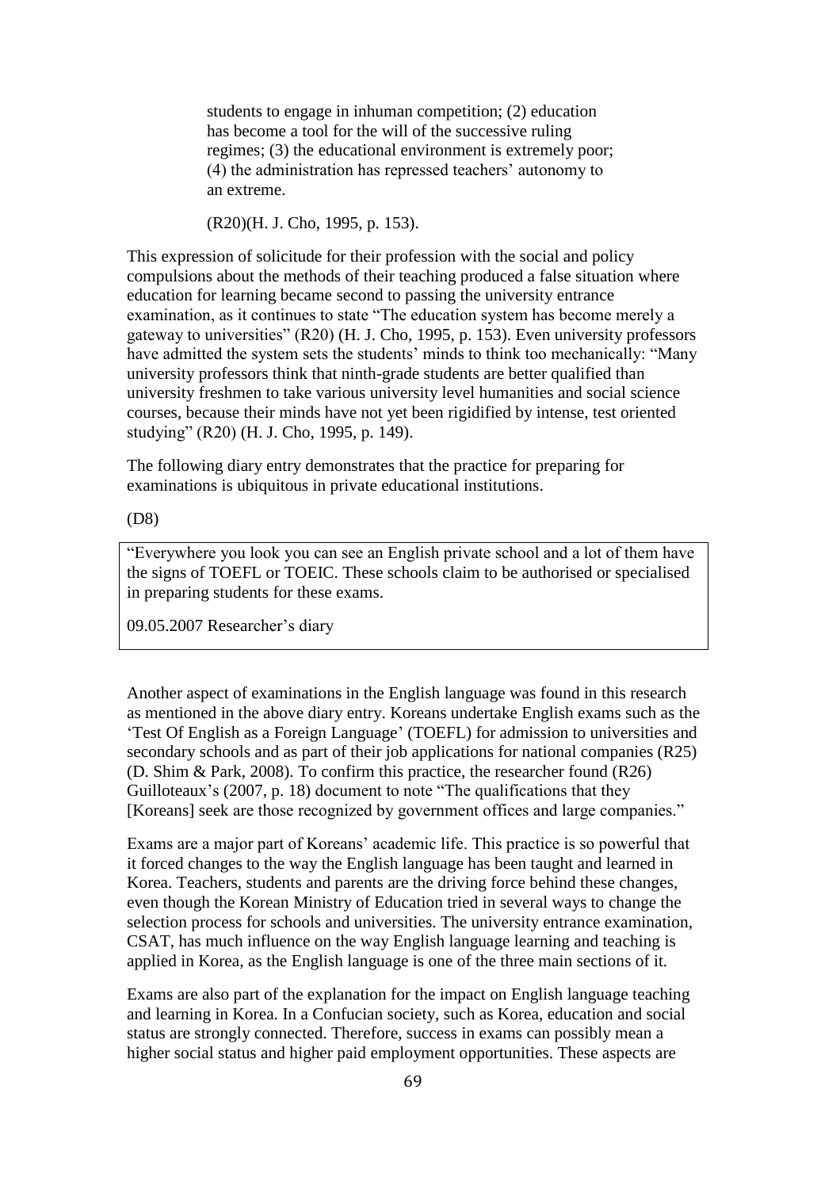> students to engage in inhuman competition; (2) education has become a tool for the will of the successive ruling regimes; (3) the educational environment is extremely poor; (4) the administration has repressed teachers' autonomy to an extreme.
>
> (R20)(H. J. Cho, 1995, p. 153).

This expression of solicitude for their profession with the social and policy compulsions about the methods of their teaching produced a false situation where education for learning became second to passing the university entrance examination, as it continues to state "The education system has become merely a gateway to universities" (R20) (H. J. Cho, 1995, p. 153). Even university professors have admitted the system sets the students' minds to think too mechanically: "Many university professors think that ninth-grade students are better qualified than university freshmen to take various university level humanities and social science courses, because their minds have not yet been rigidified by intense, test oriented studying" (R20) (H. J. Cho, 1995, p. 149).

The following diary entry demonstrates that the practice for preparing for examinations is ubiquitous in private educational institutions.

(D8)

| "Everywhere you look you can see an English private school and a lot of them have the signs of TOEFL or TOEIC. These schools claim to be authorised or specialised in preparing students for these exams.<br><br>09.05.2007 Researcher's diary |
|---|

Another aspect of examinations in the English language was found in this research as mentioned in the above diary entry. Koreans undertake English exams such as the 'Test Of English as a Foreign Language' (TOEFL) for admission to universities and secondary schools and as part of their job applications for national companies (R25) (D. Shim & Park, 2008). To confirm this practice, the researcher found (R26) Guilloteaux's (2007, p. 18) document to note "The qualifications that they [Koreans] seek are those recognized by government offices and large companies."

Exams are a major part of Koreans' academic life. This practice is so powerful that it forced changes to the way the English language has been taught and learned in Korea. Teachers, students and parents are the driving force behind these changes, even though the Korean Ministry of Education tried in several ways to change the selection process for schools and universities. The university entrance examination, CSAT, has much influence on the way English language learning and teaching is applied in Korea, as the English language is one of the three main sections of it.

Exams are also part of the explanation for the impact on English language teaching and learning in Korea. In a Confucian society, such as Korea, education and social status are strongly connected. Therefore, success in exams can possibly mean a higher social status and higher paid employment opportunities. These aspects are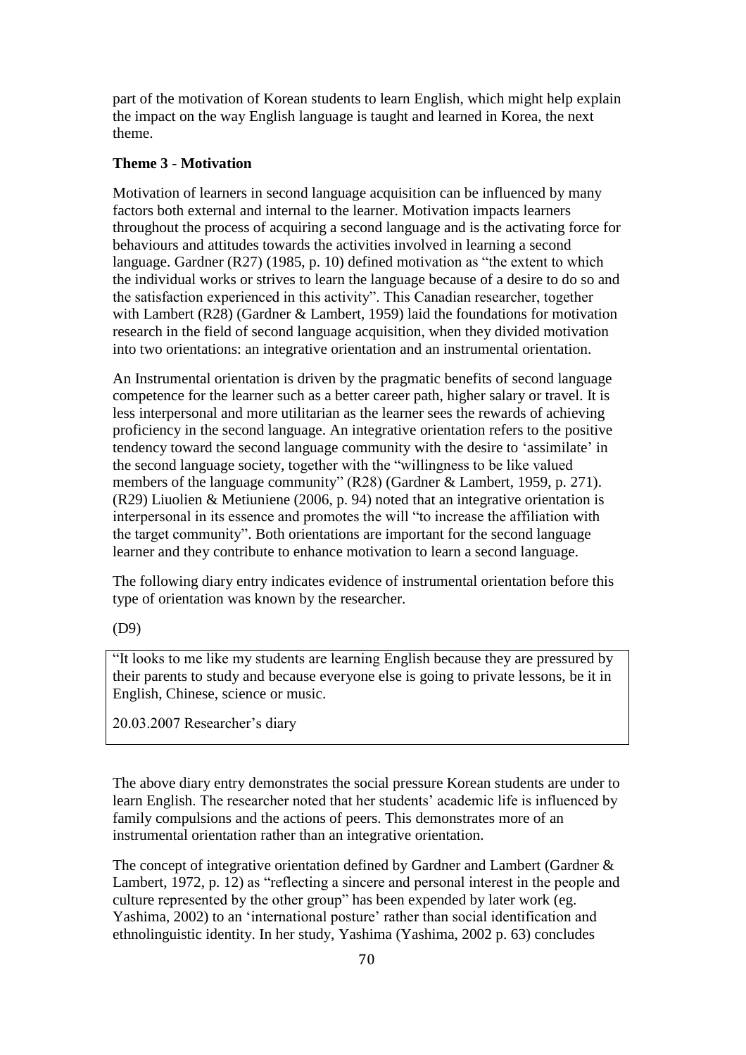part of the motivation of Korean students to learn English, which might help explain the impact on the way English language is taught and learned in Korea, the next theme.

**Theme 3 - Motivation**

Motivation of learners in second language acquisition can be influenced by many factors both external and internal to the learner. Motivation impacts learners throughout the process of acquiring a second language and is the activating force for behaviours and attitudes towards the activities involved in learning a second language. Gardner (R27) (1985, p. 10) defined motivation as "the extent to which the individual works or strives to learn the language because of a desire to do so and the satisfaction experienced in this activity". This Canadian researcher, together with Lambert (R28) (Gardner & Lambert, 1959) laid the foundations for motivation research in the field of second language acquisition, when they divided motivation into two orientations: an integrative orientation and an instrumental orientation.

An Instrumental orientation is driven by the pragmatic benefits of second language competence for the learner such as a better career path, higher salary or travel. It is less interpersonal and more utilitarian as the learner sees the rewards of achieving proficiency in the second language. An integrative orientation refers to the positive tendency toward the second language community with the desire to 'assimilate' in the second language society, together with the "willingness to be like valued members of the language community" (R28) (Gardner & Lambert, 1959, p. 271). (R29) Liuolien & Metiuniene (2006, p. 94) noted that an integrative orientation is interpersonal in its essence and promotes the will "to increase the affiliation with the target community". Both orientations are important for the second language learner and they contribute to enhance motivation to learn a second language.

The following diary entry indicates evidence of instrumental orientation before this type of orientation was known by the researcher.

(D9)

> "It looks to me like my students are learning English because they are pressured by their parents to study and because everyone else is going to private lessons, be it in English, Chinese, science or music.
>
> 20.03.2007 Researcher's diary

The above diary entry demonstrates the social pressure Korean students are under to learn English. The researcher noted that her students' academic life is influenced by family compulsions and the actions of peers. This demonstrates more of an instrumental orientation rather than an integrative orientation.

The concept of integrative orientation defined by Gardner and Lambert (Gardner & Lambert, 1972, p. 12) as "reflecting a sincere and personal interest in the people and culture represented by the other group" has been expended by later work (eg. Yashima, 2002) to an 'international posture' rather than social identification and ethnolinguistic identity. In her study, Yashima (Yashima, 2002 p. 63) concludes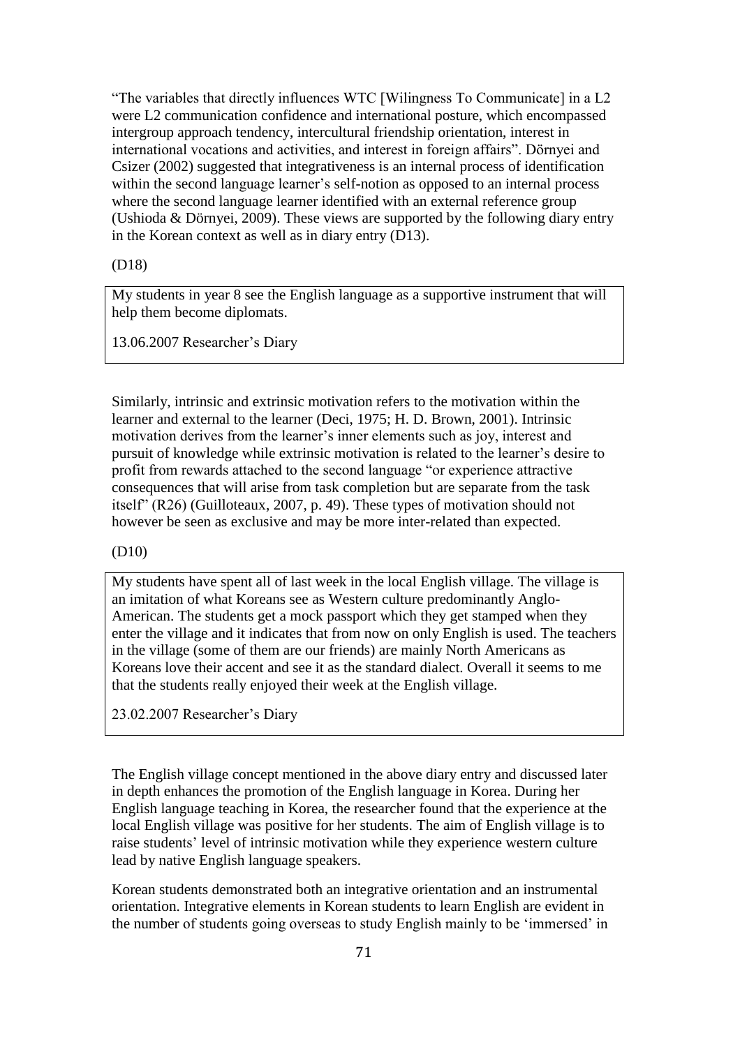"The variables that directly influences WTC [Wilingness To Communicate] in a L2 were L2 communication confidence and international posture, which encompassed intergroup approach tendency, intercultural friendship orientation, interest in international vocations and activities, and interest in foreign affairs". Dörnyei and Csizer (2002) suggested that integrativeness is an internal process of identification within the second language learner's self-notion as opposed to an internal process where the second language learner identified with an external reference group (Ushioda & Dörnyei, 2009). These views are supported by the following diary entry in the Korean context as well as in diary entry (D13).

(D18)

> My students in year 8 see the English language as a supportive instrument that will help them become diplomats.
>
> 13.06.2007 Researcher's Diary

Similarly, intrinsic and extrinsic motivation refers to the motivation within the learner and external to the learner (Deci, 1975; H. D. Brown, 2001). Intrinsic motivation derives from the learner's inner elements such as joy, interest and pursuit of knowledge while extrinsic motivation is related to the learner's desire to profit from rewards attached to the second language "or experience attractive consequences that will arise from task completion but are separate from the task itself" (R26) (Guilloteaux, 2007, p. 49). These types of motivation should not however be seen as exclusive and may be more inter-related than expected.

(D10)

> My students have spent all of last week in the local English village. The village is an imitation of what Koreans see as Western culture predominantly Anglo-American. The students get a mock passport which they get stamped when they enter the village and it indicates that from now on only English is used. The teachers in the village (some of them are our friends) are mainly North Americans as Koreans love their accent and see it as the standard dialect. Overall it seems to me that the students really enjoyed their week at the English village.
>
> 23.02.2007 Researcher's Diary

The English village concept mentioned in the above diary entry and discussed later in depth enhances the promotion of the English language in Korea. During her English language teaching in Korea, the researcher found that the experience at the local English village was positive for her students. The aim of English village is to raise students' level of intrinsic motivation while they experience western culture lead by native English language speakers.

Korean students demonstrated both an integrative orientation and an instrumental orientation. Integrative elements in Korean students to learn English are evident in the number of students going overseas to study English mainly to be 'immersed' in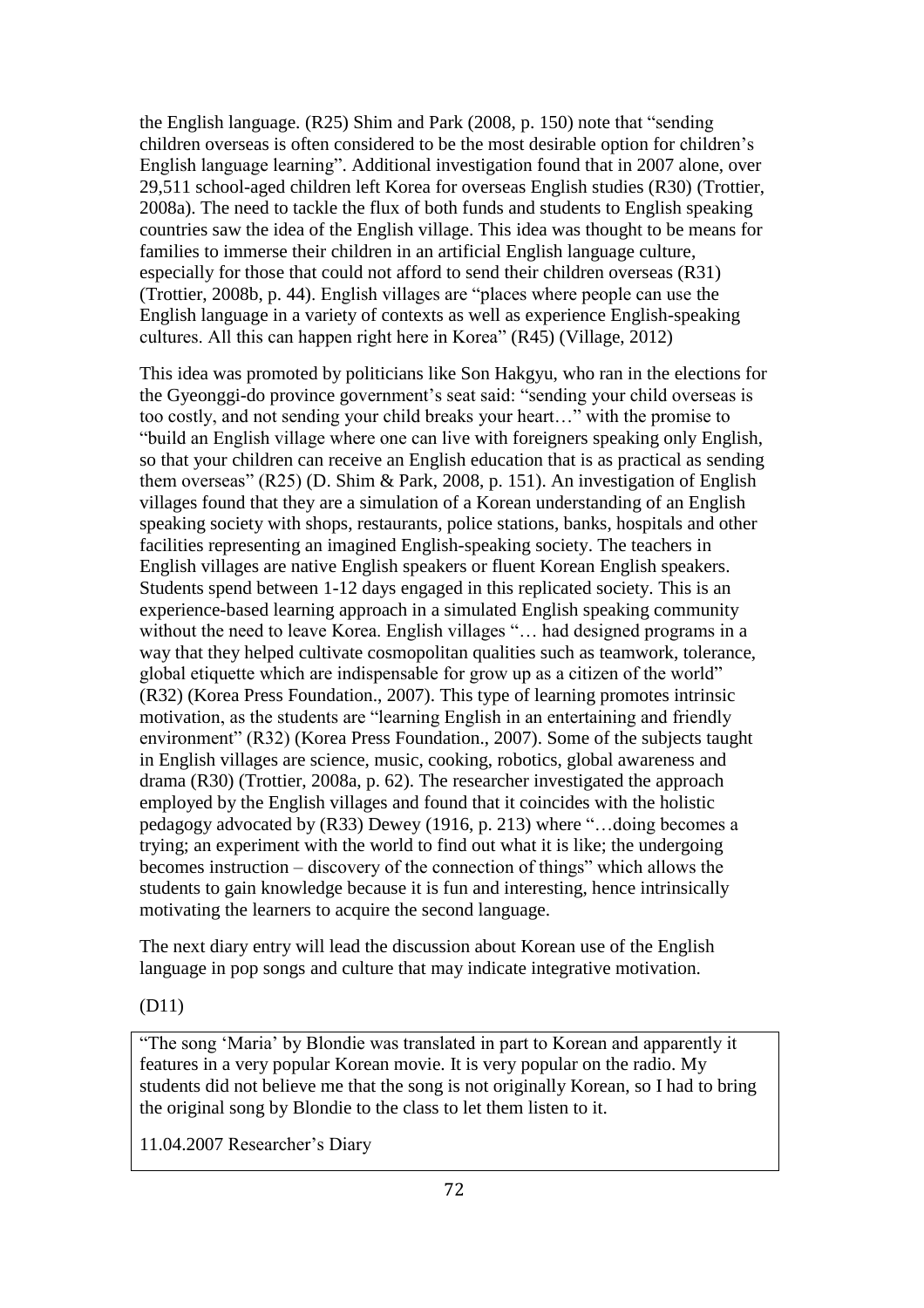the English language. (R25) Shim and Park (2008, p. 150) note that "sending children overseas is often considered to be the most desirable option for children's English language learning". Additional investigation found that in 2007 alone, over 29,511 school-aged children left Korea for overseas English studies (R30) (Trottier, 2008a). The need to tackle the flux of both funds and students to English speaking countries saw the idea of the English village. This idea was thought to be means for families to immerse their children in an artificial English language culture, especially for those that could not afford to send their children overseas (R31) (Trottier, 2008b, p. 44). English villages are "places where people can use the English language in a variety of contexts as well as experience English-speaking cultures. All this can happen right here in Korea" (R45) (Village, 2012)

This idea was promoted by politicians like Son Hakgyu, who ran in the elections for the Gyeonggi-do province government's seat said: "sending your child overseas is too costly, and not sending your child breaks your heart…" with the promise to "build an English village where one can live with foreigners speaking only English, so that your children can receive an English education that is as practical as sending them overseas" (R25) (D. Shim & Park, 2008, p. 151). An investigation of English villages found that they are a simulation of a Korean understanding of an English speaking society with shops, restaurants, police stations, banks, hospitals and other facilities representing an imagined English-speaking society. The teachers in English villages are native English speakers or fluent Korean English speakers. Students spend between 1-12 days engaged in this replicated society. This is an experience-based learning approach in a simulated English speaking community without the need to leave Korea. English villages "… had designed programs in a way that they helped cultivate cosmopolitan qualities such as teamwork, tolerance, global etiquette which are indispensable for grow up as a citizen of the world" (R32) (Korea Press Foundation., 2007). This type of learning promotes intrinsic motivation, as the students are "learning English in an entertaining and friendly environment" (R32) (Korea Press Foundation., 2007). Some of the subjects taught in English villages are science, music, cooking, robotics, global awareness and drama (R30) (Trottier, 2008a, p. 62). The researcher investigated the approach employed by the English villages and found that it coincides with the holistic pedagogy advocated by (R33) Dewey (1916, p. 213) where "…doing becomes a trying; an experiment with the world to find out what it is like; the undergoing becomes instruction – discovery of the connection of things" which allows the students to gain knowledge because it is fun and interesting, hence intrinsically motivating the learners to acquire the second language.

The next diary entry will lead the discussion about Korean use of the English language in pop songs and culture that may indicate integrative motivation.

(D11)

> "The song 'Maria' by Blondie was translated in part to Korean and apparently it features in a very popular Korean movie. It is very popular on the radio. My students did not believe me that the song is not originally Korean, so I had to bring the original song by Blondie to the class to let them listen to it.
>
> 11.04.2007 Researcher's Diary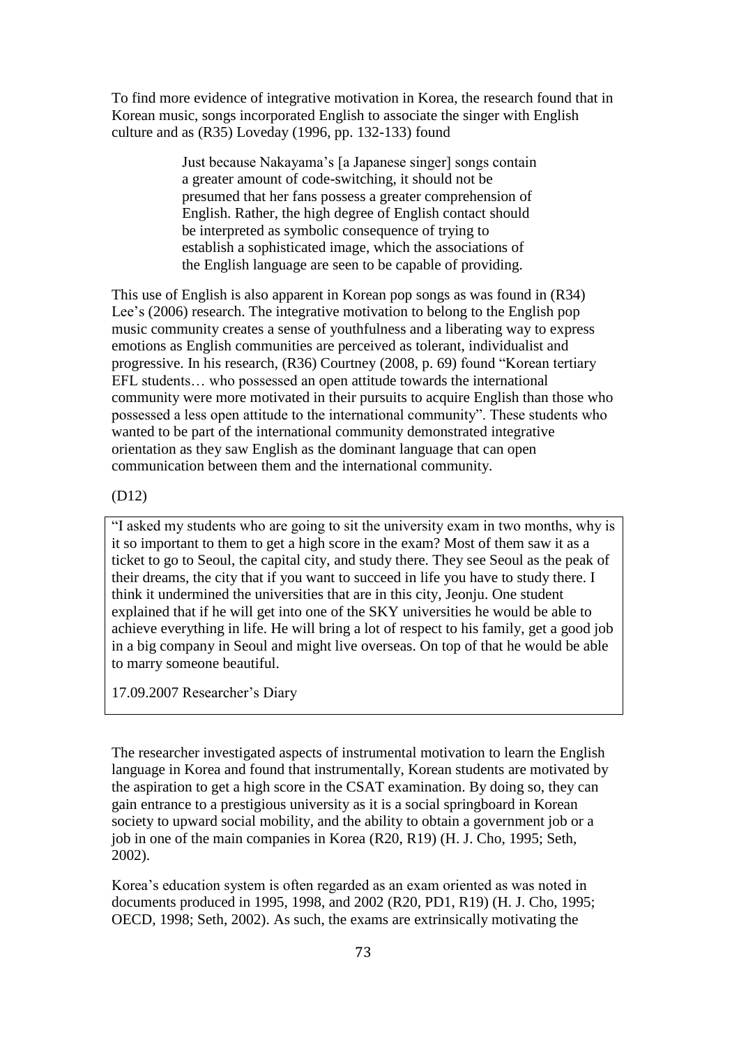To find more evidence of integrative motivation in Korea, the research found that in Korean music, songs incorporated English to associate the singer with English culture and as (R35) Loveday (1996, pp. 132-133) found

> Just because Nakayama's [a Japanese singer] songs contain a greater amount of code-switching, it should not be presumed that her fans possess a greater comprehension of English. Rather, the high degree of English contact should be interpreted as symbolic consequence of trying to establish a sophisticated image, which the associations of the English language are seen to be capable of providing.

This use of English is also apparent in Korean pop songs as was found in (R34) Lee's (2006) research. The integrative motivation to belong to the English pop music community creates a sense of youthfulness and a liberating way to express emotions as English communities are perceived as tolerant, individualist and progressive. In his research, (R36) Courtney (2008, p. 69) found "Korean tertiary EFL students… who possessed an open attitude towards the international community were more motivated in their pursuits to acquire English than those who possessed a less open attitude to the international community". These students who wanted to be part of the international community demonstrated integrative orientation as they saw English as the dominant language that can open communication between them and the international community.

(D12)

> "I asked my students who are going to sit the university exam in two months, why is it so important to them to get a high score in the exam? Most of them saw it as a ticket to go to Seoul, the capital city, and study there. They see Seoul as the peak of their dreams, the city that if you want to succeed in life you have to study there. I think it undermined the universities that are in this city, Jeonju. One student explained that if he will get into one of the SKY universities he would be able to achieve everything in life. He will bring a lot of respect to his family, get a good job in a big company in Seoul and might live overseas. On top of that he would be able to marry someone beautiful.
>
> 17.09.2007 Researcher's Diary

The researcher investigated aspects of instrumental motivation to learn the English language in Korea and found that instrumentally, Korean students are motivated by the aspiration to get a high score in the CSAT examination. By doing so, they can gain entrance to a prestigious university as it is a social springboard in Korean society to upward social mobility, and the ability to obtain a government job or a job in one of the main companies in Korea (R20, R19) (H. J. Cho, 1995; Seth, 2002).

Korea's education system is often regarded as an exam oriented as was noted in documents produced in 1995, 1998, and 2002 (R20, PD1, R19) (H. J. Cho, 1995; OECD, 1998; Seth, 2002). As such, the exams are extrinsically motivating the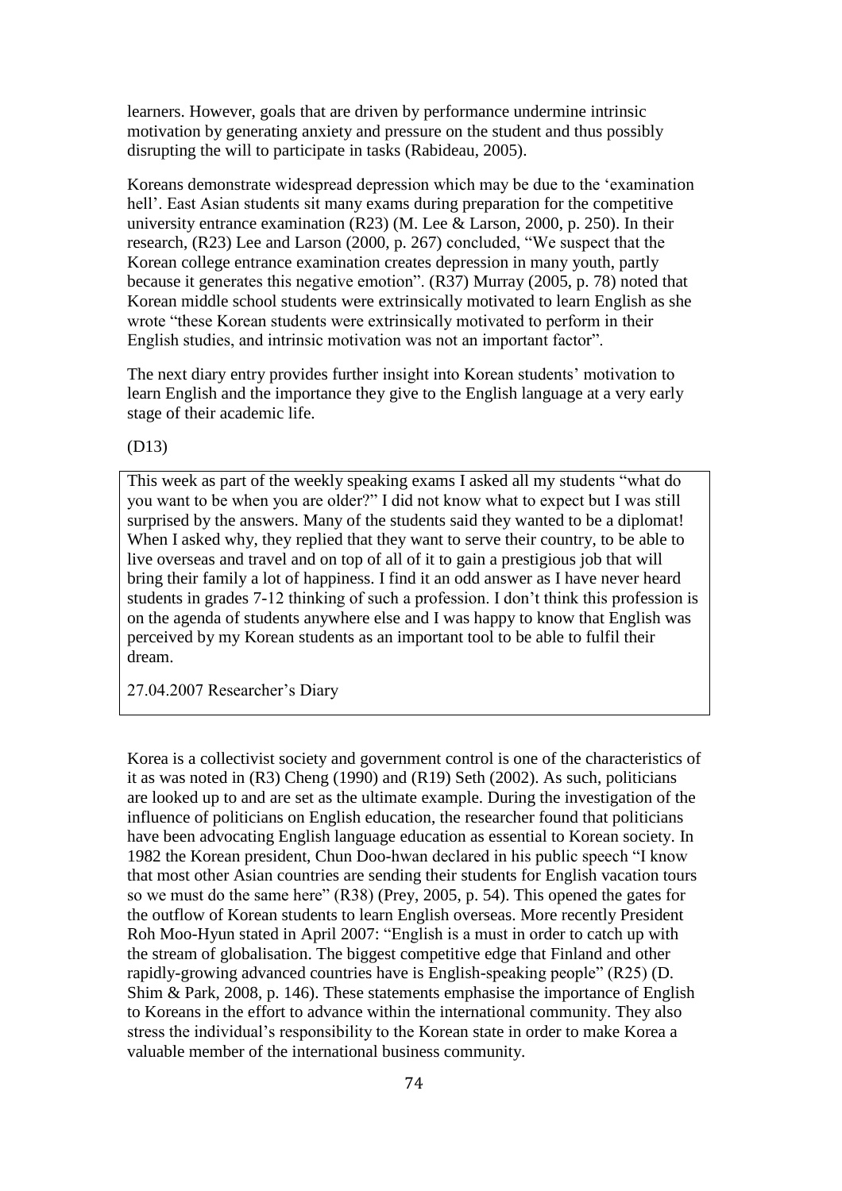learners. However, goals that are driven by performance undermine intrinsic motivation by generating anxiety and pressure on the student and thus possibly disrupting the will to participate in tasks (Rabideau, 2005).

Koreans demonstrate widespread depression which may be due to the 'examination hell'. East Asian students sit many exams during preparation for the competitive university entrance examination (R23) (M. Lee & Larson, 2000, p. 250). In their research, (R23) Lee and Larson (2000, p. 267) concluded, "We suspect that the Korean college entrance examination creates depression in many youth, partly because it generates this negative emotion". (R37) Murray (2005, p. 78) noted that Korean middle school students were extrinsically motivated to learn English as she wrote "these Korean students were extrinsically motivated to perform in their English studies, and intrinsic motivation was not an important factor".

The next diary entry provides further insight into Korean students' motivation to learn English and the importance they give to the English language at a very early stage of their academic life.

(D13)

> This week as part of the weekly speaking exams I asked all my students "what do you want to be when you are older?" I did not know what to expect but I was still surprised by the answers. Many of the students said they wanted to be a diplomat! When I asked why, they replied that they want to serve their country, to be able to live overseas and travel and on top of all of it to gain a prestigious job that will bring their family a lot of happiness. I find it an odd answer as I have never heard students in grades 7-12 thinking of such a profession. I don't think this profession is on the agenda of students anywhere else and I was happy to know that English was perceived by my Korean students as an important tool to be able to fulfil their dream.
>
> 27.04.2007 Researcher's Diary

Korea is a collectivist society and government control is one of the characteristics of it as was noted in (R3) Cheng (1990) and (R19) Seth (2002). As such, politicians are looked up to and are set as the ultimate example. During the investigation of the influence of politicians on English education, the researcher found that politicians have been advocating English language education as essential to Korean society. In 1982 the Korean president, Chun Doo-hwan declared in his public speech "I know that most other Asian countries are sending their students for English vacation tours so we must do the same here" (R38) (Prey, 2005, p. 54). This opened the gates for the outflow of Korean students to learn English overseas. More recently President Roh Moo-Hyun stated in April 2007: "English is a must in order to catch up with the stream of globalisation. The biggest competitive edge that Finland and other rapidly-growing advanced countries have is English-speaking people" (R25) (D. Shim & Park, 2008, p. 146). These statements emphasise the importance of English to Koreans in the effort to advance within the international community. They also stress the individual's responsibility to the Korean state in order to make Korea a valuable member of the international business community.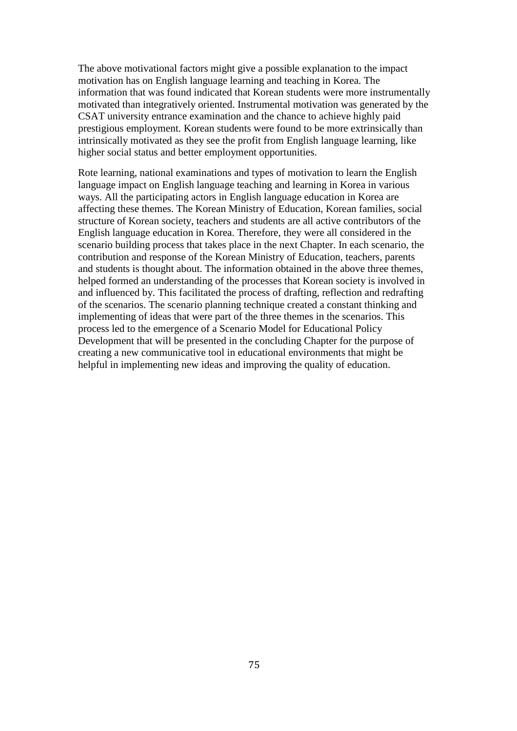The above motivational factors might give a possible explanation to the impact motivation has on English language learning and teaching in Korea. The information that was found indicated that Korean students were more instrumentally motivated than integratively oriented. Instrumental motivation was generated by the CSAT university entrance examination and the chance to achieve highly paid prestigious employment. Korean students were found to be more extrinsically than intrinsically motivated as they see the profit from English language learning, like higher social status and better employment opportunities.

Rote learning, national examinations and types of motivation to learn the English language impact on English language teaching and learning in Korea in various ways. All the participating actors in English language education in Korea are affecting these themes. The Korean Ministry of Education, Korean families, social structure of Korean society, teachers and students are all active contributors of the English language education in Korea. Therefore, they were all considered in the scenario building process that takes place in the next Chapter. In each scenario, the contribution and response of the Korean Ministry of Education, teachers, parents and students is thought about. The information obtained in the above three themes, helped formed an understanding of the processes that Korean society is involved in and influenced by. This facilitated the process of drafting, reflection and redrafting of the scenarios. The scenario planning technique created a constant thinking and implementing of ideas that were part of the three themes in the scenarios. This process led to the emergence of a Scenario Model for Educational Policy Development that will be presented in the concluding Chapter for the purpose of creating a new communicative tool in educational environments that might be helpful in implementing new ideas and improving the quality of education.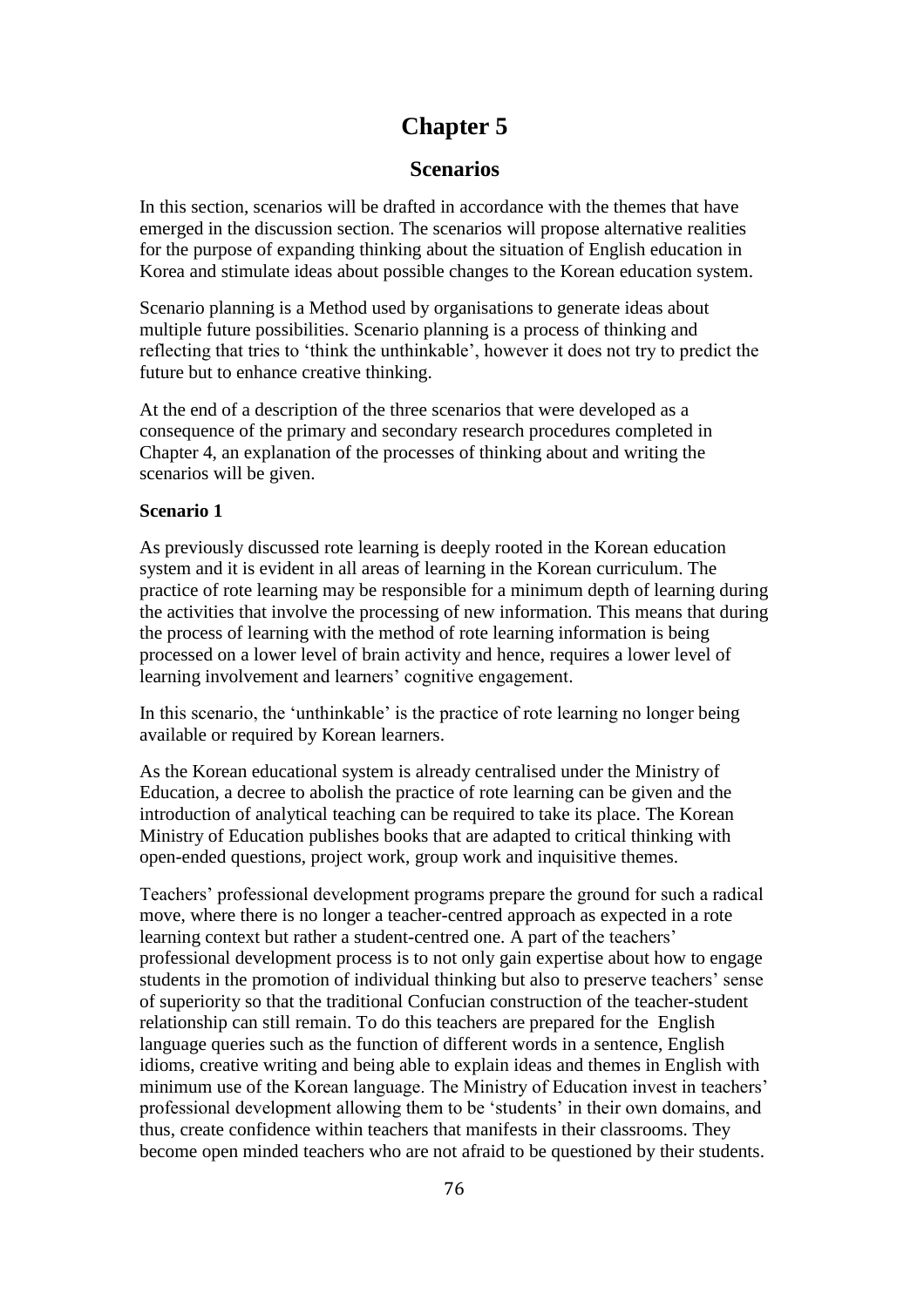# Chapter 5

## Scenarios

In this section, scenarios will be drafted in accordance with the themes that have emerged in the discussion section. The scenarios will propose alternative realities for the purpose of expanding thinking about the situation of English education in Korea and stimulate ideas about possible changes to the Korean education system.

Scenario planning is a Method used by organisations to generate ideas about multiple future possibilities. Scenario planning is a process of thinking and reflecting that tries to 'think the unthinkable', however it does not try to predict the future but to enhance creative thinking.

At the end of a description of the three scenarios that were developed as a consequence of the primary and secondary research procedures completed in Chapter 4, an explanation of the processes of thinking about and writing the scenarios will be given.

**Scenario 1**

As previously discussed rote learning is deeply rooted in the Korean education system and it is evident in all areas of learning in the Korean curriculum. The practice of rote learning may be responsible for a minimum depth of learning during the activities that involve the processing of new information. This means that during the process of learning with the method of rote learning information is being processed on a lower level of brain activity and hence, requires a lower level of learning involvement and learners' cognitive engagement.

In this scenario, the 'unthinkable' is the practice of rote learning no longer being available or required by Korean learners.

As the Korean educational system is already centralised under the Ministry of Education, a decree to abolish the practice of rote learning can be given and the introduction of analytical teaching can be required to take its place. The Korean Ministry of Education publishes books that are adapted to critical thinking with open-ended questions, project work, group work and inquisitive themes.

Teachers' professional development programs prepare the ground for such a radical move, where there is no longer a teacher-centred approach as expected in a rote learning context but rather a student-centred one. A part of the teachers' professional development process is to not only gain expertise about how to engage students in the promotion of individual thinking but also to preserve teachers' sense of superiority so that the traditional Confucian construction of the teacher-student relationship can still remain. To do this teachers are prepared for the English language queries such as the function of different words in a sentence, English idioms, creative writing and being able to explain ideas and themes in English with minimum use of the Korean language. The Ministry of Education invest in teachers' professional development allowing them to be 'students' in their own domains, and thus, create confidence within teachers that manifests in their classrooms. They become open minded teachers who are not afraid to be questioned by their students.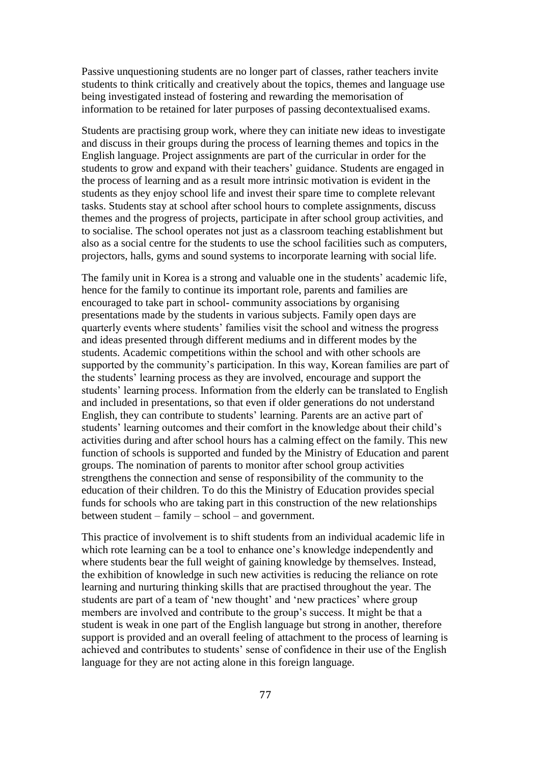Passive unquestioning students are no longer part of classes, rather teachers invite students to think critically and creatively about the topics, themes and language use being investigated instead of fostering and rewarding the memorisation of information to be retained for later purposes of passing decontextualised exams.

Students are practising group work, where they can initiate new ideas to investigate and discuss in their groups during the process of learning themes and topics in the English language. Project assignments are part of the curricular in order for the students to grow and expand with their teachers' guidance. Students are engaged in the process of learning and as a result more intrinsic motivation is evident in the students as they enjoy school life and invest their spare time to complete relevant tasks. Students stay at school after school hours to complete assignments, discuss themes and the progress of projects, participate in after school group activities, and to socialise. The school operates not just as a classroom teaching establishment but also as a social centre for the students to use the school facilities such as computers, projectors, halls, gyms and sound systems to incorporate learning with social life.

The family unit in Korea is a strong and valuable one in the students' academic life, hence for the family to continue its important role, parents and families are encouraged to take part in school- community associations by organising presentations made by the students in various subjects. Family open days are quarterly events where students' families visit the school and witness the progress and ideas presented through different mediums and in different modes by the students. Academic competitions within the school and with other schools are supported by the community's participation. In this way, Korean families are part of the students' learning process as they are involved, encourage and support the students' learning process. Information from the elderly can be translated to English and included in presentations, so that even if older generations do not understand English, they can contribute to students' learning. Parents are an active part of students' learning outcomes and their comfort in the knowledge about their child's activities during and after school hours has a calming effect on the family. This new function of schools is supported and funded by the Ministry of Education and parent groups. The nomination of parents to monitor after school group activities strengthens the connection and sense of responsibility of the community to the education of their children. To do this the Ministry of Education provides special funds for schools who are taking part in this construction of the new relationships between student – family – school – and government.

This practice of involvement is to shift students from an individual academic life in which rote learning can be a tool to enhance one's knowledge independently and where students bear the full weight of gaining knowledge by themselves. Instead, the exhibition of knowledge in such new activities is reducing the reliance on rote learning and nurturing thinking skills that are practised throughout the year. The students are part of a team of 'new thought' and 'new practices' where group members are involved and contribute to the group's success. It might be that a student is weak in one part of the English language but strong in another, therefore support is provided and an overall feeling of attachment to the process of learning is achieved and contributes to students' sense of confidence in their use of the English language for they are not acting alone in this foreign language.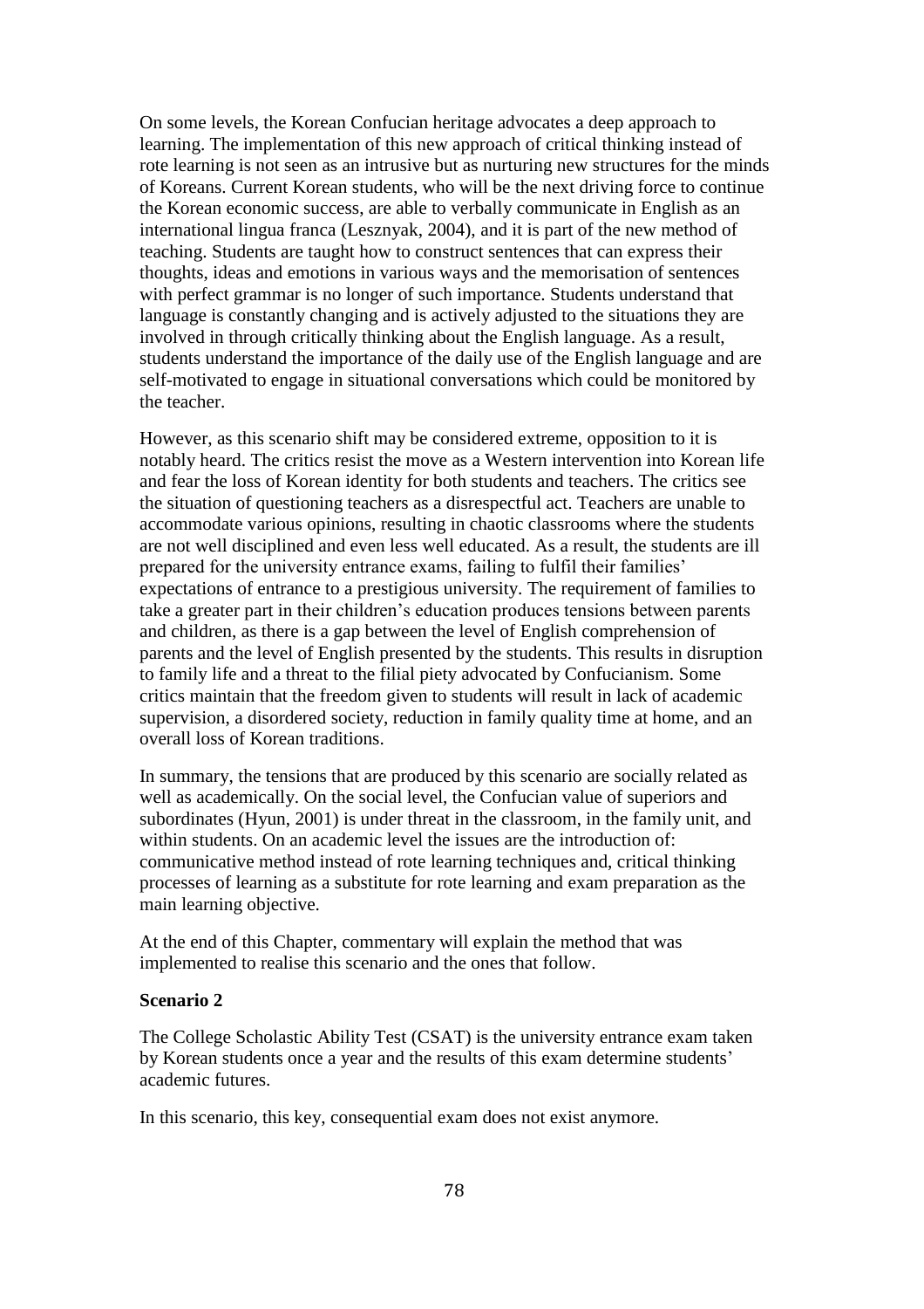On some levels, the Korean Confucian heritage advocates a deep approach to learning. The implementation of this new approach of critical thinking instead of rote learning is not seen as an intrusive but as nurturing new structures for the minds of Koreans. Current Korean students, who will be the next driving force to continue the Korean economic success, are able to verbally communicate in English as an international lingua franca (Lesznyak, 2004), and it is part of the new method of teaching. Students are taught how to construct sentences that can express their thoughts, ideas and emotions in various ways and the memorisation of sentences with perfect grammar is no longer of such importance. Students understand that language is constantly changing and is actively adjusted to the situations they are involved in through critically thinking about the English language. As a result, students understand the importance of the daily use of the English language and are self-motivated to engage in situational conversations which could be monitored by the teacher.

However, as this scenario shift may be considered extreme, opposition to it is notably heard. The critics resist the move as a Western intervention into Korean life and fear the loss of Korean identity for both students and teachers. The critics see the situation of questioning teachers as a disrespectful act. Teachers are unable to accommodate various opinions, resulting in chaotic classrooms where the students are not well disciplined and even less well educated. As a result, the students are ill prepared for the university entrance exams, failing to fulfil their families' expectations of entrance to a prestigious university. The requirement of families to take a greater part in their children's education produces tensions between parents and children, as there is a gap between the level of English comprehension of parents and the level of English presented by the students. This results in disruption to family life and a threat to the filial piety advocated by Confucianism. Some critics maintain that the freedom given to students will result in lack of academic supervision, a disordered society, reduction in family quality time at home, and an overall loss of Korean traditions.

In summary, the tensions that are produced by this scenario are socially related as well as academically. On the social level, the Confucian value of superiors and subordinates (Hyun, 2001) is under threat in the classroom, in the family unit, and within students. On an academic level the issues are the introduction of: communicative method instead of rote learning techniques and, critical thinking processes of learning as a substitute for rote learning and exam preparation as the main learning objective.

At the end of this Chapter, commentary will explain the method that was implemented to realise this scenario and the ones that follow.

**Scenario 2**

The College Scholastic Ability Test (CSAT) is the university entrance exam taken by Korean students once a year and the results of this exam determine students' academic futures.

In this scenario, this key, consequential exam does not exist anymore.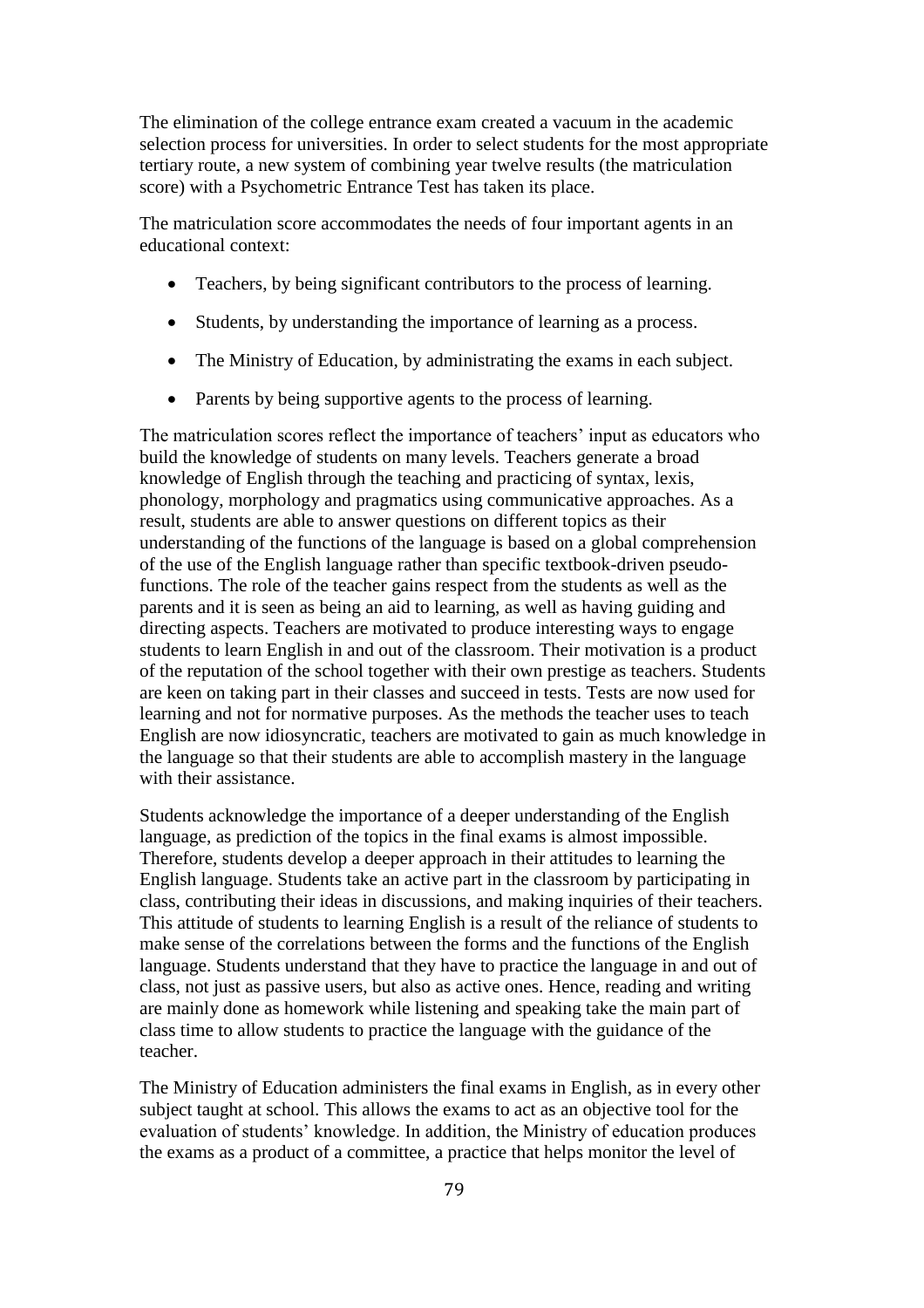The elimination of the college entrance exam created a vacuum in the academic selection process for universities. In order to select students for the most appropriate tertiary route, a new system of combining year twelve results (the matriculation score) with a Psychometric Entrance Test has taken its place.

The matriculation score accommodates the needs of four important agents in an educational context:

- Teachers, by being significant contributors to the process of learning.
- Students, by understanding the importance of learning as a process.
- The Ministry of Education, by administrating the exams in each subject.
- Parents by being supportive agents to the process of learning.

The matriculation scores reflect the importance of teachers' input as educators who build the knowledge of students on many levels. Teachers generate a broad knowledge of English through the teaching and practicing of syntax, lexis, phonology, morphology and pragmatics using communicative approaches. As a result, students are able to answer questions on different topics as their understanding of the functions of the language is based on a global comprehension of the use of the English language rather than specific textbook-driven pseudo-functions. The role of the teacher gains respect from the students as well as the parents and it is seen as being an aid to learning, as well as having guiding and directing aspects. Teachers are motivated to produce interesting ways to engage students to learn English in and out of the classroom. Their motivation is a product of the reputation of the school together with their own prestige as teachers. Students are keen on taking part in their classes and succeed in tests. Tests are now used for learning and not for normative purposes. As the methods the teacher uses to teach English are now idiosyncratic, teachers are motivated to gain as much knowledge in the language so that their students are able to accomplish mastery in the language with their assistance.

Students acknowledge the importance of a deeper understanding of the English language, as prediction of the topics in the final exams is almost impossible. Therefore, students develop a deeper approach in their attitudes to learning the English language. Students take an active part in the classroom by participating in class, contributing their ideas in discussions, and making inquiries of their teachers. This attitude of students to learning English is a result of the reliance of students to make sense of the correlations between the forms and the functions of the English language. Students understand that they have to practice the language in and out of class, not just as passive users, but also as active ones. Hence, reading and writing are mainly done as homework while listening and speaking take the main part of class time to allow students to practice the language with the guidance of the teacher.

The Ministry of Education administers the final exams in English, as in every other subject taught at school. This allows the exams to act as an objective tool for the evaluation of students' knowledge. In addition, the Ministry of education produces the exams as a product of a committee, a practice that helps monitor the level of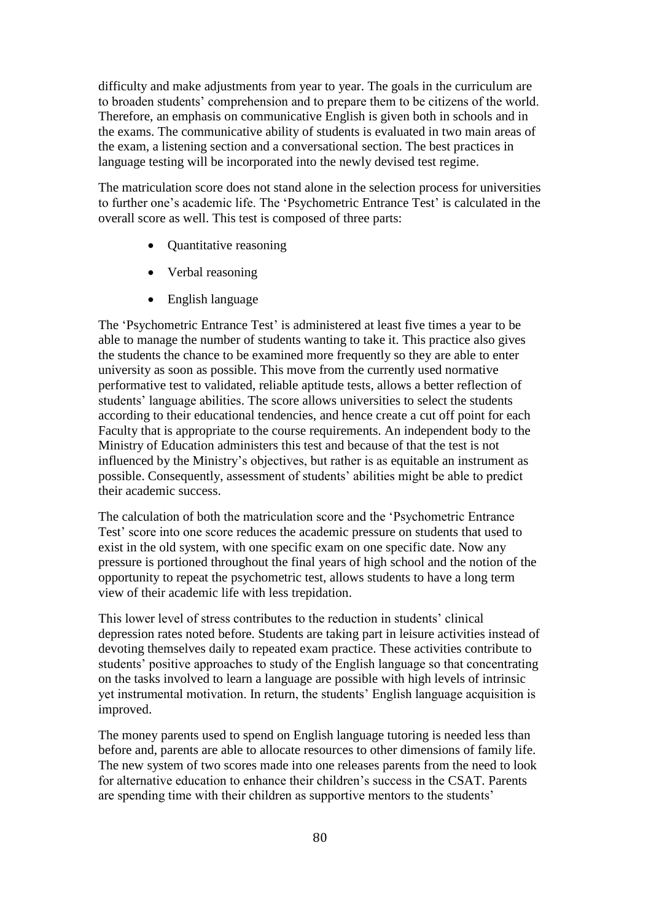difficulty and make adjustments from year to year. The goals in the curriculum are to broaden students' comprehension and to prepare them to be citizens of the world. Therefore, an emphasis on communicative English is given both in schools and in the exams. The communicative ability of students is evaluated in two main areas of the exam, a listening section and a conversational section. The best practices in language testing will be incorporated into the newly devised test regime.

The matriculation score does not stand alone in the selection process for universities to further one's academic life. The 'Psychometric Entrance Test' is calculated in the overall score as well. This test is composed of three parts:

- Quantitative reasoning
- Verbal reasoning
- English language

The 'Psychometric Entrance Test' is administered at least five times a year to be able to manage the number of students wanting to take it. This practice also gives the students the chance to be examined more frequently so they are able to enter university as soon as possible. This move from the currently used normative performative test to validated, reliable aptitude tests, allows a better reflection of students' language abilities. The score allows universities to select the students according to their educational tendencies, and hence create a cut off point for each Faculty that is appropriate to the course requirements. An independent body to the Ministry of Education administers this test and because of that the test is not influenced by the Ministry's objectives, but rather is as equitable an instrument as possible. Consequently, assessment of students' abilities might be able to predict their academic success.

The calculation of both the matriculation score and the 'Psychometric Entrance Test' score into one score reduces the academic pressure on students that used to exist in the old system, with one specific exam on one specific date. Now any pressure is portioned throughout the final years of high school and the notion of the opportunity to repeat the psychometric test, allows students to have a long term view of their academic life with less trepidation.

This lower level of stress contributes to the reduction in students' clinical depression rates noted before. Students are taking part in leisure activities instead of devoting themselves daily to repeated exam practice. These activities contribute to students' positive approaches to study of the English language so that concentrating on the tasks involved to learn a language are possible with high levels of intrinsic yet instrumental motivation. In return, the students' English language acquisition is improved.

The money parents used to spend on English language tutoring is needed less than before and, parents are able to allocate resources to other dimensions of family life. The new system of two scores made into one releases parents from the need to look for alternative education to enhance their children's success in the CSAT. Parents are spending time with their children as supportive mentors to the students'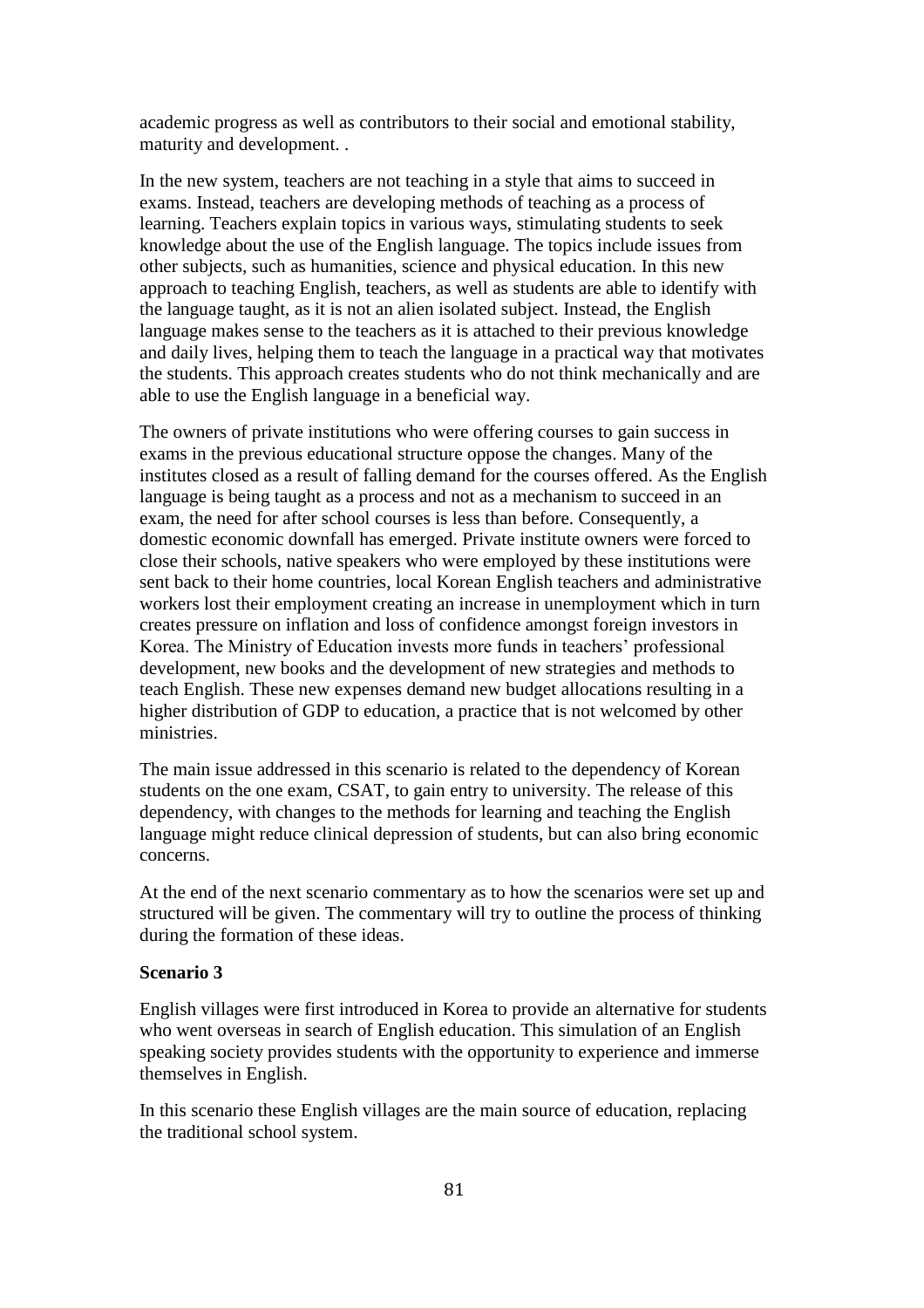academic progress as well as contributors to their social and emotional stability, maturity and development. .

In the new system, teachers are not teaching in a style that aims to succeed in exams. Instead, teachers are developing methods of teaching as a process of learning. Teachers explain topics in various ways, stimulating students to seek knowledge about the use of the English language. The topics include issues from other subjects, such as humanities, science and physical education. In this new approach to teaching English, teachers, as well as students are able to identify with the language taught, as it is not an alien isolated subject. Instead, the English language makes sense to the teachers as it is attached to their previous knowledge and daily lives, helping them to teach the language in a practical way that motivates the students. This approach creates students who do not think mechanically and are able to use the English language in a beneficial way.

The owners of private institutions who were offering courses to gain success in exams in the previous educational structure oppose the changes. Many of the institutes closed as a result of falling demand for the courses offered. As the English language is being taught as a process and not as a mechanism to succeed in an exam, the need for after school courses is less than before. Consequently, a domestic economic downfall has emerged. Private institute owners were forced to close their schools, native speakers who were employed by these institutions were sent back to their home countries, local Korean English teachers and administrative workers lost their employment creating an increase in unemployment which in turn creates pressure on inflation and loss of confidence amongst foreign investors in Korea. The Ministry of Education invests more funds in teachers' professional development, new books and the development of new strategies and methods to teach English. These new expenses demand new budget allocations resulting in a higher distribution of GDP to education, a practice that is not welcomed by other ministries.

The main issue addressed in this scenario is related to the dependency of Korean students on the one exam, CSAT, to gain entry to university. The release of this dependency, with changes to the methods for learning and teaching the English language might reduce clinical depression of students, but can also bring economic concerns.

At the end of the next scenario commentary as to how the scenarios were set up and structured will be given. The commentary will try to outline the process of thinking during the formation of these ideas.

**Scenario 3**

English villages were first introduced in Korea to provide an alternative for students who went overseas in search of English education. This simulation of an English speaking society provides students with the opportunity to experience and immerse themselves in English.

In this scenario these English villages are the main source of education, replacing the traditional school system.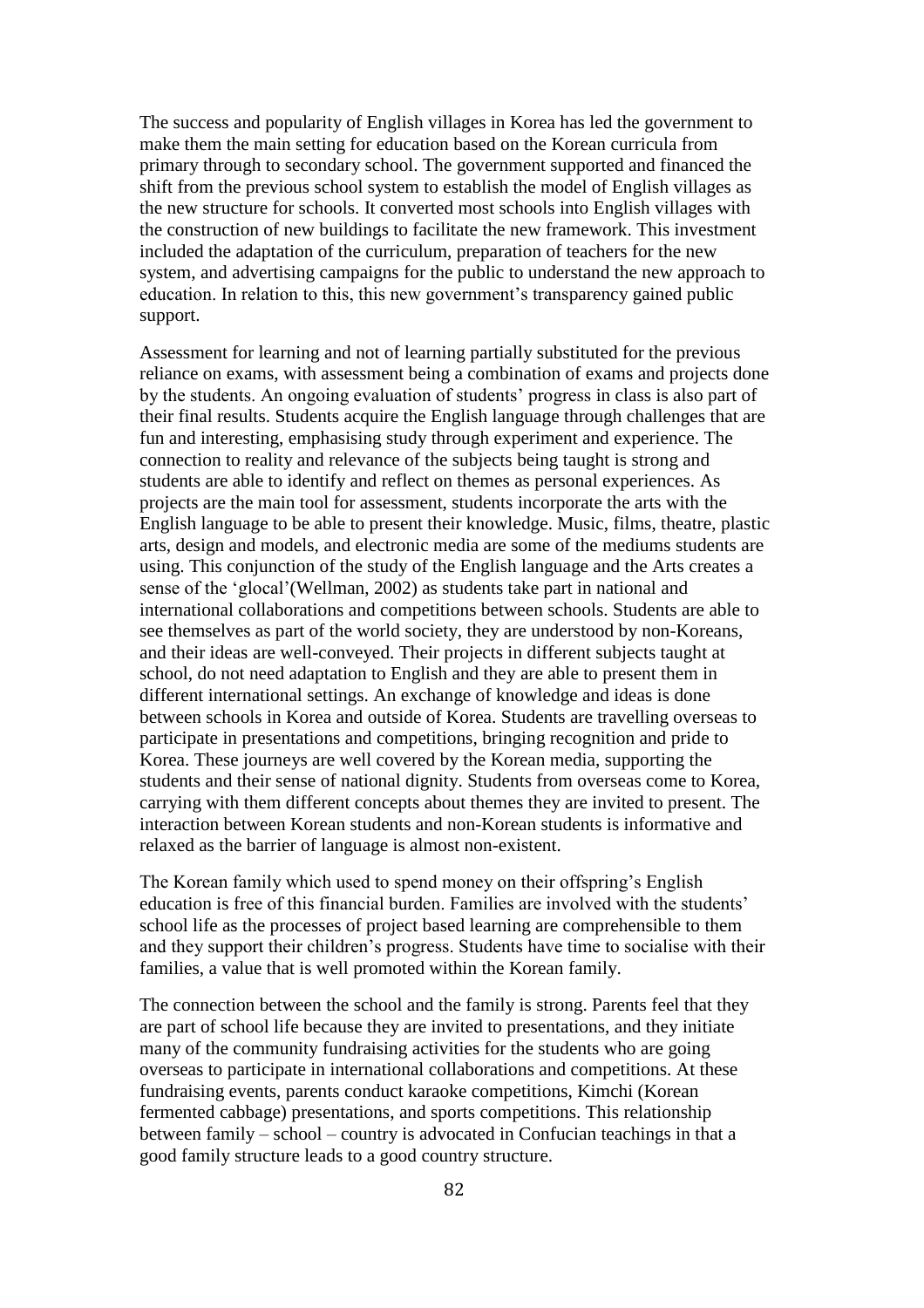The success and popularity of English villages in Korea has led the government to make them the main setting for education based on the Korean curricula from primary through to secondary school. The government supported and financed the shift from the previous school system to establish the model of English villages as the new structure for schools. It converted most schools into English villages with the construction of new buildings to facilitate the new framework. This investment included the adaptation of the curriculum, preparation of teachers for the new system, and advertising campaigns for the public to understand the new approach to education. In relation to this, this new government's transparency gained public support.

Assessment for learning and not of learning partially substituted for the previous reliance on exams, with assessment being a combination of exams and projects done by the students. An ongoing evaluation of students' progress in class is also part of their final results. Students acquire the English language through challenges that are fun and interesting, emphasising study through experiment and experience. The connection to reality and relevance of the subjects being taught is strong and students are able to identify and reflect on themes as personal experiences. As projects are the main tool for assessment, students incorporate the arts with the English language to be able to present their knowledge. Music, films, theatre, plastic arts, design and models, and electronic media are some of the mediums students are using. This conjunction of the study of the English language and the Arts creates a sense of the 'glocal'(Wellman, 2002) as students take part in national and international collaborations and competitions between schools. Students are able to see themselves as part of the world society, they are understood by non-Koreans, and their ideas are well-conveyed. Their projects in different subjects taught at school, do not need adaptation to English and they are able to present them in different international settings. An exchange of knowledge and ideas is done between schools in Korea and outside of Korea. Students are travelling overseas to participate in presentations and competitions, bringing recognition and pride to Korea. These journeys are well covered by the Korean media, supporting the students and their sense of national dignity. Students from overseas come to Korea, carrying with them different concepts about themes they are invited to present. The interaction between Korean students and non-Korean students is informative and relaxed as the barrier of language is almost non-existent.

The Korean family which used to spend money on their offspring's English education is free of this financial burden. Families are involved with the students' school life as the processes of project based learning are comprehensible to them and they support their children's progress. Students have time to socialise with their families, a value that is well promoted within the Korean family.

The connection between the school and the family is strong. Parents feel that they are part of school life because they are invited to presentations, and they initiate many of the community fundraising activities for the students who are going overseas to participate in international collaborations and competitions. At these fundraising events, parents conduct karaoke competitions, Kimchi (Korean fermented cabbage) presentations, and sports competitions. This relationship between family – school – country is advocated in Confucian teachings in that a good family structure leads to a good country structure.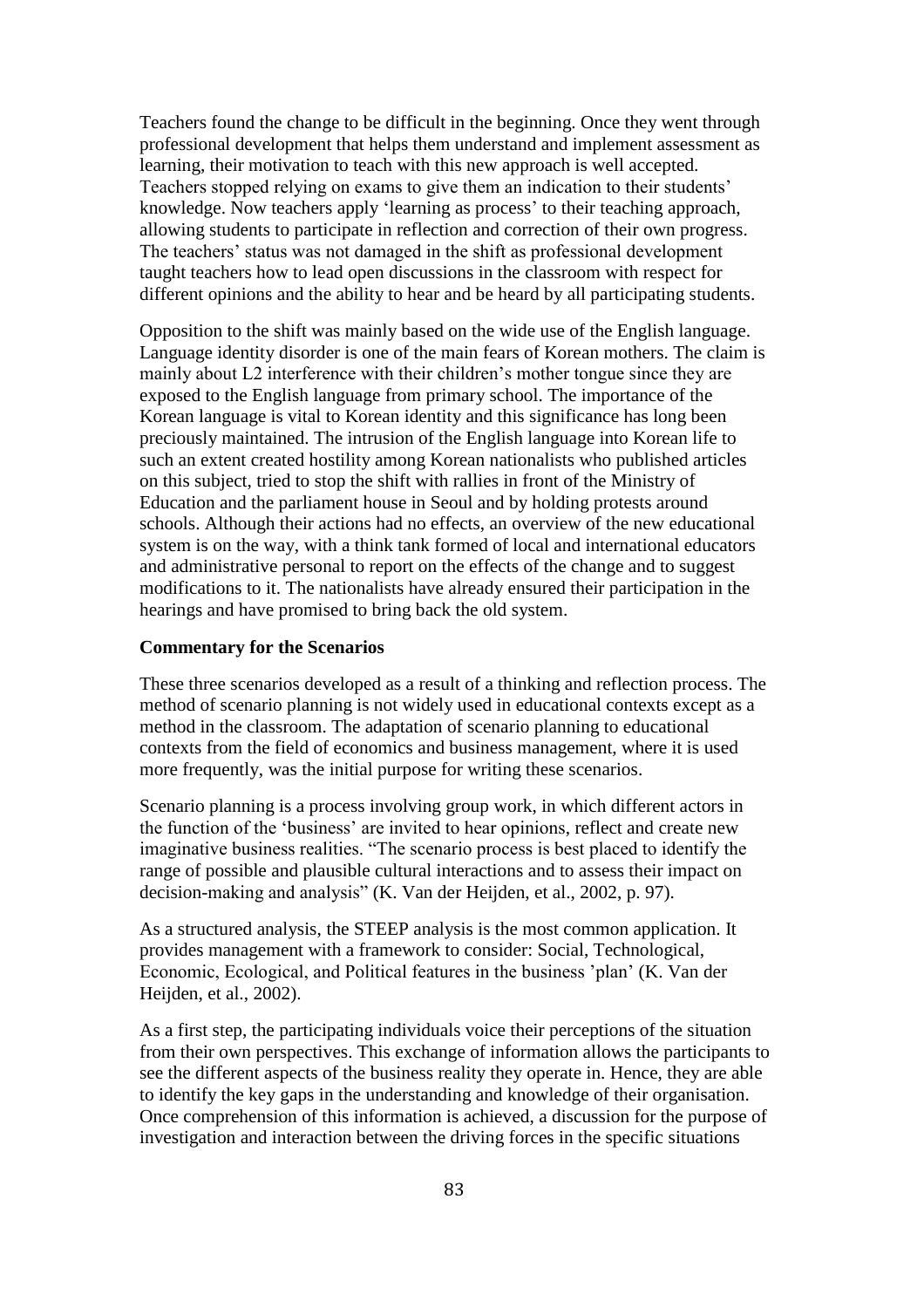Teachers found the change to be difficult in the beginning. Once they went through professional development that helps them understand and implement assessment as learning, their motivation to teach with this new approach is well accepted. Teachers stopped relying on exams to give them an indication to their students' knowledge. Now teachers apply 'learning as process' to their teaching approach, allowing students to participate in reflection and correction of their own progress. The teachers' status was not damaged in the shift as professional development taught teachers how to lead open discussions in the classroom with respect for different opinions and the ability to hear and be heard by all participating students.

Opposition to the shift was mainly based on the wide use of the English language. Language identity disorder is one of the main fears of Korean mothers. The claim is mainly about L2 interference with their children's mother tongue since they are exposed to the English language from primary school. The importance of the Korean language is vital to Korean identity and this significance has long been preciously maintained. The intrusion of the English language into Korean life to such an extent created hostility among Korean nationalists who published articles on this subject, tried to stop the shift with rallies in front of the Ministry of Education and the parliament house in Seoul and by holding protests around schools. Although their actions had no effects, an overview of the new educational system is on the way, with a think tank formed of local and international educators and administrative personal to report on the effects of the change and to suggest modifications to it. The nationalists have already ensured their participation in the hearings and have promised to bring back the old system.

**Commentary for the Scenarios**

These three scenarios developed as a result of a thinking and reflection process. The method of scenario planning is not widely used in educational contexts except as a method in the classroom. The adaptation of scenario planning to educational contexts from the field of economics and business management, where it is used more frequently, was the initial purpose for writing these scenarios.

Scenario planning is a process involving group work, in which different actors in the function of the 'business' are invited to hear opinions, reflect and create new imaginative business realities. "The scenario process is best placed to identify the range of possible and plausible cultural interactions and to assess their impact on decision-making and analysis" (K. Van der Heijden, et al., 2002, p. 97).

As a structured analysis, the STEEP analysis is the most common application. It provides management with a framework to consider: Social, Technological, Economic, Ecological, and Political features in the business 'plan' (K. Van der Heijden, et al., 2002).

As a first step, the participating individuals voice their perceptions of the situation from their own perspectives. This exchange of information allows the participants to see the different aspects of the business reality they operate in. Hence, they are able to identify the key gaps in the understanding and knowledge of their organisation. Once comprehension of this information is achieved, a discussion for the purpose of investigation and interaction between the driving forces in the specific situations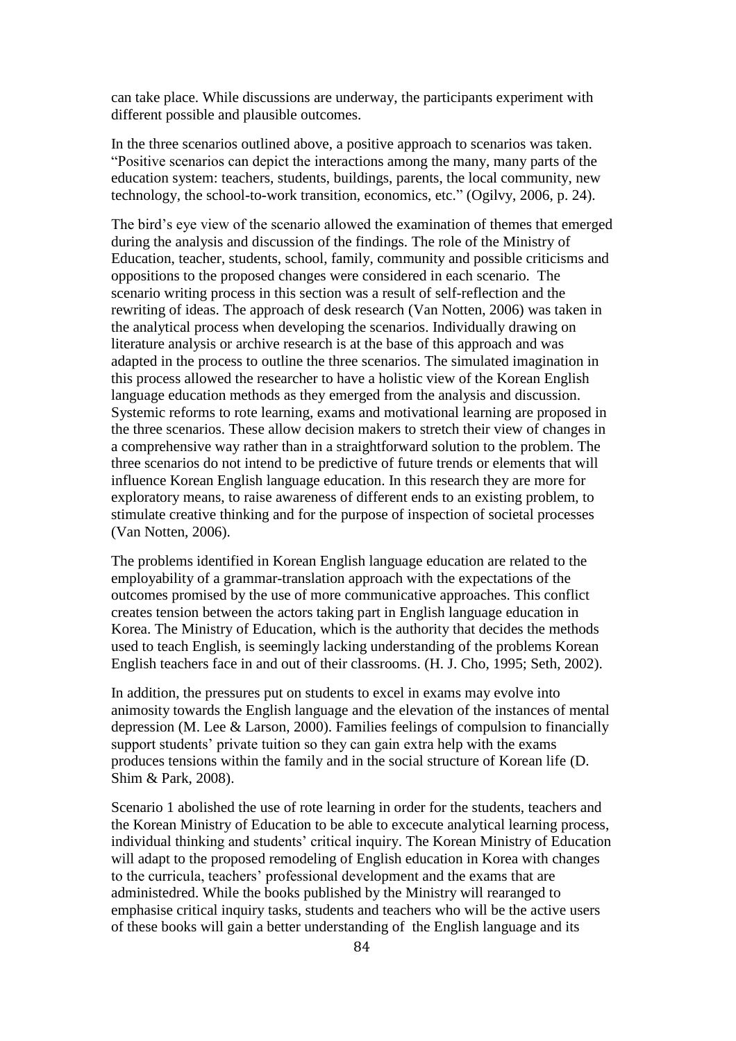can take place. While discussions are underway, the participants experiment with different possible and plausible outcomes.

In the three scenarios outlined above, a positive approach to scenarios was taken. "Positive scenarios can depict the interactions among the many, many parts of the education system: teachers, students, buildings, parents, the local community, new technology, the school-to-work transition, economics, etc." (Ogilvy, 2006, p. 24).

The bird's eye view of the scenario allowed the examination of themes that emerged during the analysis and discussion of the findings. The role of the Ministry of Education, teacher, students, school, family, community and possible criticisms and oppositions to the proposed changes were considered in each scenario. The scenario writing process in this section was a result of self-reflection and the rewriting of ideas. The approach of desk research (Van Notten, 2006) was taken in the analytical process when developing the scenarios. Individually drawing on literature analysis or archive research is at the base of this approach and was adapted in the process to outline the three scenarios. The simulated imagination in this process allowed the researcher to have a holistic view of the Korean English language education methods as they emerged from the analysis and discussion. Systemic reforms to rote learning, exams and motivational learning are proposed in the three scenarios. These allow decision makers to stretch their view of changes in a comprehensive way rather than in a straightforward solution to the problem. The three scenarios do not intend to be predictive of future trends or elements that will influence Korean English language education. In this research they are more for exploratory means, to raise awareness of different ends to an existing problem, to stimulate creative thinking and for the purpose of inspection of societal processes (Van Notten, 2006).

The problems identified in Korean English language education are related to the employability of a grammar-translation approach with the expectations of the outcomes promised by the use of more communicative approaches. This conflict creates tension between the actors taking part in English language education in Korea. The Ministry of Education, which is the authority that decides the methods used to teach English, is seemingly lacking understanding of the problems Korean English teachers face in and out of their classrooms. (H. J. Cho, 1995; Seth, 2002).

In addition, the pressures put on students to excel in exams may evolve into animosity towards the English language and the elevation of the instances of mental depression (M. Lee & Larson, 2000). Families feelings of compulsion to financially support students' private tuition so they can gain extra help with the exams produces tensions within the family and in the social structure of Korean life (D. Shim & Park, 2008).

Scenario 1 abolished the use of rote learning in order for the students, teachers and the Korean Ministry of Education to be able to excecute analytical learning process, individual thinking and students' critical inquiry. The Korean Ministry of Education will adapt to the proposed remodeling of English education in Korea with changes to the curricula, teachers' professional development and the exams that are administedred. While the books published by the Ministry will rearanged to emphasise critical inquiry tasks, students and teachers who will be the active users of these books will gain a better understanding of the English language and its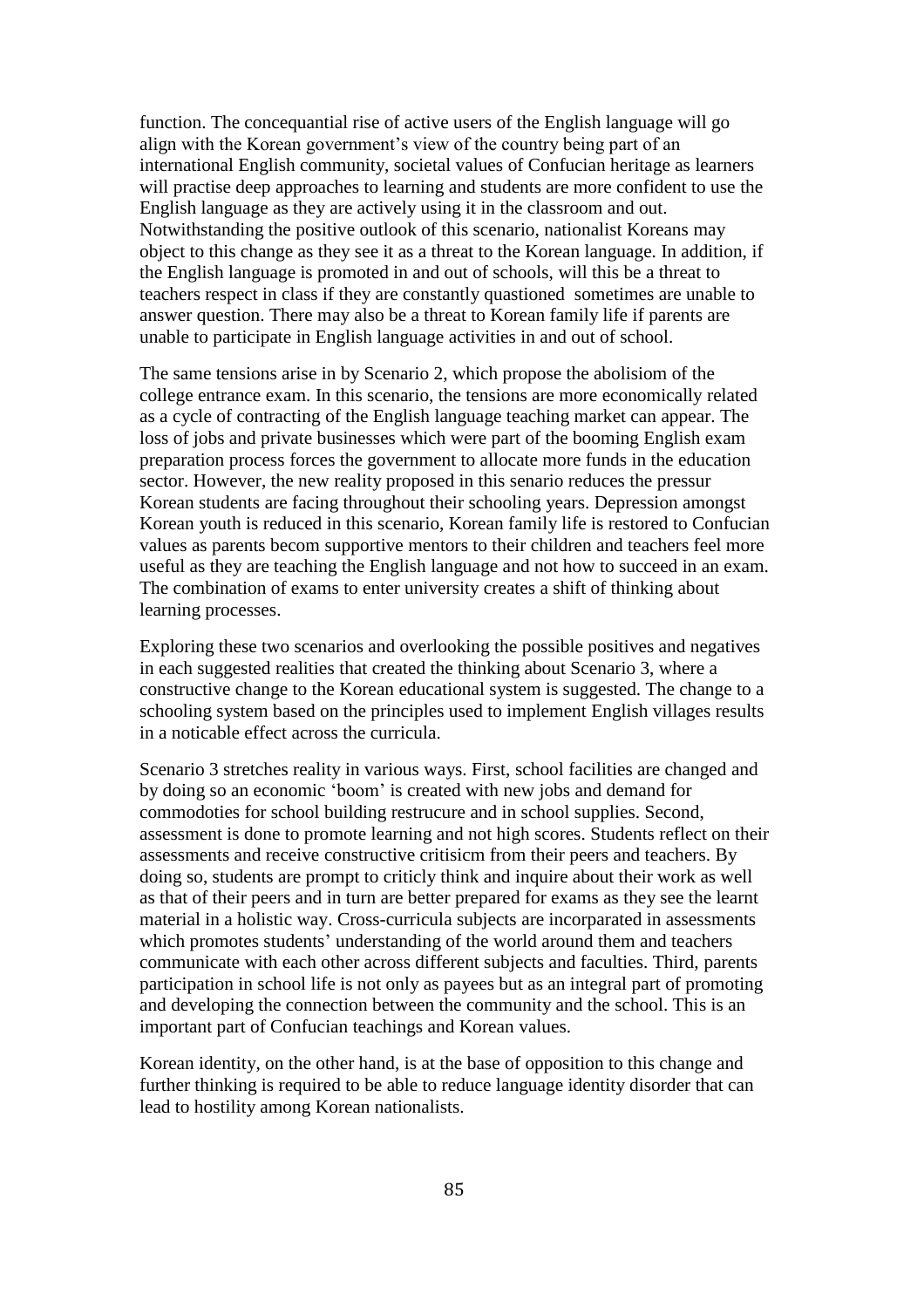function. The concequantial rise of active users of the English language will go align with the Korean government's view of the country being part of an international English community, societal values of Confucian heritage as learners will practise deep approaches to learning and students are more confident to use the English language as they are actively using it in the classroom and out. Notwithstanding the positive outlook of this scenario, nationalist Koreans may object to this change as they see it as a threat to the Korean language. In addition, if the English language is promoted in and out of schools, will this be a threat to teachers respect in class if they are constantly quastioned  sometimes are unable to answer question. There may also be a threat to Korean family life if parents are unable to participate in English language activities in and out of school.

The same tensions arise in by Scenario 2, which propose the abolisiom of the college entrance exam. In this scenario, the tensions are more economically related as a cycle of contracting of the English language teaching market can appear. The loss of jobs and private businesses which were part of the booming English exam preparation process forces the government to allocate more funds in the education sector. However, the new reality proposed in this senario reduces the pressur Korean students are facing throughout their schooling years. Depression amongst Korean youth is reduced in this scenario, Korean family life is restored to Confucian values as parents becom supportive mentors to their children and teachers feel more useful as they are teaching the English language and not how to succeed in an exam. The combination of exams to enter university creates a shift of thinking about learning processes.

Exploring these two scenarios and overlooking the possible positives and negatives in each suggested realities that created the thinking about Scenario 3, where a constructive change to the Korean educational system is suggested. The change to a schooling system based on the principles used to implement English villages results in a noticable effect across the curricula.

Scenario 3 stretches reality in various ways. First, school facilities are changed and by doing so an economic 'boom' is created with new jobs and demand for commodoties for school building restrucure and in school supplies. Second, assessment is done to promote learning and not high scores. Students reflect on their assessments and receive constructive critisicm from their peers and teachers. By doing so, students are prompt to criticly think and inquire about their work as well as that of their peers and in turn are better prepared for exams as they see the learnt material in a holistic way. Cross-curricula subjects are incorparated in assessments which promotes students' understanding of the world around them and teachers communicate with each other across different subjects and faculties. Third, parents participation in school life is not only as payees but as an integral part of promoting and developing the connection between the community and the school. This is an important part of Confucian teachings and Korean values.

Korean identity, on the other hand, is at the base of opposition to this change and further thinking is required to be able to reduce language identity disorder that can lead to hostility among Korean nationalists.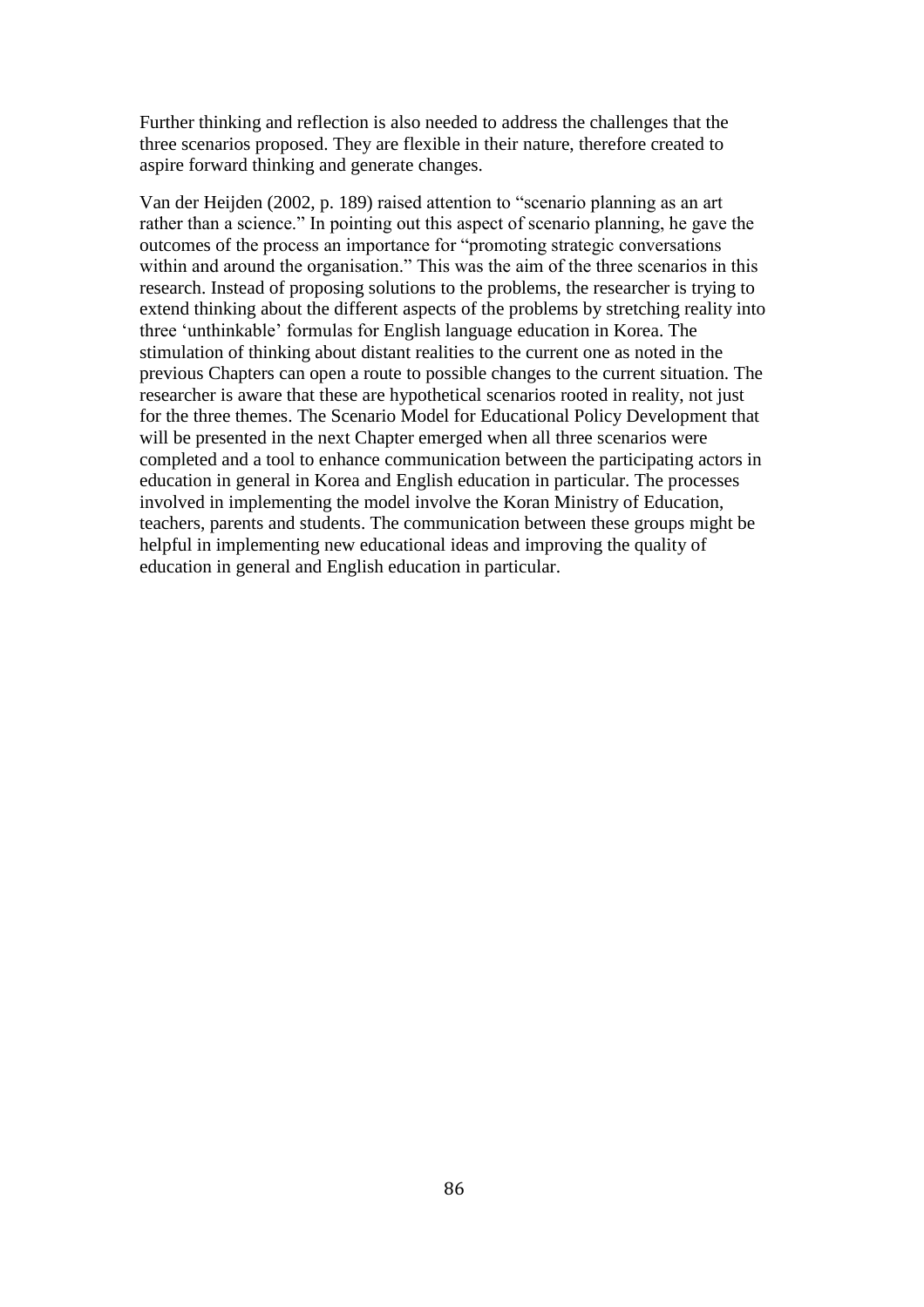Further thinking and reflection is also needed to address the challenges that the three scenarios proposed. They are flexible in their nature, therefore created to aspire forward thinking and generate changes.

Van der Heijden (2002, p. 189) raised attention to "scenario planning as an art rather than a science." In pointing out this aspect of scenario planning, he gave the outcomes of the process an importance for "promoting strategic conversations within and around the organisation." This was the aim of the three scenarios in this research. Instead of proposing solutions to the problems, the researcher is trying to extend thinking about the different aspects of the problems by stretching reality into three 'unthinkable' formulas for English language education in Korea. The stimulation of thinking about distant realities to the current one as noted in the previous Chapters can open a route to possible changes to the current situation. The researcher is aware that these are hypothetical scenarios rooted in reality, not just for the three themes. The Scenario Model for Educational Policy Development that will be presented in the next Chapter emerged when all three scenarios were completed and a tool to enhance communication between the participating actors in education in general in Korea and English education in particular. The processes involved in implementing the model involve the Koran Ministry of Education, teachers, parents and students. The communication between these groups might be helpful in implementing new educational ideas and improving the quality of education in general and English education in particular.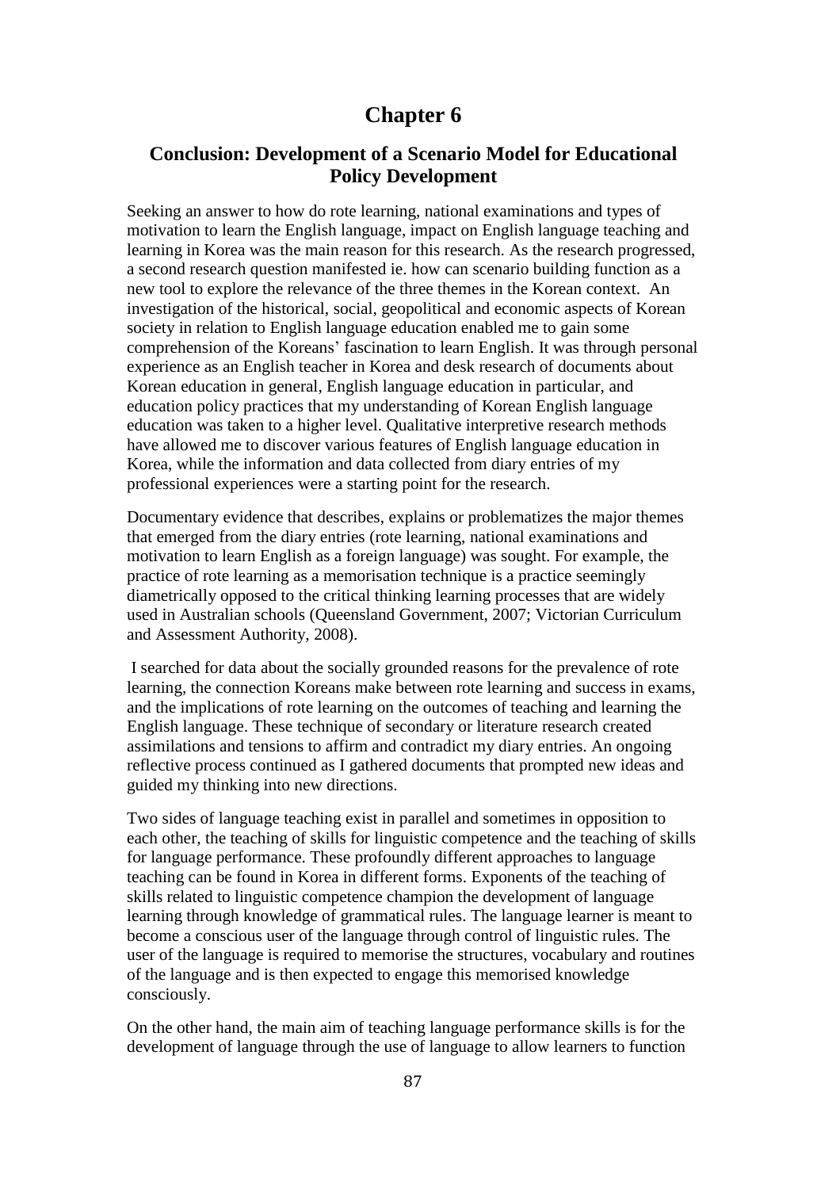# Chapter 6

## Conclusion: Development of a Scenario Model for Educational Policy Development

Seeking an answer to how do rote learning, national examinations and types of motivation to learn the English language, impact on English language teaching and learning in Korea was the main reason for this research. As the research progressed, a second research question manifested ie. how can scenario building function as a new tool to explore the relevance of the three themes in the Korean context. An investigation of the historical, social, geopolitical and economic aspects of Korean society in relation to English language education enabled me to gain some comprehension of the Koreans' fascination to learn English. It was through personal experience as an English teacher in Korea and desk research of documents about Korean education in general, English language education in particular, and education policy practices that my understanding of Korean English language education was taken to a higher level. Qualitative interpretive research methods have allowed me to discover various features of English language education in Korea, while the information and data collected from diary entries of my professional experiences were a starting point for the research.

Documentary evidence that describes, explains or problematizes the major themes that emerged from the diary entries (rote learning, national examinations and motivation to learn English as a foreign language) was sought. For example, the practice of rote learning as a memorisation technique is a practice seemingly diametrically opposed to the critical thinking learning processes that are widely used in Australian schools (Queensland Government, 2007; Victorian Curriculum and Assessment Authority, 2008).

I searched for data about the socially grounded reasons for the prevalence of rote learning, the connection Koreans make between rote learning and success in exams, and the implications of rote learning on the outcomes of teaching and learning the English language. These technique of secondary or literature research created assimilations and tensions to affirm and contradict my diary entries. An ongoing reflective process continued as I gathered documents that prompted new ideas and guided my thinking into new directions.

Two sides of language teaching exist in parallel and sometimes in opposition to each other, the teaching of skills for linguistic competence and the teaching of skills for language performance. These profoundly different approaches to language teaching can be found in Korea in different forms. Exponents of the teaching of skills related to linguistic competence champion the development of language learning through knowledge of grammatical rules. The language learner is meant to become a conscious user of the language through control of linguistic rules. The user of the language is required to memorise the structures, vocabulary and routines of the language and is then expected to engage this memorised knowledge consciously.

On the other hand, the main aim of teaching language performance skills is for the development of language through the use of language to allow learners to function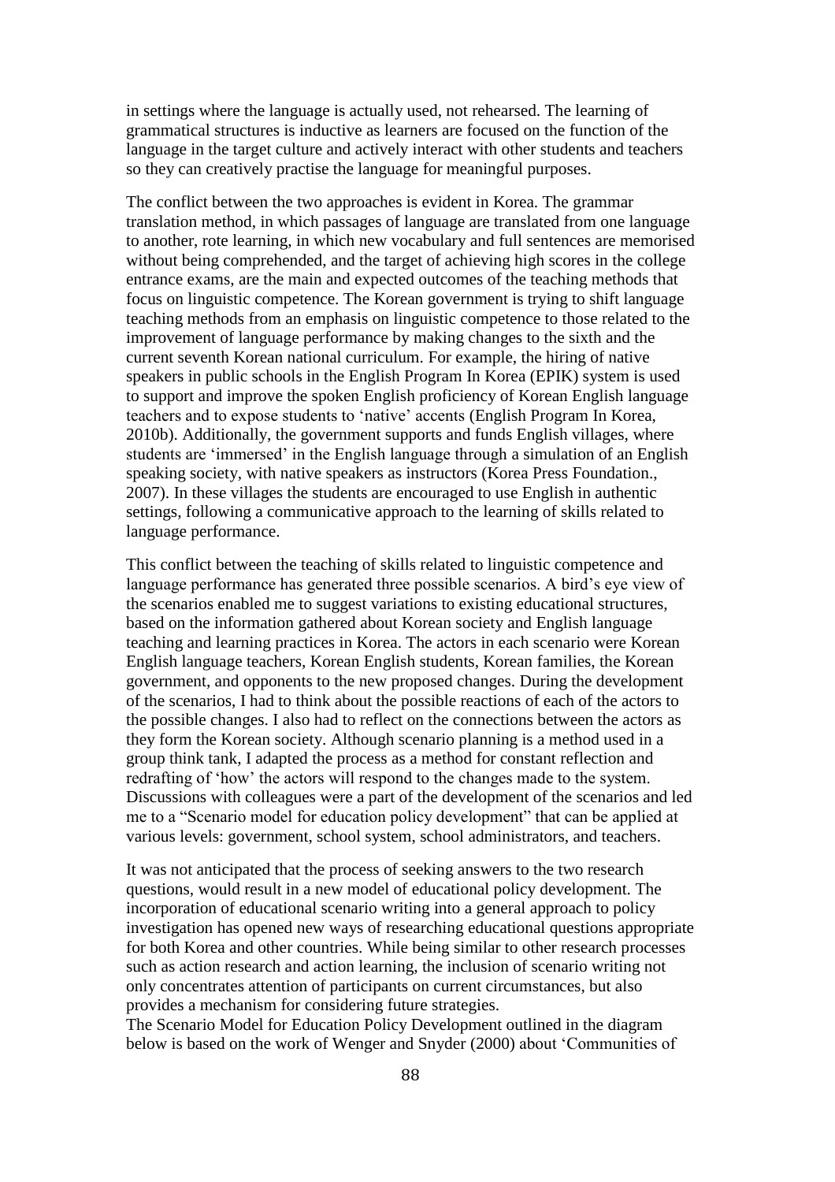in settings where the language is actually used, not rehearsed. The learning of grammatical structures is inductive as learners are focused on the function of the language in the target culture and actively interact with other students and teachers so they can creatively practise the language for meaningful purposes.

The conflict between the two approaches is evident in Korea. The grammar translation method, in which passages of language are translated from one language to another, rote learning, in which new vocabulary and full sentences are memorised without being comprehended, and the target of achieving high scores in the college entrance exams, are the main and expected outcomes of the teaching methods that focus on linguistic competence. The Korean government is trying to shift language teaching methods from an emphasis on linguistic competence to those related to the improvement of language performance by making changes to the sixth and the current seventh Korean national curriculum. For example, the hiring of native speakers in public schools in the English Program In Korea (EPIK) system is used to support and improve the spoken English proficiency of Korean English language teachers and to expose students to 'native' accents (English Program In Korea, 2010b). Additionally, the government supports and funds English villages, where students are 'immersed' in the English language through a simulation of an English speaking society, with native speakers as instructors (Korea Press Foundation., 2007). In these villages the students are encouraged to use English in authentic settings, following a communicative approach to the learning of skills related to language performance.

This conflict between the teaching of skills related to linguistic competence and language performance has generated three possible scenarios. A bird's eye view of the scenarios enabled me to suggest variations to existing educational structures, based on the information gathered about Korean society and English language teaching and learning practices in Korea. The actors in each scenario were Korean English language teachers, Korean English students, Korean families, the Korean government, and opponents to the new proposed changes. During the development of the scenarios, I had to think about the possible reactions of each of the actors to the possible changes. I also had to reflect on the connections between the actors as they form the Korean society. Although scenario planning is a method used in a group think tank, I adapted the process as a method for constant reflection and redrafting of 'how' the actors will respond to the changes made to the system. Discussions with colleagues were a part of the development of the scenarios and led me to a "Scenario model for education policy development" that can be applied at various levels: government, school system, school administrators, and teachers.

It was not anticipated that the process of seeking answers to the two research questions, would result in a new model of educational policy development. The incorporation of educational scenario writing into a general approach to policy investigation has opened new ways of researching educational questions appropriate for both Korea and other countries. While being similar to other research processes such as action research and action learning, the inclusion of scenario writing not only concentrates attention of participants on current circumstances, but also provides a mechanism for considering future strategies.
The Scenario Model for Education Policy Development outlined in the diagram below is based on the work of Wenger and Snyder (2000) about 'Communities of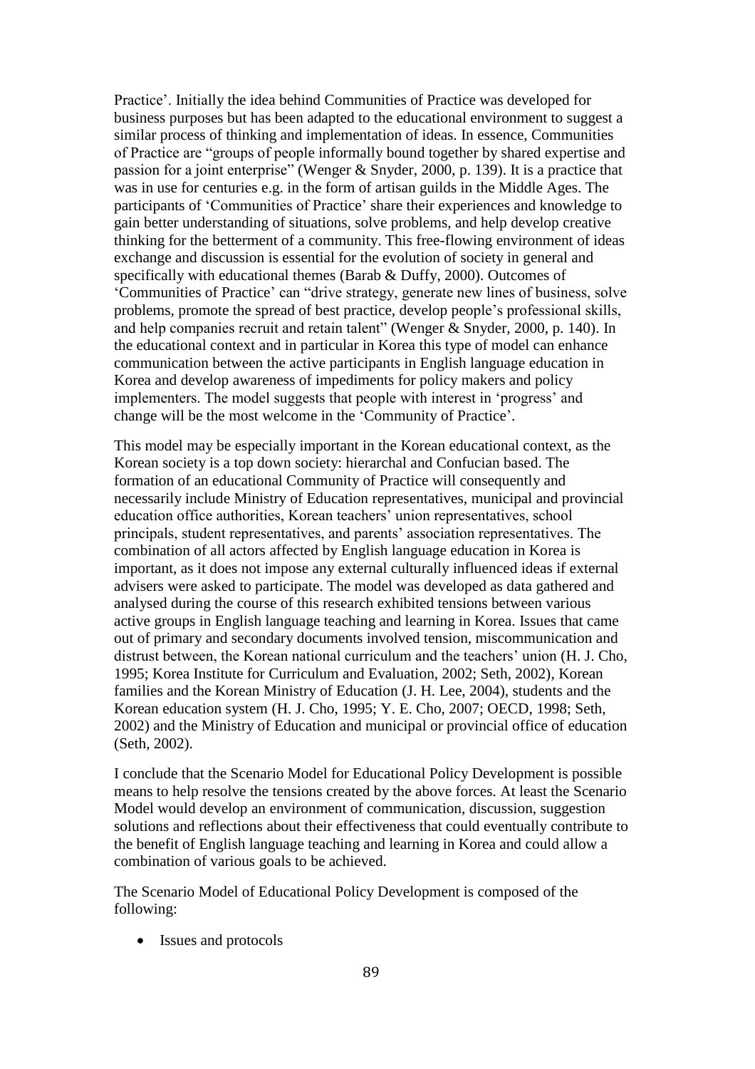Practice'. Initially the idea behind Communities of Practice was developed for business purposes but has been adapted to the educational environment to suggest a similar process of thinking and implementation of ideas. In essence, Communities of Practice are "groups of people informally bound together by shared expertise and passion for a joint enterprise" (Wenger & Snyder, 2000, p. 139). It is a practice that was in use for centuries e.g. in the form of artisan guilds in the Middle Ages. The participants of 'Communities of Practice' share their experiences and knowledge to gain better understanding of situations, solve problems, and help develop creative thinking for the betterment of a community. This free-flowing environment of ideas exchange and discussion is essential for the evolution of society in general and specifically with educational themes (Barab & Duffy, 2000). Outcomes of 'Communities of Practice' can "drive strategy, generate new lines of business, solve problems, promote the spread of best practice, develop people's professional skills, and help companies recruit and retain talent" (Wenger & Snyder, 2000, p. 140). In the educational context and in particular in Korea this type of model can enhance communication between the active participants in English language education in Korea and develop awareness of impediments for policy makers and policy implementers. The model suggests that people with interest in 'progress' and change will be the most welcome in the 'Community of Practice'.

This model may be especially important in the Korean educational context, as the Korean society is a top down society: hierarchal and Confucian based. The formation of an educational Community of Practice will consequently and necessarily include Ministry of Education representatives, municipal and provincial education office authorities, Korean teachers' union representatives, school principals, student representatives, and parents' association representatives. The combination of all actors affected by English language education in Korea is important, as it does not impose any external culturally influenced ideas if external advisers were asked to participate. The model was developed as data gathered and analysed during the course of this research exhibited tensions between various active groups in English language teaching and learning in Korea. Issues that came out of primary and secondary documents involved tension, miscommunication and distrust between, the Korean national curriculum and the teachers' union (H. J. Cho, 1995; Korea Institute for Curriculum and Evaluation, 2002; Seth, 2002), Korean families and the Korean Ministry of Education (J. H. Lee, 2004), students and the Korean education system (H. J. Cho, 1995; Y. E. Cho, 2007; OECD, 1998; Seth, 2002) and the Ministry of Education and municipal or provincial office of education (Seth, 2002).

I conclude that the Scenario Model for Educational Policy Development is possible means to help resolve the tensions created by the above forces. At least the Scenario Model would develop an environment of communication, discussion, suggestion solutions and reflections about their effectiveness that could eventually contribute to the benefit of English language teaching and learning in Korea and could allow a combination of various goals to be achieved.

The Scenario Model of Educational Policy Development is composed of the following:

- Issues and protocols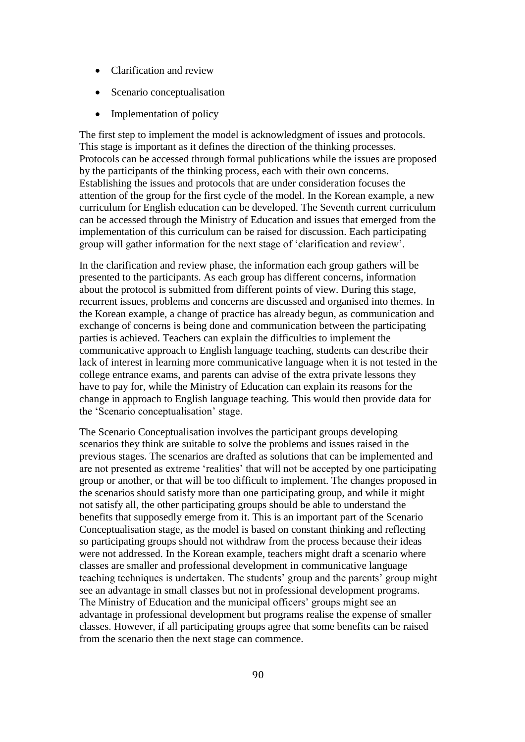- Clarification and review
- Scenario conceptualisation
- Implementation of policy

The first step to implement the model is acknowledgment of issues and protocols. This stage is important as it defines the direction of the thinking processes. Protocols can be accessed through formal publications while the issues are proposed by the participants of the thinking process, each with their own concerns. Establishing the issues and protocols that are under consideration focuses the attention of the group for the first cycle of the model. In the Korean example, a new curriculum for English education can be developed. The Seventh current curriculum can be accessed through the Ministry of Education and issues that emerged from the implementation of this curriculum can be raised for discussion. Each participating group will gather information for the next stage of 'clarification and review'.

In the clarification and review phase, the information each group gathers will be presented to the participants. As each group has different concerns, information about the protocol is submitted from different points of view. During this stage, recurrent issues, problems and concerns are discussed and organised into themes. In the Korean example, a change of practice has already begun, as communication and exchange of concerns is being done and communication between the participating parties is achieved. Teachers can explain the difficulties to implement the communicative approach to English language teaching, students can describe their lack of interest in learning more communicative language when it is not tested in the college entrance exams, and parents can advise of the extra private lessons they have to pay for, while the Ministry of Education can explain its reasons for the change in approach to English language teaching. This would then provide data for the 'Scenario conceptualisation' stage.

The Scenario Conceptualisation involves the participant groups developing scenarios they think are suitable to solve the problems and issues raised in the previous stages. The scenarios are drafted as solutions that can be implemented and are not presented as extreme 'realities' that will not be accepted by one participating group or another, or that will be too difficult to implement. The changes proposed in the scenarios should satisfy more than one participating group, and while it might not satisfy all, the other participating groups should be able to understand the benefits that supposedly emerge from it. This is an important part of the Scenario Conceptualisation stage, as the model is based on constant thinking and reflecting so participating groups should not withdraw from the process because their ideas were not addressed. In the Korean example, teachers might draft a scenario where classes are smaller and professional development in communicative language teaching techniques is undertaken. The students' group and the parents' group might see an advantage in small classes but not in professional development programs. The Ministry of Education and the municipal officers' groups might see an advantage in professional development but programs realise the expense of smaller classes. However, if all participating groups agree that some benefits can be raised from the scenario then the next stage can commence.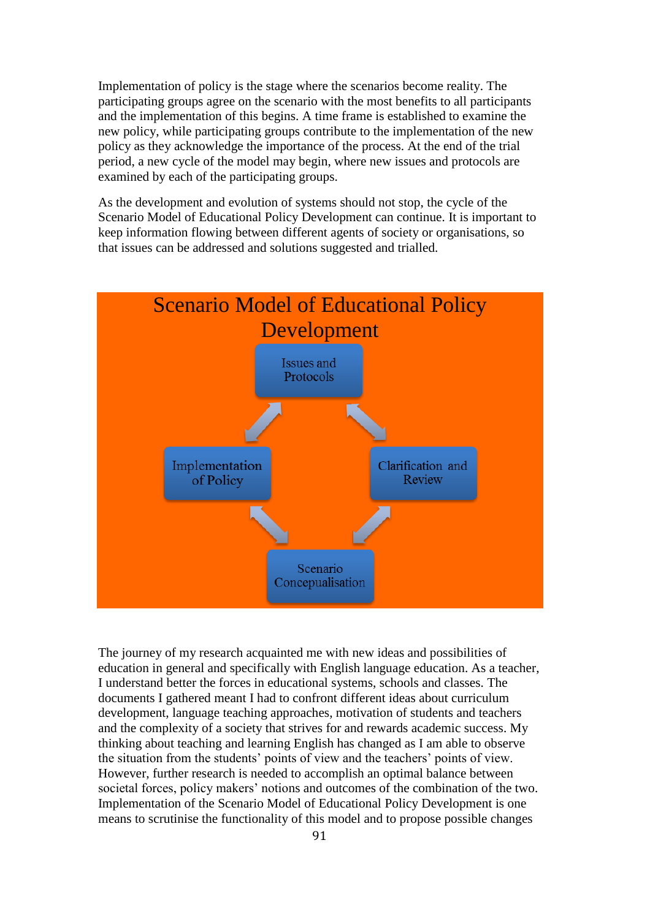Implementation of policy is the stage where the scenarios become reality. The participating groups agree on the scenario with the most benefits to all participants and the implementation of this begins. A time frame is established to examine the new policy, while participating groups contribute to the implementation of the new policy as they acknowledge the importance of the process. At the end of the trial period, a new cycle of the model may begin, where new issues and protocols are examined by each of the participating groups.

As the development and evolution of systems should not stop, the cycle of the Scenario Model of Educational Policy Development can continue. It is important to keep information flowing between different agents of society or organisations, so that issues can be addressed and solutions suggested and trialled.

**Scenario Model of Educational Policy Development**

- Issues and Protocols
- Clarification and Review
- Scenario Concepualisation
- Implementation of Policy

The journey of my research acquainted me with new ideas and possibilities of education in general and specifically with English language education. As a teacher, I understand better the forces in educational systems, schools and classes. The documents I gathered meant I had to confront different ideas about curriculum development, language teaching approaches, motivation of students and teachers and the complexity of a society that strives for and rewards academic success. My thinking about teaching and learning English has changed as I am able to observe the situation from the students' points of view and the teachers' points of view. However, further research is needed to accomplish an optimal balance between societal forces, policy makers' notions and outcomes of the combination of the two. Implementation of the Scenario Model of Educational Policy Development is one means to scrutinise the functionality of this model and to propose possible changes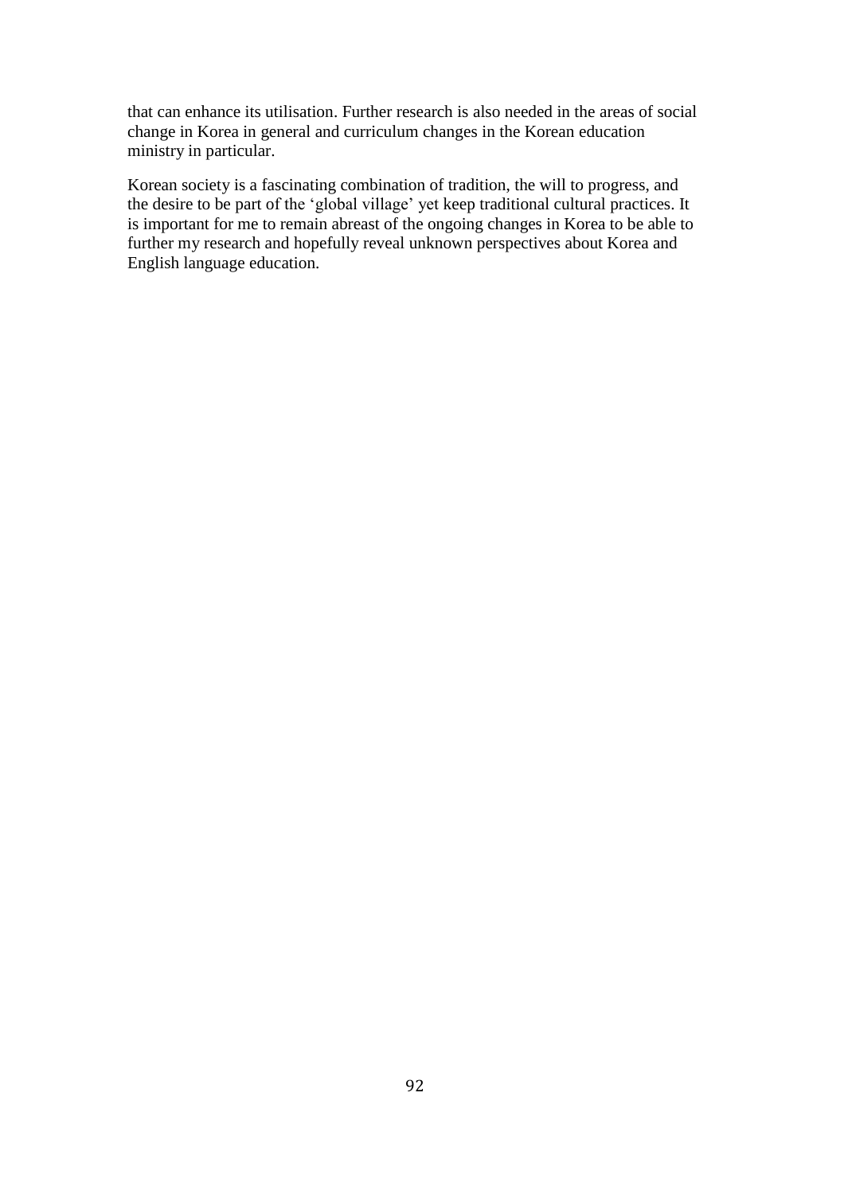that can enhance its utilisation. Further research is also needed in the areas of social change in Korea in general and curriculum changes in the Korean education ministry in particular.

Korean society is a fascinating combination of tradition, the will to progress, and the desire to be part of the 'global village' yet keep traditional cultural practices. It is important for me to remain abreast of the ongoing changes in Korea to be able to further my research and hopefully reveal unknown perspectives about Korea and English language education.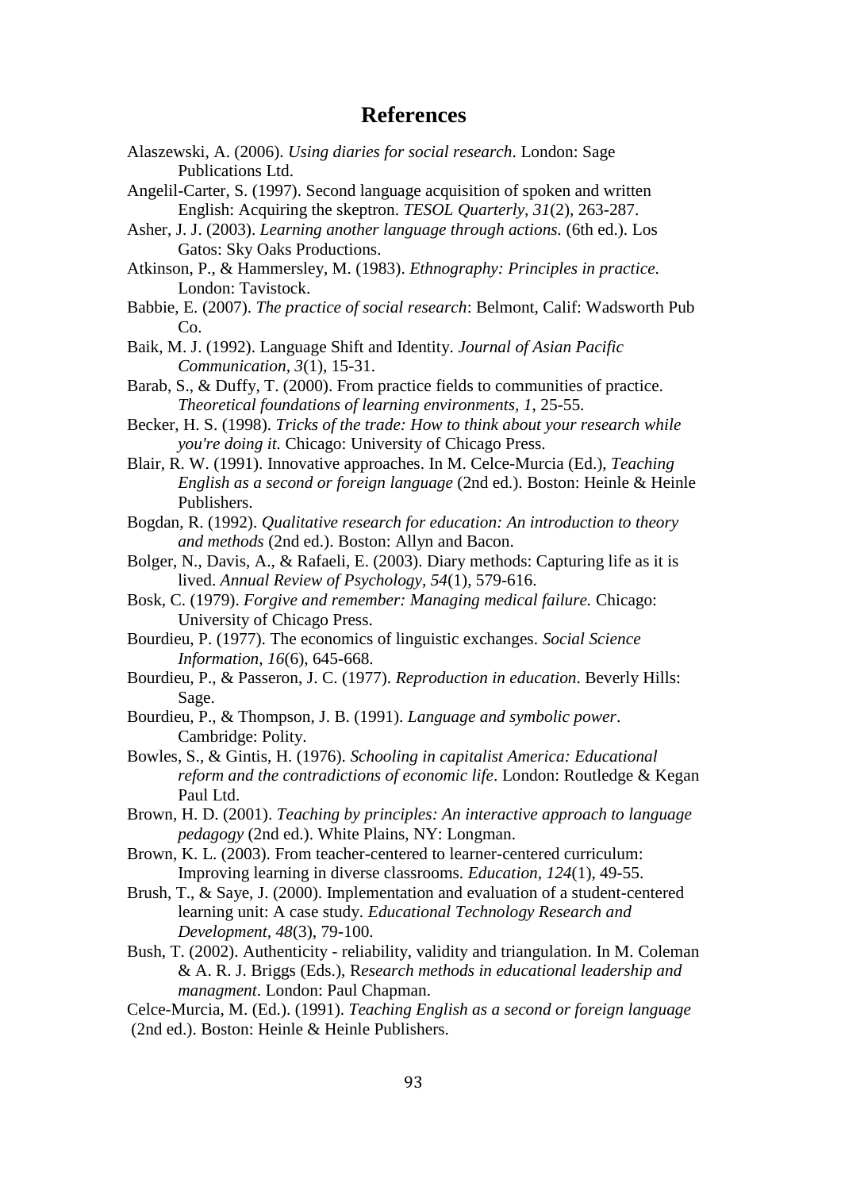# References

Alaszewski, A. (2006). *Using diaries for social research*. London: Sage Publications Ltd.

Angelil-Carter, S. (1997). Second language acquisition of spoken and written English: Acquiring the skeptron. *TESOL Quarterly, 31*(2), 263-287.

Asher, J. J. (2003). *Learning another language through actions.* (6th ed.). Los Gatos: Sky Oaks Productions.

Atkinson, P., & Hammersley, M. (1983). *Ethnography: Principles in practice*. London: Tavistock.

Babbie, E. (2007). *The practice of social research*: Belmont, Calif: Wadsworth Pub Co.

Baik, M. J. (1992). Language Shift and Identity. *Journal of Asian Pacific Communication, 3*(1), 15-31.

Barab, S., & Duffy, T. (2000). From practice fields to communities of practice. *Theoretical foundations of learning environments, 1*, 25-55.

Becker, H. S. (1998). *Tricks of the trade: How to think about your research while you're doing it.* Chicago: University of Chicago Press.

Blair, R. W. (1991). Innovative approaches. In M. Celce-Murcia (Ed.), *Teaching English as a second or foreign language* (2nd ed.). Boston: Heinle & Heinle Publishers.

Bogdan, R. (1992). *Qualitative research for education: An introduction to theory and methods* (2nd ed.). Boston: Allyn and Bacon.

Bolger, N., Davis, A., & Rafaeli, E. (2003). Diary methods: Capturing life as it is lived. *Annual Review of Psychology, 54*(1), 579-616.

Bosk, C. (1979). *Forgive and remember: Managing medical failure.* Chicago: University of Chicago Press.

Bourdieu, P. (1977). The economics of linguistic exchanges. *Social Science Information, 16*(6), 645-668.

Bourdieu, P., & Passeron, J. C. (1977). *Reproduction in education*. Beverly Hills: Sage.

Bourdieu, P., & Thompson, J. B. (1991). *Language and symbolic power*. Cambridge: Polity.

Bowles, S., & Gintis, H. (1976). *Schooling in capitalist America: Educational reform and the contradictions of economic life*. London: Routledge & Kegan Paul Ltd.

Brown, H. D. (2001). *Teaching by principles: An interactive approach to language pedagogy* (2nd ed.). White Plains, NY: Longman.

Brown, K. L. (2003). From teacher-centered to learner-centered curriculum: Improving learning in diverse classrooms. *Education, 124*(1), 49-55.

Brush, T., & Saye, J. (2000). Implementation and evaluation of a student-centered learning unit: A case study. *Educational Technology Research and Development, 48*(3), 79-100.

Bush, T. (2002). Authenticity - reliability, validity and triangulation. In M. Coleman & A. R. J. Briggs (Eds.), R*esearch methods in educational leadership and managment*. London: Paul Chapman.

Celce-Murcia, M. (Ed.). (1991). *Teaching English as a second or foreign language* (2nd ed.). Boston: Heinle & Heinle Publishers.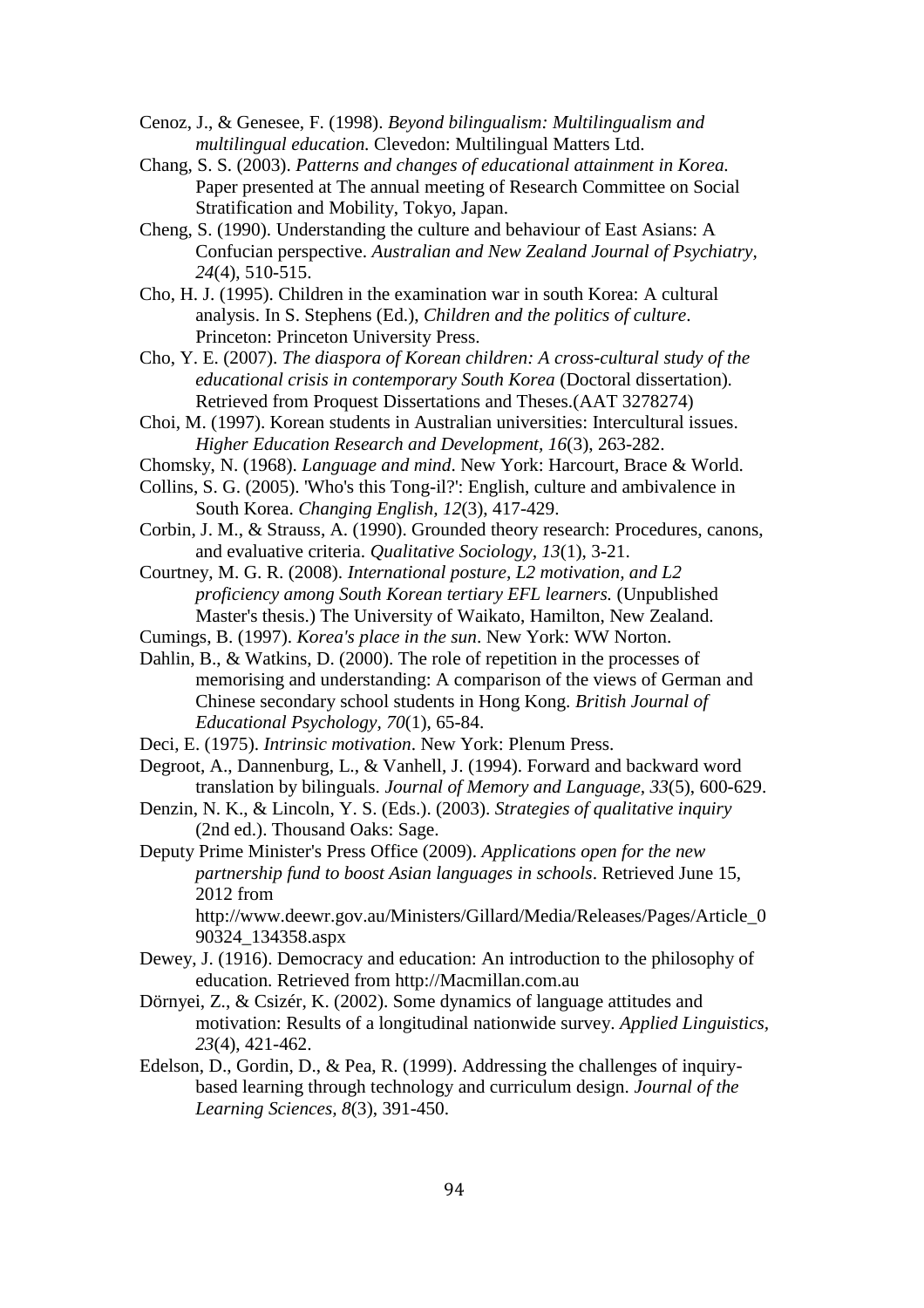Cenoz, J., & Genesee, F. (1998). *Beyond bilingualism: Multilingualism and multilingual education.* Clevedon: Multilingual Matters Ltd.

Chang, S. S. (2003). *Patterns and changes of educational attainment in Korea.* Paper presented at The annual meeting of Research Committee on Social Stratification and Mobility, Tokyo, Japan.

Cheng, S. (1990). Understanding the culture and behaviour of East Asians: A Confucian perspective. *Australian and New Zealand Journal of Psychiatry, 24*(4), 510-515.

Cho, H. J. (1995). Children in the examination war in south Korea: A cultural analysis. In S. Stephens (Ed.), *Children and the politics of culture*. Princeton: Princeton University Press.

Cho, Y. E. (2007). *The diaspora of Korean children: A cross-cultural study of the educational crisis in contemporary South Korea* (Doctoral dissertation). Retrieved from Proquest Dissertations and Theses.(AAT 3278274)

Choi, M. (1997). Korean students in Australian universities: Intercultural issues. *Higher Education Research and Development, 16*(3), 263-282.

Chomsky, N. (1968). *Language and mind*. New York: Harcourt, Brace & World.

Collins, S. G. (2005). 'Who's this Tong-il?': English, culture and ambivalence in South Korea. *Changing English, 12*(3), 417-429.

Corbin, J. M., & Strauss, A. (1990). Grounded theory research: Procedures, canons, and evaluative criteria. *Qualitative Sociology, 13*(1), 3-21.

Courtney, M. G. R. (2008). *International posture, L2 motivation, and L2 proficiency among South Korean tertiary EFL learners.* (Unpublished Master's thesis.) The University of Waikato, Hamilton, New Zealand.

Cumings, B. (1997). *Korea's place in the sun*. New York: WW Norton.

Dahlin, B., & Watkins, D. (2000). The role of repetition in the processes of memorising and understanding: A comparison of the views of German and Chinese secondary school students in Hong Kong. *British Journal of Educational Psychology, 70*(1), 65-84.

Deci, E. (1975). *Intrinsic motivation*. New York: Plenum Press.

Degroot, A., Dannenburg, L., & Vanhell, J. (1994). Forward and backward word translation by bilinguals. *Journal of Memory and Language, 33*(5), 600-629.

Denzin, N. K., & Lincoln, Y. S. (Eds.). (2003). *Strategies of qualitative inquiry* (2nd ed.). Thousand Oaks: Sage.

Deputy Prime Minister's Press Office (2009). *Applications open for the new partnership fund to boost Asian languages in schools*. Retrieved June 15, 2012 from http://www.deewr.gov.au/Ministers/Gillard/Media/Releases/Pages/Article_090324_134358.aspx

Dewey, J. (1916). Democracy and education: An introduction to the philosophy of education. Retrieved from http://Macmillan.com.au

Dörnyei, Z., & Csizér, K. (2002). Some dynamics of language attitudes and motivation: Results of a longitudinal nationwide survey. *Applied Linguistics, 23*(4), 421-462.

Edelson, D., Gordin, D., & Pea, R. (1999). Addressing the challenges of inquiry-based learning through technology and curriculum design. *Journal of the Learning Sciences, 8*(3), 391-450.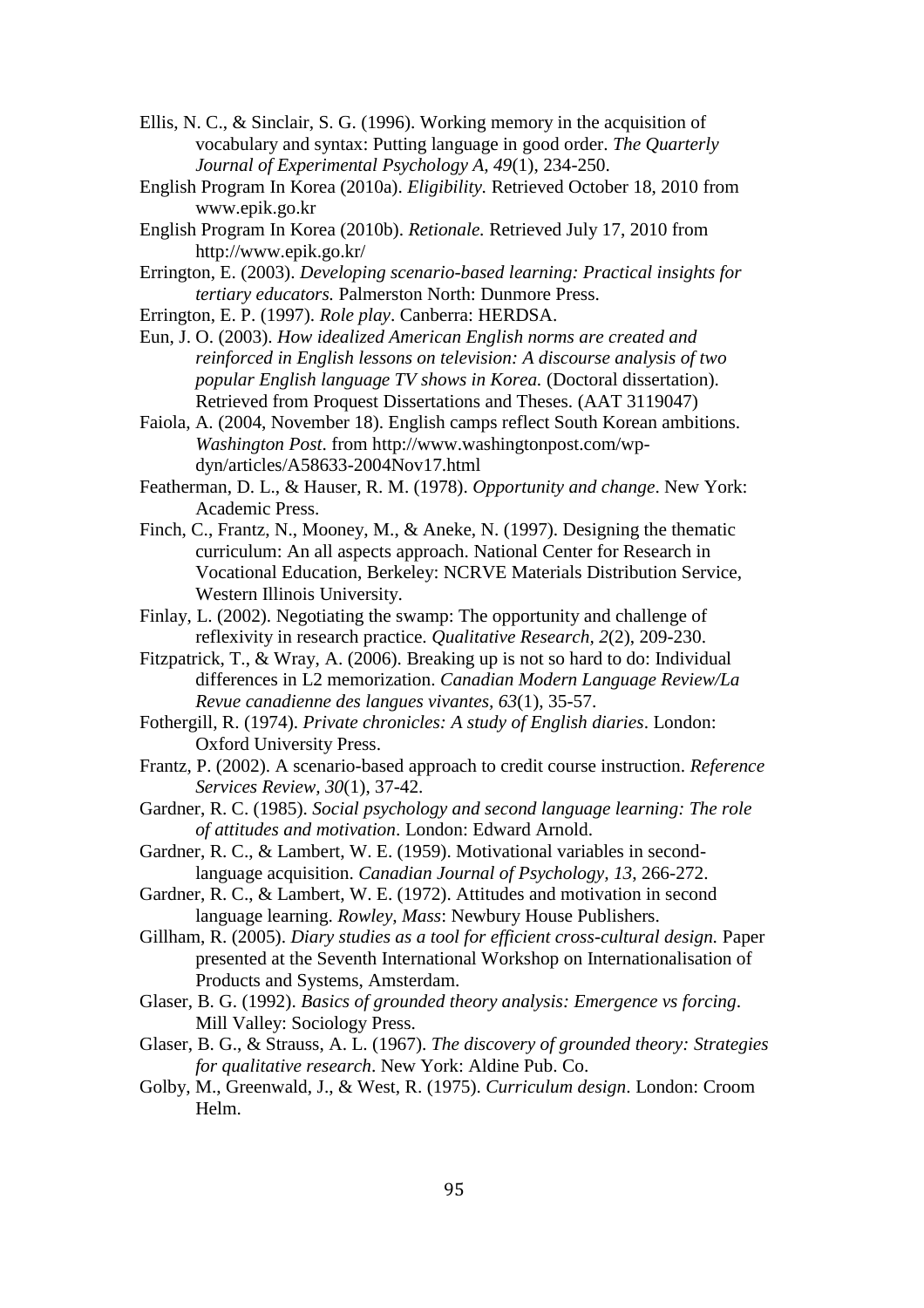Ellis, N. C., & Sinclair, S. G. (1996). Working memory in the acquisition of vocabulary and syntax: Putting language in good order. *The Quarterly Journal of Experimental Psychology A, 49*(1), 234-250.

English Program In Korea (2010a). *Eligibility.* Retrieved October 18, 2010 from www.epik.go.kr

English Program In Korea (2010b). *Retionale.* Retrieved July 17, 2010 from http://www.epik.go.kr/

Errington, E. (2003). *Developing scenario-based learning: Practical insights for tertiary educators.* Palmerston North: Dunmore Press.

Errington, E. P. (1997). *Role play*. Canberra: HERDSA.

Eun, J. O. (2003). *How idealized American English norms are created and reinforced in English lessons on television: A discourse analysis of two popular English language TV shows in Korea.* (Doctoral dissertation). Retrieved from Proquest Dissertations and Theses. (AAT 3119047)

Faiola, A. (2004, November 18). English camps reflect South Korean ambitions. *Washington Post*. from http://www.washingtonpost.com/wp-dyn/articles/A58633-2004Nov17.html

Featherman, D. L., & Hauser, R. M. (1978). *Opportunity and change*. New York: Academic Press.

Finch, C., Frantz, N., Mooney, M., & Aneke, N. (1997). Designing the thematic curriculum: An all aspects approach. National Center for Research in Vocational Education, Berkeley: NCRVE Materials Distribution Service, Western Illinois University.

Finlay, L. (2002). Negotiating the swamp: The opportunity and challenge of reflexivity in research practice. *Qualitative Research, 2*(2), 209-230.

Fitzpatrick, T., & Wray, A. (2006). Breaking up is not so hard to do: Individual differences in L2 memorization. *Canadian Modern Language Review/La Revue canadienne des langues vivantes, 63*(1), 35-57.

Fothergill, R. (1974). *Private chronicles: A study of English diaries*. London: Oxford University Press.

Frantz, P. (2002). A scenario-based approach to credit course instruction. *Reference Services Review, 30*(1), 37-42.

Gardner, R. C. (1985). *Social psychology and second language learning: The role of attitudes and motivation*. London: Edward Arnold.

Gardner, R. C., & Lambert, W. E. (1959). Motivational variables in second-language acquisition. *Canadian Journal of Psychology, 13*, 266-272.

Gardner, R. C., & Lambert, W. E. (1972). Attitudes and motivation in second language learning. *Rowley, Mass*: Newbury House Publishers.

Gillham, R. (2005). *Diary studies as a tool for efficient cross-cultural design.* Paper presented at the Seventh International Workshop on Internationalisation of Products and Systems, Amsterdam.

Glaser, B. G. (1992). *Basics of grounded theory analysis: Emergence vs forcing*. Mill Valley: Sociology Press.

Glaser, B. G., & Strauss, A. L. (1967). *The discovery of grounded theory: Strategies for qualitative research*. New York: Aldine Pub. Co.

Golby, M., Greenwald, J., & West, R. (1975). *Curriculum design*. London: Croom Helm.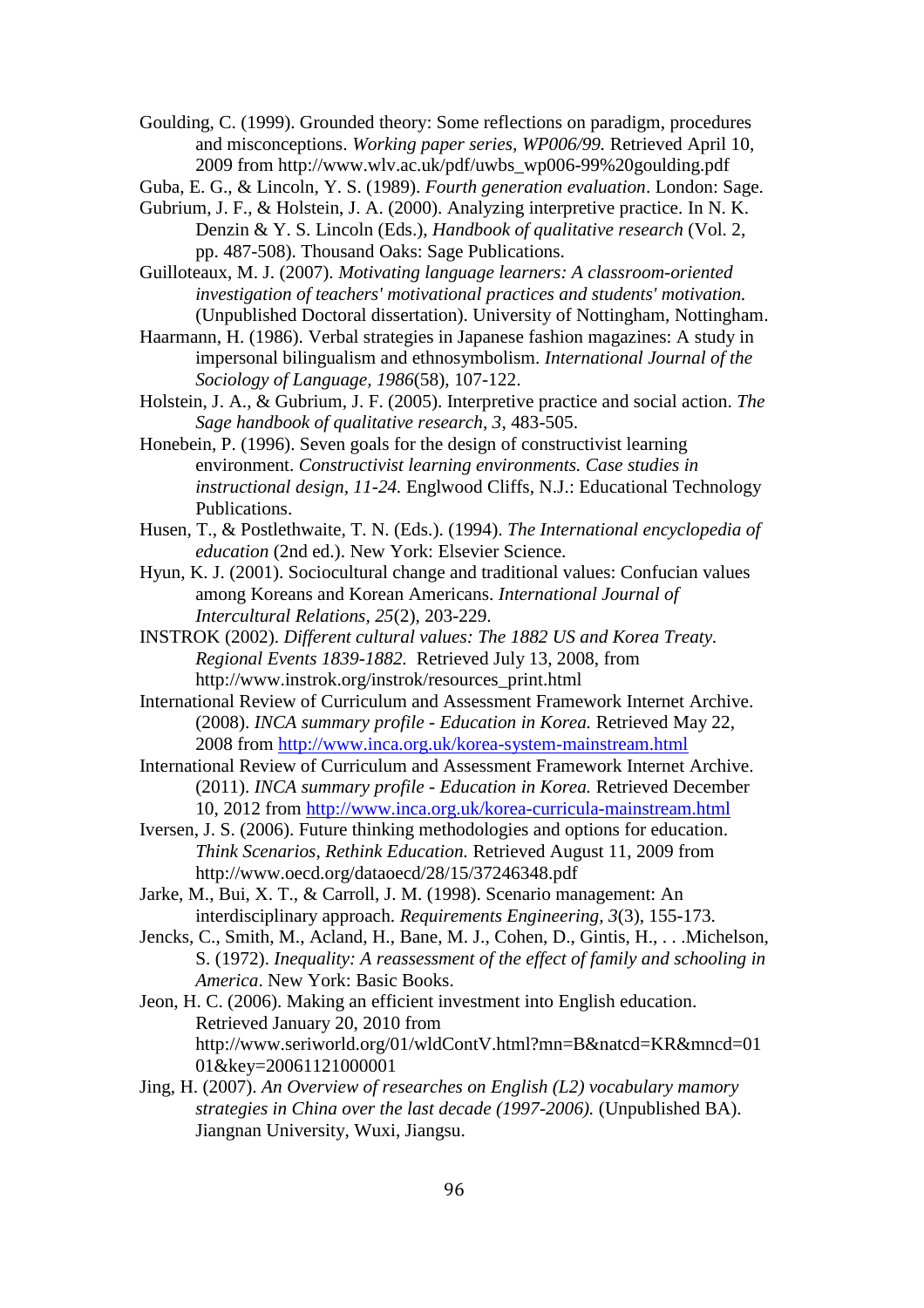Goulding, C. (1999). Grounded theory: Some reflections on paradigm, procedures and misconceptions. *Working paper series, WP006/99.* Retrieved April 10, 2009 from http://www.wlv.ac.uk/pdf/uwbs_wp006-99%20goulding.pdf

Guba, E. G., & Lincoln, Y. S. (1989). *Fourth generation evaluation*. London: Sage.

Gubrium, J. F., & Holstein, J. A. (2000). Analyzing interpretive practice. In N. K. Denzin & Y. S. Lincoln (Eds.), *Handbook of qualitative research* (Vol. 2, pp. 487-508). Thousand Oaks: Sage Publications.

Guilloteaux, M. J. (2007). *Motivating language learners: A classroom-oriented investigation of teachers' motivational practices and students' motivation.* (Unpublished Doctoral dissertation). University of Nottingham, Nottingham.

Haarmann, H. (1986). Verbal strategies in Japanese fashion magazines: A study in impersonal bilingualism and ethnosymbolism. *International Journal of the Sociology of Language, 1986*(58), 107-122.

Holstein, J. A., & Gubrium, J. F. (2005). Interpretive practice and social action. *The Sage handbook of qualitative research, 3*, 483-505.

Honebein, P. (1996). Seven goals for the design of constructivist learning environment. *Constructivist learning environments. Case studies in instructional design, 11-24.* Englwood Cliffs, N.J.: Educational Technology Publications.

Husen, T., & Postlethwaite, T. N. (Eds.). (1994). *The International encyclopedia of education* (2nd ed.). New York: Elsevier Science.

Hyun, K. J. (2001). Sociocultural change and traditional values: Confucian values among Koreans and Korean Americans. *International Journal of Intercultural Relations, 25*(2), 203-229.

INSTROK (2002). *Different cultural values: The 1882 US and Korea Treaty. Regional Events 1839-1882.* Retrieved July 13, 2008, from http://www.instrok.org/instrok/resources_print.html

International Review of Curriculum and Assessment Framework Internet Archive. (2008). *INCA summary profile - Education in Korea.* Retrieved May 22, 2008 from http://www.inca.org.uk/korea-system-mainstream.html

International Review of Curriculum and Assessment Framework Internet Archive. (2011). *INCA summary profile - Education in Korea.* Retrieved December 10, 2012 from http://www.inca.org.uk/korea-curricula-mainstream.html

Iversen, J. S. (2006). Future thinking methodologies and options for education. *Think Scenarios, Rethink Education.* Retrieved August 11, 2009 from http://www.oecd.org/dataoecd/28/15/37246348.pdf

Jarke, M., Bui, X. T., & Carroll, J. M. (1998). Scenario management: An interdisciplinary approach. *Requirements Engineering, 3*(3), 155-173.

Jencks, C., Smith, M., Acland, H., Bane, M. J., Cohen, D., Gintis, H., . . .Michelson, S. (1972). *Inequality: A reassessment of the effect of family and schooling in America*. New York: Basic Books.

Jeon, H. C. (2006). Making an efficient investment into English education. Retrieved January 20, 2010 from http://www.seriworld.org/01/wldContV.html?mn=B&natcd=KR&mncd=0101&key=20061121000001

Jing, H. (2007). *An Overview of researches on English (L2) vocabulary mamory strategies in China over the last decade (1997-2006).* (Unpublished BA). Jiangnan University, Wuxi, Jiangsu.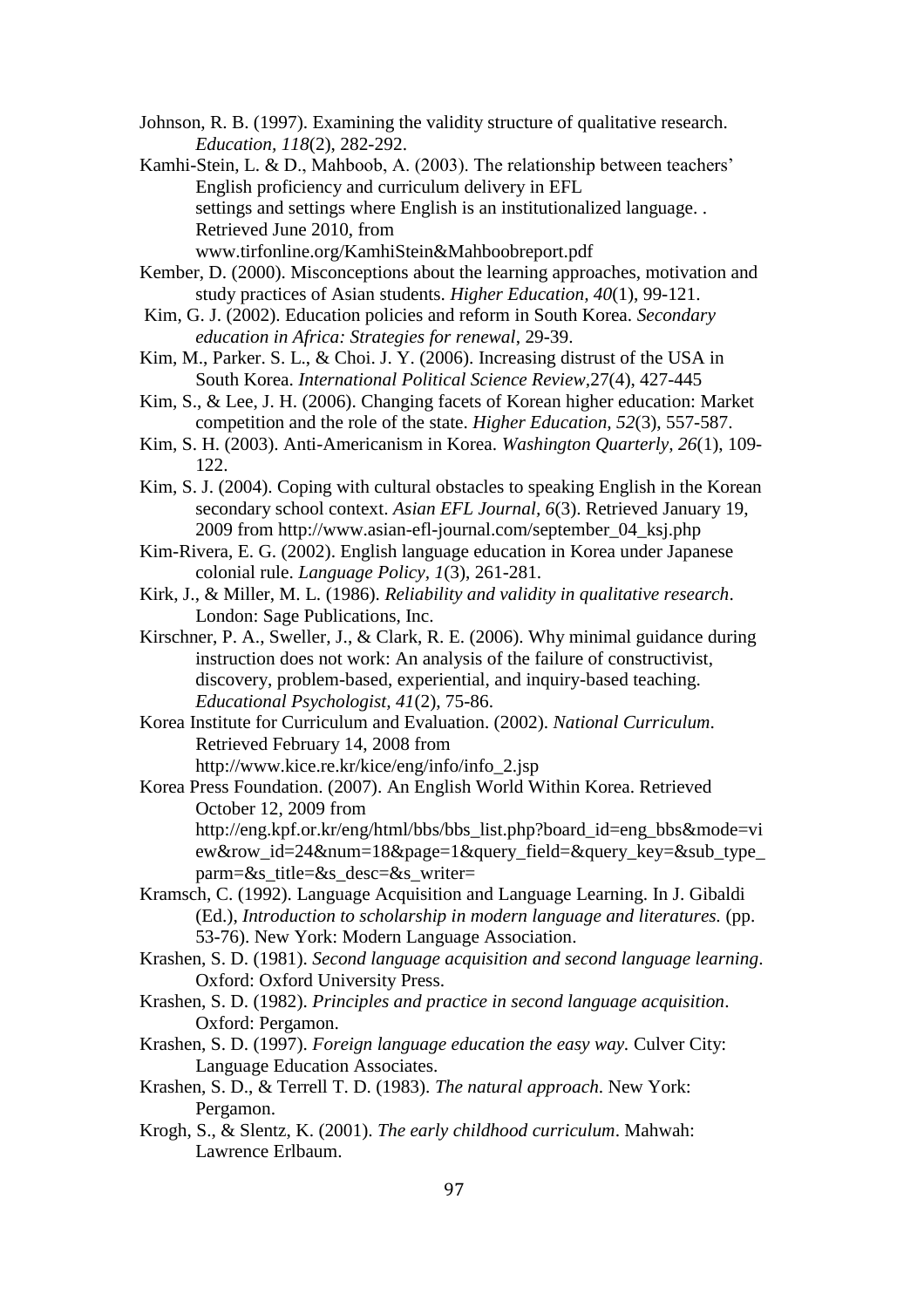Johnson, R. B. (1997). Examining the validity structure of qualitative research. *Education, 118*(2), 282-292.

Kamhi-Stein, L. & D., Mahboob, A. (2003). The relationship between teachers' English proficiency and curriculum delivery in EFL settings and settings where English is an institutionalized language. . Retrieved June 2010, from www.tirfonline.org/KamhiStein&Mahboobreport.pdf

Kember, D. (2000). Misconceptions about the learning approaches, motivation and study practices of Asian students. *Higher Education, 40*(1), 99-121.

Kim, G. J. (2002). Education policies and reform in South Korea. *Secondary education in Africa: Strategies for renewal*, 29-39.

Kim, M., Parker. S. L., & Choi. J. Y. (2006). Increasing distrust of the USA in South Korea. *International Political Science Review*,27(4), 427-445

Kim, S., & Lee, J. H. (2006). Changing facets of Korean higher education: Market competition and the role of the state. *Higher Education, 52*(3), 557-587.

Kim, S. H. (2003). Anti-Americanism in Korea. *Washington Quarterly, 26*(1), 109-122.

Kim, S. J. (2004). Coping with cultural obstacles to speaking English in the Korean secondary school context. *Asian EFL Journal, 6*(3). Retrieved January 19, 2009 from http://www.asian-efl-journal.com/september_04_ksj.php

Kim-Rivera, E. G. (2002). English language education in Korea under Japanese colonial rule. *Language Policy, 1*(3), 261-281.

Kirk, J., & Miller, M. L. (1986). *Reliability and validity in qualitative research*. London: Sage Publications, Inc.

Kirschner, P. A., Sweller, J., & Clark, R. E. (2006). Why minimal guidance during instruction does not work: An analysis of the failure of constructivist, discovery, problem-based, experiential, and inquiry-based teaching. *Educational Psychologist, 41*(2), 75-86.

Korea Institute for Curriculum and Evaluation. (2002). *National Curriculum*. Retrieved February 14, 2008 from http://www.kice.re.kr/kice/eng/info/info_2.jsp

Korea Press Foundation. (2007). An English World Within Korea. Retrieved October 12, 2009 from http://eng.kpf.or.kr/eng/html/bbs/bbs_list.php?board_id=eng_bbs&mode=view&row_id=24&num=18&page=1&query_field=&query_key=&sub_type_parm=&s_title=&s_desc=&s_writer=

Kramsch, C. (1992). Language Acquisition and Language Learning. In J. Gibaldi (Ed.), *Introduction to scholarship in modern language and literatures.* (pp. 53-76). New York: Modern Language Association.

Krashen, S. D. (1981). *Second language acquisition and second language learning*. Oxford: Oxford University Press.

Krashen, S. D. (1982). *Principles and practice in second language acquisition*. Oxford: Pergamon.

Krashen, S. D. (1997). *Foreign language education the easy way.* Culver City: Language Education Associates.

Krashen, S. D., & Terrell T. D. (1983). *The natural approach.* New York: Pergamon.

Krogh, S., & Slentz, K. (2001). *The early childhood curriculum*. Mahwah: Lawrence Erlbaum.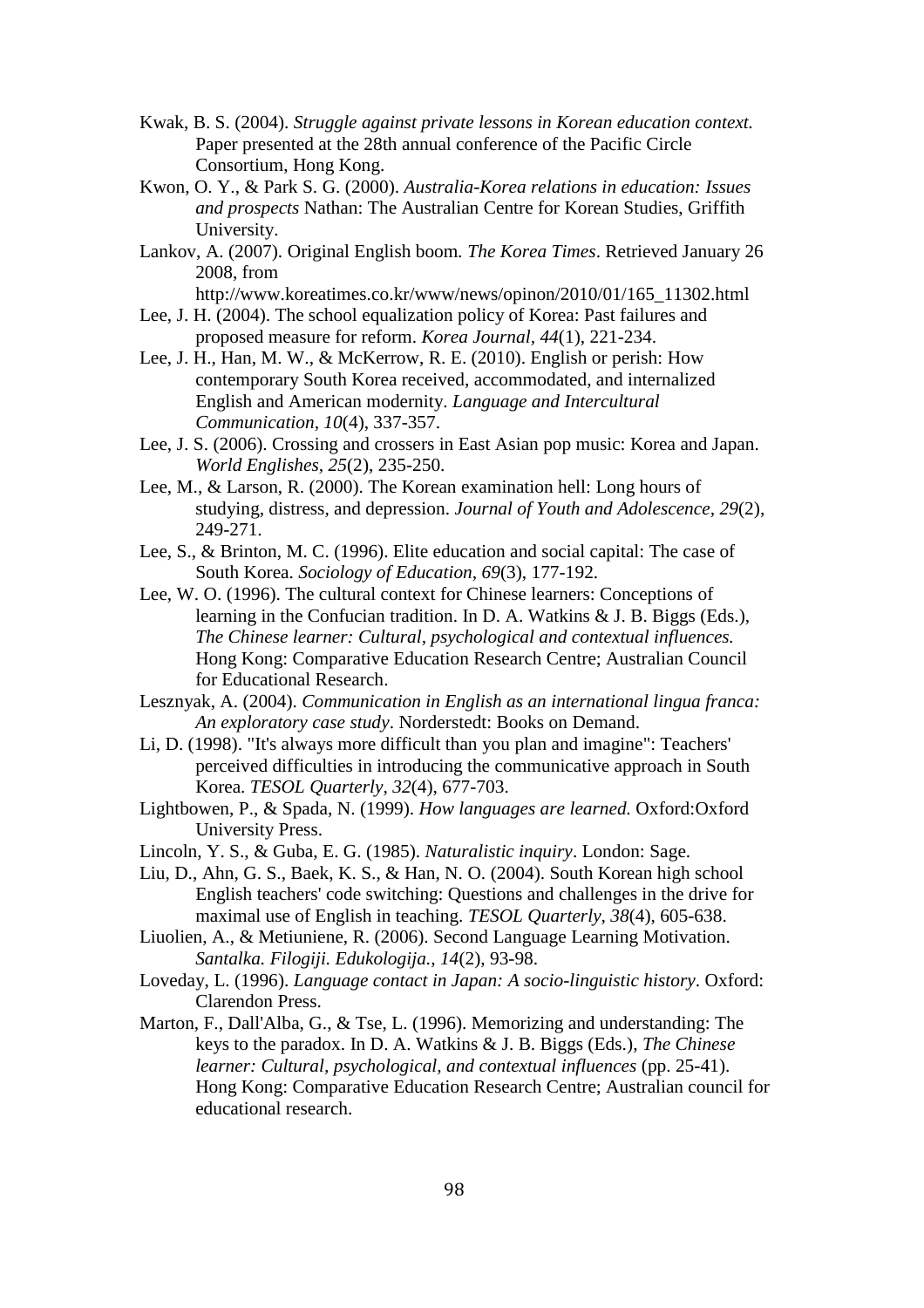Kwak, B. S. (2004). *Struggle against private lessons in Korean education context.* Paper presented at the 28th annual conference of the Pacific Circle Consortium, Hong Kong.

Kwon, O. Y., & Park S. G. (2000). *Australia-Korea relations in education: Issues and prospects* Nathan: The Australian Centre for Korean Studies, Griffith University.

Lankov, A. (2007). Original English boom. *The Korea Times*. Retrieved January 26 2008, from http://www.koreatimes.co.kr/www/news/opinon/2010/01/165_11302.html

Lee, J. H. (2004). The school equalization policy of Korea: Past failures and proposed measure for reform. *Korea Journal, 44*(1), 221-234.

Lee, J. H., Han, M. W., & McKerrow, R. E. (2010). English or perish: How contemporary South Korea received, accommodated, and internalized English and American modernity. *Language and Intercultural Communication, 10*(4), 337-357.

Lee, J. S. (2006). Crossing and crossers in East Asian pop music: Korea and Japan. *World Englishes, 25*(2), 235-250.

Lee, M., & Larson, R. (2000). The Korean examination hell: Long hours of studying, distress, and depression. *Journal of Youth and Adolescence, 29*(2), 249-271.

Lee, S., & Brinton, M. C. (1996). Elite education and social capital: The case of South Korea. *Sociology of Education, 69*(3), 177-192.

Lee, W. O. (1996). The cultural context for Chinese learners: Conceptions of learning in the Confucian tradition. In D. A. Watkins & J. B. Biggs (Eds.), *The Chinese learner: Cultural, psychological and contextual influences.* Hong Kong: Comparative Education Research Centre; Australian Council for Educational Research.

Lesznyak, A. (2004). *Communication in English as an international lingua franca: An exploratory case study*. Norderstedt: Books on Demand.

Li, D. (1998). "It's always more difficult than you plan and imagine": Teachers' perceived difficulties in introducing the communicative approach in South Korea. *TESOL Quarterly, 32*(4), 677-703.

Lightbowen, P., & Spada, N. (1999). *How languages are learned.* Oxford:Oxford University Press.

Lincoln, Y. S., & Guba, E. G. (1985). *Naturalistic inquiry*. London: Sage.

Liu, D., Ahn, G. S., Baek, K. S., & Han, N. O. (2004). South Korean high school English teachers' code switching: Questions and challenges in the drive for maximal use of English in teaching. *TESOL Quarterly, 38*(4), 605-638.

Liuolien, A., & Metiuniene, R. (2006). Second Language Learning Motivation. *Santalka. Filogiji. Edukologija., 14*(2), 93-98.

Loveday, L. (1996). *Language contact in Japan: A socio-linguistic history*. Oxford: Clarendon Press.

Marton, F., Dall'Alba, G., & Tse, L. (1996). Memorizing and understanding: The keys to the paradox. In D. A. Watkins & J. B. Biggs (Eds.), *The Chinese learner: Cultural, psychological, and contextual influences* (pp. 25-41). Hong Kong: Comparative Education Research Centre; Australian council for educational research.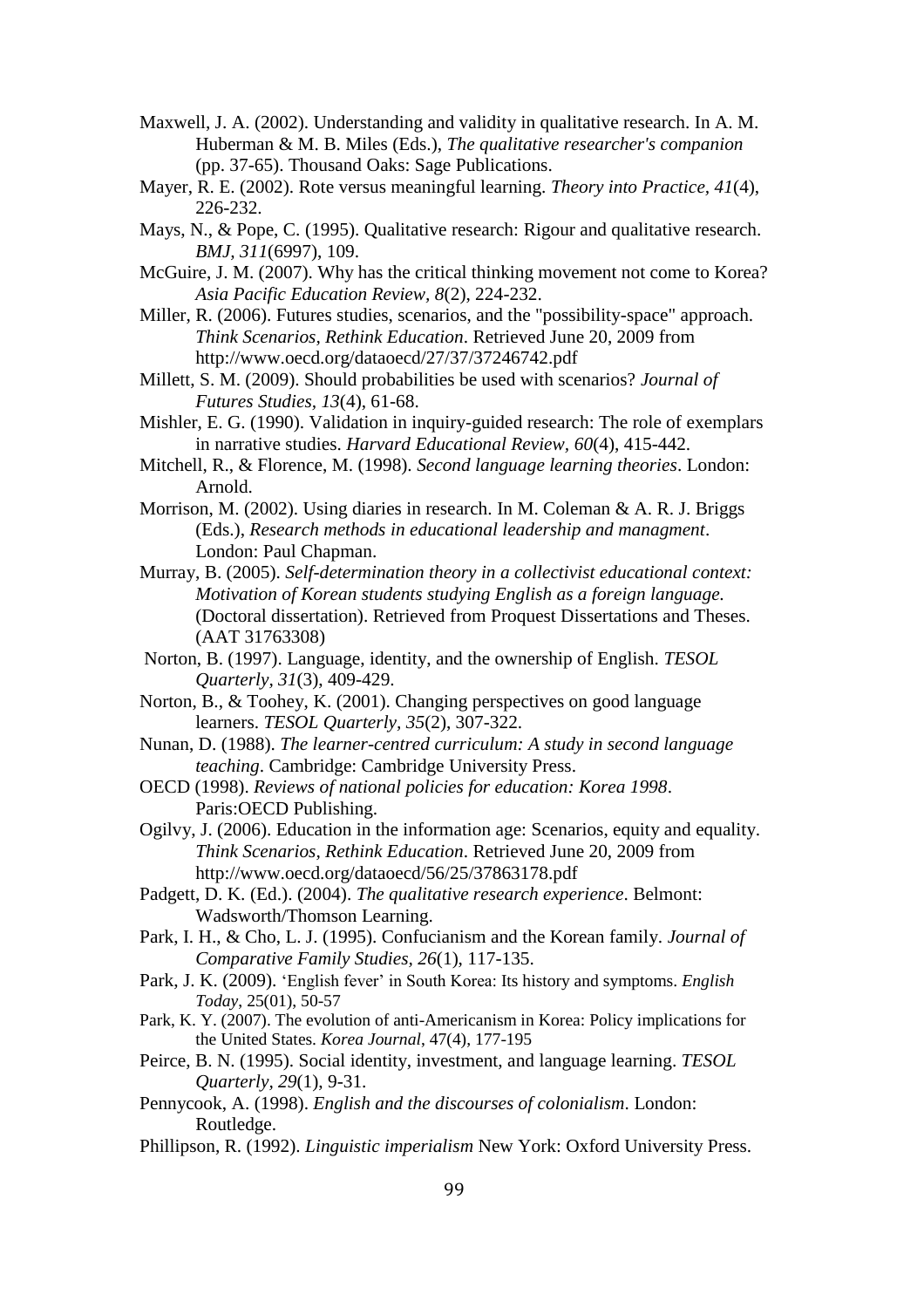Maxwell, J. A. (2002). Understanding and validity in qualitative research. In A. M. Huberman & M. B. Miles (Eds.), *The qualitative researcher's companion* (pp. 37-65). Thousand Oaks: Sage Publications.

Mayer, R. E. (2002). Rote versus meaningful learning. *Theory into Practice, 41*(4), 226-232.

Mays, N., & Pope, C. (1995). Qualitative research: Rigour and qualitative research. *BMJ, 311*(6997), 109.

McGuire, J. M. (2007). Why has the critical thinking movement not come to Korea? *Asia Pacific Education Review, 8*(2), 224-232.

Miller, R. (2006). Futures studies, scenarios, and the "possibility-space" approach. *Think Scenarios, Rethink Education*. Retrieved June 20, 2009 from http://www.oecd.org/dataoecd/27/37/37246742.pdf

Millett, S. M. (2009). Should probabilities be used with scenarios? *Journal of Futures Studies, 13*(4), 61-68.

Mishler, E. G. (1990). Validation in inquiry-guided research: The role of exemplars in narrative studies. *Harvard Educational Review, 60*(4), 415-442.

Mitchell, R., & Florence, M. (1998). *Second language learning theories*. London: Arnold.

Morrison, M. (2002). Using diaries in research. In M. Coleman & A. R. J. Briggs (Eds.), *Research methods in educational leadership and managment*. London: Paul Chapman.

Murray, B. (2005). *Self-determination theory in a collectivist educational context: Motivation of Korean students studying English as a foreign language.* (Doctoral dissertation). Retrieved from Proquest Dissertations and Theses. (AAT 31763308)

Norton, B. (1997). Language, identity, and the ownership of English. *TESOL Quarterly, 31*(3), 409-429.

Norton, B., & Toohey, K. (2001). Changing perspectives on good language learners. *TESOL Quarterly, 35*(2), 307-322.

Nunan, D. (1988). *The learner-centred curriculum: A study in second language teaching*. Cambridge: Cambridge University Press.

OECD (1998). *Reviews of national policies for education: Korea 1998*. Paris:OECD Publishing.

Ogilvy, J. (2006). Education in the information age: Scenarios, equity and equality. *Think Scenarios, Rethink Education*. Retrieved June 20, 2009 from http://www.oecd.org/dataoecd/56/25/37863178.pdf

Padgett, D. K. (Ed.). (2004). *The qualitative research experience*. Belmont: Wadsworth/Thomson Learning.

Park, I. H., & Cho, L. J. (1995). Confucianism and the Korean family. *Journal of Comparative Family Studies, 26*(1), 117-135.

Park, J. K. (2009). 'English fever' in South Korea: Its history and symptoms. *English Today*, 25(01), 50-57

Park, K. Y. (2007). The evolution of anti-Americanism in Korea: Policy implications for the United States. *Korea Journal*, 47(4), 177-195

Peirce, B. N. (1995). Social identity, investment, and language learning. *TESOL Quarterly, 29*(1), 9-31.

Pennycook, A. (1998). *English and the discourses of colonialism*. London: Routledge.

Phillipson, R. (1992). *Linguistic imperialism* New York: Oxford University Press.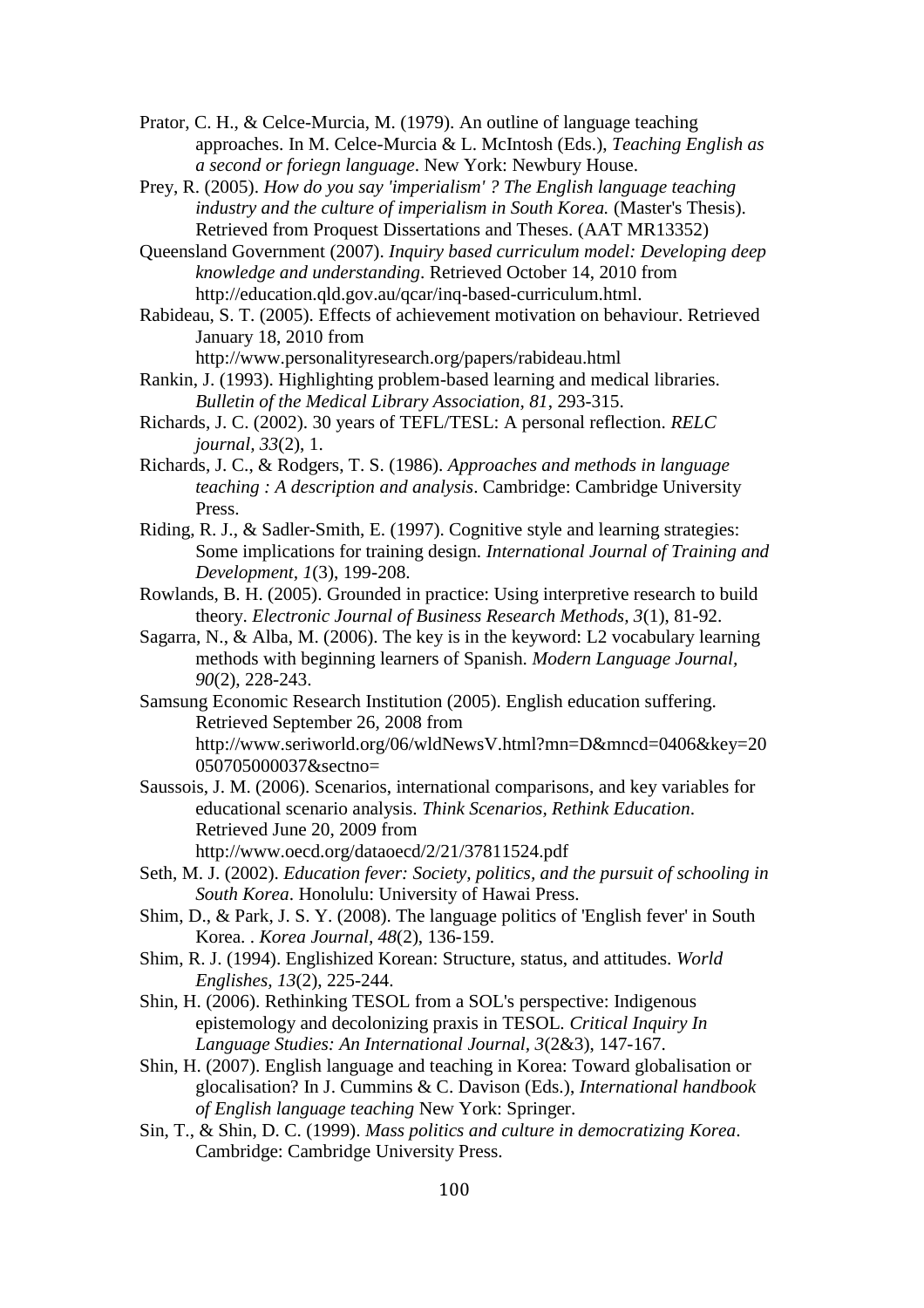Prator, C. H., & Celce-Murcia, M. (1979). An outline of language teaching approaches. In M. Celce-Murcia & L. McIntosh (Eds.), *Teaching English as a second or foriegn language*. New York: Newbury House.

Prey, R. (2005). *How do you say 'imperialism' ? The English language teaching industry and the culture of imperialism in South Korea.* (Master's Thesis). Retrieved from Proquest Dissertations and Theses. (AAT MR13352)

Queensland Government (2007). *Inquiry based curriculum model: Developing deep knowledge and understanding*. Retrieved October 14, 2010 from http://education.qld.gov.au/qcar/inq-based-curriculum.html.

Rabideau, S. T. (2005). Effects of achievement motivation on behaviour. Retrieved January 18, 2010 from http://www.personalityresearch.org/papers/rabideau.html

Rankin, J. (1993). Highlighting problem-based learning and medical libraries. *Bulletin of the Medical Library Association, 81*, 293-315.

Richards, J. C. (2002). 30 years of TEFL/TESL: A personal reflection. *RELC journal, 33*(2), 1.

Richards, J. C., & Rodgers, T. S. (1986). *Approaches and methods in language teaching : A description and analysis*. Cambridge: Cambridge University Press.

Riding, R. J., & Sadler-Smith, E. (1997). Cognitive style and learning strategies: Some implications for training design. *International Journal of Training and Development, 1*(3), 199-208.

Rowlands, B. H. (2005). Grounded in practice: Using interpretive research to build theory. *Electronic Journal of Business Research Methods, 3*(1), 81-92.

Sagarra, N., & Alba, M. (2006). The key is in the keyword: L2 vocabulary learning methods with beginning learners of Spanish. *Modern Language Journal, 90*(2), 228-243.

Samsung Economic Research Institution (2005). English education suffering. Retrieved September 26, 2008 from http://www.seriworld.org/06/wldNewsV.html?mn=D&mncd=0406&key=20050705000037&sectno=

Saussois, J. M. (2006). Scenarios, international comparisons, and key variables for educational scenario analysis. *Think Scenarios, Rethink Education*. Retrieved June 20, 2009 from http://www.oecd.org/dataoecd/2/21/37811524.pdf

Seth, M. J. (2002). *Education fever: Society, politics, and the pursuit of schooling in South Korea*. Honolulu: University of Hawai Press.

Shim, D., & Park, J. S. Y. (2008). The language politics of 'English fever' in South Korea. . *Korea Journal, 48*(2), 136-159.

Shim, R. J. (1994). Englishized Korean: Structure, status, and attitudes. *World Englishes, 13*(2), 225-244.

Shin, H. (2006). Rethinking TESOL from a SOL's perspective: Indigenous epistemology and decolonizing praxis in TESOL. *Critical Inquiry In Language Studies: An International Journal, 3*(2&3), 147-167.

Shin, H. (2007). English language and teaching in Korea: Toward globalisation or glocalisation? In J. Cummins & C. Davison (Eds.), *International handbook of English language teaching* New York: Springer.

Sin, T., & Shin, D. C. (1999). *Mass politics and culture in democratizing Korea*. Cambridge: Cambridge University Press.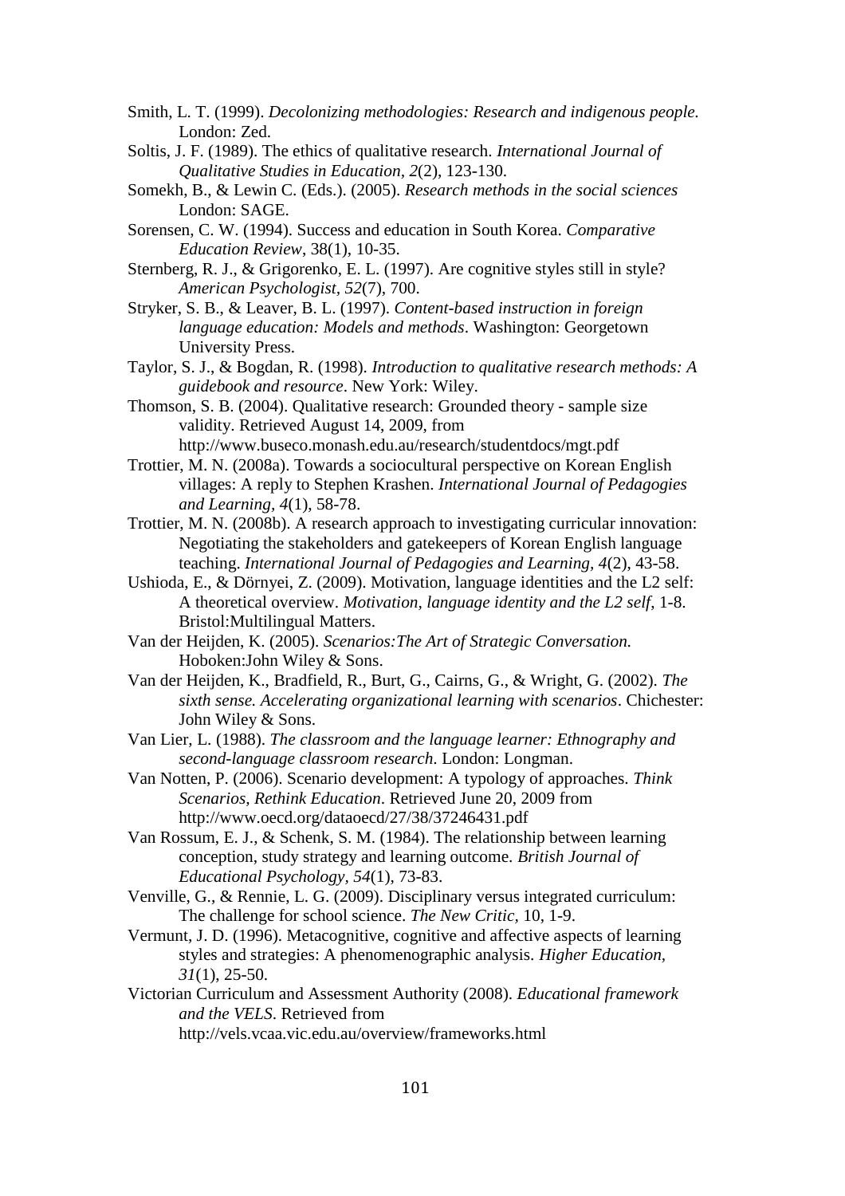Smith, L. T. (1999). *Decolonizing methodologies: Research and indigenous people.* London: Zed.

Soltis, J. F. (1989). The ethics of qualitative research. *International Journal of Qualitative Studies in Education*, *2*(2), 123-130.

Somekh, B., & Lewin C. (Eds.). (2005). *Research methods in the social sciences* London: SAGE.

Sorensen, C. W. (1994). Success and education in South Korea. *Comparative Education Review*, 38(1), 10-35.

Sternberg, R. J., & Grigorenko, E. L. (1997). Are cognitive styles still in style? *American Psychologist*, *52*(7), 700.

Stryker, S. B., & Leaver, B. L. (1997). *Content-based instruction in foreign language education: Models and methods*. Washington: Georgetown University Press.

Taylor, S. J., & Bogdan, R. (1998). *Introduction to qualitative research methods: A guidebook and resource*. New York: Wiley.

Thomson, S. B. (2004). Qualitative research: Grounded theory - sample size validity. Retrieved August 14, 2009, from http://www.buseco.monash.edu.au/research/studentdocs/mgt.pdf

Trottier, M. N. (2008a). Towards a sociocultural perspective on Korean English villages: A reply to Stephen Krashen. *International Journal of Pedagogies and Learning*, *4*(1), 58-78.

Trottier, M. N. (2008b). A research approach to investigating curricular innovation: Negotiating the stakeholders and gatekeepers of Korean English language teaching. *International Journal of Pedagogies and Learning, 4*(2), 43-58.

Ushioda, E., & Dörnyei, Z. (2009). Motivation, language identities and the L2 self: A theoretical overview. *Motivation, language identity and the L2 self*, 1-8. Bristol:Multilingual Matters.

Van der Heijden, K. (2005). *Scenarios:The Art of Strategic Conversation.* Hoboken:John Wiley & Sons.

Van der Heijden, K., Bradfield, R., Burt, G., Cairns, G., & Wright, G. (2002). *The sixth sense. Accelerating organizational learning with scenarios*. Chichester: John Wiley & Sons.

Van Lier, L. (1988). *The classroom and the language learner: Ethnography and second-language classroom research*. London: Longman.

Van Notten, P. (2006). Scenario development: A typology of approaches. *Think Scenarios, Rethink Education*. Retrieved June 20, 2009 from http://www.oecd.org/dataoecd/27/38/37246431.pdf

Van Rossum, E. J., & Schenk, S. M. (1984). The relationship between learning conception, study strategy and learning outcome. *British Journal of Educational Psychology*, *54*(1), 73-83.

Venville, G., & Rennie, L. G. (2009). Disciplinary versus integrated curriculum: The challenge for school science. *The New Critic,* 10, 1-9.

Vermunt, J. D. (1996). Metacognitive, cognitive and affective aspects of learning styles and strategies: A phenomenographic analysis. *Higher Education*, *31*(1), 25-50.

Victorian Curriculum and Assessment Authority (2008). *Educational framework and the VELS*. Retrieved from http://vels.vcaa.vic.edu.au/overview/frameworks.html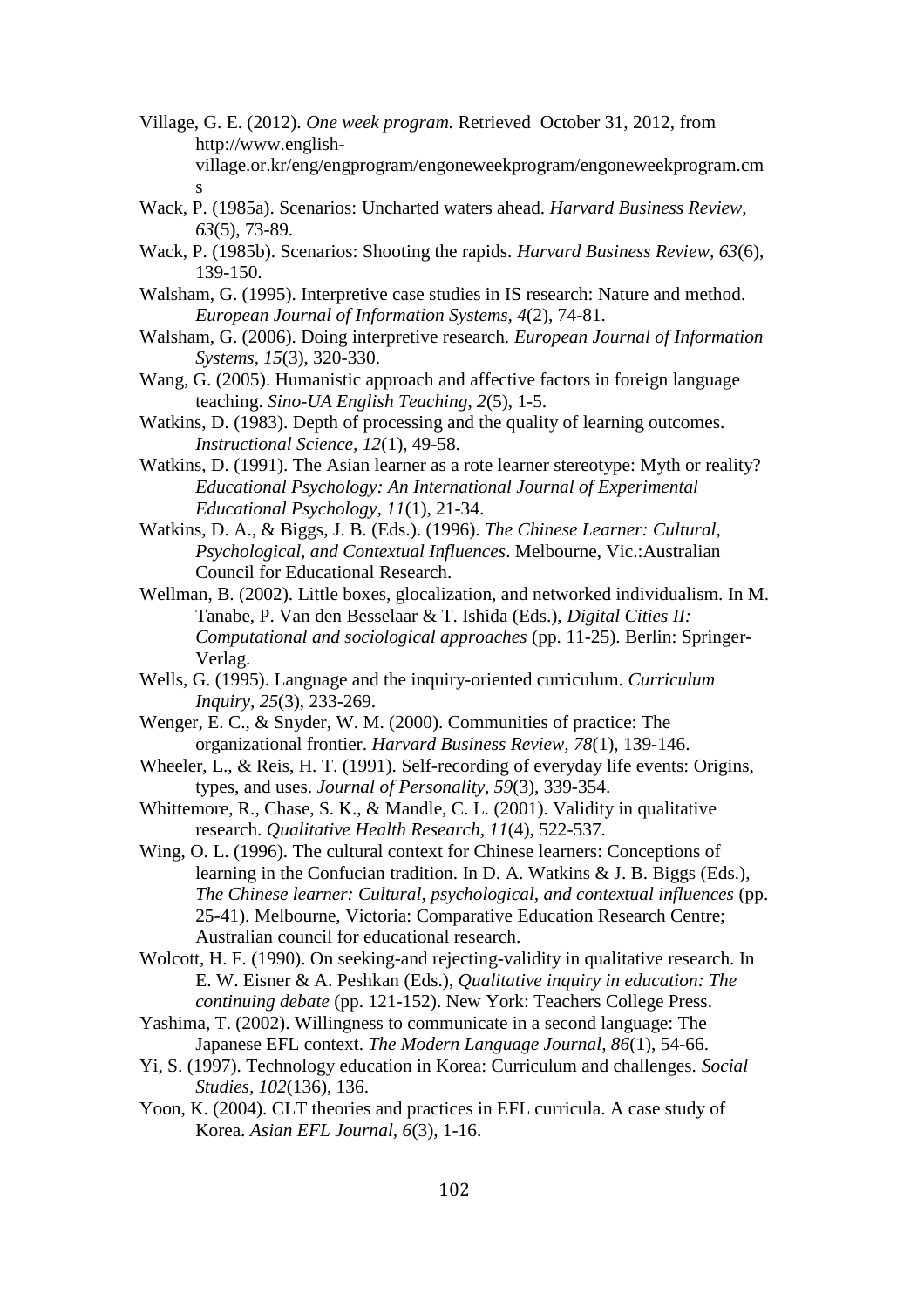Village, G. E. (2012). *One week program.* Retrieved October 31, 2012, from http://www.english-village.or.kr/eng/engprogram/engoneweekprogram/engoneweekprogram.cms

Wack, P. (1985a). Scenarios: Uncharted waters ahead. *Harvard Business Review, 63*(5), 73-89.

Wack, P. (1985b). Scenarios: Shooting the rapids. *Harvard Business Review, 63*(6), 139-150.

Walsham, G. (1995). Interpretive case studies in IS research: Nature and method. *European Journal of Information Systems, 4*(2), 74-81.

Walsham, G. (2006). Doing interpretive research. *European Journal of Information Systems, 15*(3), 320-330.

Wang, G. (2005). Humanistic approach and affective factors in foreign language teaching. *Sino-UA English Teaching, 2*(5), 1-5.

Watkins, D. (1983). Depth of processing and the quality of learning outcomes. *Instructional Science, 12*(1), 49-58.

Watkins, D. (1991). The Asian learner as a rote learner stereotype: Myth or reality? *Educational Psychology: An International Journal of Experimental Educational Psychology, 11*(1), 21-34.

Watkins, D. A., & Biggs, J. B. (Eds.). (1996). *The Chinese Learner: Cultural, Psychological, and Contextual Influences*. Melbourne, Vic.:Australian Council for Educational Research.

Wellman, B. (2002). Little boxes, glocalization, and networked individualism. In M. Tanabe, P. Van den Besselaar & T. Ishida (Eds.), *Digital Cities II: Computational and sociological approaches* (pp. 11-25). Berlin: Springer-Verlag.

Wells, G. (1995). Language and the inquiry-oriented curriculum. *Curriculum Inquiry, 25*(3), 233-269.

Wenger, E. C., & Snyder, W. M. (2000). Communities of practice: The organizational frontier. *Harvard Business Review, 78*(1), 139-146.

Wheeler, L., & Reis, H. T. (1991). Self-recording of everyday life events: Origins, types, and uses. *Journal of Personality, 59*(3), 339-354.

Whittemore, R., Chase, S. K., & Mandle, C. L. (2001). Validity in qualitative research. *Qualitative Health Research, 11*(4), 522-537.

Wing, O. L. (1996). The cultural context for Chinese learners: Conceptions of learning in the Confucian tradition. In D. A. Watkins & J. B. Biggs (Eds.), *The Chinese learner: Cultural, psychological, and contextual influences* (pp. 25-41). Melbourne, Victoria: Comparative Education Research Centre; Australian council for educational research.

Wolcott, H. F. (1990). On seeking-and rejecting-validity in qualitative research. In E. W. Eisner & A. Peshkan (Eds.), *Qualitative inquiry in education: The continuing debate* (pp. 121-152). New York: Teachers College Press.

Yashima, T. (2002). Willingness to communicate in a second language: The Japanese EFL context. *The Modern Language Journal, 86*(1), 54-66.

Yi, S. (1997). Technology education in Korea: Curriculum and challenges. *Social Studies, 102*(136), 136.

Yoon, K. (2004). CLT theories and practices in EFL curricula. A case study of Korea. *Asian EFL Journal, 6*(3), 1-16.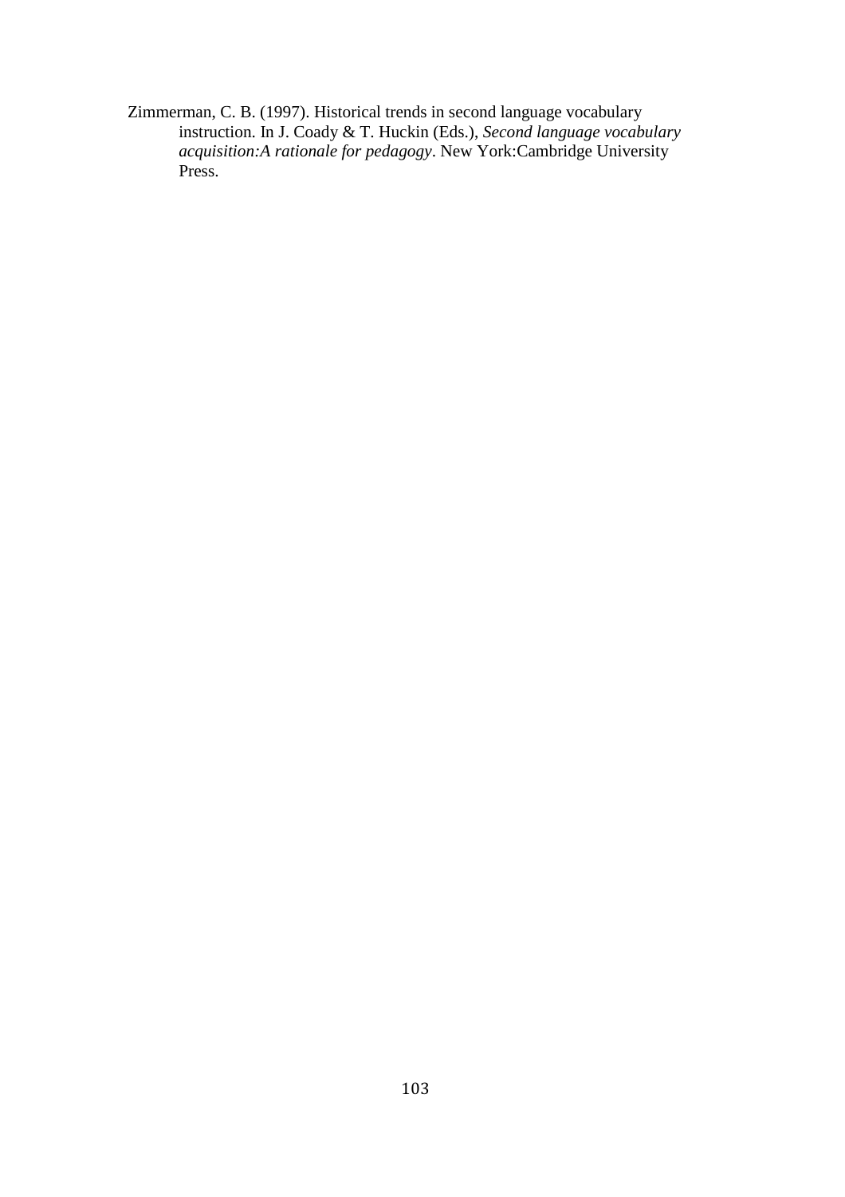Zimmerman, C. B. (1997). Historical trends in second language vocabulary instruction. In J. Coady & T. Huckin (Eds.), *Second language vocabulary acquisition:A rationale for pedagogy*. New York:Cambridge University Press.